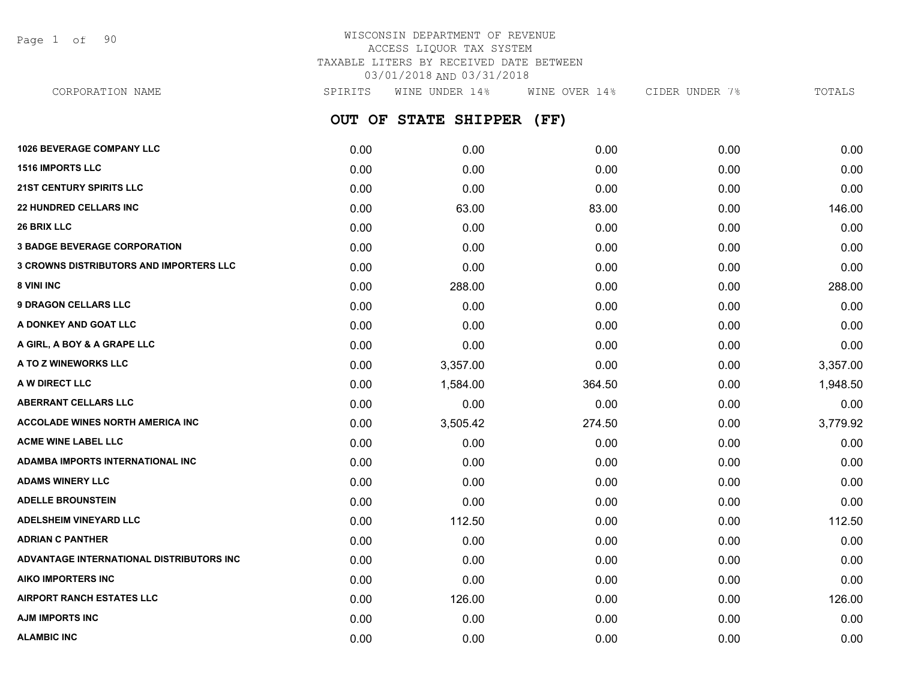WISCONSIN DEPARTMENT OF REVENUE
ACCESS LIQUOR TAX SYSTEM
TAXABLE LITERS BY RECEIVED DATE BETWEEN
03/01/2018 AND 03/31/2018

## OUT OF STATE SHIPPER (FF)

| CORPORATION NAME | SPIRITS | WINE UNDER 14% | WINE OVER 14% | CIDER UNDER 7% | TOTALS |
|---|---|---|---|---|---|
| **1026 BEVERAGE COMPANY LLC** | 0.00 | 0.00 | 0.00 | 0.00 | 0.00 |
| **1516 IMPORTS LLC** | 0.00 | 0.00 | 0.00 | 0.00 | 0.00 |
| **21ST CENTURY SPIRITS LLC** | 0.00 | 0.00 | 0.00 | 0.00 | 0.00 |
| **22 HUNDRED CELLARS INC** | 0.00 | 63.00 | 83.00 | 0.00 | 146.00 |
| **26 BRIX LLC** | 0.00 | 0.00 | 0.00 | 0.00 | 0.00 |
| **3 BADGE BEVERAGE CORPORATION** | 0.00 | 0.00 | 0.00 | 0.00 | 0.00 |
| **3 CROWNS DISTRIBUTORS AND IMPORTERS LLC** | 0.00 | 0.00 | 0.00 | 0.00 | 0.00 |
| **8 VINI INC** | 0.00 | 288.00 | 0.00 | 0.00 | 288.00 |
| **9 DRAGON CELLARS LLC** | 0.00 | 0.00 | 0.00 | 0.00 | 0.00 |
| **A DONKEY AND GOAT LLC** | 0.00 | 0.00 | 0.00 | 0.00 | 0.00 |
| **A GIRL, A BOY & A GRAPE LLC** | 0.00 | 0.00 | 0.00 | 0.00 | 0.00 |
| **A TO Z WINEWORKS LLC** | 0.00 | 3,357.00 | 0.00 | 0.00 | 3,357.00 |
| **A W DIRECT LLC** | 0.00 | 1,584.00 | 364.50 | 0.00 | 1,948.50 |
| **ABERRANT CELLARS LLC** | 0.00 | 0.00 | 0.00 | 0.00 | 0.00 |
| **ACCOLADE WINES NORTH AMERICA INC** | 0.00 | 3,505.42 | 274.50 | 0.00 | 3,779.92 |
| **ACME WINE LABEL LLC** | 0.00 | 0.00 | 0.00 | 0.00 | 0.00 |
| **ADAMBA IMPORTS INTERNATIONAL INC** | 0.00 | 0.00 | 0.00 | 0.00 | 0.00 |
| **ADAMS WINERY LLC** | 0.00 | 0.00 | 0.00 | 0.00 | 0.00 |
| **ADELLE BROUNSTEIN** | 0.00 | 0.00 | 0.00 | 0.00 | 0.00 |
| **ADELSHEIM VINEYARD LLC** | 0.00 | 112.50 | 0.00 | 0.00 | 112.50 |
| **ADRIAN C PANTHER** | 0.00 | 0.00 | 0.00 | 0.00 | 0.00 |
| **ADVANTAGE INTERNATIONAL DISTRIBUTORS INC** | 0.00 | 0.00 | 0.00 | 0.00 | 0.00 |
| **AIKO IMPORTERS INC** | 0.00 | 0.00 | 0.00 | 0.00 | 0.00 |
| **AIRPORT RANCH ESTATES LLC** | 0.00 | 126.00 | 0.00 | 0.00 | 126.00 |
| **AJM IMPORTS INC** | 0.00 | 0.00 | 0.00 | 0.00 | 0.00 |
| **ALAMBIC INC** | 0.00 | 0.00 | 0.00 | 0.00 | 0.00 |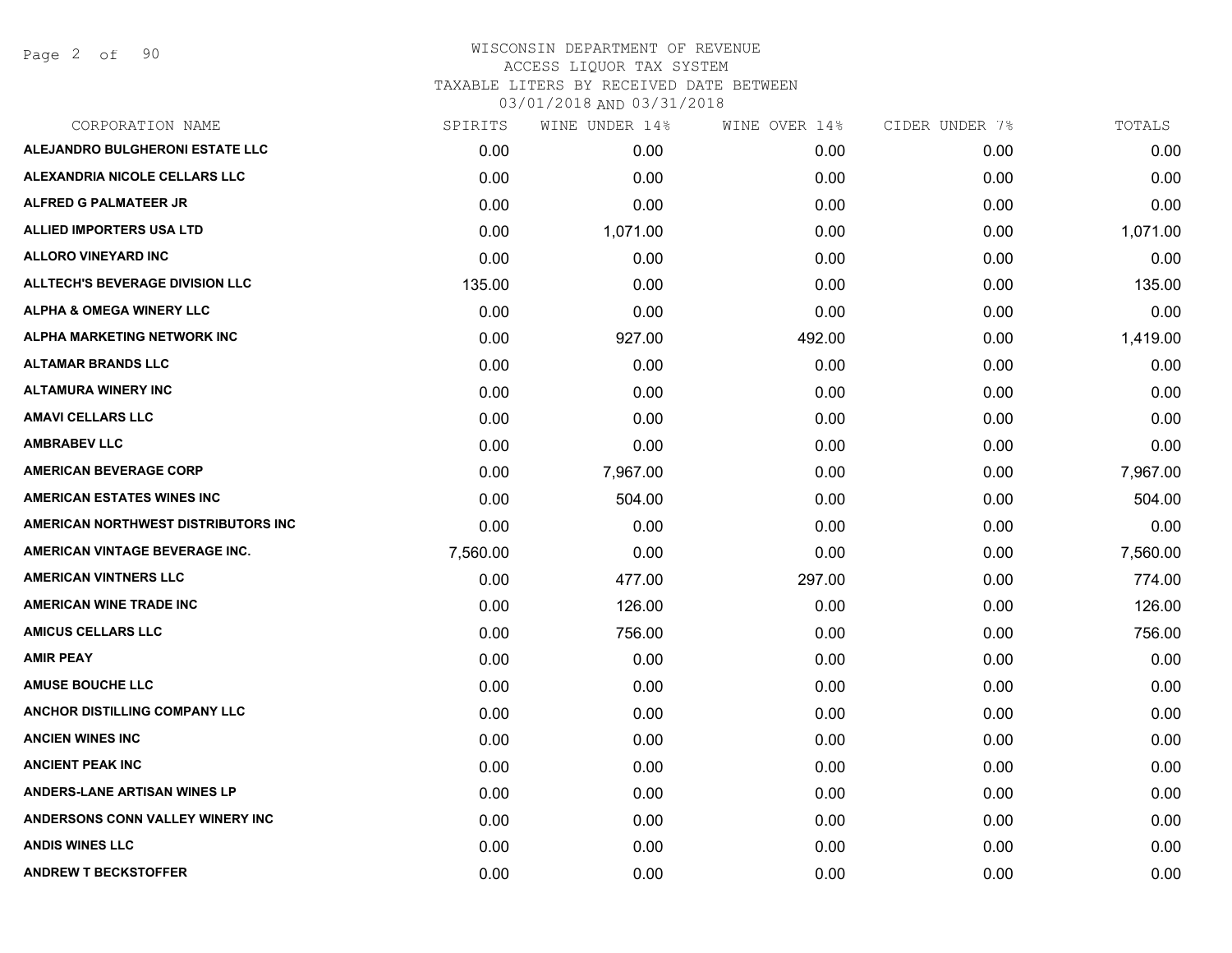# WISCONSIN DEPARTMENT OF REVENUE
## ACCESS LIQUOR TAX SYSTEM
### TAXABLE LITERS BY RECEIVED DATE BETWEEN 03/01/2018 AND 03/31/2018

| CORPORATION NAME | SPIRITS | WINE UNDER 14% | WINE OVER 14% | CIDER UNDER 7% | TOTALS |
|---|---|---|---|---|---|
| ALEJANDRO BULGHERONI ESTATE LLC | 0.00 | 0.00 | 0.00 | 0.00 | 0.00 |
| ALEXANDRIA NICOLE CELLARS LLC | 0.00 | 0.00 | 0.00 | 0.00 | 0.00 |
| ALFRED G PALMATEER JR | 0.00 | 0.00 | 0.00 | 0.00 | 0.00 |
| ALLIED IMPORTERS USA LTD | 0.00 | 1,071.00 | 0.00 | 0.00 | 1,071.00 |
| ALLORO VINEYARD INC | 0.00 | 0.00 | 0.00 | 0.00 | 0.00 |
| ALLTECH'S BEVERAGE DIVISION LLC | 135.00 | 0.00 | 0.00 | 0.00 | 135.00 |
| ALPHA & OMEGA WINERY LLC | 0.00 | 0.00 | 0.00 | 0.00 | 0.00 |
| ALPHA MARKETING NETWORK INC | 0.00 | 927.00 | 492.00 | 0.00 | 1,419.00 |
| ALTAMAR BRANDS LLC | 0.00 | 0.00 | 0.00 | 0.00 | 0.00 |
| ALTAMURA WINERY INC | 0.00 | 0.00 | 0.00 | 0.00 | 0.00 |
| AMAVI CELLARS LLC | 0.00 | 0.00 | 0.00 | 0.00 | 0.00 |
| AMBRABEV LLC | 0.00 | 0.00 | 0.00 | 0.00 | 0.00 |
| AMERICAN BEVERAGE CORP | 0.00 | 7,967.00 | 0.00 | 0.00 | 7,967.00 |
| AMERICAN ESTATES WINES INC | 0.00 | 504.00 | 0.00 | 0.00 | 504.00 |
| AMERICAN NORTHWEST DISTRIBUTORS INC | 0.00 | 0.00 | 0.00 | 0.00 | 0.00 |
| AMERICAN VINTAGE BEVERAGE INC. | 7,560.00 | 0.00 | 0.00 | 0.00 | 7,560.00 |
| AMERICAN VINTNERS LLC | 0.00 | 477.00 | 297.00 | 0.00 | 774.00 |
| AMERICAN WINE TRADE INC | 0.00 | 126.00 | 0.00 | 0.00 | 126.00 |
| AMICUS CELLARS LLC | 0.00 | 756.00 | 0.00 | 0.00 | 756.00 |
| AMIR PEAY | 0.00 | 0.00 | 0.00 | 0.00 | 0.00 |
| AMUSE BOUCHE LLC | 0.00 | 0.00 | 0.00 | 0.00 | 0.00 |
| ANCHOR DISTILLING COMPANY LLC | 0.00 | 0.00 | 0.00 | 0.00 | 0.00 |
| ANCIEN WINES INC | 0.00 | 0.00 | 0.00 | 0.00 | 0.00 |
| ANCIENT PEAK INC | 0.00 | 0.00 | 0.00 | 0.00 | 0.00 |
| ANDERS-LANE ARTISAN WINES LP | 0.00 | 0.00 | 0.00 | 0.00 | 0.00 |
| ANDERSONS CONN VALLEY WINERY INC | 0.00 | 0.00 | 0.00 | 0.00 | 0.00 |
| ANDIS WINES LLC | 0.00 | 0.00 | 0.00 | 0.00 | 0.00 |
| ANDREW T BECKSTOFFER | 0.00 | 0.00 | 0.00 | 0.00 | 0.00 |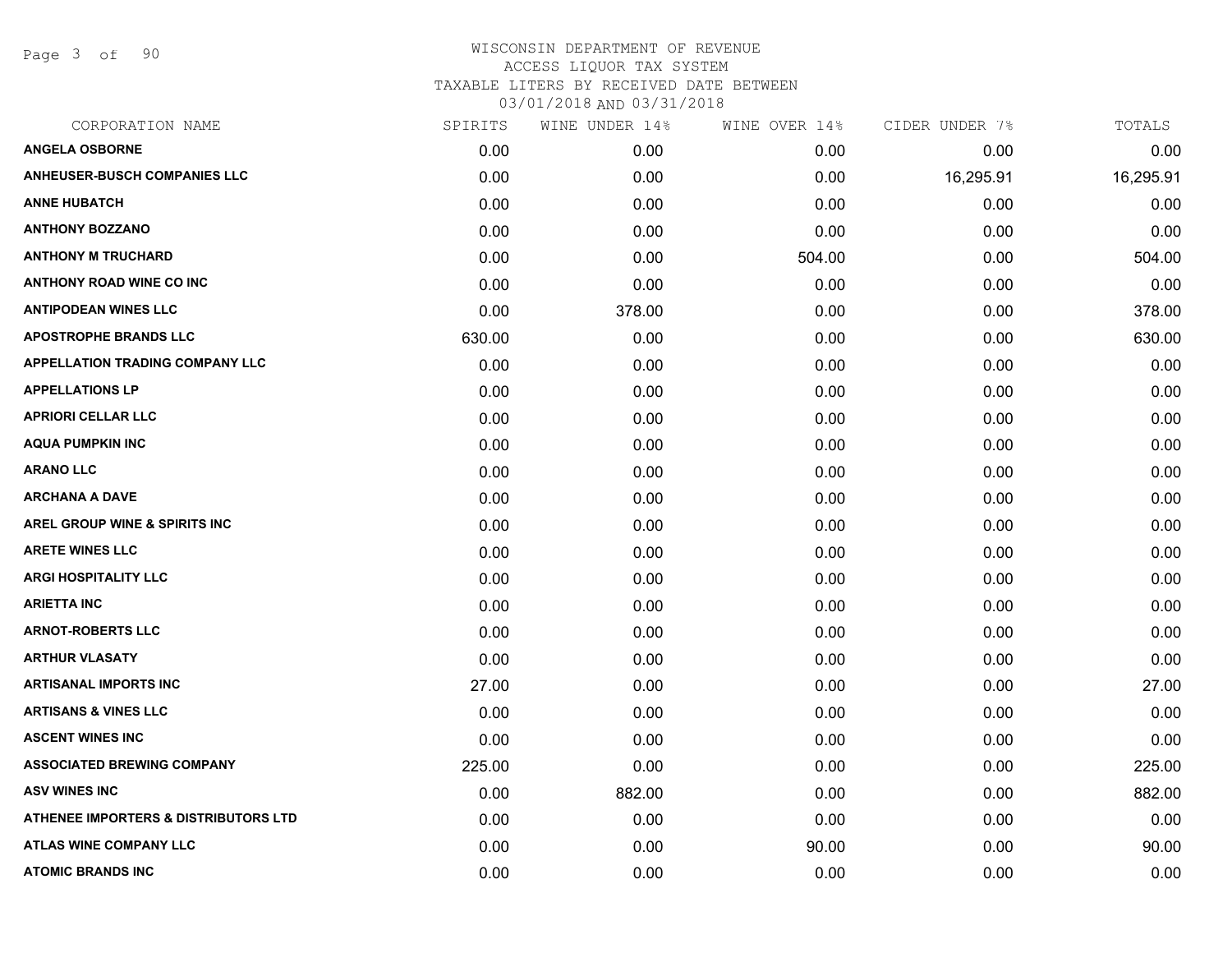# WISCONSIN DEPARTMENT OF REVENUE
## ACCESS LIQUOR TAX SYSTEM
## TAXABLE LITERS BY RECEIVED DATE BETWEEN 03/01/2018 AND 03/31/2018

| CORPORATION NAME | SPIRITS | WINE UNDER 14% | WINE OVER 14% | CIDER UNDER 7% | TOTALS |
|---|---|---|---|---|---|
| ANGELA OSBORNE | 0.00 | 0.00 | 0.00 | 0.00 | 0.00 |
| ANHEUSER-BUSCH COMPANIES LLC | 0.00 | 0.00 | 0.00 | 16,295.91 | 16,295.91 |
| ANNE HUBATCH | 0.00 | 0.00 | 0.00 | 0.00 | 0.00 |
| ANTHONY BOZZANO | 0.00 | 0.00 | 0.00 | 0.00 | 0.00 |
| ANTHONY M TRUCHARD | 0.00 | 0.00 | 504.00 | 0.00 | 504.00 |
| ANTHONY ROAD WINE CO INC | 0.00 | 0.00 | 0.00 | 0.00 | 0.00 |
| ANTIPODEAN WINES LLC | 0.00 | 378.00 | 0.00 | 0.00 | 378.00 |
| APOSTROPHE BRANDS LLC | 630.00 | 0.00 | 0.00 | 0.00 | 630.00 |
| APPELLATION TRADING COMPANY LLC | 0.00 | 0.00 | 0.00 | 0.00 | 0.00 |
| APPELLATIONS LP | 0.00 | 0.00 | 0.00 | 0.00 | 0.00 |
| APRIORI CELLAR LLC | 0.00 | 0.00 | 0.00 | 0.00 | 0.00 |
| AQUA PUMPKIN INC | 0.00 | 0.00 | 0.00 | 0.00 | 0.00 |
| ARANO LLC | 0.00 | 0.00 | 0.00 | 0.00 | 0.00 |
| ARCHANA A DAVE | 0.00 | 0.00 | 0.00 | 0.00 | 0.00 |
| AREL GROUP WINE & SPIRITS INC | 0.00 | 0.00 | 0.00 | 0.00 | 0.00 |
| ARETE WINES LLC | 0.00 | 0.00 | 0.00 | 0.00 | 0.00 |
| ARGI HOSPITALITY LLC | 0.00 | 0.00 | 0.00 | 0.00 | 0.00 |
| ARIETTA INC | 0.00 | 0.00 | 0.00 | 0.00 | 0.00 |
| ARNOT-ROBERTS LLC | 0.00 | 0.00 | 0.00 | 0.00 | 0.00 |
| ARTHUR VLASATY | 0.00 | 0.00 | 0.00 | 0.00 | 0.00 |
| ARTISANAL IMPORTS INC | 27.00 | 0.00 | 0.00 | 0.00 | 27.00 |
| ARTISANS & VINES LLC | 0.00 | 0.00 | 0.00 | 0.00 | 0.00 |
| ASCENT WINES INC | 0.00 | 0.00 | 0.00 | 0.00 | 0.00 |
| ASSOCIATED BREWING COMPANY | 225.00 | 0.00 | 0.00 | 0.00 | 225.00 |
| ASV WINES INC | 0.00 | 882.00 | 0.00 | 0.00 | 882.00 |
| ATHENEE IMPORTERS & DISTRIBUTORS LTD | 0.00 | 0.00 | 0.00 | 0.00 | 0.00 |
| ATLAS WINE COMPANY LLC | 0.00 | 0.00 | 90.00 | 0.00 | 90.00 |
| ATOMIC BRANDS INC | 0.00 | 0.00 | 0.00 | 0.00 | 0.00 |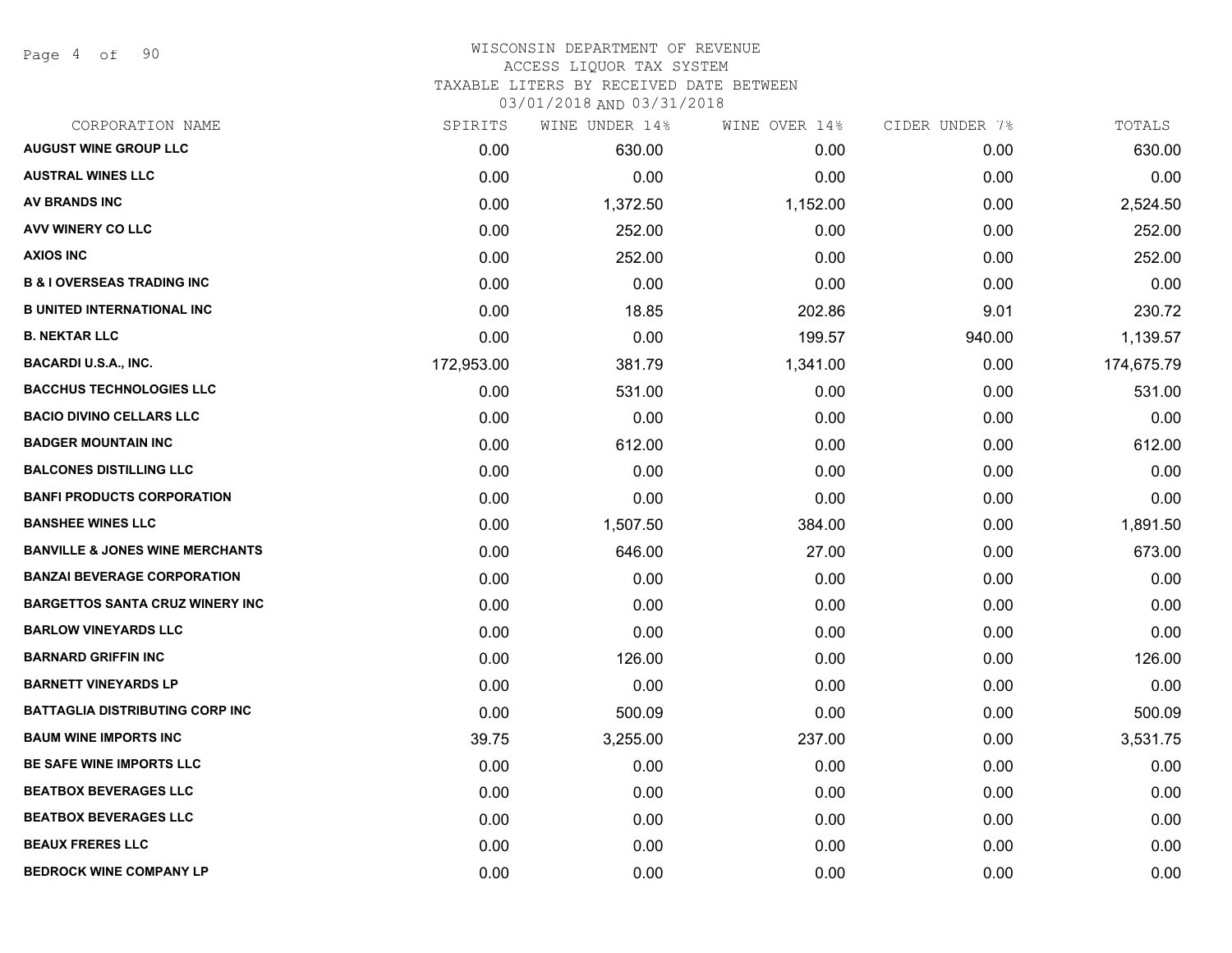# WISCONSIN DEPARTMENT OF REVENUE
## ACCESS LIQUOR TAX SYSTEM
### TAXABLE LITERS BY RECEIVED DATE BETWEEN 03/01/2018 AND 03/31/2018

| CORPORATION NAME | SPIRITS | WINE UNDER 14% | WINE OVER 14% | CIDER UNDER 7% | TOTALS |
|---|---|---|---|---|---|
| AUGUST WINE GROUP LLC | 0.00 | 630.00 | 0.00 | 0.00 | 630.00 |
| AUSTRAL WINES LLC | 0.00 | 0.00 | 0.00 | 0.00 | 0.00 |
| AV BRANDS INC | 0.00 | 1,372.50 | 1,152.00 | 0.00 | 2,524.50 |
| AVV WINERY CO LLC | 0.00 | 252.00 | 0.00 | 0.00 | 252.00 |
| AXIOS INC | 0.00 | 252.00 | 0.00 | 0.00 | 252.00 |
| B & I OVERSEAS TRADING INC | 0.00 | 0.00 | 0.00 | 0.00 | 0.00 |
| B UNITED INTERNATIONAL INC | 0.00 | 18.85 | 202.86 | 9.01 | 230.72 |
| B. NEKTAR LLC | 0.00 | 0.00 | 199.57 | 940.00 | 1,139.57 |
| BACARDI U.S.A., INC. | 172,953.00 | 381.79 | 1,341.00 | 0.00 | 174,675.79 |
| BACCHUS TECHNOLOGIES LLC | 0.00 | 531.00 | 0.00 | 0.00 | 531.00 |
| BACIO DIVINO CELLARS LLC | 0.00 | 0.00 | 0.00 | 0.00 | 0.00 |
| BADGER MOUNTAIN INC | 0.00 | 612.00 | 0.00 | 0.00 | 612.00 |
| BALCONES DISTILLING LLC | 0.00 | 0.00 | 0.00 | 0.00 | 0.00 |
| BANFI PRODUCTS CORPORATION | 0.00 | 0.00 | 0.00 | 0.00 | 0.00 |
| BANSHEE WINES LLC | 0.00 | 1,507.50 | 384.00 | 0.00 | 1,891.50 |
| BANVILLE & JONES WINE MERCHANTS | 0.00 | 646.00 | 27.00 | 0.00 | 673.00 |
| BANZAI BEVERAGE CORPORATION | 0.00 | 0.00 | 0.00 | 0.00 | 0.00 |
| BARGETTOS SANTA CRUZ WINERY INC | 0.00 | 0.00 | 0.00 | 0.00 | 0.00 |
| BARLOW VINEYARDS LLC | 0.00 | 0.00 | 0.00 | 0.00 | 0.00 |
| BARNARD GRIFFIN INC | 0.00 | 126.00 | 0.00 | 0.00 | 126.00 |
| BARNETT VINEYARDS LP | 0.00 | 0.00 | 0.00 | 0.00 | 0.00 |
| BATTAGLIA DISTRIBUTING CORP INC | 0.00 | 500.09 | 0.00 | 0.00 | 500.09 |
| BAUM WINE IMPORTS INC | 39.75 | 3,255.00 | 237.00 | 0.00 | 3,531.75 |
| BE SAFE WINE IMPORTS LLC | 0.00 | 0.00 | 0.00 | 0.00 | 0.00 |
| BEATBOX BEVERAGES LLC | 0.00 | 0.00 | 0.00 | 0.00 | 0.00 |
| BEATBOX BEVERAGES LLC | 0.00 | 0.00 | 0.00 | 0.00 | 0.00 |
| BEAUX FRERES LLC | 0.00 | 0.00 | 0.00 | 0.00 | 0.00 |
| BEDROCK WINE COMPANY LP | 0.00 | 0.00 | 0.00 | 0.00 | 0.00 |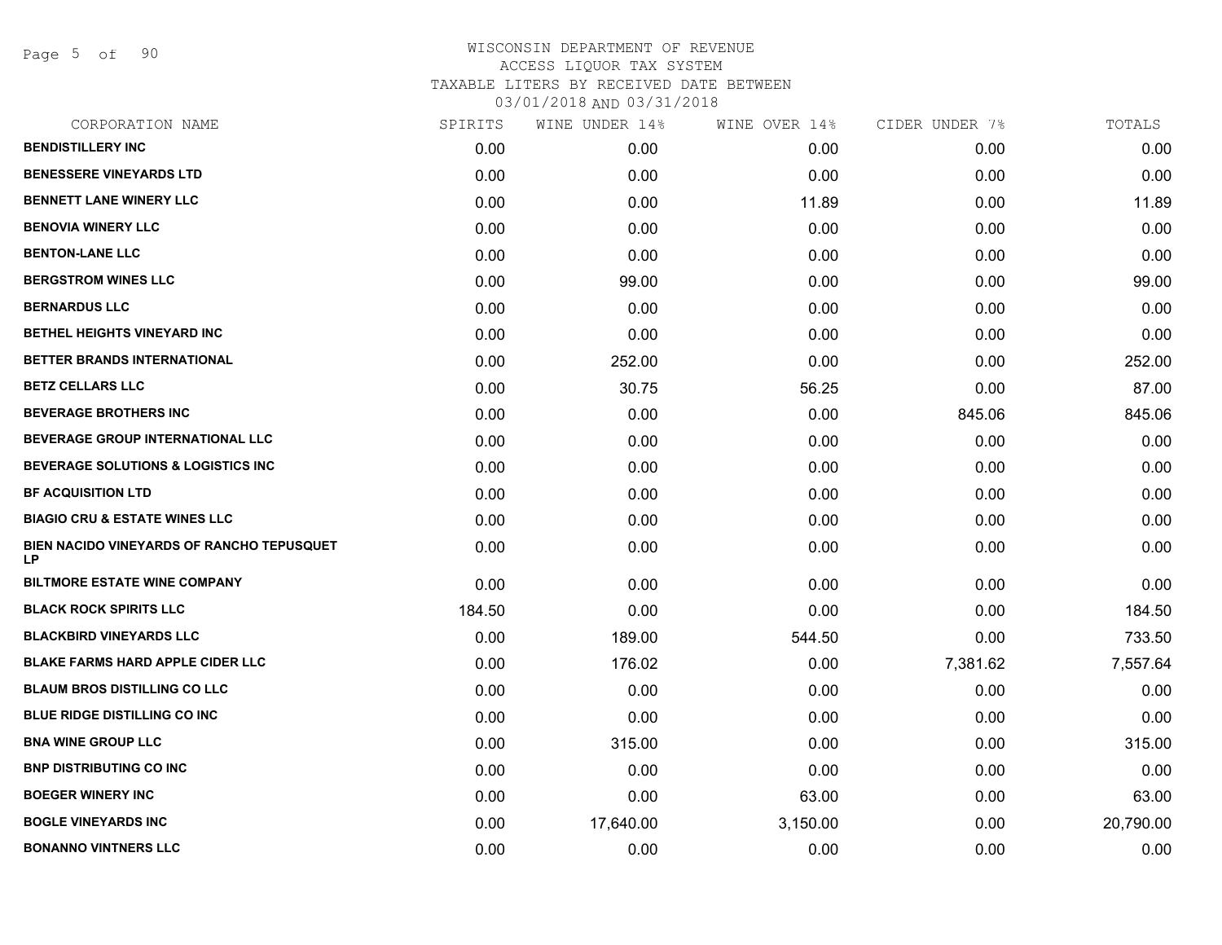# WISCONSIN DEPARTMENT OF REVENUE
## ACCESS LIQUOR TAX SYSTEM
### TAXABLE LITERS BY RECEIVED DATE BETWEEN 03/01/2018 AND 03/31/2018

| CORPORATION NAME | SPIRITS | WINE UNDER 14% | WINE OVER 14% | CIDER UNDER 7% | TOTALS |
|---|---|---|---|---|---|
| BENDISTILLERY INC | 0.00 | 0.00 | 0.00 | 0.00 | 0.00 |
| BENESSERE VINEYARDS LTD | 0.00 | 0.00 | 0.00 | 0.00 | 0.00 |
| BENNETT LANE WINERY LLC | 0.00 | 0.00 | 11.89 | 0.00 | 11.89 |
| BENOVIA WINERY LLC | 0.00 | 0.00 | 0.00 | 0.00 | 0.00 |
| BENTON-LANE LLC | 0.00 | 0.00 | 0.00 | 0.00 | 0.00 |
| BERGSTROM WINES LLC | 0.00 | 99.00 | 0.00 | 0.00 | 99.00 |
| BERNARDUS LLC | 0.00 | 0.00 | 0.00 | 0.00 | 0.00 |
| BETHEL HEIGHTS VINEYARD INC | 0.00 | 0.00 | 0.00 | 0.00 | 0.00 |
| BETTER BRANDS INTERNATIONAL | 0.00 | 252.00 | 0.00 | 0.00 | 252.00 |
| BETZ CELLARS LLC | 0.00 | 30.75 | 56.25 | 0.00 | 87.00 |
| BEVERAGE BROTHERS INC | 0.00 | 0.00 | 0.00 | 845.06 | 845.06 |
| BEVERAGE GROUP INTERNATIONAL LLC | 0.00 | 0.00 | 0.00 | 0.00 | 0.00 |
| BEVERAGE SOLUTIONS & LOGISTICS INC | 0.00 | 0.00 | 0.00 | 0.00 | 0.00 |
| BF ACQUISITION LTD | 0.00 | 0.00 | 0.00 | 0.00 | 0.00 |
| BIAGIO CRU & ESTATE WINES LLC | 0.00 | 0.00 | 0.00 | 0.00 | 0.00 |
| BIEN NACIDO VINEYARDS OF RANCHO TEPUSQUET LP | 0.00 | 0.00 | 0.00 | 0.00 | 0.00 |
| BILTMORE ESTATE WINE COMPANY | 0.00 | 0.00 | 0.00 | 0.00 | 0.00 |
| BLACK ROCK SPIRITS LLC | 184.50 | 0.00 | 0.00 | 0.00 | 184.50 |
| BLACKBIRD VINEYARDS LLC | 0.00 | 189.00 | 544.50 | 0.00 | 733.50 |
| BLAKE FARMS HARD APPLE CIDER LLC | 0.00 | 176.02 | 0.00 | 7,381.62 | 7,557.64 |
| BLAUM BROS DISTILLING CO LLC | 0.00 | 0.00 | 0.00 | 0.00 | 0.00 |
| BLUE RIDGE DISTILLING CO INC | 0.00 | 0.00 | 0.00 | 0.00 | 0.00 |
| BNA WINE GROUP LLC | 0.00 | 315.00 | 0.00 | 0.00 | 315.00 |
| BNP DISTRIBUTING CO INC | 0.00 | 0.00 | 0.00 | 0.00 | 0.00 |
| BOEGER WINERY INC | 0.00 | 0.00 | 63.00 | 0.00 | 63.00 |
| BOGLE VINEYARDS INC | 0.00 | 17,640.00 | 3,150.00 | 0.00 | 20,790.00 |
| BONANNO VINTNERS LLC | 0.00 | 0.00 | 0.00 | 0.00 | 0.00 |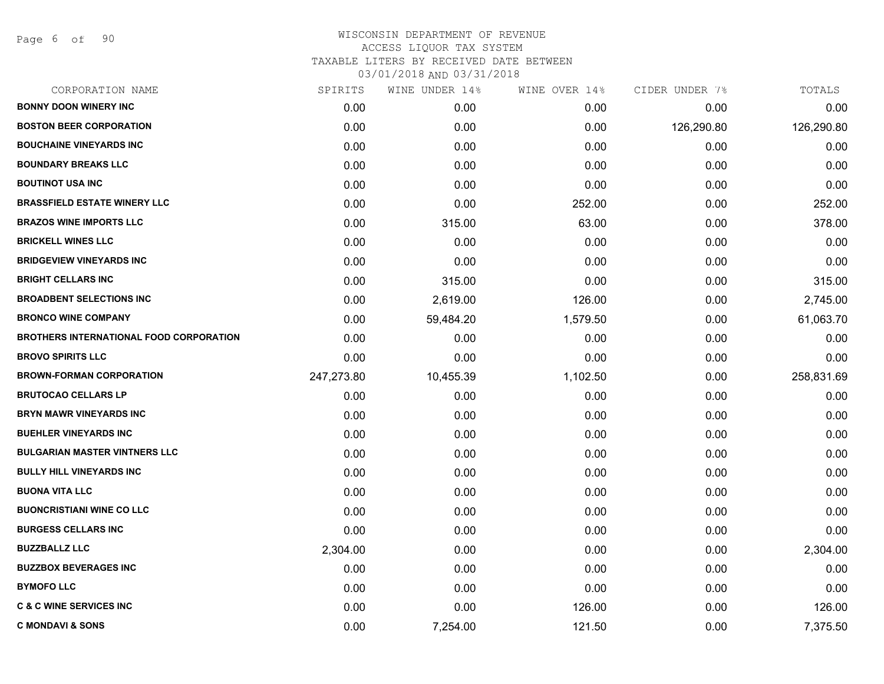WISCONSIN DEPARTMENT OF REVENUE
ACCESS LIQUOR TAX SYSTEM
TAXABLE LITERS BY RECEIVED DATE BETWEEN
03/01/2018 AND 03/31/2018

| CORPORATION NAME | SPIRITS | WINE UNDER 14% | WINE OVER 14% | CIDER UNDER 7% | TOTALS |
|---|---|---|---|---|---|
| BONNY DOON WINERY INC | 0.00 | 0.00 | 0.00 | 0.00 | 0.00 |
| BOSTON BEER CORPORATION | 0.00 | 0.00 | 0.00 | 126,290.80 | 126,290.80 |
| BOUCHAINE VINEYARDS INC | 0.00 | 0.00 | 0.00 | 0.00 | 0.00 |
| BOUNDARY BREAKS LLC | 0.00 | 0.00 | 0.00 | 0.00 | 0.00 |
| BOUTINOT USA INC | 0.00 | 0.00 | 0.00 | 0.00 | 0.00 |
| BRASSFIELD ESTATE WINERY LLC | 0.00 | 0.00 | 252.00 | 0.00 | 252.00 |
| BRAZOS WINE IMPORTS LLC | 0.00 | 315.00 | 63.00 | 0.00 | 378.00 |
| BRICKELL WINES LLC | 0.00 | 0.00 | 0.00 | 0.00 | 0.00 |
| BRIDGEVIEW VINEYARDS INC | 0.00 | 0.00 | 0.00 | 0.00 | 0.00 |
| BRIGHT CELLARS INC | 0.00 | 315.00 | 0.00 | 0.00 | 315.00 |
| BROADBENT SELECTIONS INC | 0.00 | 2,619.00 | 126.00 | 0.00 | 2,745.00 |
| BRONCO WINE COMPANY | 0.00 | 59,484.20 | 1,579.50 | 0.00 | 61,063.70 |
| BROTHERS INTERNATIONAL FOOD CORPORATION | 0.00 | 0.00 | 0.00 | 0.00 | 0.00 |
| BROVO SPIRITS LLC | 0.00 | 0.00 | 0.00 | 0.00 | 0.00 |
| BROWN-FORMAN CORPORATION | 247,273.80 | 10,455.39 | 1,102.50 | 0.00 | 258,831.69 |
| BRUTOCAO CELLARS LP | 0.00 | 0.00 | 0.00 | 0.00 | 0.00 |
| BRYN MAWR VINEYARDS INC | 0.00 | 0.00 | 0.00 | 0.00 | 0.00 |
| BUEHLER VINEYARDS INC | 0.00 | 0.00 | 0.00 | 0.00 | 0.00 |
| BULGARIAN MASTER VINTNERS LLC | 0.00 | 0.00 | 0.00 | 0.00 | 0.00 |
| BULLY HILL VINEYARDS INC | 0.00 | 0.00 | 0.00 | 0.00 | 0.00 |
| BUONA VITA LLC | 0.00 | 0.00 | 0.00 | 0.00 | 0.00 |
| BUONCRISTIANI WINE CO LLC | 0.00 | 0.00 | 0.00 | 0.00 | 0.00 |
| BURGESS CELLARS INC | 0.00 | 0.00 | 0.00 | 0.00 | 0.00 |
| BUZZBALLZ LLC | 2,304.00 | 0.00 | 0.00 | 0.00 | 2,304.00 |
| BUZZBOX BEVERAGES INC | 0.00 | 0.00 | 0.00 | 0.00 | 0.00 |
| BYMOFO LLC | 0.00 | 0.00 | 0.00 | 0.00 | 0.00 |
| C & C WINE SERVICES INC | 0.00 | 0.00 | 126.00 | 0.00 | 126.00 |
| C MONDAVI & SONS | 0.00 | 7,254.00 | 121.50 | 0.00 | 7,375.50 |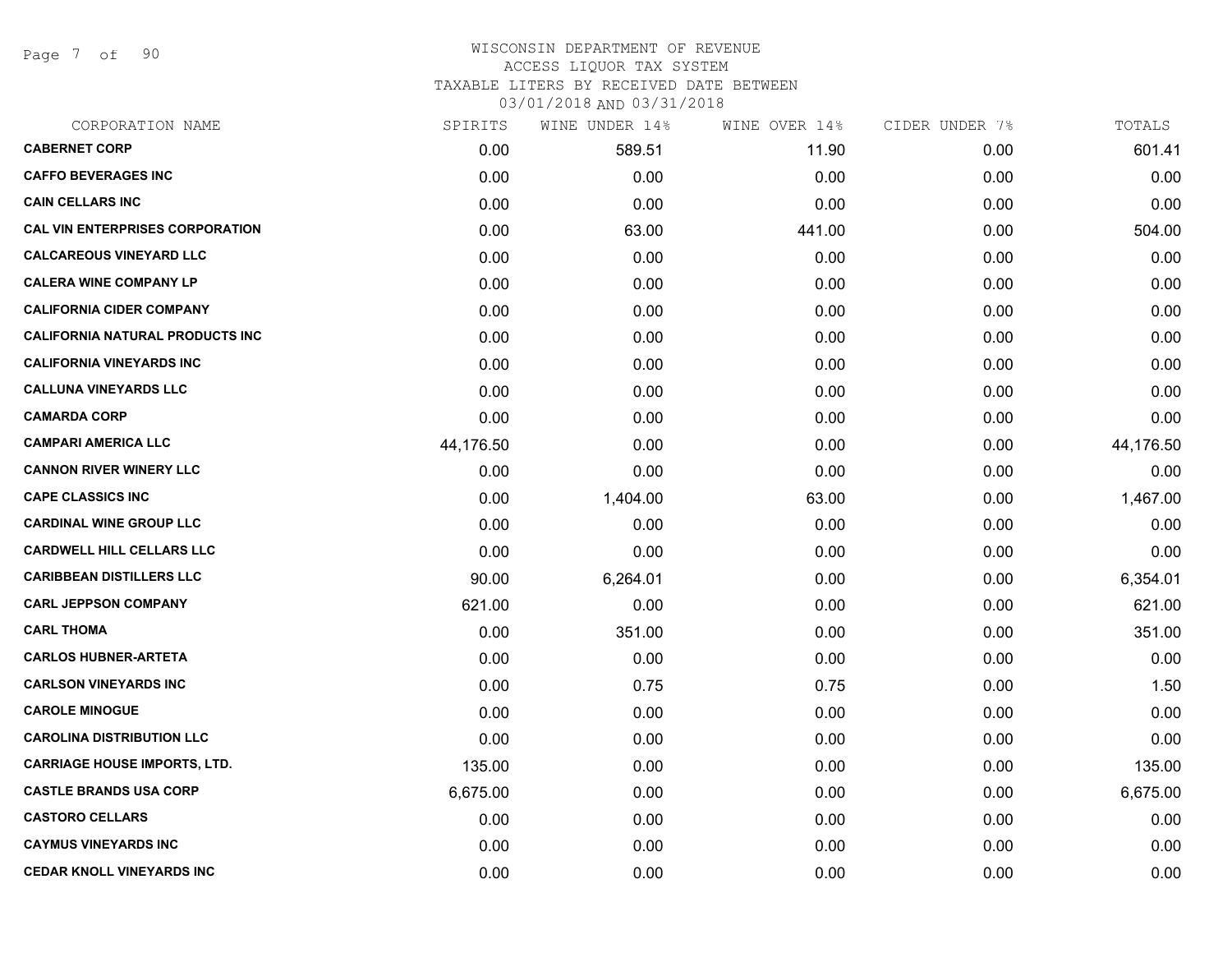# WISCONSIN DEPARTMENT OF REVENUE
## ACCESS LIQUOR TAX SYSTEM
### TAXABLE LITERS BY RECEIVED DATE BETWEEN 03/01/2018 AND 03/31/2018

| CORPORATION NAME | SPIRITS | WINE UNDER 14% | WINE OVER 14% | CIDER UNDER 7% | TOTALS |
|---|---|---|---|---|---|
| CABERNET CORP | 0.00 | 589.51 | 11.90 | 0.00 | 601.41 |
| CAFFO BEVERAGES INC | 0.00 | 0.00 | 0.00 | 0.00 | 0.00 |
| CAIN CELLARS INC | 0.00 | 0.00 | 0.00 | 0.00 | 0.00 |
| CAL VIN ENTERPRISES CORPORATION | 0.00 | 63.00 | 441.00 | 0.00 | 504.00 |
| CALCAREOUS VINEYARD LLC | 0.00 | 0.00 | 0.00 | 0.00 | 0.00 |
| CALERA WINE COMPANY LP | 0.00 | 0.00 | 0.00 | 0.00 | 0.00 |
| CALIFORNIA CIDER COMPANY | 0.00 | 0.00 | 0.00 | 0.00 | 0.00 |
| CALIFORNIA NATURAL PRODUCTS INC | 0.00 | 0.00 | 0.00 | 0.00 | 0.00 |
| CALIFORNIA VINEYARDS INC | 0.00 | 0.00 | 0.00 | 0.00 | 0.00 |
| CALLUNA VINEYARDS LLC | 0.00 | 0.00 | 0.00 | 0.00 | 0.00 |
| CAMARDA CORP | 0.00 | 0.00 | 0.00 | 0.00 | 0.00 |
| CAMPARI AMERICA LLC | 44,176.50 | 0.00 | 0.00 | 0.00 | 44,176.50 |
| CANNON RIVER WINERY LLC | 0.00 | 0.00 | 0.00 | 0.00 | 0.00 |
| CAPE CLASSICS INC | 0.00 | 1,404.00 | 63.00 | 0.00 | 1,467.00 |
| CARDINAL WINE GROUP LLC | 0.00 | 0.00 | 0.00 | 0.00 | 0.00 |
| CARDWELL HILL CELLARS LLC | 0.00 | 0.00 | 0.00 | 0.00 | 0.00 |
| CARIBBEAN DISTILLERS LLC | 90.00 | 6,264.01 | 0.00 | 0.00 | 6,354.01 |
| CARL JEPPSON COMPANY | 621.00 | 0.00 | 0.00 | 0.00 | 621.00 |
| CARL THOMA | 0.00 | 351.00 | 0.00 | 0.00 | 351.00 |
| CARLOS HUBNER-ARTETA | 0.00 | 0.00 | 0.00 | 0.00 | 0.00 |
| CARLSON VINEYARDS INC | 0.00 | 0.75 | 0.75 | 0.00 | 1.50 |
| CAROLE MINOGUE | 0.00 | 0.00 | 0.00 | 0.00 | 0.00 |
| CAROLINA DISTRIBUTION LLC | 0.00 | 0.00 | 0.00 | 0.00 | 0.00 |
| CARRIAGE HOUSE IMPORTS, LTD. | 135.00 | 0.00 | 0.00 | 0.00 | 135.00 |
| CASTLE BRANDS USA CORP | 6,675.00 | 0.00 | 0.00 | 0.00 | 6,675.00 |
| CASTORO CELLARS | 0.00 | 0.00 | 0.00 | 0.00 | 0.00 |
| CAYMUS VINEYARDS INC | 0.00 | 0.00 | 0.00 | 0.00 | 0.00 |
| CEDAR KNOLL VINEYARDS INC | 0.00 | 0.00 | 0.00 | 0.00 | 0.00 |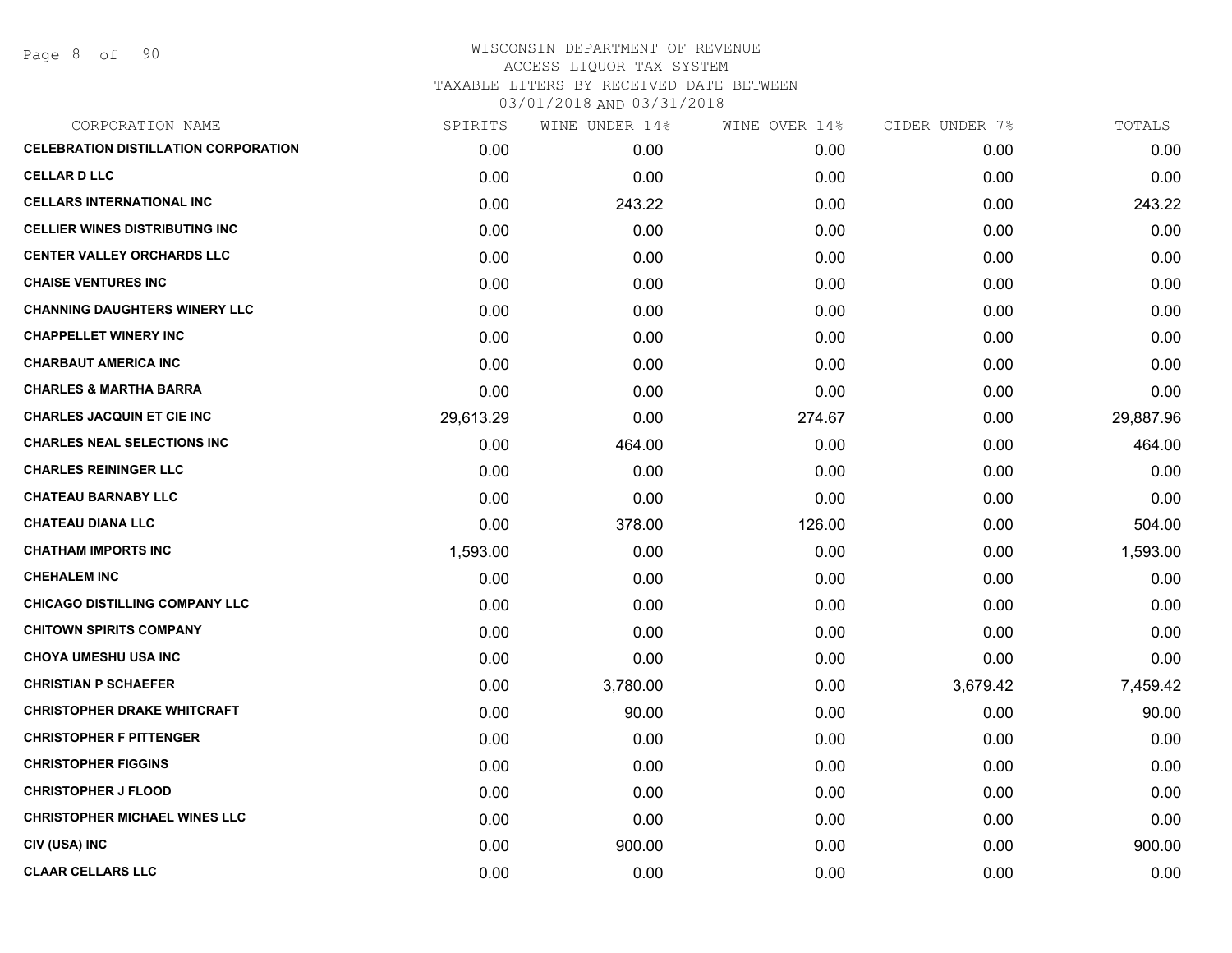WISCONSIN DEPARTMENT OF REVENUE
ACCESS LIQUOR TAX SYSTEM
TAXABLE LITERS BY RECEIVED DATE BETWEEN
03/01/2018 AND 03/31/2018

| CORPORATION NAME | SPIRITS | WINE UNDER 14% | WINE OVER 14% | CIDER UNDER 7% | TOTALS |
|---|---|---|---|---|---|
| CELEBRATION DISTILLATION CORPORATION | 0.00 | 0.00 | 0.00 | 0.00 | 0.00 |
| CELLAR D LLC | 0.00 | 0.00 | 0.00 | 0.00 | 0.00 |
| CELLARS INTERNATIONAL INC | 0.00 | 243.22 | 0.00 | 0.00 | 243.22 |
| CELLIER WINES DISTRIBUTING INC | 0.00 | 0.00 | 0.00 | 0.00 | 0.00 |
| CENTER VALLEY ORCHARDS LLC | 0.00 | 0.00 | 0.00 | 0.00 | 0.00 |
| CHAISE VENTURES INC | 0.00 | 0.00 | 0.00 | 0.00 | 0.00 |
| CHANNING DAUGHTERS WINERY LLC | 0.00 | 0.00 | 0.00 | 0.00 | 0.00 |
| CHAPPELLET WINERY INC | 0.00 | 0.00 | 0.00 | 0.00 | 0.00 |
| CHARBAUT AMERICA INC | 0.00 | 0.00 | 0.00 | 0.00 | 0.00 |
| CHARLES & MARTHA BARRA | 0.00 | 0.00 | 0.00 | 0.00 | 0.00 |
| CHARLES JACQUIN ET CIE INC | 29,613.29 | 0.00 | 274.67 | 0.00 | 29,887.96 |
| CHARLES NEAL SELECTIONS INC | 0.00 | 464.00 | 0.00 | 0.00 | 464.00 |
| CHARLES REININGER LLC | 0.00 | 0.00 | 0.00 | 0.00 | 0.00 |
| CHATEAU BARNABY LLC | 0.00 | 0.00 | 0.00 | 0.00 | 0.00 |
| CHATEAU DIANA LLC | 0.00 | 378.00 | 126.00 | 0.00 | 504.00 |
| CHATHAM IMPORTS INC | 1,593.00 | 0.00 | 0.00 | 0.00 | 1,593.00 |
| CHEHALEM INC | 0.00 | 0.00 | 0.00 | 0.00 | 0.00 |
| CHICAGO DISTILLING COMPANY LLC | 0.00 | 0.00 | 0.00 | 0.00 | 0.00 |
| CHITOWN SPIRITS COMPANY | 0.00 | 0.00 | 0.00 | 0.00 | 0.00 |
| CHOYA UMESHU USA INC | 0.00 | 0.00 | 0.00 | 0.00 | 0.00 |
| CHRISTIAN P SCHAEFER | 0.00 | 3,780.00 | 0.00 | 3,679.42 | 7,459.42 |
| CHRISTOPHER DRAKE WHITCRAFT | 0.00 | 90.00 | 0.00 | 0.00 | 90.00 |
| CHRISTOPHER F PITTENGER | 0.00 | 0.00 | 0.00 | 0.00 | 0.00 |
| CHRISTOPHER FIGGINS | 0.00 | 0.00 | 0.00 | 0.00 | 0.00 |
| CHRISTOPHER J FLOOD | 0.00 | 0.00 | 0.00 | 0.00 | 0.00 |
| CHRISTOPHER MICHAEL WINES LLC | 0.00 | 0.00 | 0.00 | 0.00 | 0.00 |
| CIV (USA) INC | 0.00 | 900.00 | 0.00 | 0.00 | 900.00 |
| CLAAR CELLARS LLC | 0.00 | 0.00 | 0.00 | 0.00 | 0.00 |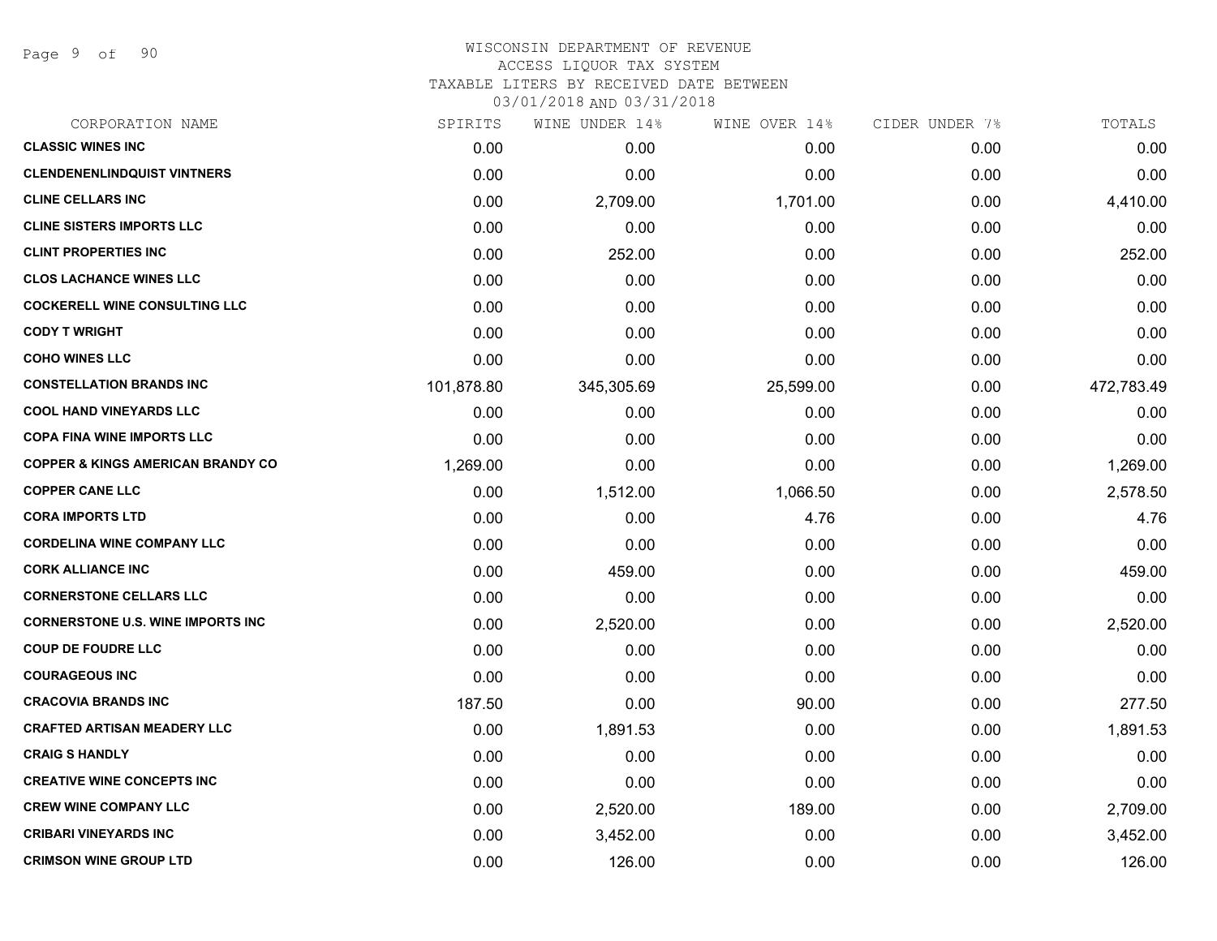# WISCONSIN DEPARTMENT OF REVENUE
## ACCESS LIQUOR TAX SYSTEM
### TAXABLE LITERS BY RECEIVED DATE BETWEEN 03/01/2018 AND 03/31/2018

| CORPORATION NAME | SPIRITS | WINE UNDER 14% | WINE OVER 14% | CIDER UNDER 7% | TOTALS |
|---|---|---|---|---|---|
| CLASSIC WINES INC | 0.00 | 0.00 | 0.00 | 0.00 | 0.00 |
| CLENDENENLINDQUIST VINTNERS | 0.00 | 0.00 | 0.00 | 0.00 | 0.00 |
| CLINE CELLARS INC | 0.00 | 2,709.00 | 1,701.00 | 0.00 | 4,410.00 |
| CLINE SISTERS IMPORTS LLC | 0.00 | 0.00 | 0.00 | 0.00 | 0.00 |
| CLINT PROPERTIES INC | 0.00 | 252.00 | 0.00 | 0.00 | 252.00 |
| CLOS LACHANCE WINES LLC | 0.00 | 0.00 | 0.00 | 0.00 | 0.00 |
| COCKERELL WINE CONSULTING LLC | 0.00 | 0.00 | 0.00 | 0.00 | 0.00 |
| CODY T WRIGHT | 0.00 | 0.00 | 0.00 | 0.00 | 0.00 |
| COHO WINES LLC | 0.00 | 0.00 | 0.00 | 0.00 | 0.00 |
| CONSTELLATION BRANDS INC | 101,878.80 | 345,305.69 | 25,599.00 | 0.00 | 472,783.49 |
| COOL HAND VINEYARDS LLC | 0.00 | 0.00 | 0.00 | 0.00 | 0.00 |
| COPA FINA WINE IMPORTS LLC | 0.00 | 0.00 | 0.00 | 0.00 | 0.00 |
| COPPER & KINGS AMERICAN BRANDY CO | 1,269.00 | 0.00 | 0.00 | 0.00 | 1,269.00 |
| COPPER CANE LLC | 0.00 | 1,512.00 | 1,066.50 | 0.00 | 2,578.50 |
| CORA IMPORTS LTD | 0.00 | 0.00 | 4.76 | 0.00 | 4.76 |
| CORDELINA WINE COMPANY LLC | 0.00 | 0.00 | 0.00 | 0.00 | 0.00 |
| CORK ALLIANCE INC | 0.00 | 459.00 | 0.00 | 0.00 | 459.00 |
| CORNERSTONE CELLARS LLC | 0.00 | 0.00 | 0.00 | 0.00 | 0.00 |
| CORNERSTONE U.S. WINE IMPORTS INC | 0.00 | 2,520.00 | 0.00 | 0.00 | 2,520.00 |
| COUP DE FOUDRE LLC | 0.00 | 0.00 | 0.00 | 0.00 | 0.00 |
| COURAGEOUS INC | 0.00 | 0.00 | 0.00 | 0.00 | 0.00 |
| CRACOVIA BRANDS INC | 187.50 | 0.00 | 90.00 | 0.00 | 277.50 |
| CRAFTED ARTISAN MEADERY LLC | 0.00 | 1,891.53 | 0.00 | 0.00 | 1,891.53 |
| CRAIG S HANDLY | 0.00 | 0.00 | 0.00 | 0.00 | 0.00 |
| CREATIVE WINE CONCEPTS INC | 0.00 | 0.00 | 0.00 | 0.00 | 0.00 |
| CREW WINE COMPANY LLC | 0.00 | 2,520.00 | 189.00 | 0.00 | 2,709.00 |
| CRIBARI VINEYARDS INC | 0.00 | 3,452.00 | 0.00 | 0.00 | 3,452.00 |
| CRIMSON WINE GROUP LTD | 0.00 | 126.00 | 0.00 | 0.00 | 126.00 |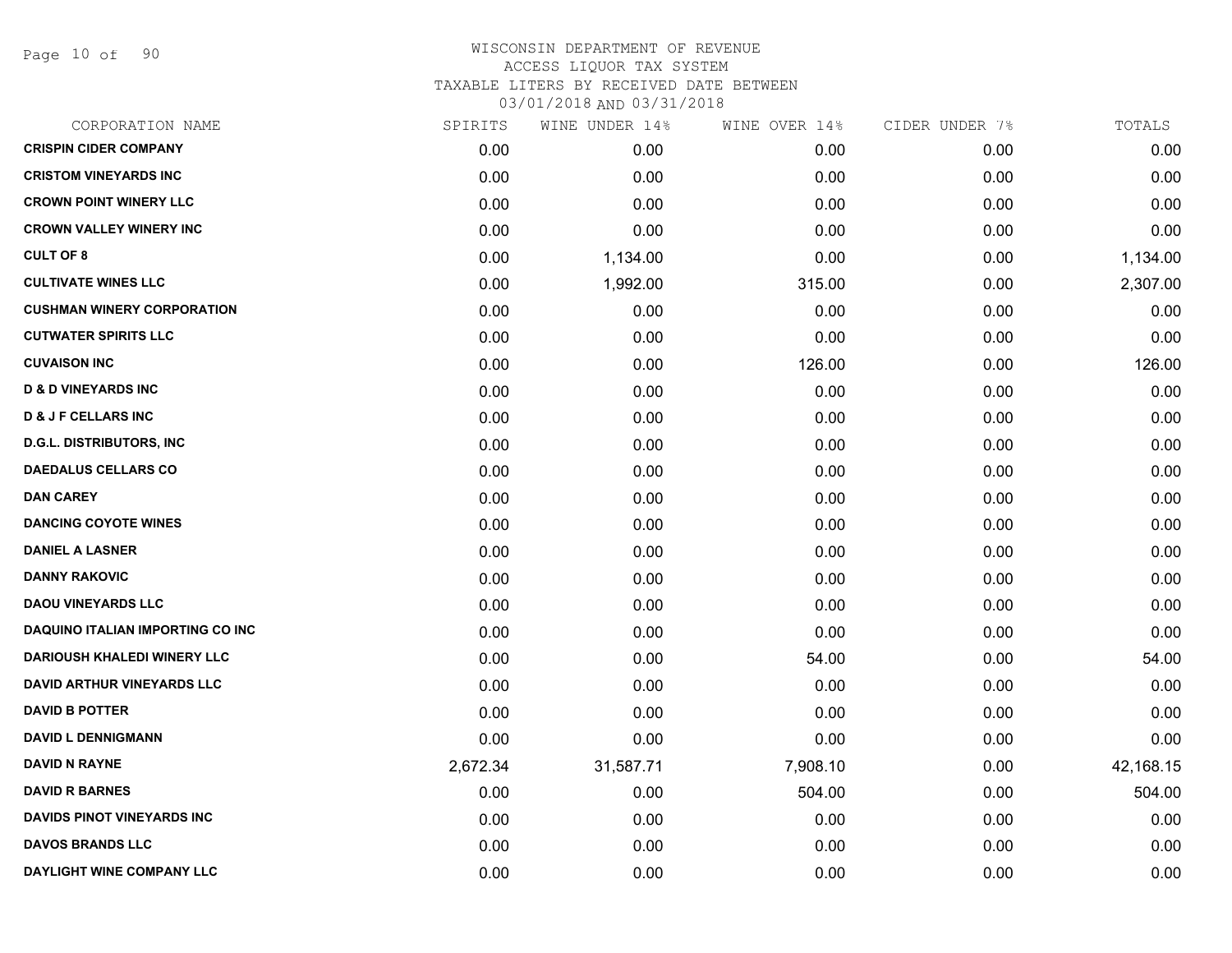# WISCONSIN DEPARTMENT OF REVENUE
ACCESS LIQUOR TAX SYSTEM
TAXABLE LITERS BY RECEIVED DATE BETWEEN
03/01/2018 AND 03/31/2018

| CORPORATION NAME | SPIRITS | WINE UNDER 14% | WINE OVER 14% | CIDER UNDER 7% | TOTALS |
|---|---|---|---|---|---|
| CRISPIN CIDER COMPANY | 0.00 | 0.00 | 0.00 | 0.00 | 0.00 |
| CRISTOM VINEYARDS INC | 0.00 | 0.00 | 0.00 | 0.00 | 0.00 |
| CROWN POINT WINERY LLC | 0.00 | 0.00 | 0.00 | 0.00 | 0.00 |
| CROWN VALLEY WINERY INC | 0.00 | 0.00 | 0.00 | 0.00 | 0.00 |
| CULT OF 8 | 0.00 | 1,134.00 | 0.00 | 0.00 | 1,134.00 |
| CULTIVATE WINES LLC | 0.00 | 1,992.00 | 315.00 | 0.00 | 2,307.00 |
| CUSHMAN WINERY CORPORATION | 0.00 | 0.00 | 0.00 | 0.00 | 0.00 |
| CUTWATER SPIRITS LLC | 0.00 | 0.00 | 0.00 | 0.00 | 0.00 |
| CUVAISON INC | 0.00 | 0.00 | 126.00 | 0.00 | 126.00 |
| D & D VINEYARDS INC | 0.00 | 0.00 | 0.00 | 0.00 | 0.00 |
| D & J F CELLARS INC | 0.00 | 0.00 | 0.00 | 0.00 | 0.00 |
| D.G.L. DISTRIBUTORS, INC | 0.00 | 0.00 | 0.00 | 0.00 | 0.00 |
| DAEDALUS CELLARS CO | 0.00 | 0.00 | 0.00 | 0.00 | 0.00 |
| DAN CAREY | 0.00 | 0.00 | 0.00 | 0.00 | 0.00 |
| DANCING COYOTE WINES | 0.00 | 0.00 | 0.00 | 0.00 | 0.00 |
| DANIEL A LASNER | 0.00 | 0.00 | 0.00 | 0.00 | 0.00 |
| DANNY RAKOVIC | 0.00 | 0.00 | 0.00 | 0.00 | 0.00 |
| DAOU VINEYARDS LLC | 0.00 | 0.00 | 0.00 | 0.00 | 0.00 |
| DAQUINO ITALIAN IMPORTING CO INC | 0.00 | 0.00 | 0.00 | 0.00 | 0.00 |
| DARIOUSH KHALEDI WINERY LLC | 0.00 | 0.00 | 54.00 | 0.00 | 54.00 |
| DAVID ARTHUR VINEYARDS LLC | 0.00 | 0.00 | 0.00 | 0.00 | 0.00 |
| DAVID B POTTER | 0.00 | 0.00 | 0.00 | 0.00 | 0.00 |
| DAVID L DENNIGMANN | 0.00 | 0.00 | 0.00 | 0.00 | 0.00 |
| DAVID N RAYNE | 2,672.34 | 31,587.71 | 7,908.10 | 0.00 | 42,168.15 |
| DAVID R BARNES | 0.00 | 0.00 | 504.00 | 0.00 | 504.00 |
| DAVIDS PINOT VINEYARDS INC | 0.00 | 0.00 | 0.00 | 0.00 | 0.00 |
| DAVOS BRANDS LLC | 0.00 | 0.00 | 0.00 | 0.00 | 0.00 |
| DAYLIGHT WINE COMPANY LLC | 0.00 | 0.00 | 0.00 | 0.00 | 0.00 |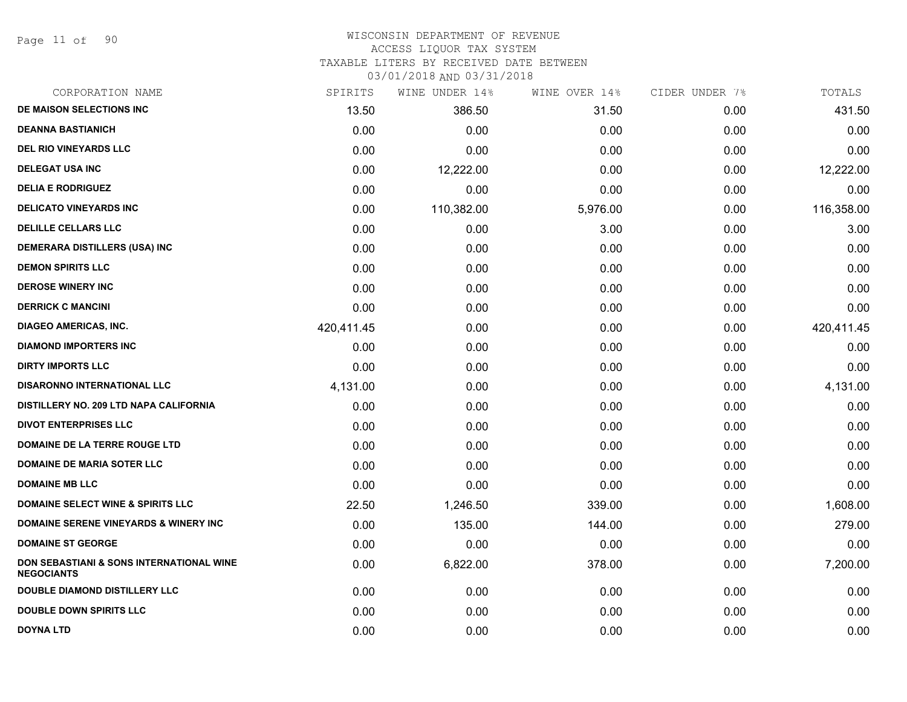WISCONSIN DEPARTMENT OF REVENUE
ACCESS LIQUOR TAX SYSTEM
TAXABLE LITERS BY RECEIVED DATE BETWEEN
03/01/2018 AND 03/31/2018

| CORPORATION NAME | SPIRITS | WINE UNDER 14% | WINE OVER 14% | CIDER UNDER 7% | TOTALS |
|---|---|---|---|---|---|
| DE MAISON SELECTIONS INC | 13.50 | 386.50 | 31.50 | 0.00 | 431.50 |
| DEANNA BASTIANICH | 0.00 | 0.00 | 0.00 | 0.00 | 0.00 |
| DEL RIO VINEYARDS LLC | 0.00 | 0.00 | 0.00 | 0.00 | 0.00 |
| DELEGAT USA INC | 0.00 | 12,222.00 | 0.00 | 0.00 | 12,222.00 |
| DELIA E RODRIGUEZ | 0.00 | 0.00 | 0.00 | 0.00 | 0.00 |
| DELICATO VINEYARDS INC | 0.00 | 110,382.00 | 5,976.00 | 0.00 | 116,358.00 |
| DELILLE CELLARS LLC | 0.00 | 0.00 | 3.00 | 0.00 | 3.00 |
| DEMERARA DISTILLERS (USA) INC | 0.00 | 0.00 | 0.00 | 0.00 | 0.00 |
| DEMON SPIRITS LLC | 0.00 | 0.00 | 0.00 | 0.00 | 0.00 |
| DEROSE WINERY INC | 0.00 | 0.00 | 0.00 | 0.00 | 0.00 |
| DERRICK C MANCINI | 0.00 | 0.00 | 0.00 | 0.00 | 0.00 |
| DIAGEO AMERICAS, INC. | 420,411.45 | 0.00 | 0.00 | 0.00 | 420,411.45 |
| DIAMOND IMPORTERS INC | 0.00 | 0.00 | 0.00 | 0.00 | 0.00 |
| DIRTY IMPORTS LLC | 0.00 | 0.00 | 0.00 | 0.00 | 0.00 |
| DISARONNO INTERNATIONAL LLC | 4,131.00 | 0.00 | 0.00 | 0.00 | 4,131.00 |
| DISTILLERY NO. 209 LTD NAPA CALIFORNIA | 0.00 | 0.00 | 0.00 | 0.00 | 0.00 |
| DIVOT ENTERPRISES LLC | 0.00 | 0.00 | 0.00 | 0.00 | 0.00 |
| DOMAINE DE LA TERRE ROUGE LTD | 0.00 | 0.00 | 0.00 | 0.00 | 0.00 |
| DOMAINE DE MARIA SOTER LLC | 0.00 | 0.00 | 0.00 | 0.00 | 0.00 |
| DOMAINE MB LLC | 0.00 | 0.00 | 0.00 | 0.00 | 0.00 |
| DOMAINE SELECT WINE & SPIRITS LLC | 22.50 | 1,246.50 | 339.00 | 0.00 | 1,608.00 |
| DOMAINE SERENE VINEYARDS & WINERY INC | 0.00 | 135.00 | 144.00 | 0.00 | 279.00 |
| DOMAINE ST GEORGE | 0.00 | 0.00 | 0.00 | 0.00 | 0.00 |
| DON SEBASTIANI & SONS INTERNATIONAL WINE NEGOCIANTS | 0.00 | 6,822.00 | 378.00 | 0.00 | 7,200.00 |
| DOUBLE DIAMOND DISTILLERY LLC | 0.00 | 0.00 | 0.00 | 0.00 | 0.00 |
| DOUBLE DOWN SPIRITS LLC | 0.00 | 0.00 | 0.00 | 0.00 | 0.00 |
| DOYNA LTD | 0.00 | 0.00 | 0.00 | 0.00 | 0.00 |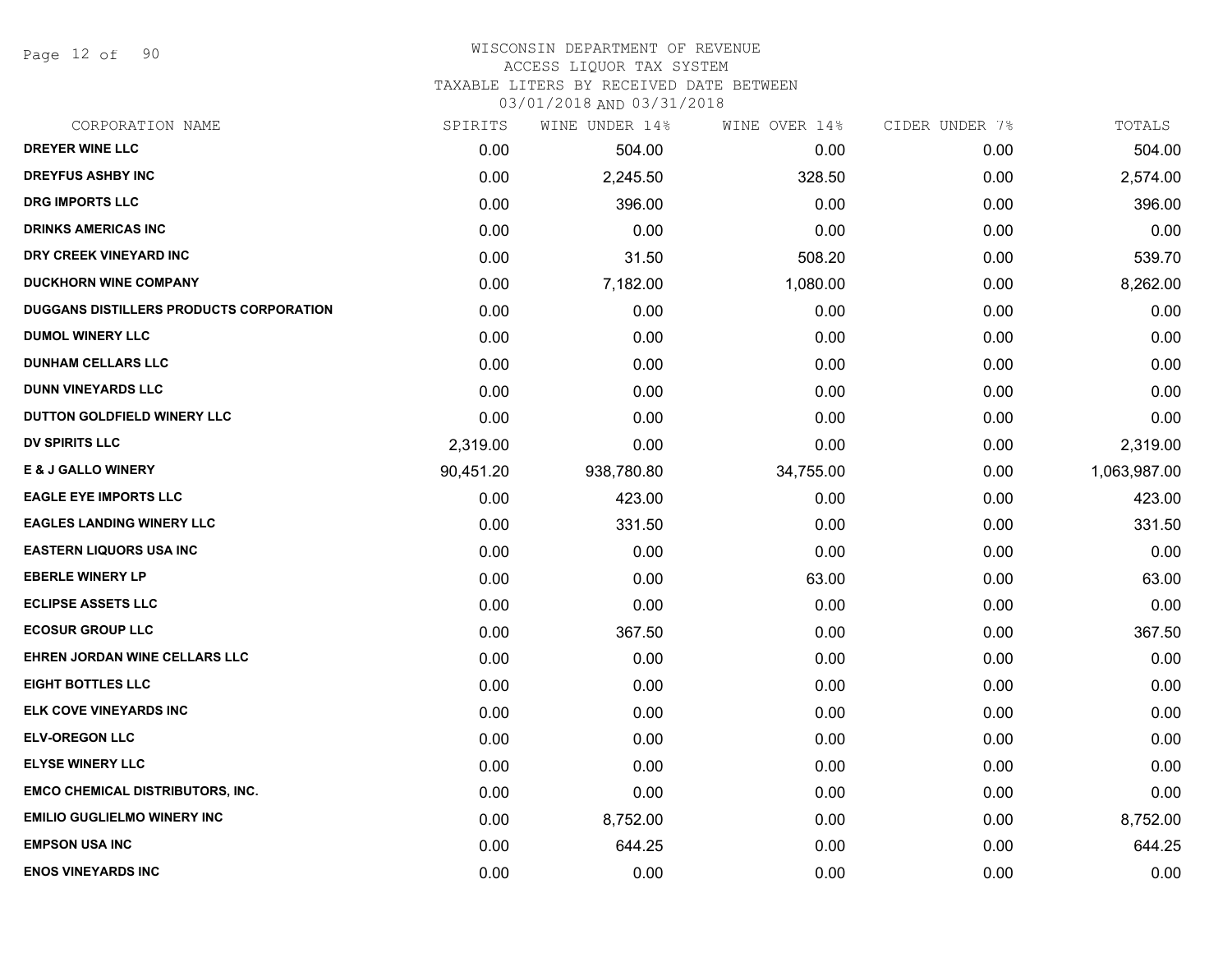# WISCONSIN DEPARTMENT OF REVENUE
## ACCESS LIQUOR TAX SYSTEM
### TAXABLE LITERS BY RECEIVED DATE BETWEEN 03/01/2018 AND 03/31/2018

| CORPORATION NAME | SPIRITS | WINE UNDER 14% | WINE OVER 14% | CIDER UNDER 7% | TOTALS |
|---|---|---|---|---|---|
| DREYER WINE LLC | 0.00 | 504.00 | 0.00 | 0.00 | 504.00 |
| DREYFUS ASHBY INC | 0.00 | 2,245.50 | 328.50 | 0.00 | 2,574.00 |
| DRG IMPORTS LLC | 0.00 | 396.00 | 0.00 | 0.00 | 396.00 |
| DRINKS AMERICAS INC | 0.00 | 0.00 | 0.00 | 0.00 | 0.00 |
| DRY CREEK VINEYARD INC | 0.00 | 31.50 | 508.20 | 0.00 | 539.70 |
| DUCKHORN WINE COMPANY | 0.00 | 7,182.00 | 1,080.00 | 0.00 | 8,262.00 |
| DUGGANS DISTILLERS PRODUCTS CORPORATION | 0.00 | 0.00 | 0.00 | 0.00 | 0.00 |
| DUMOL WINERY LLC | 0.00 | 0.00 | 0.00 | 0.00 | 0.00 |
| DUNHAM CELLARS LLC | 0.00 | 0.00 | 0.00 | 0.00 | 0.00 |
| DUNN VINEYARDS LLC | 0.00 | 0.00 | 0.00 | 0.00 | 0.00 |
| DUTTON GOLDFIELD WINERY LLC | 0.00 | 0.00 | 0.00 | 0.00 | 0.00 |
| DV SPIRITS LLC | 2,319.00 | 0.00 | 0.00 | 0.00 | 2,319.00 |
| E & J GALLO WINERY | 90,451.20 | 938,780.80 | 34,755.00 | 0.00 | 1,063,987.00 |
| EAGLE EYE IMPORTS LLC | 0.00 | 423.00 | 0.00 | 0.00 | 423.00 |
| EAGLES LANDING WINERY LLC | 0.00 | 331.50 | 0.00 | 0.00 | 331.50 |
| EASTERN LIQUORS USA INC | 0.00 | 0.00 | 0.00 | 0.00 | 0.00 |
| EBERLE WINERY LP | 0.00 | 0.00 | 63.00 | 0.00 | 63.00 |
| ECLIPSE ASSETS LLC | 0.00 | 0.00 | 0.00 | 0.00 | 0.00 |
| ECOSUR GROUP LLC | 0.00 | 367.50 | 0.00 | 0.00 | 367.50 |
| EHREN JORDAN WINE CELLARS LLC | 0.00 | 0.00 | 0.00 | 0.00 | 0.00 |
| EIGHT BOTTLES LLC | 0.00 | 0.00 | 0.00 | 0.00 | 0.00 |
| ELK COVE VINEYARDS INC | 0.00 | 0.00 | 0.00 | 0.00 | 0.00 |
| ELV-OREGON LLC | 0.00 | 0.00 | 0.00 | 0.00 | 0.00 |
| ELYSE WINERY LLC | 0.00 | 0.00 | 0.00 | 0.00 | 0.00 |
| EMCO CHEMICAL DISTRIBUTORS, INC. | 0.00 | 0.00 | 0.00 | 0.00 | 0.00 |
| EMILIO GUGLIELMO WINERY INC | 0.00 | 8,752.00 | 0.00 | 0.00 | 8,752.00 |
| EMPSON USA INC | 0.00 | 644.25 | 0.00 | 0.00 | 644.25 |
| ENOS VINEYARDS INC | 0.00 | 0.00 | 0.00 | 0.00 | 0.00 |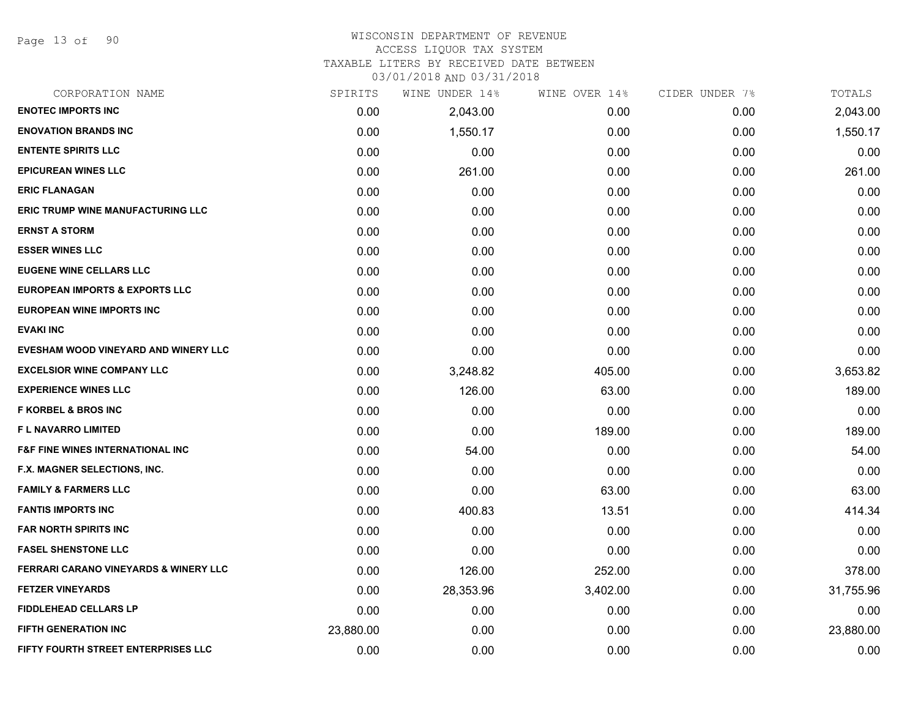WISCONSIN DEPARTMENT OF REVENUE
ACCESS LIQUOR TAX SYSTEM
TAXABLE LITERS BY RECEIVED DATE BETWEEN
03/01/2018 AND 03/31/2018

| CORPORATION NAME | SPIRITS | WINE UNDER 14% | WINE OVER 14% | CIDER UNDER 7% | TOTALS |
|---|---|---|---|---|---|
| **ENOTEC IMPORTS INC** | 0.00 | 2,043.00 | 0.00 | 0.00 | 2,043.00 |
| **ENOVATION BRANDS INC** | 0.00 | 1,550.17 | 0.00 | 0.00 | 1,550.17 |
| **ENTENTE SPIRITS LLC** | 0.00 | 0.00 | 0.00 | 0.00 | 0.00 |
| **EPICUREAN WINES LLC** | 0.00 | 261.00 | 0.00 | 0.00 | 261.00 |
| **ERIC FLANAGAN** | 0.00 | 0.00 | 0.00 | 0.00 | 0.00 |
| **ERIC TRUMP WINE MANUFACTURING LLC** | 0.00 | 0.00 | 0.00 | 0.00 | 0.00 |
| **ERNST A STORM** | 0.00 | 0.00 | 0.00 | 0.00 | 0.00 |
| **ESSER WINES LLC** | 0.00 | 0.00 | 0.00 | 0.00 | 0.00 |
| **EUGENE WINE CELLARS LLC** | 0.00 | 0.00 | 0.00 | 0.00 | 0.00 |
| **EUROPEAN IMPORTS & EXPORTS LLC** | 0.00 | 0.00 | 0.00 | 0.00 | 0.00 |
| **EUROPEAN WINE IMPORTS INC** | 0.00 | 0.00 | 0.00 | 0.00 | 0.00 |
| **EVAKI INC** | 0.00 | 0.00 | 0.00 | 0.00 | 0.00 |
| **EVESHAM WOOD VINEYARD AND WINERY LLC** | 0.00 | 0.00 | 0.00 | 0.00 | 0.00 |
| **EXCELSIOR WINE COMPANY LLC** | 0.00 | 3,248.82 | 405.00 | 0.00 | 3,653.82 |
| **EXPERIENCE WINES LLC** | 0.00 | 126.00 | 63.00 | 0.00 | 189.00 |
| **F KORBEL & BROS INC** | 0.00 | 0.00 | 0.00 | 0.00 | 0.00 |
| **F L NAVARRO LIMITED** | 0.00 | 0.00 | 189.00 | 0.00 | 189.00 |
| **F&F FINE WINES INTERNATIONAL INC** | 0.00 | 54.00 | 0.00 | 0.00 | 54.00 |
| **F.X. MAGNER SELECTIONS, INC.** | 0.00 | 0.00 | 0.00 | 0.00 | 0.00 |
| **FAMILY & FARMERS LLC** | 0.00 | 0.00 | 63.00 | 0.00 | 63.00 |
| **FANTIS IMPORTS INC** | 0.00 | 400.83 | 13.51 | 0.00 | 414.34 |
| **FAR NORTH SPIRITS INC** | 0.00 | 0.00 | 0.00 | 0.00 | 0.00 |
| **FASEL SHENSTONE LLC** | 0.00 | 0.00 | 0.00 | 0.00 | 0.00 |
| **FERRARI CARANO VINEYARDS & WINERY LLC** | 0.00 | 126.00 | 252.00 | 0.00 | 378.00 |
| **FETZER VINEYARDS** | 0.00 | 28,353.96 | 3,402.00 | 0.00 | 31,755.96 |
| **FIDDLEHEAD CELLARS LP** | 0.00 | 0.00 | 0.00 | 0.00 | 0.00 |
| **FIFTH GENERATION INC** | 23,880.00 | 0.00 | 0.00 | 0.00 | 23,880.00 |
| **FIFTY FOURTH STREET ENTERPRISES LLC** | 0.00 | 0.00 | 0.00 | 0.00 | 0.00 |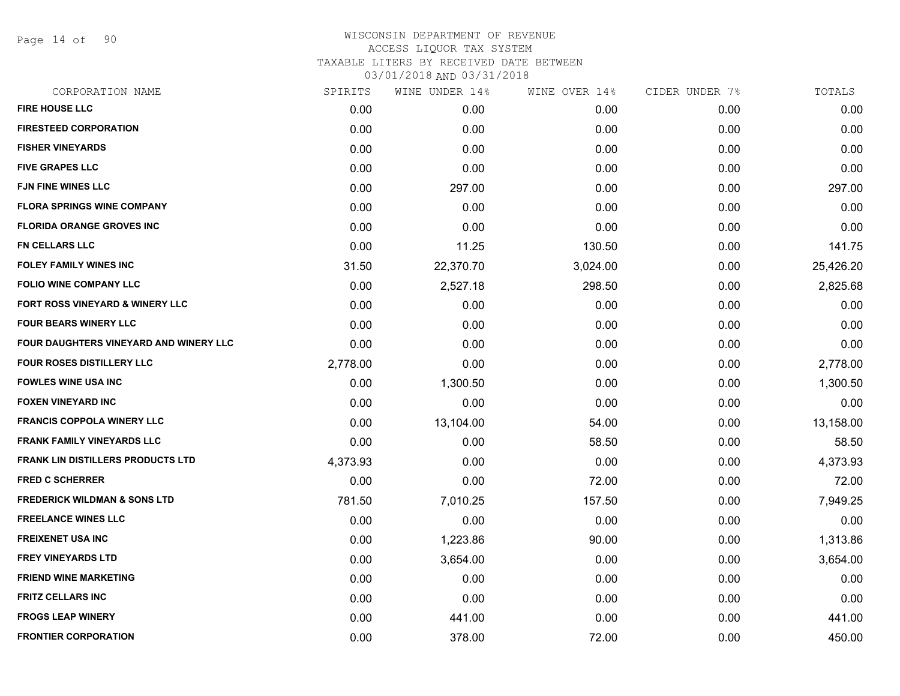# WISCONSIN DEPARTMENT OF REVENUE
## ACCESS LIQUOR TAX SYSTEM
### TAXABLE LITERS BY RECEIVED DATE BETWEEN 03/01/2018 AND 03/31/2018

| CORPORATION NAME | SPIRITS | WINE UNDER 14% | WINE OVER 14% | CIDER UNDER 7% | TOTALS |
|---|---|---|---|---|---|
| FIRE HOUSE LLC | 0.00 | 0.00 | 0.00 | 0.00 | 0.00 |
| FIRESTEED CORPORATION | 0.00 | 0.00 | 0.00 | 0.00 | 0.00 |
| FISHER VINEYARDS | 0.00 | 0.00 | 0.00 | 0.00 | 0.00 |
| FIVE GRAPES LLC | 0.00 | 0.00 | 0.00 | 0.00 | 0.00 |
| FJN FINE WINES LLC | 0.00 | 297.00 | 0.00 | 0.00 | 297.00 |
| FLORA SPRINGS WINE COMPANY | 0.00 | 0.00 | 0.00 | 0.00 | 0.00 |
| FLORIDA ORANGE GROVES INC | 0.00 | 0.00 | 0.00 | 0.00 | 0.00 |
| FN CELLARS LLC | 0.00 | 11.25 | 130.50 | 0.00 | 141.75 |
| FOLEY FAMILY WINES INC | 31.50 | 22,370.70 | 3,024.00 | 0.00 | 25,426.20 |
| FOLIO WINE COMPANY LLC | 0.00 | 2,527.18 | 298.50 | 0.00 | 2,825.68 |
| FORT ROSS VINEYARD & WINERY LLC | 0.00 | 0.00 | 0.00 | 0.00 | 0.00 |
| FOUR BEARS WINERY LLC | 0.00 | 0.00 | 0.00 | 0.00 | 0.00 |
| FOUR DAUGHTERS VINEYARD AND WINERY LLC | 0.00 | 0.00 | 0.00 | 0.00 | 0.00 |
| FOUR ROSES DISTILLERY LLC | 2,778.00 | 0.00 | 0.00 | 0.00 | 2,778.00 |
| FOWLES WINE USA INC | 0.00 | 1,300.50 | 0.00 | 0.00 | 1,300.50 |
| FOXEN VINEYARD INC | 0.00 | 0.00 | 0.00 | 0.00 | 0.00 |
| FRANCIS COPPOLA WINERY LLC | 0.00 | 13,104.00 | 54.00 | 0.00 | 13,158.00 |
| FRANK FAMILY VINEYARDS LLC | 0.00 | 0.00 | 58.50 | 0.00 | 58.50 |
| FRANK LIN DISTILLERS PRODUCTS LTD | 4,373.93 | 0.00 | 0.00 | 0.00 | 4,373.93 |
| FRED C SCHERRER | 0.00 | 0.00 | 72.00 | 0.00 | 72.00 |
| FREDERICK WILDMAN & SONS LTD | 781.50 | 7,010.25 | 157.50 | 0.00 | 7,949.25 |
| FREELANCE WINES LLC | 0.00 | 0.00 | 0.00 | 0.00 | 0.00 |
| FREIXENET USA INC | 0.00 | 1,223.86 | 90.00 | 0.00 | 1,313.86 |
| FREY VINEYARDS LTD | 0.00 | 3,654.00 | 0.00 | 0.00 | 3,654.00 |
| FRIEND WINE MARKETING | 0.00 | 0.00 | 0.00 | 0.00 | 0.00 |
| FRITZ CELLARS INC | 0.00 | 0.00 | 0.00 | 0.00 | 0.00 |
| FROGS LEAP WINERY | 0.00 | 441.00 | 0.00 | 0.00 | 441.00 |
| FRONTIER CORPORATION | 0.00 | 378.00 | 72.00 | 0.00 | 450.00 |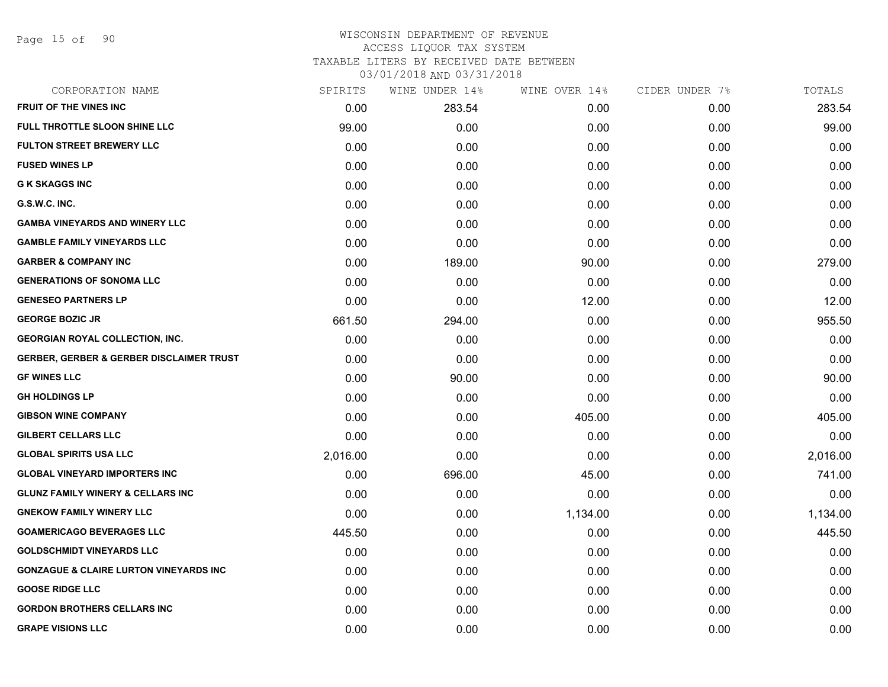# WISCONSIN DEPARTMENT OF REVENUE
## ACCESS LIQUOR TAX SYSTEM
### TAXABLE LITERS BY RECEIVED DATE BETWEEN 03/01/2018 AND 03/31/2018

| CORPORATION NAME | SPIRITS | WINE UNDER 14% | WINE OVER 14% | CIDER UNDER 7% | TOTALS |
|---|---|---|---|---|---|
| **FRUIT OF THE VINES INC** | 0.00 | 283.54 | 0.00 | 0.00 | 283.54 |
| **FULL THROTTLE SLOON SHINE LLC** | 99.00 | 0.00 | 0.00 | 0.00 | 99.00 |
| **FULTON STREET BREWERY LLC** | 0.00 | 0.00 | 0.00 | 0.00 | 0.00 |
| **FUSED WINES LP** | 0.00 | 0.00 | 0.00 | 0.00 | 0.00 |
| **G K SKAGGS INC** | 0.00 | 0.00 | 0.00 | 0.00 | 0.00 |
| **G.S.W.C. INC.** | 0.00 | 0.00 | 0.00 | 0.00 | 0.00 |
| **GAMBA VINEYARDS AND WINERY LLC** | 0.00 | 0.00 | 0.00 | 0.00 | 0.00 |
| **GAMBLE FAMILY VINEYARDS LLC** | 0.00 | 0.00 | 0.00 | 0.00 | 0.00 |
| **GARBER & COMPANY INC** | 0.00 | 189.00 | 90.00 | 0.00 | 279.00 |
| **GENERATIONS OF SONOMA LLC** | 0.00 | 0.00 | 0.00 | 0.00 | 0.00 |
| **GENESEO PARTNERS LP** | 0.00 | 0.00 | 12.00 | 0.00 | 12.00 |
| **GEORGE BOZIC JR** | 661.50 | 294.00 | 0.00 | 0.00 | 955.50 |
| **GEORGIAN ROYAL COLLECTION, INC.** | 0.00 | 0.00 | 0.00 | 0.00 | 0.00 |
| **GERBER, GERBER & GERBER DISCLAIMER TRUST** | 0.00 | 0.00 | 0.00 | 0.00 | 0.00 |
| **GF WINES LLC** | 0.00 | 90.00 | 0.00 | 0.00 | 90.00 |
| **GH HOLDINGS LP** | 0.00 | 0.00 | 0.00 | 0.00 | 0.00 |
| **GIBSON WINE COMPANY** | 0.00 | 0.00 | 405.00 | 0.00 | 405.00 |
| **GILBERT CELLARS LLC** | 0.00 | 0.00 | 0.00 | 0.00 | 0.00 |
| **GLOBAL SPIRITS USA LLC** | 2,016.00 | 0.00 | 0.00 | 0.00 | 2,016.00 |
| **GLOBAL VINEYARD IMPORTERS INC** | 0.00 | 696.00 | 45.00 | 0.00 | 741.00 |
| **GLUNZ FAMILY WINERY & CELLARS INC** | 0.00 | 0.00 | 0.00 | 0.00 | 0.00 |
| **GNEKOW FAMILY WINERY LLC** | 0.00 | 0.00 | 1,134.00 | 0.00 | 1,134.00 |
| **GOAMERICAGO BEVERAGES LLC** | 445.50 | 0.00 | 0.00 | 0.00 | 445.50 |
| **GOLDSCHMIDT VINEYARDS LLC** | 0.00 | 0.00 | 0.00 | 0.00 | 0.00 |
| **GONZAGUE & CLAIRE LURTON VINEYARDS INC** | 0.00 | 0.00 | 0.00 | 0.00 | 0.00 |
| **GOOSE RIDGE LLC** | 0.00 | 0.00 | 0.00 | 0.00 | 0.00 |
| **GORDON BROTHERS CELLARS INC** | 0.00 | 0.00 | 0.00 | 0.00 | 0.00 |
| **GRAPE VISIONS LLC** | 0.00 | 0.00 | 0.00 | 0.00 | 0.00 |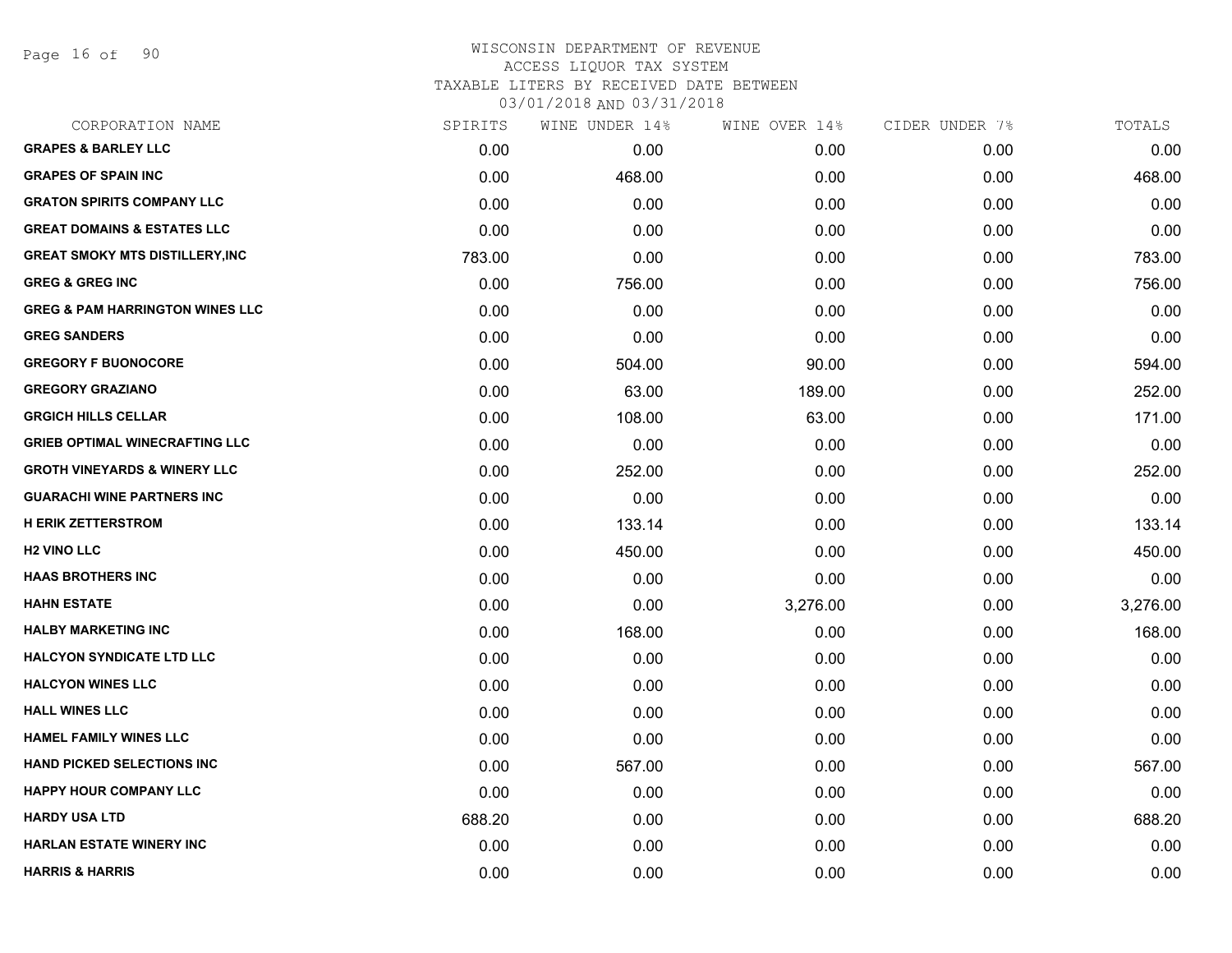WISCONSIN DEPARTMENT OF REVENUE
ACCESS LIQUOR TAX SYSTEM
TAXABLE LITERS BY RECEIVED DATE BETWEEN
03/01/2018 AND 03/31/2018

| CORPORATION NAME | SPIRITS | WINE UNDER 14% | WINE OVER 14% | CIDER UNDER 7% | TOTALS |
|---|---|---|---|---|---|
| GRAPES & BARLEY LLC | 0.00 | 0.00 | 0.00 | 0.00 | 0.00 |
| GRAPES OF SPAIN INC | 0.00 | 468.00 | 0.00 | 0.00 | 468.00 |
| GRATON SPIRITS COMPANY LLC | 0.00 | 0.00 | 0.00 | 0.00 | 0.00 |
| GREAT DOMAINS & ESTATES LLC | 0.00 | 0.00 | 0.00 | 0.00 | 0.00 |
| GREAT SMOKY MTS DISTILLERY,INC | 783.00 | 0.00 | 0.00 | 0.00 | 783.00 |
| GREG & GREG INC | 0.00 | 756.00 | 0.00 | 0.00 | 756.00 |
| GREG & PAM HARRINGTON WINES LLC | 0.00 | 0.00 | 0.00 | 0.00 | 0.00 |
| GREG SANDERS | 0.00 | 0.00 | 0.00 | 0.00 | 0.00 |
| GREGORY F BUONOCORE | 0.00 | 504.00 | 90.00 | 0.00 | 594.00 |
| GREGORY GRAZIANO | 0.00 | 63.00 | 189.00 | 0.00 | 252.00 |
| GRGICH HILLS CELLAR | 0.00 | 108.00 | 63.00 | 0.00 | 171.00 |
| GRIEB OPTIMAL WINECRAFTING LLC | 0.00 | 0.00 | 0.00 | 0.00 | 0.00 |
| GROTH VINEYARDS & WINERY LLC | 0.00 | 252.00 | 0.00 | 0.00 | 252.00 |
| GUARACHI WINE PARTNERS INC | 0.00 | 0.00 | 0.00 | 0.00 | 0.00 |
| H ERIK ZETTERSTROM | 0.00 | 133.14 | 0.00 | 0.00 | 133.14 |
| H2 VINO LLC | 0.00 | 450.00 | 0.00 | 0.00 | 450.00 |
| HAAS BROTHERS INC | 0.00 | 0.00 | 0.00 | 0.00 | 0.00 |
| HAHN ESTATE | 0.00 | 0.00 | 3,276.00 | 0.00 | 3,276.00 |
| HALBY MARKETING INC | 0.00 | 168.00 | 0.00 | 0.00 | 168.00 |
| HALCYON SYNDICATE LTD LLC | 0.00 | 0.00 | 0.00 | 0.00 | 0.00 |
| HALCYON WINES LLC | 0.00 | 0.00 | 0.00 | 0.00 | 0.00 |
| HALL WINES LLC | 0.00 | 0.00 | 0.00 | 0.00 | 0.00 |
| HAMEL FAMILY WINES LLC | 0.00 | 0.00 | 0.00 | 0.00 | 0.00 |
| HAND PICKED SELECTIONS INC | 0.00 | 567.00 | 0.00 | 0.00 | 567.00 |
| HAPPY HOUR COMPANY LLC | 0.00 | 0.00 | 0.00 | 0.00 | 0.00 |
| HARDY USA LTD | 688.20 | 0.00 | 0.00 | 0.00 | 688.20 |
| HARLAN ESTATE WINERY INC | 0.00 | 0.00 | 0.00 | 0.00 | 0.00 |
| HARRIS & HARRIS | 0.00 | 0.00 | 0.00 | 0.00 | 0.00 |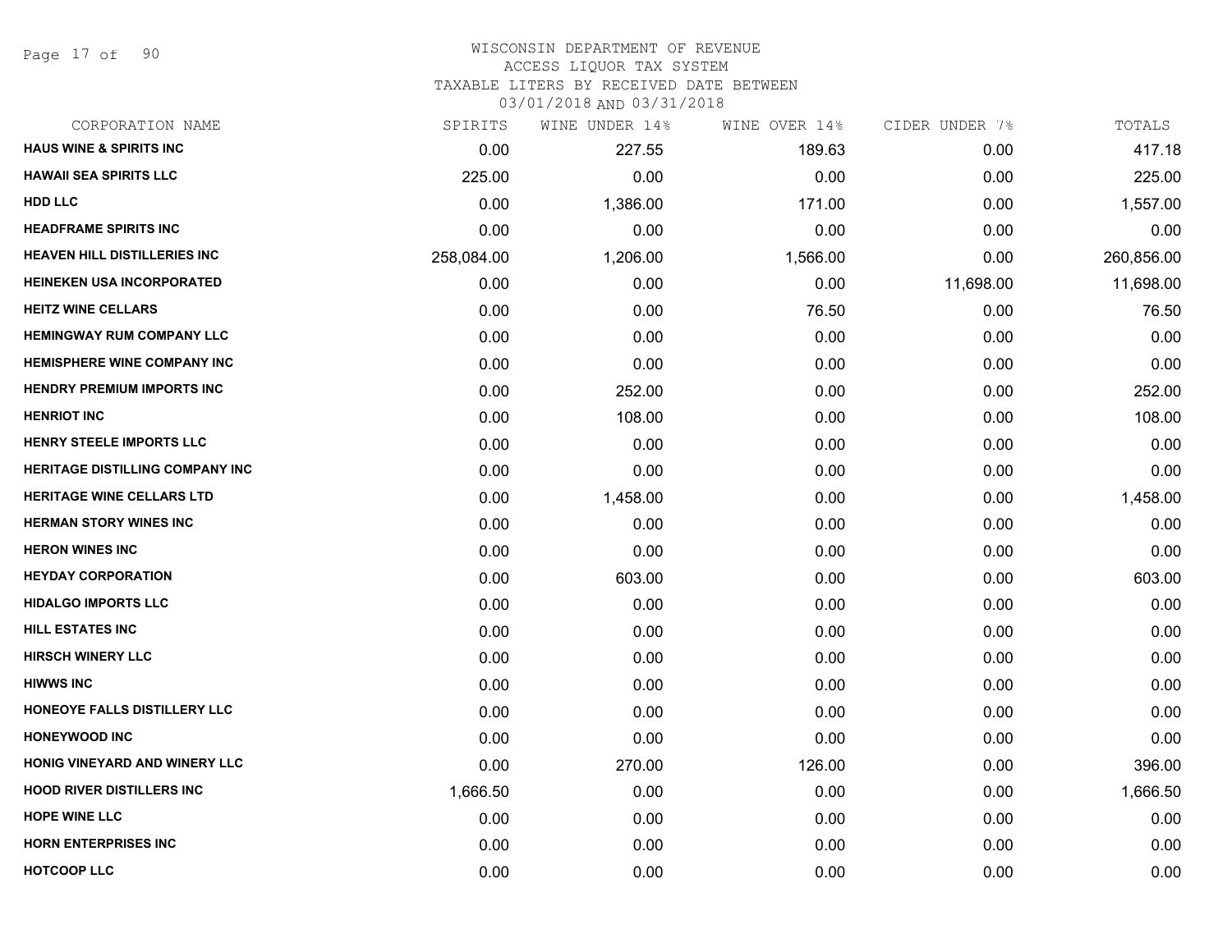WISCONSIN DEPARTMENT OF REVENUE
ACCESS LIQUOR TAX SYSTEM
TAXABLE LITERS BY RECEIVED DATE BETWEEN
03/01/2018 AND 03/31/2018

| CORPORATION NAME | SPIRITS | WINE UNDER 14% | WINE OVER 14% | CIDER UNDER 7% | TOTALS |
|---|---|---|---|---|---|
| HAUS WINE & SPIRITS INC | 0.00 | 227.55 | 189.63 | 0.00 | 417.18 |
| HAWAII SEA SPIRITS LLC | 225.00 | 0.00 | 0.00 | 0.00 | 225.00 |
| HDD LLC | 0.00 | 1,386.00 | 171.00 | 0.00 | 1,557.00 |
| HEADFRAME SPIRITS INC | 0.00 | 0.00 | 0.00 | 0.00 | 0.00 |
| HEAVEN HILL DISTILLERIES INC | 258,084.00 | 1,206.00 | 1,566.00 | 0.00 | 260,856.00 |
| HEINEKEN USA INCORPORATED | 0.00 | 0.00 | 0.00 | 11,698.00 | 11,698.00 |
| HEITZ WINE CELLARS | 0.00 | 0.00 | 76.50 | 0.00 | 76.50 |
| HEMINGWAY RUM COMPANY LLC | 0.00 | 0.00 | 0.00 | 0.00 | 0.00 |
| HEMISPHERE WINE COMPANY INC | 0.00 | 0.00 | 0.00 | 0.00 | 0.00 |
| HENDRY PREMIUM IMPORTS INC | 0.00 | 252.00 | 0.00 | 0.00 | 252.00 |
| HENRIOT INC | 0.00 | 108.00 | 0.00 | 0.00 | 108.00 |
| HENRY STEELE IMPORTS LLC | 0.00 | 0.00 | 0.00 | 0.00 | 0.00 |
| HERITAGE DISTILLING COMPANY INC | 0.00 | 0.00 | 0.00 | 0.00 | 0.00 |
| HERITAGE WINE CELLARS LTD | 0.00 | 1,458.00 | 0.00 | 0.00 | 1,458.00 |
| HERMAN STORY WINES INC | 0.00 | 0.00 | 0.00 | 0.00 | 0.00 |
| HERON WINES INC | 0.00 | 0.00 | 0.00 | 0.00 | 0.00 |
| HEYDAY CORPORATION | 0.00 | 603.00 | 0.00 | 0.00 | 603.00 |
| HIDALGO IMPORTS LLC | 0.00 | 0.00 | 0.00 | 0.00 | 0.00 |
| HILL ESTATES INC | 0.00 | 0.00 | 0.00 | 0.00 | 0.00 |
| HIRSCH WINERY LLC | 0.00 | 0.00 | 0.00 | 0.00 | 0.00 |
| HIWWS INC | 0.00 | 0.00 | 0.00 | 0.00 | 0.00 |
| HONEOYE FALLS DISTILLERY LLC | 0.00 | 0.00 | 0.00 | 0.00 | 0.00 |
| HONEYWOOD INC | 0.00 | 0.00 | 0.00 | 0.00 | 0.00 |
| HONIG VINEYARD AND WINERY LLC | 0.00 | 270.00 | 126.00 | 0.00 | 396.00 |
| HOOD RIVER DISTILLERS INC | 1,666.50 | 0.00 | 0.00 | 0.00 | 1,666.50 |
| HOPE WINE LLC | 0.00 | 0.00 | 0.00 | 0.00 | 0.00 |
| HORN ENTERPRISES INC | 0.00 | 0.00 | 0.00 | 0.00 | 0.00 |
| HOTCOOP LLC | 0.00 | 0.00 | 0.00 | 0.00 | 0.00 |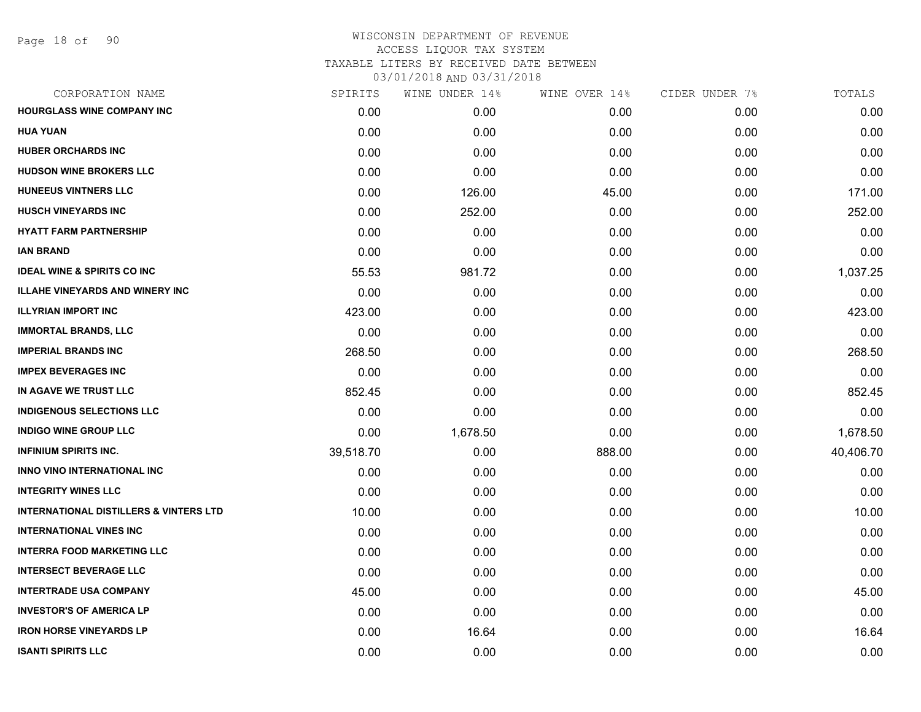WISCONSIN DEPARTMENT OF REVENUE
ACCESS LIQUOR TAX SYSTEM
TAXABLE LITERS BY RECEIVED DATE BETWEEN
03/01/2018 AND 03/31/2018

| CORPORATION NAME | SPIRITS | WINE UNDER 14% | WINE OVER 14% | CIDER UNDER 7% | TOTALS |
|---|---|---|---|---|---|
| HOURGLASS WINE COMPANY INC | 0.00 | 0.00 | 0.00 | 0.00 | 0.00 |
| HUA YUAN | 0.00 | 0.00 | 0.00 | 0.00 | 0.00 |
| HUBER ORCHARDS INC | 0.00 | 0.00 | 0.00 | 0.00 | 0.00 |
| HUDSON WINE BROKERS LLC | 0.00 | 0.00 | 0.00 | 0.00 | 0.00 |
| HUNEEUS VINTNERS LLC | 0.00 | 126.00 | 45.00 | 0.00 | 171.00 |
| HUSCH VINEYARDS INC | 0.00 | 252.00 | 0.00 | 0.00 | 252.00 |
| HYATT FARM PARTNERSHIP | 0.00 | 0.00 | 0.00 | 0.00 | 0.00 |
| IAN BRAND | 0.00 | 0.00 | 0.00 | 0.00 | 0.00 |
| IDEAL WINE & SPIRITS CO INC | 55.53 | 981.72 | 0.00 | 0.00 | 1,037.25 |
| ILLAHE VINEYARDS AND WINERY INC | 0.00 | 0.00 | 0.00 | 0.00 | 0.00 |
| ILLYRIAN IMPORT INC | 423.00 | 0.00 | 0.00 | 0.00 | 423.00 |
| IMMORTAL BRANDS, LLC | 0.00 | 0.00 | 0.00 | 0.00 | 0.00 |
| IMPERIAL BRANDS INC | 268.50 | 0.00 | 0.00 | 0.00 | 268.50 |
| IMPEX BEVERAGES INC | 0.00 | 0.00 | 0.00 | 0.00 | 0.00 |
| IN AGAVE WE TRUST LLC | 852.45 | 0.00 | 0.00 | 0.00 | 852.45 |
| INDIGENOUS SELECTIONS LLC | 0.00 | 0.00 | 0.00 | 0.00 | 0.00 |
| INDIGO WINE GROUP LLC | 0.00 | 1,678.50 | 0.00 | 0.00 | 1,678.50 |
| INFINIUM SPIRITS INC. | 39,518.70 | 0.00 | 888.00 | 0.00 | 40,406.70 |
| INNO VINO INTERNATIONAL INC | 0.00 | 0.00 | 0.00 | 0.00 | 0.00 |
| INTEGRITY WINES LLC | 0.00 | 0.00 | 0.00 | 0.00 | 0.00 |
| INTERNATIONAL DISTILLERS & VINTERS LTD | 10.00 | 0.00 | 0.00 | 0.00 | 10.00 |
| INTERNATIONAL VINES INC | 0.00 | 0.00 | 0.00 | 0.00 | 0.00 |
| INTERRA FOOD MARKETING LLC | 0.00 | 0.00 | 0.00 | 0.00 | 0.00 |
| INTERSECT BEVERAGE LLC | 0.00 | 0.00 | 0.00 | 0.00 | 0.00 |
| INTERTRADE USA COMPANY | 45.00 | 0.00 | 0.00 | 0.00 | 45.00 |
| INVESTOR'S OF AMERICA LP | 0.00 | 0.00 | 0.00 | 0.00 | 0.00 |
| IRON HORSE VINEYARDS LP | 0.00 | 16.64 | 0.00 | 0.00 | 16.64 |
| ISANTI SPIRITS LLC | 0.00 | 0.00 | 0.00 | 0.00 | 0.00 |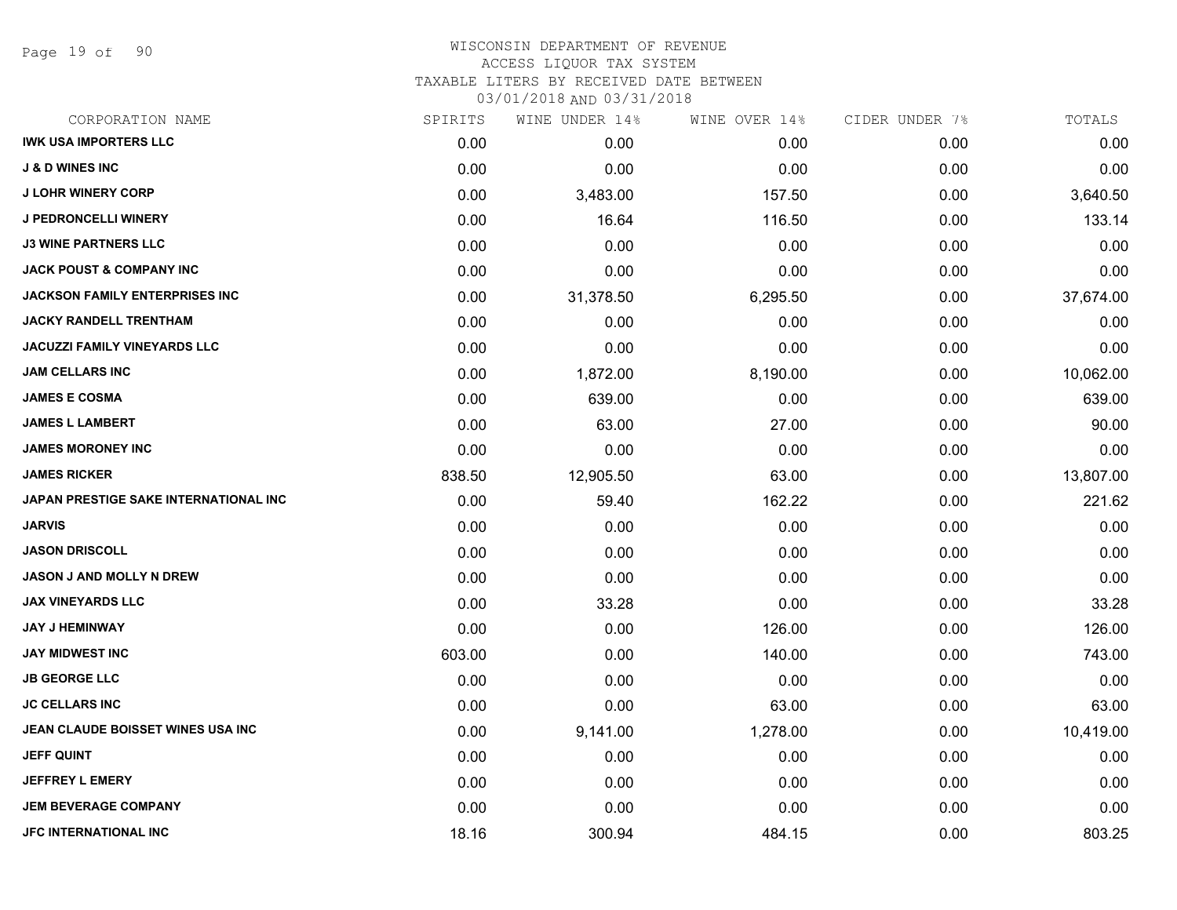WISCONSIN DEPARTMENT OF REVENUE
ACCESS LIQUOR TAX SYSTEM
TAXABLE LITERS BY RECEIVED DATE BETWEEN
03/01/2018 AND 03/31/2018

| CORPORATION NAME | SPIRITS | WINE UNDER 14% | WINE OVER 14% | CIDER UNDER 7% | TOTALS |
|---|---|---|---|---|---|
| IWK USA IMPORTERS LLC | 0.00 | 0.00 | 0.00 | 0.00 | 0.00 |
| J & D WINES INC | 0.00 | 0.00 | 0.00 | 0.00 | 0.00 |
| J LOHR WINERY CORP | 0.00 | 3,483.00 | 157.50 | 0.00 | 3,640.50 |
| J PEDRONCELLI WINERY | 0.00 | 16.64 | 116.50 | 0.00 | 133.14 |
| J3 WINE PARTNERS LLC | 0.00 | 0.00 | 0.00 | 0.00 | 0.00 |
| JACK POUST & COMPANY INC | 0.00 | 0.00 | 0.00 | 0.00 | 0.00 |
| JACKSON FAMILY ENTERPRISES INC | 0.00 | 31,378.50 | 6,295.50 | 0.00 | 37,674.00 |
| JACKY RANDELL TRENTHAM | 0.00 | 0.00 | 0.00 | 0.00 | 0.00 |
| JACUZZI FAMILY VINEYARDS LLC | 0.00 | 0.00 | 0.00 | 0.00 | 0.00 |
| JAM CELLARS INC | 0.00 | 1,872.00 | 8,190.00 | 0.00 | 10,062.00 |
| JAMES E COSMA | 0.00 | 639.00 | 0.00 | 0.00 | 639.00 |
| JAMES L LAMBERT | 0.00 | 63.00 | 27.00 | 0.00 | 90.00 |
| JAMES MORONEY INC | 0.00 | 0.00 | 0.00 | 0.00 | 0.00 |
| JAMES RICKER | 838.50 | 12,905.50 | 63.00 | 0.00 | 13,807.00 |
| JAPAN PRESTIGE SAKE INTERNATIONAL INC | 0.00 | 59.40 | 162.22 | 0.00 | 221.62 |
| JARVIS | 0.00 | 0.00 | 0.00 | 0.00 | 0.00 |
| JASON DRISCOLL | 0.00 | 0.00 | 0.00 | 0.00 | 0.00 |
| JASON J AND MOLLY N DREW | 0.00 | 0.00 | 0.00 | 0.00 | 0.00 |
| JAX VINEYARDS LLC | 0.00 | 33.28 | 0.00 | 0.00 | 33.28 |
| JAY J HEMINWAY | 0.00 | 0.00 | 126.00 | 0.00 | 126.00 |
| JAY MIDWEST INC | 603.00 | 0.00 | 140.00 | 0.00 | 743.00 |
| JB GEORGE LLC | 0.00 | 0.00 | 0.00 | 0.00 | 0.00 |
| JC CELLARS INC | 0.00 | 0.00 | 63.00 | 0.00 | 63.00 |
| JEAN CLAUDE BOISSET WINES USA INC | 0.00 | 9,141.00 | 1,278.00 | 0.00 | 10,419.00 |
| JEFF QUINT | 0.00 | 0.00 | 0.00 | 0.00 | 0.00 |
| JEFFREY L EMERY | 0.00 | 0.00 | 0.00 | 0.00 | 0.00 |
| JEM BEVERAGE COMPANY | 0.00 | 0.00 | 0.00 | 0.00 | 0.00 |
| JFC INTERNATIONAL INC | 18.16 | 300.94 | 484.15 | 0.00 | 803.25 |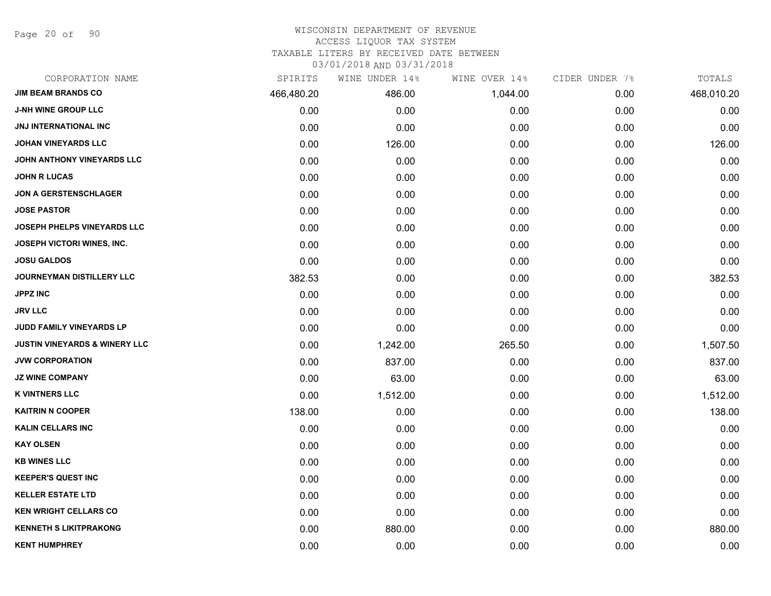WISCONSIN DEPARTMENT OF REVENUE
ACCESS LIQUOR TAX SYSTEM
TAXABLE LITERS BY RECEIVED DATE BETWEEN
03/01/2018 AND 03/31/2018

| CORPORATION NAME | SPIRITS | WINE UNDER 14% | WINE OVER 14% | CIDER UNDER 7% | TOTALS |
|---|---|---|---|---|---|
| JIM BEAM BRANDS CO | 466,480.20 | 486.00 | 1,044.00 | 0.00 | 468,010.20 |
| J-NH WINE GROUP LLC | 0.00 | 0.00 | 0.00 | 0.00 | 0.00 |
| JNJ INTERNATIONAL INC | 0.00 | 0.00 | 0.00 | 0.00 | 0.00 |
| JOHAN VINEYARDS LLC | 0.00 | 126.00 | 0.00 | 0.00 | 126.00 |
| JOHN ANTHONY VINEYARDS LLC | 0.00 | 0.00 | 0.00 | 0.00 | 0.00 |
| JOHN R LUCAS | 0.00 | 0.00 | 0.00 | 0.00 | 0.00 |
| JON A GERSTENSCHLAGER | 0.00 | 0.00 | 0.00 | 0.00 | 0.00 |
| JOSE PASTOR | 0.00 | 0.00 | 0.00 | 0.00 | 0.00 |
| JOSEPH PHELPS VINEYARDS LLC | 0.00 | 0.00 | 0.00 | 0.00 | 0.00 |
| JOSEPH VICTORI WINES, INC. | 0.00 | 0.00 | 0.00 | 0.00 | 0.00 |
| JOSU GALDOS | 0.00 | 0.00 | 0.00 | 0.00 | 0.00 |
| JOURNEYMAN DISTILLERY LLC | 382.53 | 0.00 | 0.00 | 0.00 | 382.53 |
| JPPZ INC | 0.00 | 0.00 | 0.00 | 0.00 | 0.00 |
| JRV LLC | 0.00 | 0.00 | 0.00 | 0.00 | 0.00 |
| JUDD FAMILY VINEYARDS LP | 0.00 | 0.00 | 0.00 | 0.00 | 0.00 |
| JUSTIN VINEYARDS & WINERY LLC | 0.00 | 1,242.00 | 265.50 | 0.00 | 1,507.50 |
| JVW CORPORATION | 0.00 | 837.00 | 0.00 | 0.00 | 837.00 |
| JZ WINE COMPANY | 0.00 | 63.00 | 0.00 | 0.00 | 63.00 |
| K VINTNERS LLC | 0.00 | 1,512.00 | 0.00 | 0.00 | 1,512.00 |
| KAITRIN N COOPER | 138.00 | 0.00 | 0.00 | 0.00 | 138.00 |
| KALIN CELLARS INC | 0.00 | 0.00 | 0.00 | 0.00 | 0.00 |
| KAY OLSEN | 0.00 | 0.00 | 0.00 | 0.00 | 0.00 |
| KB WINES LLC | 0.00 | 0.00 | 0.00 | 0.00 | 0.00 |
| KEEPER'S QUEST INC | 0.00 | 0.00 | 0.00 | 0.00 | 0.00 |
| KELLER ESTATE LTD | 0.00 | 0.00 | 0.00 | 0.00 | 0.00 |
| KEN WRIGHT CELLARS CO | 0.00 | 0.00 | 0.00 | 0.00 | 0.00 |
| KENNETH S LIKITPRAKONG | 0.00 | 880.00 | 0.00 | 0.00 | 880.00 |
| KENT HUMPHREY | 0.00 | 0.00 | 0.00 | 0.00 | 0.00 |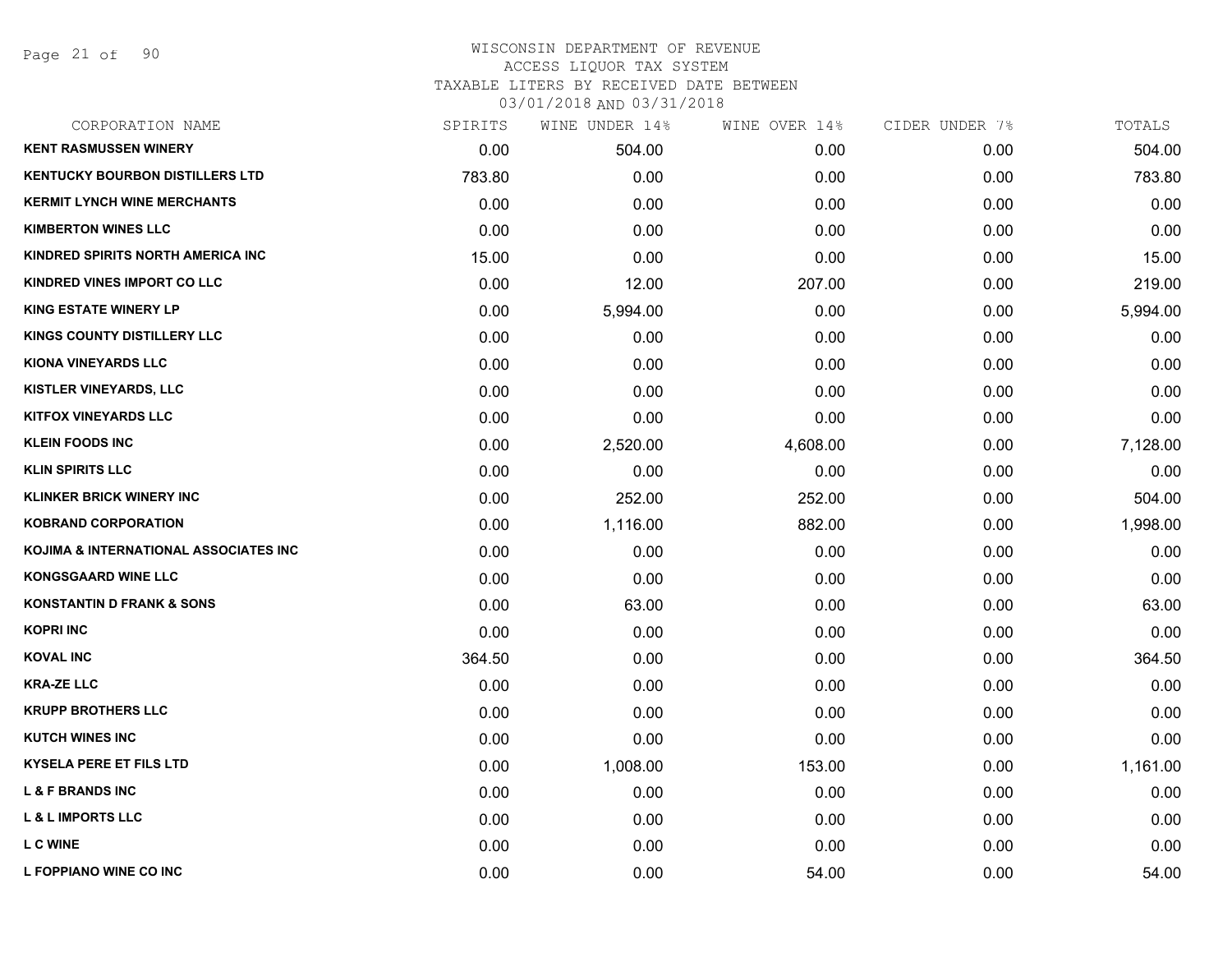# WISCONSIN DEPARTMENT OF REVENUE
## ACCESS LIQUOR TAX SYSTEM
### TAXABLE LITERS BY RECEIVED DATE BETWEEN 03/01/2018 AND 03/31/2018

| CORPORATION NAME | SPIRITS | WINE UNDER 14% | WINE OVER 14% | CIDER UNDER 7% | TOTALS |
|---|---|---|---|---|---|
| KENT RASMUSSEN WINERY | 0.00 | 504.00 | 0.00 | 0.00 | 504.00 |
| KENTUCKY BOURBON DISTILLERS LTD | 783.80 | 0.00 | 0.00 | 0.00 | 783.80 |
| KERMIT LYNCH WINE MERCHANTS | 0.00 | 0.00 | 0.00 | 0.00 | 0.00 |
| KIMBERTON WINES LLC | 0.00 | 0.00 | 0.00 | 0.00 | 0.00 |
| KINDRED SPIRITS NORTH AMERICA INC | 15.00 | 0.00 | 0.00 | 0.00 | 15.00 |
| KINDRED VINES IMPORT CO LLC | 0.00 | 12.00 | 207.00 | 0.00 | 219.00 |
| KING ESTATE WINERY LP | 0.00 | 5,994.00 | 0.00 | 0.00 | 5,994.00 |
| KINGS COUNTY DISTILLERY LLC | 0.00 | 0.00 | 0.00 | 0.00 | 0.00 |
| KIONA VINEYARDS LLC | 0.00 | 0.00 | 0.00 | 0.00 | 0.00 |
| KISTLER VINEYARDS, LLC | 0.00 | 0.00 | 0.00 | 0.00 | 0.00 |
| KITFOX VINEYARDS LLC | 0.00 | 0.00 | 0.00 | 0.00 | 0.00 |
| KLEIN FOODS INC | 0.00 | 2,520.00 | 4,608.00 | 0.00 | 7,128.00 |
| KLIN SPIRITS LLC | 0.00 | 0.00 | 0.00 | 0.00 | 0.00 |
| KLINKER BRICK WINERY INC | 0.00 | 252.00 | 252.00 | 0.00 | 504.00 |
| KOBRAND CORPORATION | 0.00 | 1,116.00 | 882.00 | 0.00 | 1,998.00 |
| KOJIMA & INTERNATIONAL ASSOCIATES INC | 0.00 | 0.00 | 0.00 | 0.00 | 0.00 |
| KONGSGAARD WINE LLC | 0.00 | 0.00 | 0.00 | 0.00 | 0.00 |
| KONSTANTIN D FRANK & SONS | 0.00 | 63.00 | 0.00 | 0.00 | 63.00 |
| KOPRI INC | 0.00 | 0.00 | 0.00 | 0.00 | 0.00 |
| KOVAL INC | 364.50 | 0.00 | 0.00 | 0.00 | 364.50 |
| KRA-ZE LLC | 0.00 | 0.00 | 0.00 | 0.00 | 0.00 |
| KRUPP BROTHERS LLC | 0.00 | 0.00 | 0.00 | 0.00 | 0.00 |
| KUTCH WINES INC | 0.00 | 0.00 | 0.00 | 0.00 | 0.00 |
| KYSELA PERE ET FILS LTD | 0.00 | 1,008.00 | 153.00 | 0.00 | 1,161.00 |
| L & F BRANDS INC | 0.00 | 0.00 | 0.00 | 0.00 | 0.00 |
| L & L IMPORTS LLC | 0.00 | 0.00 | 0.00 | 0.00 | 0.00 |
| L C WINE | 0.00 | 0.00 | 0.00 | 0.00 | 0.00 |
| L FOPPIANO WINE CO INC | 0.00 | 0.00 | 54.00 | 0.00 | 54.00 |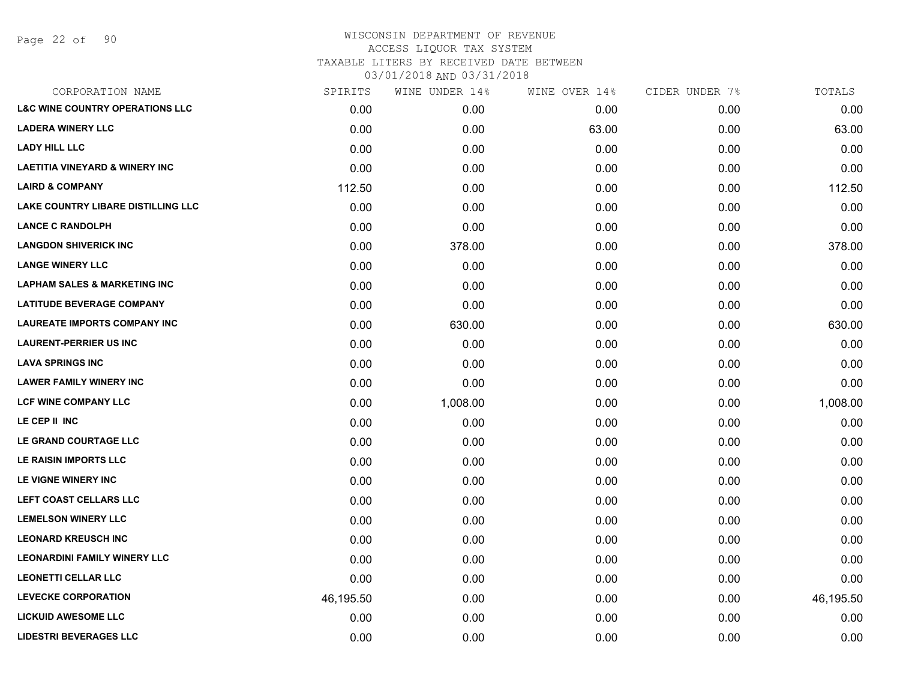WISCONSIN DEPARTMENT OF REVENUE
ACCESS LIQUOR TAX SYSTEM
TAXABLE LITERS BY RECEIVED DATE BETWEEN
03/01/2018 AND 03/31/2018

| CORPORATION NAME | SPIRITS | WINE UNDER 14% | WINE OVER 14% | CIDER UNDER 7% | TOTALS |
|---|---|---|---|---|---|
| **L&C WINE COUNTRY OPERATIONS LLC** | 0.00 | 0.00 | 0.00 | 0.00 | 0.00 |
| **LADERA WINERY LLC** | 0.00 | 0.00 | 63.00 | 0.00 | 63.00 |
| **LADY HILL LLC** | 0.00 | 0.00 | 0.00 | 0.00 | 0.00 |
| **LAETITIA VINEYARD & WINERY INC** | 0.00 | 0.00 | 0.00 | 0.00 | 0.00 |
| **LAIRD & COMPANY** | 112.50 | 0.00 | 0.00 | 0.00 | 112.50 |
| **LAKE COUNTRY LIBARE DISTILLING LLC** | 0.00 | 0.00 | 0.00 | 0.00 | 0.00 |
| **LANCE C RANDOLPH** | 0.00 | 0.00 | 0.00 | 0.00 | 0.00 |
| **LANGDON SHIVERICK INC** | 0.00 | 378.00 | 0.00 | 0.00 | 378.00 |
| **LANGE WINERY LLC** | 0.00 | 0.00 | 0.00 | 0.00 | 0.00 |
| **LAPHAM SALES & MARKETING INC** | 0.00 | 0.00 | 0.00 | 0.00 | 0.00 |
| **LATITUDE BEVERAGE COMPANY** | 0.00 | 0.00 | 0.00 | 0.00 | 0.00 |
| **LAUREATE IMPORTS COMPANY INC** | 0.00 | 630.00 | 0.00 | 0.00 | 630.00 |
| **LAURENT-PERRIER US INC** | 0.00 | 0.00 | 0.00 | 0.00 | 0.00 |
| **LAVA SPRINGS INC** | 0.00 | 0.00 | 0.00 | 0.00 | 0.00 |
| **LAWER FAMILY WINERY INC** | 0.00 | 0.00 | 0.00 | 0.00 | 0.00 |
| **LCF WINE COMPANY LLC** | 0.00 | 1,008.00 | 0.00 | 0.00 | 1,008.00 |
| **LE CEP II INC** | 0.00 | 0.00 | 0.00 | 0.00 | 0.00 |
| **LE GRAND COURTAGE LLC** | 0.00 | 0.00 | 0.00 | 0.00 | 0.00 |
| **LE RAISIN IMPORTS LLC** | 0.00 | 0.00 | 0.00 | 0.00 | 0.00 |
| **LE VIGNE WINERY INC** | 0.00 | 0.00 | 0.00 | 0.00 | 0.00 |
| **LEFT COAST CELLARS LLC** | 0.00 | 0.00 | 0.00 | 0.00 | 0.00 |
| **LEMELSON WINERY LLC** | 0.00 | 0.00 | 0.00 | 0.00 | 0.00 |
| **LEONARD KREUSCH INC** | 0.00 | 0.00 | 0.00 | 0.00 | 0.00 |
| **LEONARDINI FAMILY WINERY LLC** | 0.00 | 0.00 | 0.00 | 0.00 | 0.00 |
| **LEONETTI CELLAR LLC** | 0.00 | 0.00 | 0.00 | 0.00 | 0.00 |
| **LEVECKE CORPORATION** | 46,195.50 | 0.00 | 0.00 | 0.00 | 46,195.50 |
| **LICKUID AWESOME LLC** | 0.00 | 0.00 | 0.00 | 0.00 | 0.00 |
| **LIDESTRI BEVERAGES LLC** | 0.00 | 0.00 | 0.00 | 0.00 | 0.00 |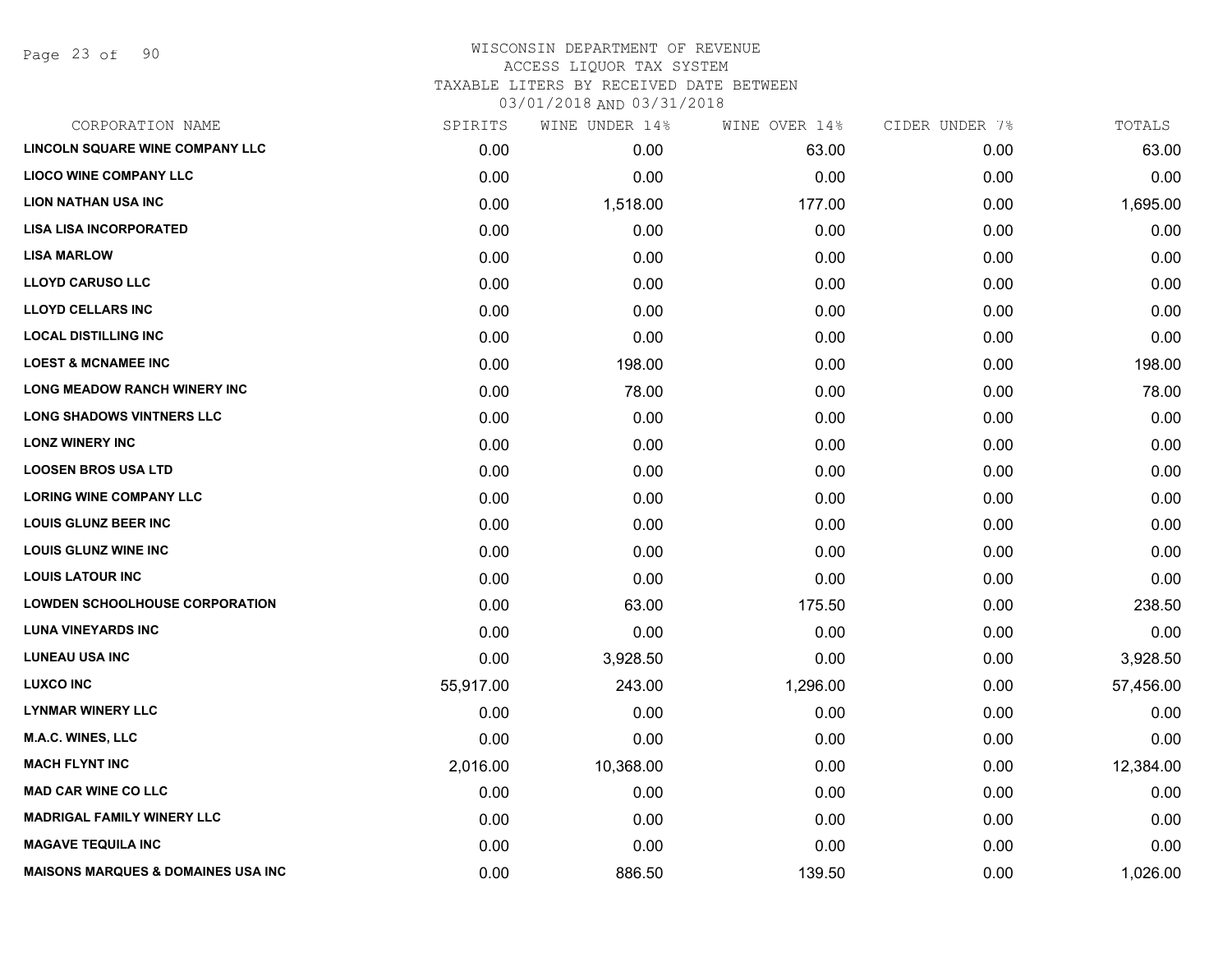# WISCONSIN DEPARTMENT OF REVENUE
ACCESS LIQUOR TAX SYSTEM
TAXABLE LITERS BY RECEIVED DATE BETWEEN
03/01/2018 AND 03/31/2018

| CORPORATION NAME | SPIRITS | WINE UNDER 14% | WINE OVER 14% | CIDER UNDER 7% | TOTALS |
|---|---|---|---|---|---|
| LINCOLN SQUARE WINE COMPANY LLC | 0.00 | 0.00 | 63.00 | 0.00 | 63.00 |
| LIOCO WINE COMPANY LLC | 0.00 | 0.00 | 0.00 | 0.00 | 0.00 |
| LION NATHAN USA INC | 0.00 | 1,518.00 | 177.00 | 0.00 | 1,695.00 |
| LISA LISA INCORPORATED | 0.00 | 0.00 | 0.00 | 0.00 | 0.00 |
| LISA MARLOW | 0.00 | 0.00 | 0.00 | 0.00 | 0.00 |
| LLOYD CARUSO LLC | 0.00 | 0.00 | 0.00 | 0.00 | 0.00 |
| LLOYD CELLARS INC | 0.00 | 0.00 | 0.00 | 0.00 | 0.00 |
| LOCAL DISTILLING INC | 0.00 | 0.00 | 0.00 | 0.00 | 0.00 |
| LOEST & MCNAMEE INC | 0.00 | 198.00 | 0.00 | 0.00 | 198.00 |
| LONG MEADOW RANCH WINERY INC | 0.00 | 78.00 | 0.00 | 0.00 | 78.00 |
| LONG SHADOWS VINTNERS LLC | 0.00 | 0.00 | 0.00 | 0.00 | 0.00 |
| LONZ WINERY INC | 0.00 | 0.00 | 0.00 | 0.00 | 0.00 |
| LOOSEN BROS USA LTD | 0.00 | 0.00 | 0.00 | 0.00 | 0.00 |
| LORING WINE COMPANY LLC | 0.00 | 0.00 | 0.00 | 0.00 | 0.00 |
| LOUIS GLUNZ BEER INC | 0.00 | 0.00 | 0.00 | 0.00 | 0.00 |
| LOUIS GLUNZ WINE INC | 0.00 | 0.00 | 0.00 | 0.00 | 0.00 |
| LOUIS LATOUR INC | 0.00 | 0.00 | 0.00 | 0.00 | 0.00 |
| LOWDEN SCHOOLHOUSE CORPORATION | 0.00 | 63.00 | 175.50 | 0.00 | 238.50 |
| LUNA VINEYARDS INC | 0.00 | 0.00 | 0.00 | 0.00 | 0.00 |
| LUNEAU USA INC | 0.00 | 3,928.50 | 0.00 | 0.00 | 3,928.50 |
| LUXCO INC | 55,917.00 | 243.00 | 1,296.00 | 0.00 | 57,456.00 |
| LYNMAR WINERY LLC | 0.00 | 0.00 | 0.00 | 0.00 | 0.00 |
| M.A.C. WINES, LLC | 0.00 | 0.00 | 0.00 | 0.00 | 0.00 |
| MACH FLYNT INC | 2,016.00 | 10,368.00 | 0.00 | 0.00 | 12,384.00 |
| MAD CAR WINE CO LLC | 0.00 | 0.00 | 0.00 | 0.00 | 0.00 |
| MADRIGAL FAMILY WINERY LLC | 0.00 | 0.00 | 0.00 | 0.00 | 0.00 |
| MAGAVE TEQUILA INC | 0.00 | 0.00 | 0.00 | 0.00 | 0.00 |
| MAISONS MARQUES & DOMAINES USA INC | 0.00 | 886.50 | 139.50 | 0.00 | 1,026.00 |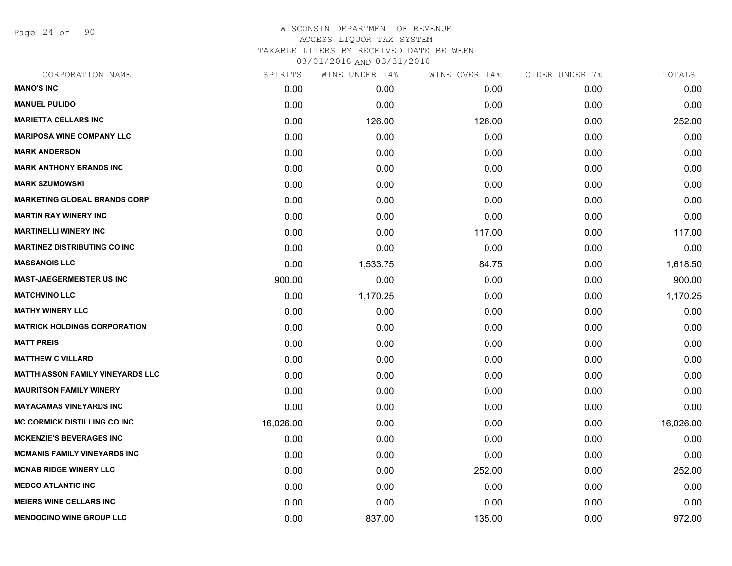WISCONSIN DEPARTMENT OF REVENUE
ACCESS LIQUOR TAX SYSTEM
TAXABLE LITERS BY RECEIVED DATE BETWEEN
03/01/2018 AND 03/31/2018

| CORPORATION NAME | SPIRITS | WINE UNDER 14% | WINE OVER 14% | CIDER UNDER 7% | TOTALS |
|---|---|---|---|---|---|
| **MANO'S INC** | 0.00 | 0.00 | 0.00 | 0.00 | 0.00 |
| **MANUEL PULIDO** | 0.00 | 0.00 | 0.00 | 0.00 | 0.00 |
| **MARIETTA CELLARS INC** | 0.00 | 126.00 | 126.00 | 0.00 | 252.00 |
| **MARIPOSA WINE COMPANY LLC** | 0.00 | 0.00 | 0.00 | 0.00 | 0.00 |
| **MARK ANDERSON** | 0.00 | 0.00 | 0.00 | 0.00 | 0.00 |
| **MARK ANTHONY BRANDS INC** | 0.00 | 0.00 | 0.00 | 0.00 | 0.00 |
| **MARK SZUMOWSKI** | 0.00 | 0.00 | 0.00 | 0.00 | 0.00 |
| **MARKETING GLOBAL BRANDS CORP** | 0.00 | 0.00 | 0.00 | 0.00 | 0.00 |
| **MARTIN RAY WINERY INC** | 0.00 | 0.00 | 0.00 | 0.00 | 0.00 |
| **MARTINELLI WINERY INC** | 0.00 | 0.00 | 117.00 | 0.00 | 117.00 |
| **MARTINEZ DISTRIBUTING CO INC** | 0.00 | 0.00 | 0.00 | 0.00 | 0.00 |
| **MASSANOIS LLC** | 0.00 | 1,533.75 | 84.75 | 0.00 | 1,618.50 |
| **MAST-JAEGERMEISTER US INC** | 900.00 | 0.00 | 0.00 | 0.00 | 900.00 |
| **MATCHVINO LLC** | 0.00 | 1,170.25 | 0.00 | 0.00 | 1,170.25 |
| **MATHY WINERY LLC** | 0.00 | 0.00 | 0.00 | 0.00 | 0.00 |
| **MATRICK HOLDINGS CORPORATION** | 0.00 | 0.00 | 0.00 | 0.00 | 0.00 |
| **MATT PREIS** | 0.00 | 0.00 | 0.00 | 0.00 | 0.00 |
| **MATTHEW C VILLARD** | 0.00 | 0.00 | 0.00 | 0.00 | 0.00 |
| **MATTHIASSON FAMILY VINEYARDS LLC** | 0.00 | 0.00 | 0.00 | 0.00 | 0.00 |
| **MAURITSON FAMILY WINERY** | 0.00 | 0.00 | 0.00 | 0.00 | 0.00 |
| **MAYACAMAS VINEYARDS INC** | 0.00 | 0.00 | 0.00 | 0.00 | 0.00 |
| **MC CORMICK DISTILLING CO INC** | 16,026.00 | 0.00 | 0.00 | 0.00 | 16,026.00 |
| **MCKENZIE'S BEVERAGES INC** | 0.00 | 0.00 | 0.00 | 0.00 | 0.00 |
| **MCMANIS FAMILY VINEYARDS INC** | 0.00 | 0.00 | 0.00 | 0.00 | 0.00 |
| **MCNAB RIDGE WINERY LLC** | 0.00 | 0.00 | 252.00 | 0.00 | 252.00 |
| **MEDCO ATLANTIC INC** | 0.00 | 0.00 | 0.00 | 0.00 | 0.00 |
| **MEIERS WINE CELLARS INC** | 0.00 | 0.00 | 0.00 | 0.00 | 0.00 |
| **MENDOCINO WINE GROUP LLC** | 0.00 | 837.00 | 135.00 | 0.00 | 972.00 |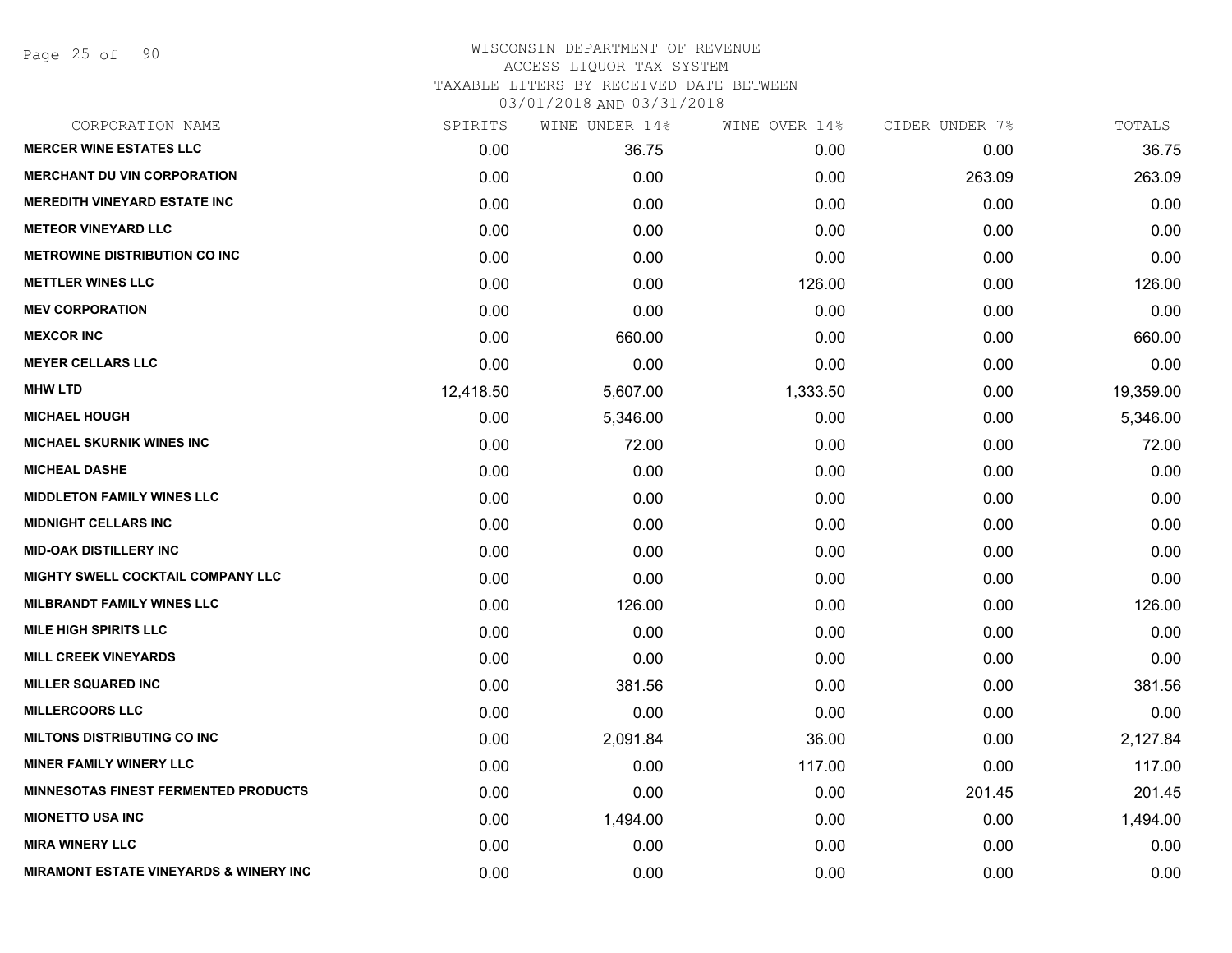# WISCONSIN DEPARTMENT OF REVENUE
ACCESS LIQUOR TAX SYSTEM
TAXABLE LITERS BY RECEIVED DATE BETWEEN
03/01/2018 AND 03/31/2018

| CORPORATION NAME | SPIRITS | WINE UNDER 14% | WINE OVER 14% | CIDER UNDER 7% | TOTALS |
|---|---|---|---|---|---|
| MERCER WINE ESTATES LLC | 0.00 | 36.75 | 0.00 | 0.00 | 36.75 |
| MERCHANT DU VIN CORPORATION | 0.00 | 0.00 | 0.00 | 263.09 | 263.09 |
| MEREDITH VINEYARD ESTATE INC | 0.00 | 0.00 | 0.00 | 0.00 | 0.00 |
| METEOR VINEYARD LLC | 0.00 | 0.00 | 0.00 | 0.00 | 0.00 |
| METROWINE DISTRIBUTION CO INC | 0.00 | 0.00 | 0.00 | 0.00 | 0.00 |
| METTLER WINES LLC | 0.00 | 0.00 | 126.00 | 0.00 | 126.00 |
| MEV CORPORATION | 0.00 | 0.00 | 0.00 | 0.00 | 0.00 |
| MEXCOR INC | 0.00 | 660.00 | 0.00 | 0.00 | 660.00 |
| MEYER CELLARS LLC | 0.00 | 0.00 | 0.00 | 0.00 | 0.00 |
| MHW LTD | 12,418.50 | 5,607.00 | 1,333.50 | 0.00 | 19,359.00 |
| MICHAEL HOUGH | 0.00 | 5,346.00 | 0.00 | 0.00 | 5,346.00 |
| MICHAEL SKURNIK WINES INC | 0.00 | 72.00 | 0.00 | 0.00 | 72.00 |
| MICHEAL DASHE | 0.00 | 0.00 | 0.00 | 0.00 | 0.00 |
| MIDDLETON FAMILY WINES LLC | 0.00 | 0.00 | 0.00 | 0.00 | 0.00 |
| MIDNIGHT CELLARS INC | 0.00 | 0.00 | 0.00 | 0.00 | 0.00 |
| MID-OAK DISTILLERY INC | 0.00 | 0.00 | 0.00 | 0.00 | 0.00 |
| MIGHTY SWELL COCKTAIL COMPANY LLC | 0.00 | 0.00 | 0.00 | 0.00 | 0.00 |
| MILBRANDT FAMILY WINES LLC | 0.00 | 126.00 | 0.00 | 0.00 | 126.00 |
| MILE HIGH SPIRITS LLC | 0.00 | 0.00 | 0.00 | 0.00 | 0.00 |
| MILL CREEK VINEYARDS | 0.00 | 0.00 | 0.00 | 0.00 | 0.00 |
| MILLER SQUARED INC | 0.00 | 381.56 | 0.00 | 0.00 | 381.56 |
| MILLERCOORS LLC | 0.00 | 0.00 | 0.00 | 0.00 | 0.00 |
| MILTONS DISTRIBUTING CO INC | 0.00 | 2,091.84 | 36.00 | 0.00 | 2,127.84 |
| MINER FAMILY WINERY LLC | 0.00 | 0.00 | 117.00 | 0.00 | 117.00 |
| MINNESOTAS FINEST FERMENTED PRODUCTS | 0.00 | 0.00 | 0.00 | 201.45 | 201.45 |
| MIONETTO USA INC | 0.00 | 1,494.00 | 0.00 | 0.00 | 1,494.00 |
| MIRA WINERY LLC | 0.00 | 0.00 | 0.00 | 0.00 | 0.00 |
| MIRAMONT ESTATE VINEYARDS & WINERY INC | 0.00 | 0.00 | 0.00 | 0.00 | 0.00 |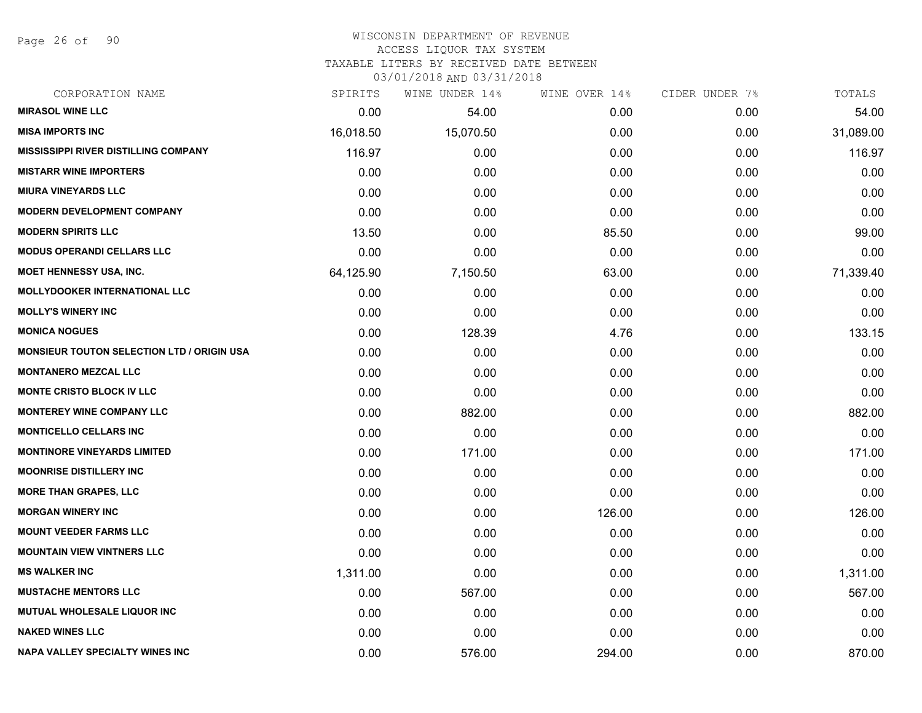WISCONSIN DEPARTMENT OF REVENUE
ACCESS LIQUOR TAX SYSTEM
TAXABLE LITERS BY RECEIVED DATE BETWEEN
03/01/2018 AND 03/31/2018

| CORPORATION NAME | SPIRITS | WINE UNDER 14% | WINE OVER 14% | CIDER UNDER 7% | TOTALS |
|---|---|---|---|---|---|
| MIRASOL WINE LLC | 0.00 | 54.00 | 0.00 | 0.00 | 54.00 |
| MISA IMPORTS INC | 16,018.50 | 15,070.50 | 0.00 | 0.00 | 31,089.00 |
| MISSISSIPPI RIVER DISTILLING COMPANY | 116.97 | 0.00 | 0.00 | 0.00 | 116.97 |
| MISTARR WINE IMPORTERS | 0.00 | 0.00 | 0.00 | 0.00 | 0.00 |
| MIURA VINEYARDS LLC | 0.00 | 0.00 | 0.00 | 0.00 | 0.00 |
| MODERN DEVELOPMENT COMPANY | 0.00 | 0.00 | 0.00 | 0.00 | 0.00 |
| MODERN SPIRITS LLC | 13.50 | 0.00 | 85.50 | 0.00 | 99.00 |
| MODUS OPERANDI CELLARS LLC | 0.00 | 0.00 | 0.00 | 0.00 | 0.00 |
| MOET HENNESSY USA, INC. | 64,125.90 | 7,150.50 | 63.00 | 0.00 | 71,339.40 |
| MOLLYDOOKER INTERNATIONAL LLC | 0.00 | 0.00 | 0.00 | 0.00 | 0.00 |
| MOLLY'S WINERY INC | 0.00 | 0.00 | 0.00 | 0.00 | 0.00 |
| MONICA NOGUES | 0.00 | 128.39 | 4.76 | 0.00 | 133.15 |
| MONSIEUR TOUTON SELECTION LTD / ORIGIN USA | 0.00 | 0.00 | 0.00 | 0.00 | 0.00 |
| MONTANERO MEZCAL LLC | 0.00 | 0.00 | 0.00 | 0.00 | 0.00 |
| MONTE CRISTO BLOCK IV LLC | 0.00 | 0.00 | 0.00 | 0.00 | 0.00 |
| MONTEREY WINE COMPANY LLC | 0.00 | 882.00 | 0.00 | 0.00 | 882.00 |
| MONTICELLO CELLARS INC | 0.00 | 0.00 | 0.00 | 0.00 | 0.00 |
| MONTINORE VINEYARDS LIMITED | 0.00 | 171.00 | 0.00 | 0.00 | 171.00 |
| MOONRISE DISTILLERY INC | 0.00 | 0.00 | 0.00 | 0.00 | 0.00 |
| MORE THAN GRAPES, LLC | 0.00 | 0.00 | 0.00 | 0.00 | 0.00 |
| MORGAN WINERY INC | 0.00 | 0.00 | 126.00 | 0.00 | 126.00 |
| MOUNT VEEDER FARMS LLC | 0.00 | 0.00 | 0.00 | 0.00 | 0.00 |
| MOUNTAIN VIEW VINTNERS LLC | 0.00 | 0.00 | 0.00 | 0.00 | 0.00 |
| MS WALKER INC | 1,311.00 | 0.00 | 0.00 | 0.00 | 1,311.00 |
| MUSTACHE MENTORS LLC | 0.00 | 567.00 | 0.00 | 0.00 | 567.00 |
| MUTUAL WHOLESALE LIQUOR INC | 0.00 | 0.00 | 0.00 | 0.00 | 0.00 |
| NAKED WINES LLC | 0.00 | 0.00 | 0.00 | 0.00 | 0.00 |
| NAPA VALLEY SPECIALTY WINES INC | 0.00 | 576.00 | 294.00 | 0.00 | 870.00 |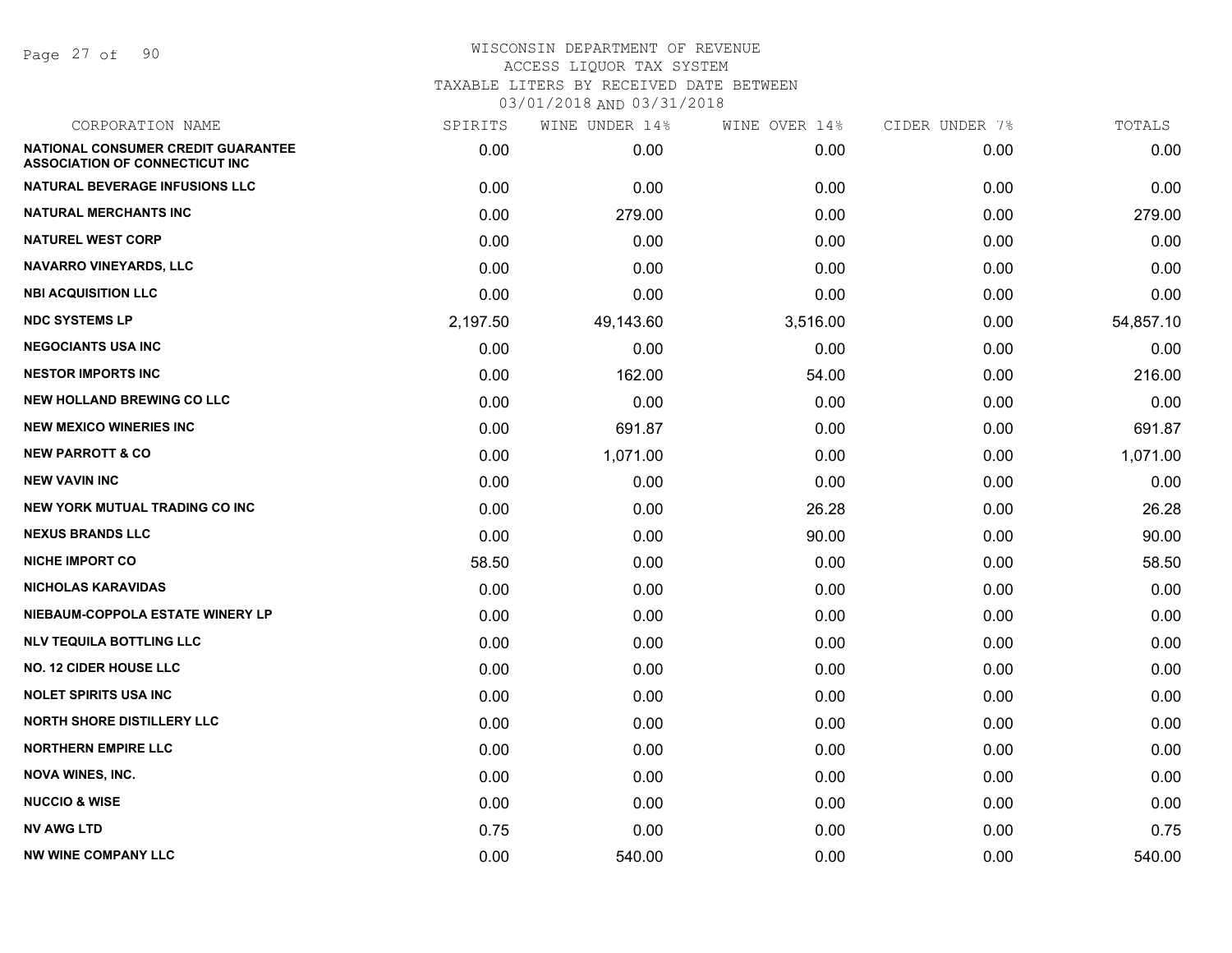WISCONSIN DEPARTMENT OF REVENUE
ACCESS LIQUOR TAX SYSTEM
TAXABLE LITERS BY RECEIVED DATE BETWEEN
03/01/2018 AND 03/31/2018

| CORPORATION NAME | SPIRITS | WINE UNDER 14% | WINE OVER 14% | CIDER UNDER 7% | TOTALS |
|---|---|---|---|---|---|
| **NATIONAL CONSUMER CREDIT GUARANTEE ASSOCIATION OF CONNECTICUT INC** | 0.00 | 0.00 | 0.00 | 0.00 | 0.00 |
| **NATURAL BEVERAGE INFUSIONS LLC** | 0.00 | 0.00 | 0.00 | 0.00 | 0.00 |
| **NATURAL MERCHANTS INC** | 0.00 | 279.00 | 0.00 | 0.00 | 279.00 |
| **NATUREL WEST CORP** | 0.00 | 0.00 | 0.00 | 0.00 | 0.00 |
| **NAVARRO VINEYARDS, LLC** | 0.00 | 0.00 | 0.00 | 0.00 | 0.00 |
| **NBI ACQUISITION LLC** | 0.00 | 0.00 | 0.00 | 0.00 | 0.00 |
| **NDC SYSTEMS LP** | 2,197.50 | 49,143.60 | 3,516.00 | 0.00 | 54,857.10 |
| **NEGOCIANTS USA INC** | 0.00 | 0.00 | 0.00 | 0.00 | 0.00 |
| **NESTOR IMPORTS INC** | 0.00 | 162.00 | 54.00 | 0.00 | 216.00 |
| **NEW HOLLAND BREWING CO LLC** | 0.00 | 0.00 | 0.00 | 0.00 | 0.00 |
| **NEW MEXICO WINERIES INC** | 0.00 | 691.87 | 0.00 | 0.00 | 691.87 |
| **NEW PARROTT & CO** | 0.00 | 1,071.00 | 0.00 | 0.00 | 1,071.00 |
| **NEW VAVIN INC** | 0.00 | 0.00 | 0.00 | 0.00 | 0.00 |
| **NEW YORK MUTUAL TRADING CO INC** | 0.00 | 0.00 | 26.28 | 0.00 | 26.28 |
| **NEXUS BRANDS LLC** | 0.00 | 0.00 | 90.00 | 0.00 | 90.00 |
| **NICHE IMPORT CO** | 58.50 | 0.00 | 0.00 | 0.00 | 58.50 |
| **NICHOLAS KARAVIDAS** | 0.00 | 0.00 | 0.00 | 0.00 | 0.00 |
| **NIEBAUM-COPPOLA ESTATE WINERY LP** | 0.00 | 0.00 | 0.00 | 0.00 | 0.00 |
| **NLV TEQUILA BOTTLING LLC** | 0.00 | 0.00 | 0.00 | 0.00 | 0.00 |
| **NO. 12 CIDER HOUSE LLC** | 0.00 | 0.00 | 0.00 | 0.00 | 0.00 |
| **NOLET SPIRITS USA INC** | 0.00 | 0.00 | 0.00 | 0.00 | 0.00 |
| **NORTH SHORE DISTILLERY LLC** | 0.00 | 0.00 | 0.00 | 0.00 | 0.00 |
| **NORTHERN EMPIRE LLC** | 0.00 | 0.00 | 0.00 | 0.00 | 0.00 |
| **NOVA WINES, INC.** | 0.00 | 0.00 | 0.00 | 0.00 | 0.00 |
| **NUCCIO & WISE** | 0.00 | 0.00 | 0.00 | 0.00 | 0.00 |
| **NV AWG LTD** | 0.75 | 0.00 | 0.00 | 0.00 | 0.75 |
| **NW WINE COMPANY LLC** | 0.00 | 540.00 | 0.00 | 0.00 | 540.00 |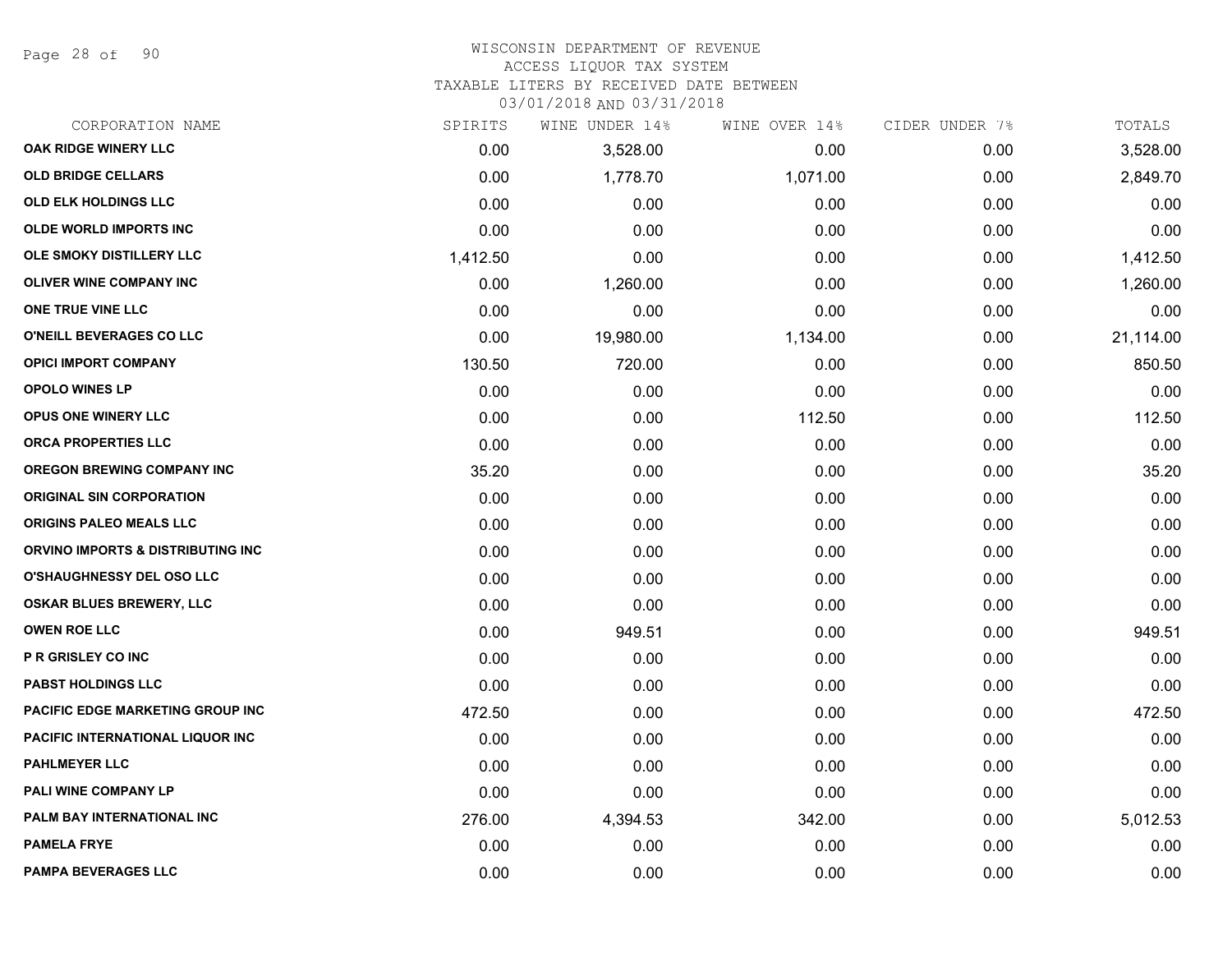WISCONSIN DEPARTMENT OF REVENUE
ACCESS LIQUOR TAX SYSTEM
TAXABLE LITERS BY RECEIVED DATE BETWEEN
03/01/2018 AND 03/31/2018

| CORPORATION NAME | SPIRITS | WINE UNDER 14% | WINE OVER 14% | CIDER UNDER 7% | TOTALS |
|---|---|---|---|---|---|
| OAK RIDGE WINERY LLC | 0.00 | 3,528.00 | 0.00 | 0.00 | 3,528.00 |
| OLD BRIDGE CELLARS | 0.00 | 1,778.70 | 1,071.00 | 0.00 | 2,849.70 |
| OLD ELK HOLDINGS LLC | 0.00 | 0.00 | 0.00 | 0.00 | 0.00 |
| OLDE WORLD IMPORTS INC | 0.00 | 0.00 | 0.00 | 0.00 | 0.00 |
| OLE SMOKY DISTILLERY LLC | 1,412.50 | 0.00 | 0.00 | 0.00 | 1,412.50 |
| OLIVER WINE COMPANY INC | 0.00 | 1,260.00 | 0.00 | 0.00 | 1,260.00 |
| ONE TRUE VINE LLC | 0.00 | 0.00 | 0.00 | 0.00 | 0.00 |
| O'NEILL BEVERAGES CO LLC | 0.00 | 19,980.00 | 1,134.00 | 0.00 | 21,114.00 |
| OPICI IMPORT COMPANY | 130.50 | 720.00 | 0.00 | 0.00 | 850.50 |
| OPOLO WINES LP | 0.00 | 0.00 | 0.00 | 0.00 | 0.00 |
| OPUS ONE WINERY LLC | 0.00 | 0.00 | 112.50 | 0.00 | 112.50 |
| ORCA PROPERTIES LLC | 0.00 | 0.00 | 0.00 | 0.00 | 0.00 |
| OREGON BREWING COMPANY INC | 35.20 | 0.00 | 0.00 | 0.00 | 35.20 |
| ORIGINAL SIN CORPORATION | 0.00 | 0.00 | 0.00 | 0.00 | 0.00 |
| ORIGINS PALEO MEALS LLC | 0.00 | 0.00 | 0.00 | 0.00 | 0.00 |
| ORVINO IMPORTS & DISTRIBUTING INC | 0.00 | 0.00 | 0.00 | 0.00 | 0.00 |
| O'SHAUGHNESSY DEL OSO LLC | 0.00 | 0.00 | 0.00 | 0.00 | 0.00 |
| OSKAR BLUES BREWERY, LLC | 0.00 | 0.00 | 0.00 | 0.00 | 0.00 |
| OWEN ROE LLC | 0.00 | 949.51 | 0.00 | 0.00 | 949.51 |
| P R GRISLEY CO INC | 0.00 | 0.00 | 0.00 | 0.00 | 0.00 |
| PABST HOLDINGS LLC | 0.00 | 0.00 | 0.00 | 0.00 | 0.00 |
| PACIFIC EDGE MARKETING GROUP INC | 472.50 | 0.00 | 0.00 | 0.00 | 472.50 |
| PACIFIC INTERNATIONAL LIQUOR INC | 0.00 | 0.00 | 0.00 | 0.00 | 0.00 |
| PAHLMEYER LLC | 0.00 | 0.00 | 0.00 | 0.00 | 0.00 |
| PALI WINE COMPANY LP | 0.00 | 0.00 | 0.00 | 0.00 | 0.00 |
| PALM BAY INTERNATIONAL INC | 276.00 | 4,394.53 | 342.00 | 0.00 | 5,012.53 |
| PAMELA FRYE | 0.00 | 0.00 | 0.00 | 0.00 | 0.00 |
| PAMPA BEVERAGES LLC | 0.00 | 0.00 | 0.00 | 0.00 | 0.00 |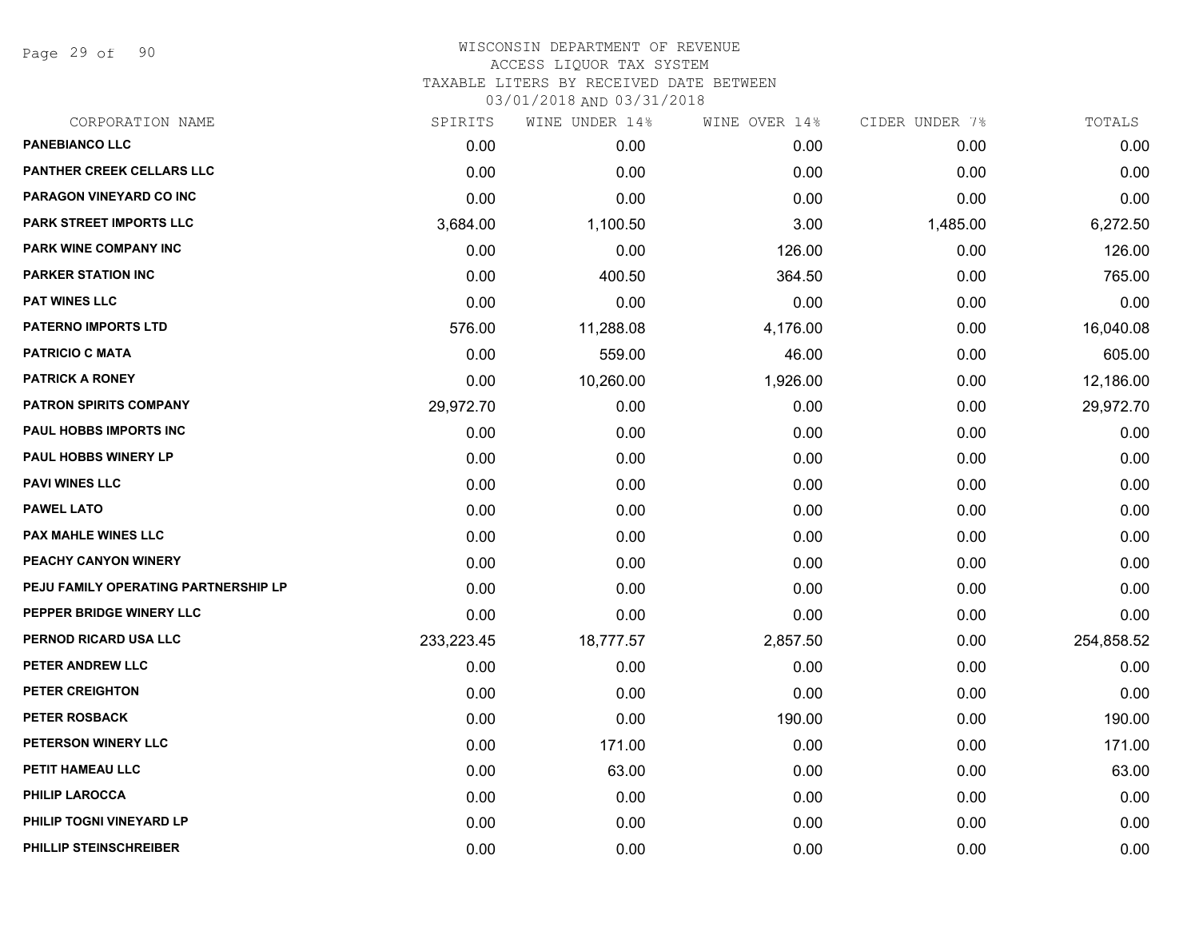WISCONSIN DEPARTMENT OF REVENUE
ACCESS LIQUOR TAX SYSTEM
TAXABLE LITERS BY RECEIVED DATE BETWEEN
03/01/2018 AND 03/31/2018

| CORPORATION NAME | SPIRITS | WINE UNDER 14% | WINE OVER 14% | CIDER UNDER 7% | TOTALS |
|---|---|---|---|---|---|
| **PANEBIANCO LLC** | 0.00 | 0.00 | 0.00 | 0.00 | 0.00 |
| **PANTHER CREEK CELLARS LLC** | 0.00 | 0.00 | 0.00 | 0.00 | 0.00 |
| **PARAGON VINEYARD CO INC** | 0.00 | 0.00 | 0.00 | 0.00 | 0.00 |
| **PARK STREET IMPORTS LLC** | 3,684.00 | 1,100.50 | 3.00 | 1,485.00 | 6,272.50 |
| **PARK WINE COMPANY INC** | 0.00 | 0.00 | 126.00 | 0.00 | 126.00 |
| **PARKER STATION INC** | 0.00 | 400.50 | 364.50 | 0.00 | 765.00 |
| **PAT WINES LLC** | 0.00 | 0.00 | 0.00 | 0.00 | 0.00 |
| **PATERNO IMPORTS LTD** | 576.00 | 11,288.08 | 4,176.00 | 0.00 | 16,040.08 |
| **PATRICIO C MATA** | 0.00 | 559.00 | 46.00 | 0.00 | 605.00 |
| **PATRICK A RONEY** | 0.00 | 10,260.00 | 1,926.00 | 0.00 | 12,186.00 |
| **PATRON SPIRITS COMPANY** | 29,972.70 | 0.00 | 0.00 | 0.00 | 29,972.70 |
| **PAUL HOBBS IMPORTS INC** | 0.00 | 0.00 | 0.00 | 0.00 | 0.00 |
| **PAUL HOBBS WINERY LP** | 0.00 | 0.00 | 0.00 | 0.00 | 0.00 |
| **PAVI WINES LLC** | 0.00 | 0.00 | 0.00 | 0.00 | 0.00 |
| **PAWEL LATO** | 0.00 | 0.00 | 0.00 | 0.00 | 0.00 |
| **PAX MAHLE WINES LLC** | 0.00 | 0.00 | 0.00 | 0.00 | 0.00 |
| **PEACHY CANYON WINERY** | 0.00 | 0.00 | 0.00 | 0.00 | 0.00 |
| **PEJU FAMILY OPERATING PARTNERSHIP LP** | 0.00 | 0.00 | 0.00 | 0.00 | 0.00 |
| **PEPPER BRIDGE WINERY LLC** | 0.00 | 0.00 | 0.00 | 0.00 | 0.00 |
| **PERNOD RICARD USA LLC** | 233,223.45 | 18,777.57 | 2,857.50 | 0.00 | 254,858.52 |
| **PETER ANDREW LLC** | 0.00 | 0.00 | 0.00 | 0.00 | 0.00 |
| **PETER CREIGHTON** | 0.00 | 0.00 | 0.00 | 0.00 | 0.00 |
| **PETER ROSBACK** | 0.00 | 0.00 | 190.00 | 0.00 | 190.00 |
| **PETERSON WINERY LLC** | 0.00 | 171.00 | 0.00 | 0.00 | 171.00 |
| **PETIT HAMEAU LLC** | 0.00 | 63.00 | 0.00 | 0.00 | 63.00 |
| **PHILIP LAROCCA** | 0.00 | 0.00 | 0.00 | 0.00 | 0.00 |
| **PHILIP TOGNI VINEYARD LP** | 0.00 | 0.00 | 0.00 | 0.00 | 0.00 |
| **PHILLIP STEINSCHREIBER** | 0.00 | 0.00 | 0.00 | 0.00 | 0.00 |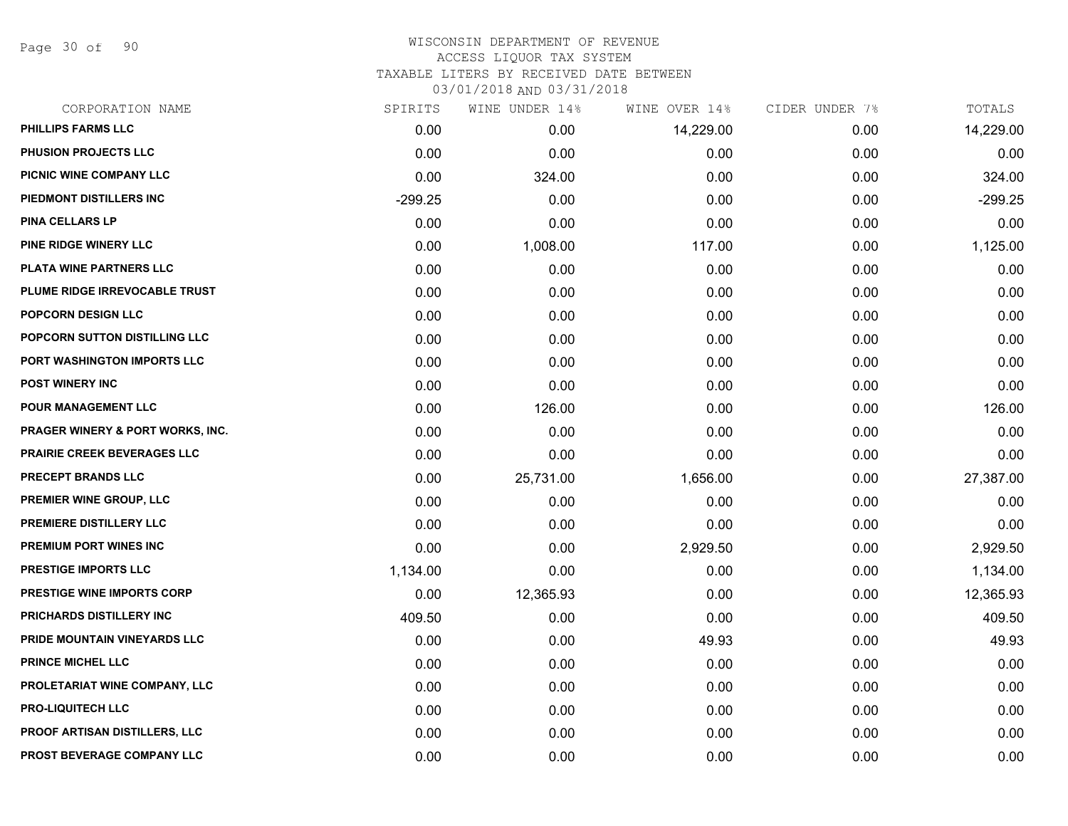# WISCONSIN DEPARTMENT OF REVENUE
ACCESS LIQUOR TAX SYSTEM
TAXABLE LITERS BY RECEIVED DATE BETWEEN
03/01/2018 AND 03/31/2018

| CORPORATION NAME | SPIRITS | WINE UNDER 14% | WINE OVER 14% | CIDER UNDER 7% | TOTALS |
|---|---|---|---|---|---|
| PHILLIPS FARMS LLC | 0.00 | 0.00 | 14,229.00 | 0.00 | 14,229.00 |
| PHUSION PROJECTS LLC | 0.00 | 0.00 | 0.00 | 0.00 | 0.00 |
| PICNIC WINE COMPANY LLC | 0.00 | 324.00 | 0.00 | 0.00 | 324.00 |
| PIEDMONT DISTILLERS INC | -299.25 | 0.00 | 0.00 | 0.00 | -299.25 |
| PINA CELLARS LP | 0.00 | 0.00 | 0.00 | 0.00 | 0.00 |
| PINE RIDGE WINERY LLC | 0.00 | 1,008.00 | 117.00 | 0.00 | 1,125.00 |
| PLATA WINE PARTNERS LLC | 0.00 | 0.00 | 0.00 | 0.00 | 0.00 |
| PLUME RIDGE IRREVOCABLE TRUST | 0.00 | 0.00 | 0.00 | 0.00 | 0.00 |
| POPCORN DESIGN LLC | 0.00 | 0.00 | 0.00 | 0.00 | 0.00 |
| POPCORN SUTTON DISTILLING LLC | 0.00 | 0.00 | 0.00 | 0.00 | 0.00 |
| PORT WASHINGTON IMPORTS LLC | 0.00 | 0.00 | 0.00 | 0.00 | 0.00 |
| POST WINERY INC | 0.00 | 0.00 | 0.00 | 0.00 | 0.00 |
| POUR MANAGEMENT LLC | 0.00 | 126.00 | 0.00 | 0.00 | 126.00 |
| PRAGER WINERY & PORT WORKS, INC. | 0.00 | 0.00 | 0.00 | 0.00 | 0.00 |
| PRAIRIE CREEK BEVERAGES LLC | 0.00 | 0.00 | 0.00 | 0.00 | 0.00 |
| PRECEPT BRANDS LLC | 0.00 | 25,731.00 | 1,656.00 | 0.00 | 27,387.00 |
| PREMIER WINE GROUP, LLC | 0.00 | 0.00 | 0.00 | 0.00 | 0.00 |
| PREMIERE DISTILLERY LLC | 0.00 | 0.00 | 0.00 | 0.00 | 0.00 |
| PREMIUM PORT WINES INC | 0.00 | 0.00 | 2,929.50 | 0.00 | 2,929.50 |
| PRESTIGE IMPORTS LLC | 1,134.00 | 0.00 | 0.00 | 0.00 | 1,134.00 |
| PRESTIGE WINE IMPORTS CORP | 0.00 | 12,365.93 | 0.00 | 0.00 | 12,365.93 |
| PRICHARDS DISTILLERY INC | 409.50 | 0.00 | 0.00 | 0.00 | 409.50 |
| PRIDE MOUNTAIN VINEYARDS LLC | 0.00 | 0.00 | 49.93 | 0.00 | 49.93 |
| PRINCE MICHEL LLC | 0.00 | 0.00 | 0.00 | 0.00 | 0.00 |
| PROLETARIAT WINE COMPANY, LLC | 0.00 | 0.00 | 0.00 | 0.00 | 0.00 |
| PRO-LIQUITECH LLC | 0.00 | 0.00 | 0.00 | 0.00 | 0.00 |
| PROOF ARTISAN DISTILLERS, LLC | 0.00 | 0.00 | 0.00 | 0.00 | 0.00 |
| PROST BEVERAGE COMPANY LLC | 0.00 | 0.00 | 0.00 | 0.00 | 0.00 |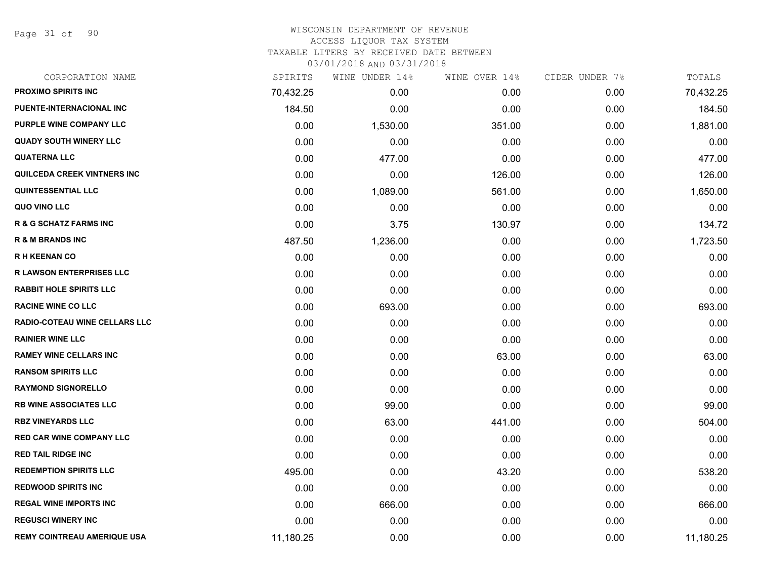WISCONSIN DEPARTMENT OF REVENUE
ACCESS LIQUOR TAX SYSTEM
TAXABLE LITERS BY RECEIVED DATE BETWEEN
03/01/2018 AND 03/31/2018

| CORPORATION NAME | SPIRITS | WINE UNDER 14% | WINE OVER 14% | CIDER UNDER 7% | TOTALS |
|---|---|---|---|---|---|
| PROXIMO SPIRITS INC | 70,432.25 | 0.00 | 0.00 | 0.00 | 70,432.25 |
| PUENTE-INTERNACIONAL INC | 184.50 | 0.00 | 0.00 | 0.00 | 184.50 |
| PURPLE WINE COMPANY LLC | 0.00 | 1,530.00 | 351.00 | 0.00 | 1,881.00 |
| QUADY SOUTH WINERY LLC | 0.00 | 0.00 | 0.00 | 0.00 | 0.00 |
| QUATERNA LLC | 0.00 | 477.00 | 0.00 | 0.00 | 477.00 |
| QUILCEDA CREEK VINTNERS INC | 0.00 | 0.00 | 126.00 | 0.00 | 126.00 |
| QUINTESSENTIAL LLC | 0.00 | 1,089.00 | 561.00 | 0.00 | 1,650.00 |
| QUO VINO LLC | 0.00 | 0.00 | 0.00 | 0.00 | 0.00 |
| R & G SCHATZ FARMS INC | 0.00 | 3.75 | 130.97 | 0.00 | 134.72 |
| R & M BRANDS INC | 487.50 | 1,236.00 | 0.00 | 0.00 | 1,723.50 |
| R H KEENAN CO | 0.00 | 0.00 | 0.00 | 0.00 | 0.00 |
| R LAWSON ENTERPRISES LLC | 0.00 | 0.00 | 0.00 | 0.00 | 0.00 |
| RABBIT HOLE SPIRITS LLC | 0.00 | 0.00 | 0.00 | 0.00 | 0.00 |
| RACINE WINE CO LLC | 0.00 | 693.00 | 0.00 | 0.00 | 693.00 |
| RADIO-COTEAU WINE CELLARS LLC | 0.00 | 0.00 | 0.00 | 0.00 | 0.00 |
| RAINIER WINE LLC | 0.00 | 0.00 | 0.00 | 0.00 | 0.00 |
| RAMEY WINE CELLARS INC | 0.00 | 0.00 | 63.00 | 0.00 | 63.00 |
| RANSOM SPIRITS LLC | 0.00 | 0.00 | 0.00 | 0.00 | 0.00 |
| RAYMOND SIGNORELLO | 0.00 | 0.00 | 0.00 | 0.00 | 0.00 |
| RB WINE ASSOCIATES LLC | 0.00 | 99.00 | 0.00 | 0.00 | 99.00 |
| RBZ VINEYARDS LLC | 0.00 | 63.00 | 441.00 | 0.00 | 504.00 |
| RED CAR WINE COMPANY LLC | 0.00 | 0.00 | 0.00 | 0.00 | 0.00 |
| RED TAIL RIDGE INC | 0.00 | 0.00 | 0.00 | 0.00 | 0.00 |
| REDEMPTION SPIRITS LLC | 495.00 | 0.00 | 43.20 | 0.00 | 538.20 |
| REDWOOD SPIRITS INC | 0.00 | 0.00 | 0.00 | 0.00 | 0.00 |
| REGAL WINE IMPORTS INC | 0.00 | 666.00 | 0.00 | 0.00 | 666.00 |
| REGUSCI WINERY INC | 0.00 | 0.00 | 0.00 | 0.00 | 0.00 |
| REMY COINTREAU AMERIQUE USA | 11,180.25 | 0.00 | 0.00 | 0.00 | 11,180.25 |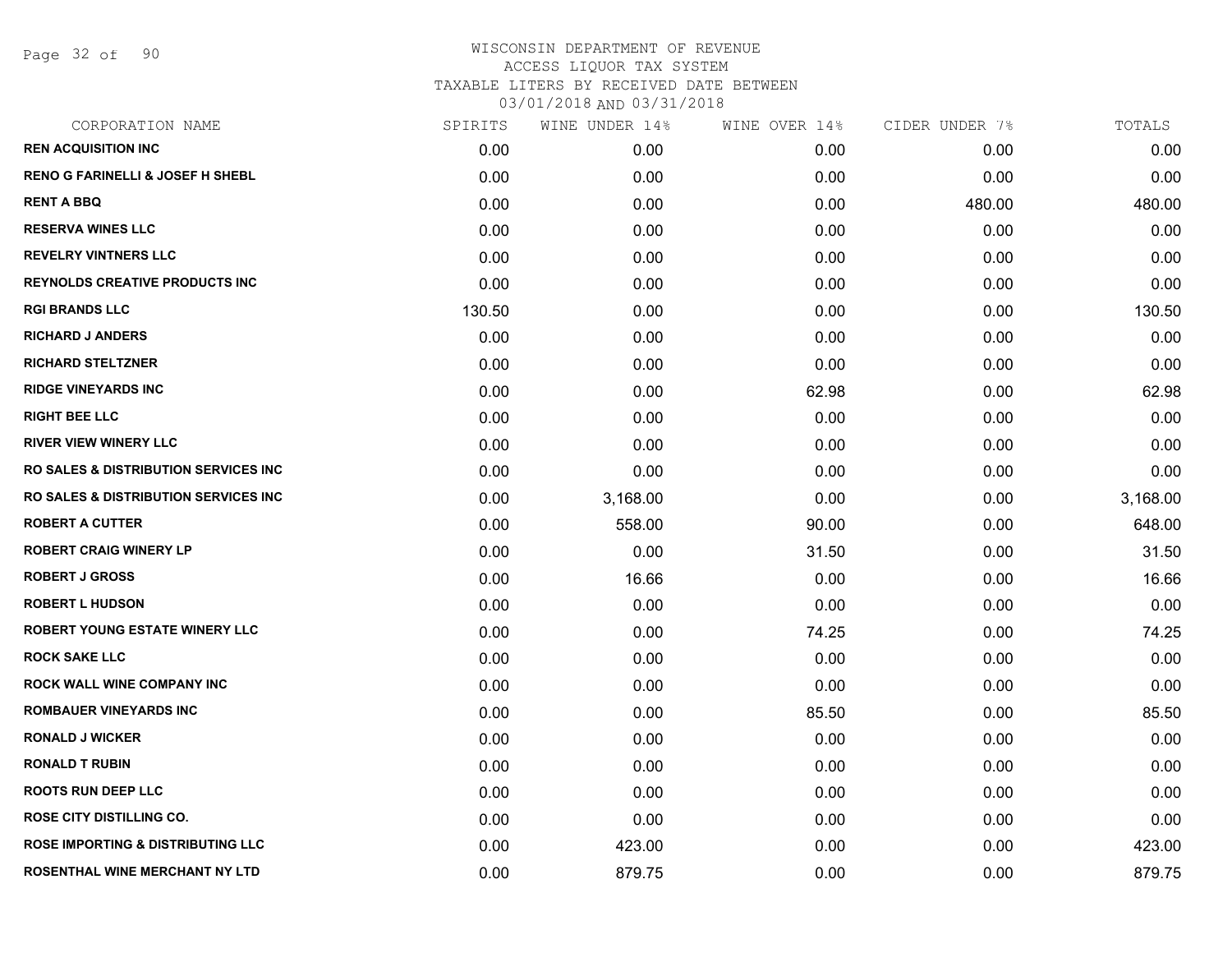# WISCONSIN DEPARTMENT OF REVENUE
ACCESS LIQUOR TAX SYSTEM
TAXABLE LITERS BY RECEIVED DATE BETWEEN
03/01/2018 AND 03/31/2018

| CORPORATION NAME | SPIRITS | WINE UNDER 14% | WINE OVER 14% | CIDER UNDER 7% | TOTALS |
|---|---|---|---|---|---|
| REN ACQUISITION INC | 0.00 | 0.00 | 0.00 | 0.00 | 0.00 |
| RENO G FARINELLI & JOSEF H SHEBL | 0.00 | 0.00 | 0.00 | 0.00 | 0.00 |
| RENT A BBQ | 0.00 | 0.00 | 0.00 | 480.00 | 480.00 |
| RESERVA WINES LLC | 0.00 | 0.00 | 0.00 | 0.00 | 0.00 |
| REVELRY VINTNERS LLC | 0.00 | 0.00 | 0.00 | 0.00 | 0.00 |
| REYNOLDS CREATIVE PRODUCTS INC | 0.00 | 0.00 | 0.00 | 0.00 | 0.00 |
| RGI BRANDS LLC | 130.50 | 0.00 | 0.00 | 0.00 | 130.50 |
| RICHARD J ANDERS | 0.00 | 0.00 | 0.00 | 0.00 | 0.00 |
| RICHARD STELTZNER | 0.00 | 0.00 | 0.00 | 0.00 | 0.00 |
| RIDGE VINEYARDS INC | 0.00 | 0.00 | 62.98 | 0.00 | 62.98 |
| RIGHT BEE LLC | 0.00 | 0.00 | 0.00 | 0.00 | 0.00 |
| RIVER VIEW WINERY LLC | 0.00 | 0.00 | 0.00 | 0.00 | 0.00 |
| RO SALES & DISTRIBUTION SERVICES INC | 0.00 | 0.00 | 0.00 | 0.00 | 0.00 |
| RO SALES & DISTRIBUTION SERVICES INC | 0.00 | 3,168.00 | 0.00 | 0.00 | 3,168.00 |
| ROBERT A CUTTER | 0.00 | 558.00 | 90.00 | 0.00 | 648.00 |
| ROBERT CRAIG WINERY LP | 0.00 | 0.00 | 31.50 | 0.00 | 31.50 |
| ROBERT J GROSS | 0.00 | 16.66 | 0.00 | 0.00 | 16.66 |
| ROBERT L HUDSON | 0.00 | 0.00 | 0.00 | 0.00 | 0.00 |
| ROBERT YOUNG ESTATE WINERY LLC | 0.00 | 0.00 | 74.25 | 0.00 | 74.25 |
| ROCK SAKE LLC | 0.00 | 0.00 | 0.00 | 0.00 | 0.00 |
| ROCK WALL WINE COMPANY INC | 0.00 | 0.00 | 0.00 | 0.00 | 0.00 |
| ROMBAUER VINEYARDS INC | 0.00 | 0.00 | 85.50 | 0.00 | 85.50 |
| RONALD J WICKER | 0.00 | 0.00 | 0.00 | 0.00 | 0.00 |
| RONALD T RUBIN | 0.00 | 0.00 | 0.00 | 0.00 | 0.00 |
| ROOTS RUN DEEP LLC | 0.00 | 0.00 | 0.00 | 0.00 | 0.00 |
| ROSE CITY DISTILLING CO. | 0.00 | 0.00 | 0.00 | 0.00 | 0.00 |
| ROSE IMPORTING & DISTRIBUTING LLC | 0.00 | 423.00 | 0.00 | 0.00 | 423.00 |
| ROSENTHAL WINE MERCHANT NY LTD | 0.00 | 879.75 | 0.00 | 0.00 | 879.75 |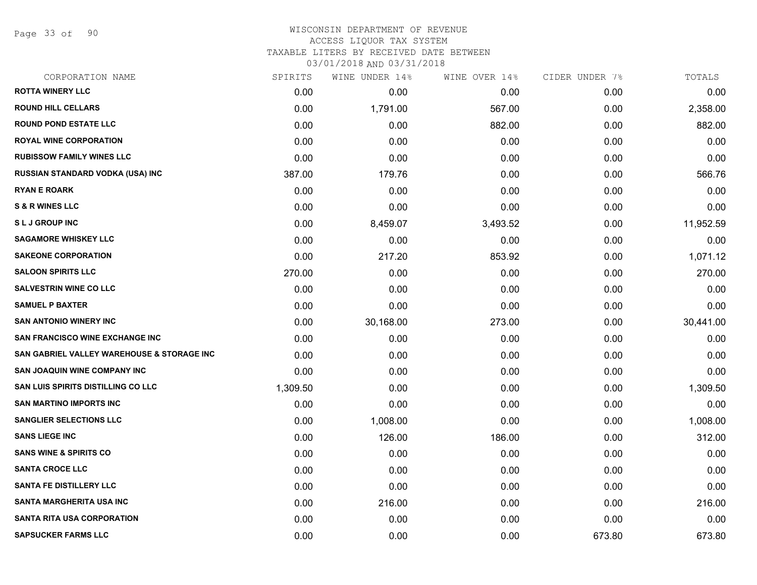# WISCONSIN DEPARTMENT OF REVENUE
## ACCESS LIQUOR TAX SYSTEM
## TAXABLE LITERS BY RECEIVED DATE BETWEEN 03/01/2018 AND 03/31/2018

| CORPORATION NAME | SPIRITS | WINE UNDER 14% | WINE OVER 14% | CIDER UNDER 7% | TOTALS |
|---|---|---|---|---|---|
| ROTTA WINERY LLC | 0.00 | 0.00 | 0.00 | 0.00 | 0.00 |
| ROUND HILL CELLARS | 0.00 | 1,791.00 | 567.00 | 0.00 | 2,358.00 |
| ROUND POND ESTATE LLC | 0.00 | 0.00 | 882.00 | 0.00 | 882.00 |
| ROYAL WINE CORPORATION | 0.00 | 0.00 | 0.00 | 0.00 | 0.00 |
| RUBISSOW FAMILY WINES LLC | 0.00 | 0.00 | 0.00 | 0.00 | 0.00 |
| RUSSIAN STANDARD VODKA (USA) INC | 387.00 | 179.76 | 0.00 | 0.00 | 566.76 |
| RYAN E ROARK | 0.00 | 0.00 | 0.00 | 0.00 | 0.00 |
| S & R WINES LLC | 0.00 | 0.00 | 0.00 | 0.00 | 0.00 |
| S L J GROUP INC | 0.00 | 8,459.07 | 3,493.52 | 0.00 | 11,952.59 |
| SAGAMORE WHISKEY LLC | 0.00 | 0.00 | 0.00 | 0.00 | 0.00 |
| SAKEONE CORPORATION | 0.00 | 217.20 | 853.92 | 0.00 | 1,071.12 |
| SALOON SPIRITS LLC | 270.00 | 0.00 | 0.00 | 0.00 | 270.00 |
| SALVESTRIN WINE CO LLC | 0.00 | 0.00 | 0.00 | 0.00 | 0.00 |
| SAMUEL P BAXTER | 0.00 | 0.00 | 0.00 | 0.00 | 0.00 |
| SAN ANTONIO WINERY INC | 0.00 | 30,168.00 | 273.00 | 0.00 | 30,441.00 |
| SAN FRANCISCO WINE EXCHANGE INC | 0.00 | 0.00 | 0.00 | 0.00 | 0.00 |
| SAN GABRIEL VALLEY WAREHOUSE & STORAGE INC | 0.00 | 0.00 | 0.00 | 0.00 | 0.00 |
| SAN JOAQUIN WINE COMPANY INC | 0.00 | 0.00 | 0.00 | 0.00 | 0.00 |
| SAN LUIS SPIRITS DISTILLING CO LLC | 1,309.50 | 0.00 | 0.00 | 0.00 | 1,309.50 |
| SAN MARTINO IMPORTS INC | 0.00 | 0.00 | 0.00 | 0.00 | 0.00 |
| SANGLIER SELECTIONS LLC | 0.00 | 1,008.00 | 0.00 | 0.00 | 1,008.00 |
| SANS LIEGE INC | 0.00 | 126.00 | 186.00 | 0.00 | 312.00 |
| SANS WINE & SPIRITS CO | 0.00 | 0.00 | 0.00 | 0.00 | 0.00 |
| SANTA CROCE LLC | 0.00 | 0.00 | 0.00 | 0.00 | 0.00 |
| SANTA FE DISTILLERY LLC | 0.00 | 0.00 | 0.00 | 0.00 | 0.00 |
| SANTA MARGHERITA USA INC | 0.00 | 216.00 | 0.00 | 0.00 | 216.00 |
| SANTA RITA USA CORPORATION | 0.00 | 0.00 | 0.00 | 0.00 | 0.00 |
| SAPSUCKER FARMS LLC | 0.00 | 0.00 | 0.00 | 673.80 | 673.80 |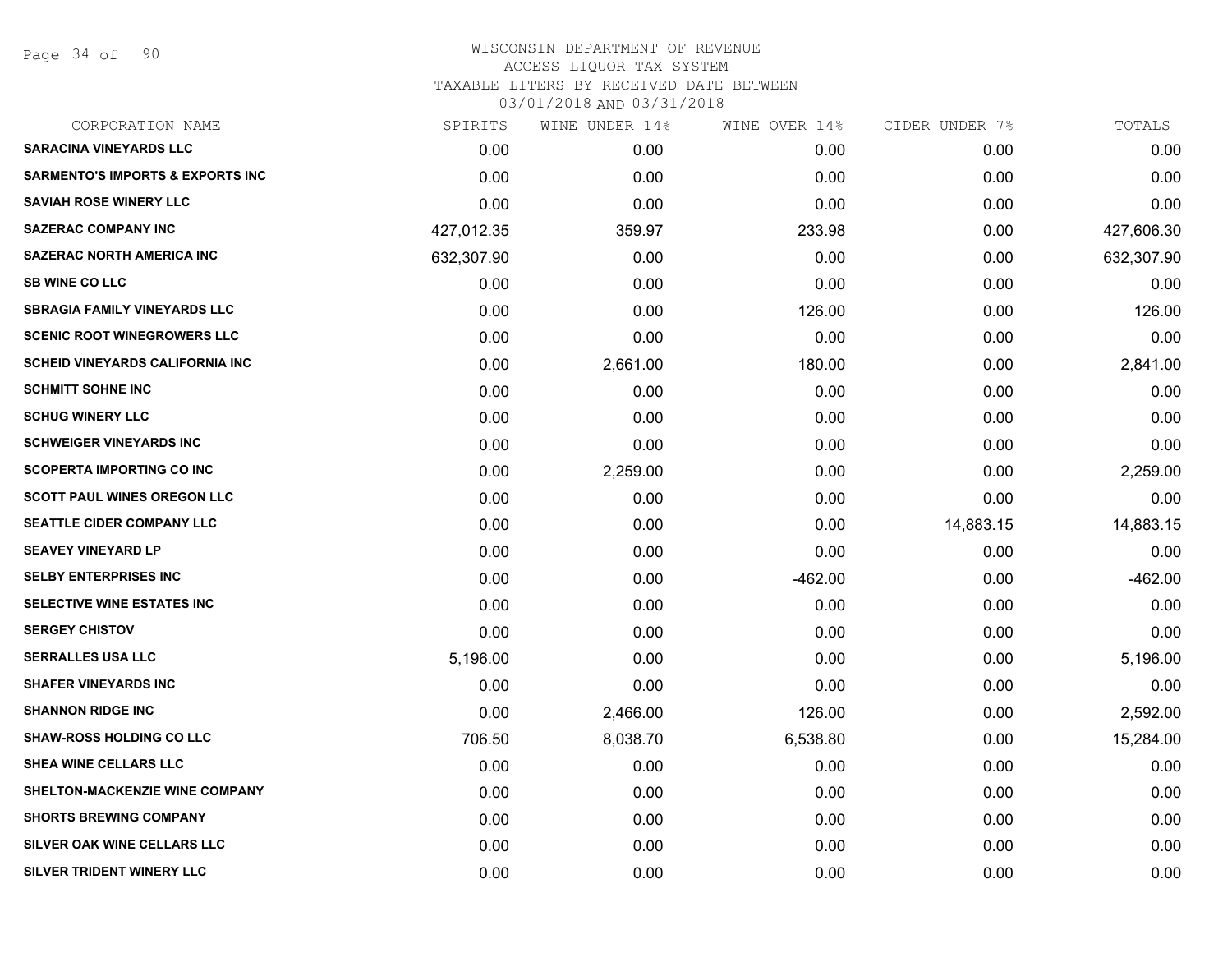# WISCONSIN DEPARTMENT OF REVENUE
## ACCESS LIQUOR TAX SYSTEM
### TAXABLE LITERS BY RECEIVED DATE BETWEEN 03/01/2018 AND 03/31/2018

| CORPORATION NAME | SPIRITS | WINE UNDER 14% | WINE OVER 14% | CIDER UNDER 7% | TOTALS |
|---|---|---|---|---|---|
| SARACINA VINEYARDS LLC | 0.00 | 0.00 | 0.00 | 0.00 | 0.00 |
| SARMENTO'S IMPORTS & EXPORTS INC | 0.00 | 0.00 | 0.00 | 0.00 | 0.00 |
| SAVIAH ROSE WINERY LLC | 0.00 | 0.00 | 0.00 | 0.00 | 0.00 |
| SAZERAC COMPANY INC | 427,012.35 | 359.97 | 233.98 | 0.00 | 427,606.30 |
| SAZERAC NORTH AMERICA INC | 632,307.90 | 0.00 | 0.00 | 0.00 | 632,307.90 |
| SB WINE CO LLC | 0.00 | 0.00 | 0.00 | 0.00 | 0.00 |
| SBRAGIA FAMILY VINEYARDS LLC | 0.00 | 0.00 | 126.00 | 0.00 | 126.00 |
| SCENIC ROOT WINEGROWERS LLC | 0.00 | 0.00 | 0.00 | 0.00 | 0.00 |
| SCHEID VINEYARDS CALIFORNIA INC | 0.00 | 2,661.00 | 180.00 | 0.00 | 2,841.00 |
| SCHMITT SOHNE INC | 0.00 | 0.00 | 0.00 | 0.00 | 0.00 |
| SCHUG WINERY LLC | 0.00 | 0.00 | 0.00 | 0.00 | 0.00 |
| SCHWEIGER VINEYARDS INC | 0.00 | 0.00 | 0.00 | 0.00 | 0.00 |
| SCOPERTA IMPORTING CO INC | 0.00 | 2,259.00 | 0.00 | 0.00 | 2,259.00 |
| SCOTT PAUL WINES OREGON LLC | 0.00 | 0.00 | 0.00 | 0.00 | 0.00 |
| SEATTLE CIDER COMPANY LLC | 0.00 | 0.00 | 0.00 | 14,883.15 | 14,883.15 |
| SEAVEY VINEYARD LP | 0.00 | 0.00 | 0.00 | 0.00 | 0.00 |
| SELBY ENTERPRISES INC | 0.00 | 0.00 | -462.00 | 0.00 | -462.00 |
| SELECTIVE WINE ESTATES INC | 0.00 | 0.00 | 0.00 | 0.00 | 0.00 |
| SERGEY CHISTOV | 0.00 | 0.00 | 0.00 | 0.00 | 0.00 |
| SERRALLES USA LLC | 5,196.00 | 0.00 | 0.00 | 0.00 | 5,196.00 |
| SHAFER VINEYARDS INC | 0.00 | 0.00 | 0.00 | 0.00 | 0.00 |
| SHANNON RIDGE INC | 0.00 | 2,466.00 | 126.00 | 0.00 | 2,592.00 |
| SHAW-ROSS HOLDING CO LLC | 706.50 | 8,038.70 | 6,538.80 | 0.00 | 15,284.00 |
| SHEA WINE CELLARS LLC | 0.00 | 0.00 | 0.00 | 0.00 | 0.00 |
| SHELTON-MACKENZIE WINE COMPANY | 0.00 | 0.00 | 0.00 | 0.00 | 0.00 |
| SHORTS BREWING COMPANY | 0.00 | 0.00 | 0.00 | 0.00 | 0.00 |
| SILVER OAK WINE CELLARS LLC | 0.00 | 0.00 | 0.00 | 0.00 | 0.00 |
| SILVER TRIDENT WINERY LLC | 0.00 | 0.00 | 0.00 | 0.00 | 0.00 |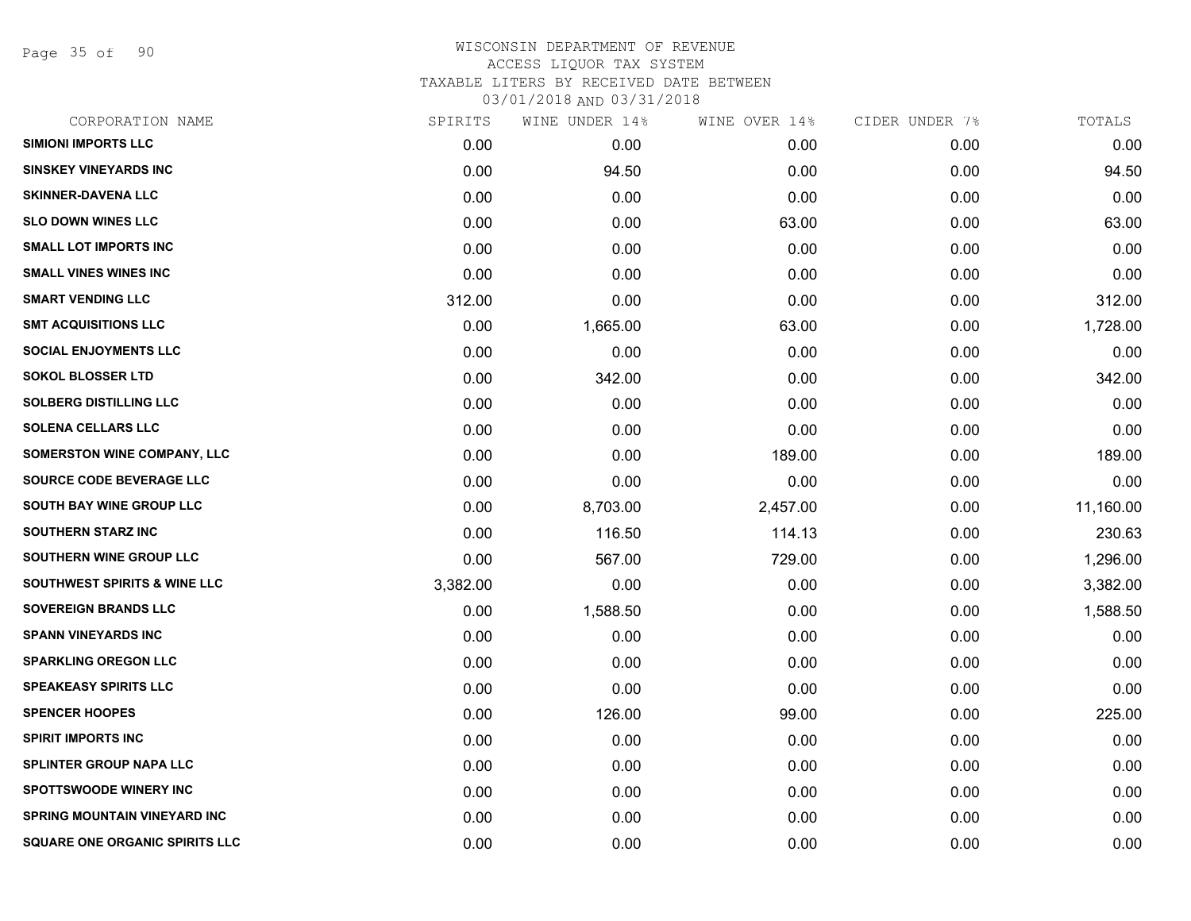# WISCONSIN DEPARTMENT OF REVENUE
## ACCESS LIQUOR TAX SYSTEM
### TAXABLE LITERS BY RECEIVED DATE BETWEEN 03/01/2018 AND 03/31/2018

| CORPORATION NAME | SPIRITS | WINE UNDER 14% | WINE OVER 14% | CIDER UNDER 7% | TOTALS |
|---|---|---|---|---|---|
| SIMIONI IMPORTS LLC | 0.00 | 0.00 | 0.00 | 0.00 | 0.00 |
| SINSKEY VINEYARDS INC | 0.00 | 94.50 | 0.00 | 0.00 | 94.50 |
| SKINNER-DAVENA LLC | 0.00 | 0.00 | 0.00 | 0.00 | 0.00 |
| SLO DOWN WINES LLC | 0.00 | 0.00 | 63.00 | 0.00 | 63.00 |
| SMALL LOT IMPORTS INC | 0.00 | 0.00 | 0.00 | 0.00 | 0.00 |
| SMALL VINES WINES INC | 0.00 | 0.00 | 0.00 | 0.00 | 0.00 |
| SMART VENDING LLC | 312.00 | 0.00 | 0.00 | 0.00 | 312.00 |
| SMT ACQUISITIONS LLC | 0.00 | 1,665.00 | 63.00 | 0.00 | 1,728.00 |
| SOCIAL ENJOYMENTS LLC | 0.00 | 0.00 | 0.00 | 0.00 | 0.00 |
| SOKOL BLOSSER LTD | 0.00 | 342.00 | 0.00 | 0.00 | 342.00 |
| SOLBERG DISTILLING LLC | 0.00 | 0.00 | 0.00 | 0.00 | 0.00 |
| SOLENA CELLARS LLC | 0.00 | 0.00 | 0.00 | 0.00 | 0.00 |
| SOMERSTON WINE COMPANY, LLC | 0.00 | 0.00 | 189.00 | 0.00 | 189.00 |
| SOURCE CODE BEVERAGE LLC | 0.00 | 0.00 | 0.00 | 0.00 | 0.00 |
| SOUTH BAY WINE GROUP LLC | 0.00 | 8,703.00 | 2,457.00 | 0.00 | 11,160.00 |
| SOUTHERN STARZ INC | 0.00 | 116.50 | 114.13 | 0.00 | 230.63 |
| SOUTHERN WINE GROUP LLC | 0.00 | 567.00 | 729.00 | 0.00 | 1,296.00 |
| SOUTHWEST SPIRITS & WINE LLC | 3,382.00 | 0.00 | 0.00 | 0.00 | 3,382.00 |
| SOVEREIGN BRANDS LLC | 0.00 | 1,588.50 | 0.00 | 0.00 | 1,588.50 |
| SPANN VINEYARDS INC | 0.00 | 0.00 | 0.00 | 0.00 | 0.00 |
| SPARKLING OREGON LLC | 0.00 | 0.00 | 0.00 | 0.00 | 0.00 |
| SPEAKEASY SPIRITS LLC | 0.00 | 0.00 | 0.00 | 0.00 | 0.00 |
| SPENCER HOOPES | 0.00 | 126.00 | 99.00 | 0.00 | 225.00 |
| SPIRIT IMPORTS INC | 0.00 | 0.00 | 0.00 | 0.00 | 0.00 |
| SPLINTER GROUP NAPA LLC | 0.00 | 0.00 | 0.00 | 0.00 | 0.00 |
| SPOTTSWOODE WINERY INC | 0.00 | 0.00 | 0.00 | 0.00 | 0.00 |
| SPRING MOUNTAIN VINEYARD INC | 0.00 | 0.00 | 0.00 | 0.00 | 0.00 |
| SQUARE ONE ORGANIC SPIRITS LLC | 0.00 | 0.00 | 0.00 | 0.00 | 0.00 |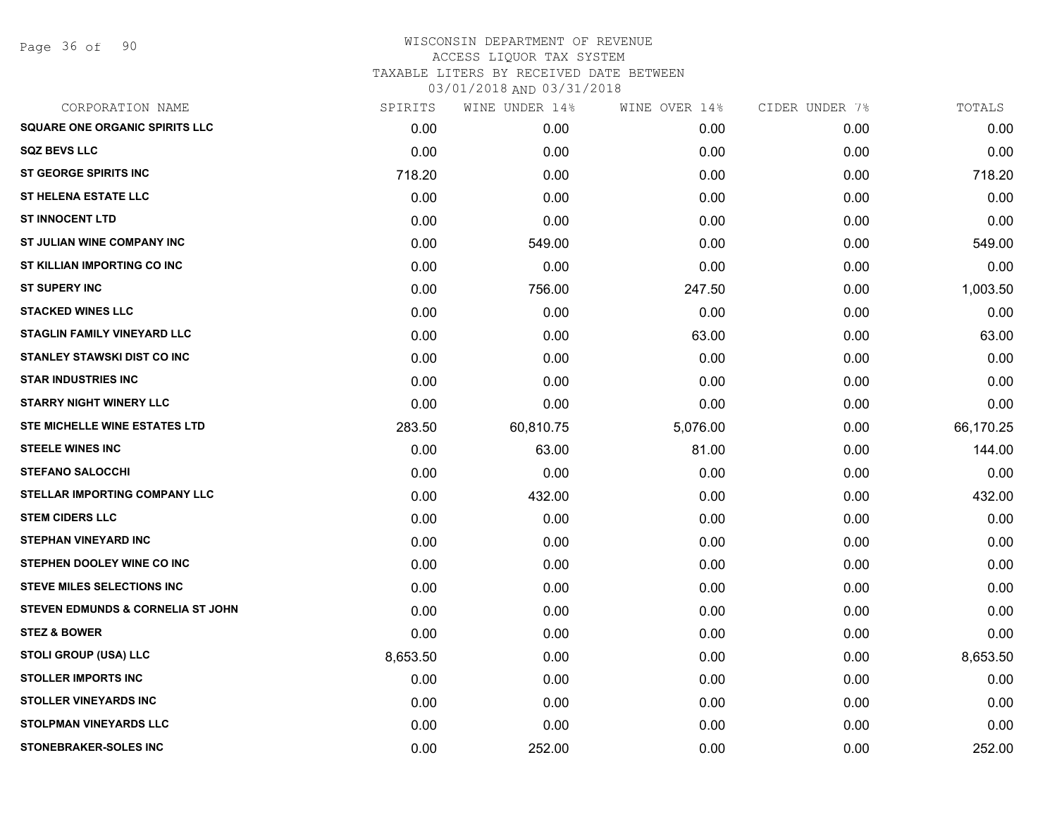WISCONSIN DEPARTMENT OF REVENUE
ACCESS LIQUOR TAX SYSTEM
TAXABLE LITERS BY RECEIVED DATE BETWEEN
03/01/2018 AND 03/31/2018

| CORPORATION NAME | SPIRITS | WINE UNDER 14% | WINE OVER 14% | CIDER UNDER 7% | TOTALS |
|---|---|---|---|---|---|
| SQUARE ONE ORGANIC SPIRITS LLC | 0.00 | 0.00 | 0.00 | 0.00 | 0.00 |
| SQZ BEVS LLC | 0.00 | 0.00 | 0.00 | 0.00 | 0.00 |
| ST GEORGE SPIRITS INC | 718.20 | 0.00 | 0.00 | 0.00 | 718.20 |
| ST HELENA ESTATE LLC | 0.00 | 0.00 | 0.00 | 0.00 | 0.00 |
| ST INNOCENT LTD | 0.00 | 0.00 | 0.00 | 0.00 | 0.00 |
| ST JULIAN WINE COMPANY INC | 0.00 | 549.00 | 0.00 | 0.00 | 549.00 |
| ST KILLIAN IMPORTING CO INC | 0.00 | 0.00 | 0.00 | 0.00 | 0.00 |
| ST SUPERY INC | 0.00 | 756.00 | 247.50 | 0.00 | 1,003.50 |
| STACKED WINES LLC | 0.00 | 0.00 | 0.00 | 0.00 | 0.00 |
| STAGLIN FAMILY VINEYARD LLC | 0.00 | 0.00 | 63.00 | 0.00 | 63.00 |
| STANLEY STAWSKI DIST CO INC | 0.00 | 0.00 | 0.00 | 0.00 | 0.00 |
| STAR INDUSTRIES INC | 0.00 | 0.00 | 0.00 | 0.00 | 0.00 |
| STARRY NIGHT WINERY LLC | 0.00 | 0.00 | 0.00 | 0.00 | 0.00 |
| STE MICHELLE WINE ESTATES LTD | 283.50 | 60,810.75 | 5,076.00 | 0.00 | 66,170.25 |
| STEELE WINES INC | 0.00 | 63.00 | 81.00 | 0.00 | 144.00 |
| STEFANO SALOCCHI | 0.00 | 0.00 | 0.00 | 0.00 | 0.00 |
| STELLAR IMPORTING COMPANY LLC | 0.00 | 432.00 | 0.00 | 0.00 | 432.00 |
| STEM CIDERS LLC | 0.00 | 0.00 | 0.00 | 0.00 | 0.00 |
| STEPHAN VINEYARD INC | 0.00 | 0.00 | 0.00 | 0.00 | 0.00 |
| STEPHEN DOOLEY WINE CO INC | 0.00 | 0.00 | 0.00 | 0.00 | 0.00 |
| STEVE MILES SELECTIONS INC | 0.00 | 0.00 | 0.00 | 0.00 | 0.00 |
| STEVEN EDMUNDS & CORNELIA ST JOHN | 0.00 | 0.00 | 0.00 | 0.00 | 0.00 |
| STEZ & BOWER | 0.00 | 0.00 | 0.00 | 0.00 | 0.00 |
| STOLI GROUP (USA) LLC | 8,653.50 | 0.00 | 0.00 | 0.00 | 8,653.50 |
| STOLLER IMPORTS INC | 0.00 | 0.00 | 0.00 | 0.00 | 0.00 |
| STOLLER VINEYARDS INC | 0.00 | 0.00 | 0.00 | 0.00 | 0.00 |
| STOLPMAN VINEYARDS LLC | 0.00 | 0.00 | 0.00 | 0.00 | 0.00 |
| STONEBRAKER-SOLES INC | 0.00 | 252.00 | 0.00 | 0.00 | 252.00 |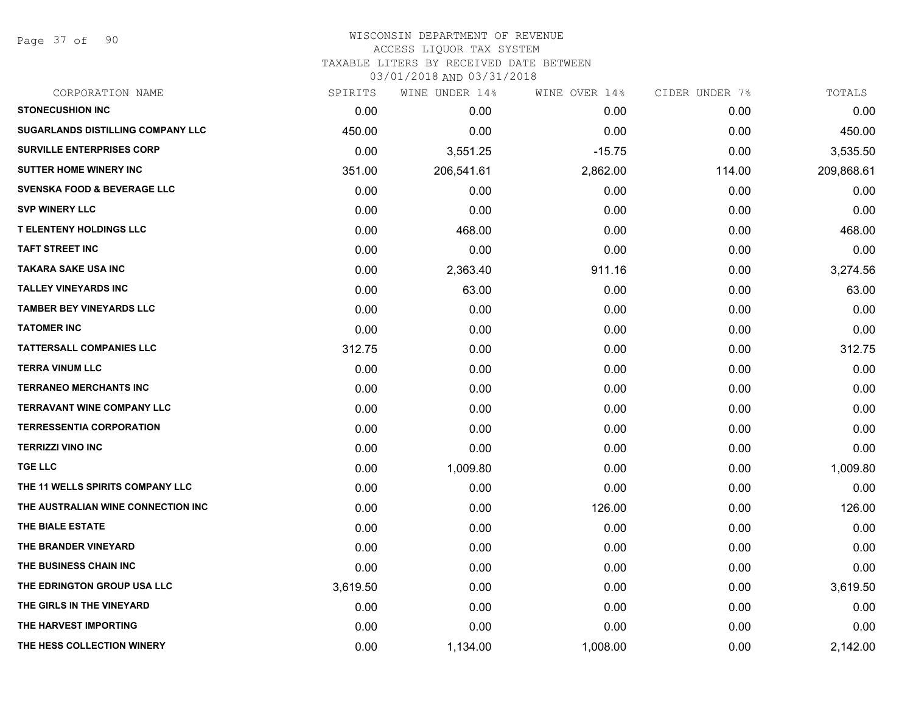# WISCONSIN DEPARTMENT OF REVENUE
## ACCESS LIQUOR TAX SYSTEM
### TAXABLE LITERS BY RECEIVED DATE BETWEEN 03/01/2018 AND 03/31/2018

| CORPORATION NAME | SPIRITS | WINE UNDER 14% | WINE OVER 14% | CIDER UNDER 7% | TOTALS |
|---|---|---|---|---|---|
| STONECUSHION INC | 0.00 | 0.00 | 0.00 | 0.00 | 0.00 |
| SUGARLANDS DISTILLING COMPANY LLC | 450.00 | 0.00 | 0.00 | 0.00 | 450.00 |
| SURVILLE ENTERPRISES CORP | 0.00 | 3,551.25 | -15.75 | 0.00 | 3,535.50 |
| SUTTER HOME WINERY INC | 351.00 | 206,541.61 | 2,862.00 | 114.00 | 209,868.61 |
| SVENSKA FOOD & BEVERAGE LLC | 0.00 | 0.00 | 0.00 | 0.00 | 0.00 |
| SVP WINERY LLC | 0.00 | 0.00 | 0.00 | 0.00 | 0.00 |
| T ELENTENY HOLDINGS LLC | 0.00 | 468.00 | 0.00 | 0.00 | 468.00 |
| TAFT STREET INC | 0.00 | 0.00 | 0.00 | 0.00 | 0.00 |
| TAKARA SAKE USA INC | 0.00 | 2,363.40 | 911.16 | 0.00 | 3,274.56 |
| TALLEY VINEYARDS INC | 0.00 | 63.00 | 0.00 | 0.00 | 63.00 |
| TAMBER BEY VINEYARDS LLC | 0.00 | 0.00 | 0.00 | 0.00 | 0.00 |
| TATOMER INC | 0.00 | 0.00 | 0.00 | 0.00 | 0.00 |
| TATTERSALL COMPANIES LLC | 312.75 | 0.00 | 0.00 | 0.00 | 312.75 |
| TERRA VINUM LLC | 0.00 | 0.00 | 0.00 | 0.00 | 0.00 |
| TERRANEO MERCHANTS INC | 0.00 | 0.00 | 0.00 | 0.00 | 0.00 |
| TERRAVANT WINE COMPANY LLC | 0.00 | 0.00 | 0.00 | 0.00 | 0.00 |
| TERRESSENTIA CORPORATION | 0.00 | 0.00 | 0.00 | 0.00 | 0.00 |
| TERRIZZI VINO INC | 0.00 | 0.00 | 0.00 | 0.00 | 0.00 |
| TGE LLC | 0.00 | 1,009.80 | 0.00 | 0.00 | 1,009.80 |
| THE 11 WELLS SPIRITS COMPANY LLC | 0.00 | 0.00 | 0.00 | 0.00 | 0.00 |
| THE AUSTRALIAN WINE CONNECTION INC | 0.00 | 0.00 | 126.00 | 0.00 | 126.00 |
| THE BIALE ESTATE | 0.00 | 0.00 | 0.00 | 0.00 | 0.00 |
| THE BRANDER VINEYARD | 0.00 | 0.00 | 0.00 | 0.00 | 0.00 |
| THE BUSINESS CHAIN INC | 0.00 | 0.00 | 0.00 | 0.00 | 0.00 |
| THE EDRINGTON GROUP USA LLC | 3,619.50 | 0.00 | 0.00 | 0.00 | 3,619.50 |
| THE GIRLS IN THE VINEYARD | 0.00 | 0.00 | 0.00 | 0.00 | 0.00 |
| THE HARVEST IMPORTING | 0.00 | 0.00 | 0.00 | 0.00 | 0.00 |
| THE HESS COLLECTION WINERY | 0.00 | 1,134.00 | 1,008.00 | 0.00 | 2,142.00 |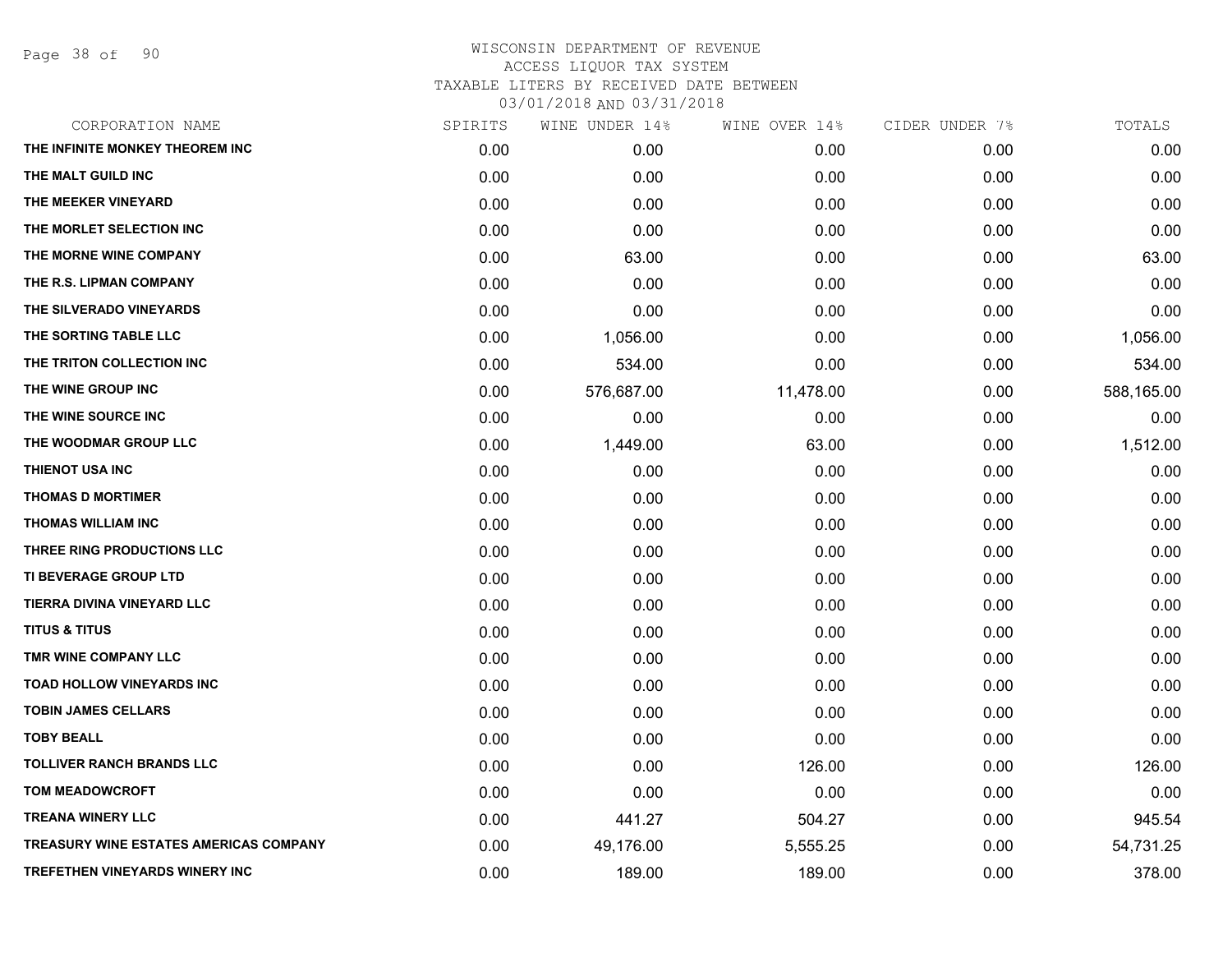WISCONSIN DEPARTMENT OF REVENUE
ACCESS LIQUOR TAX SYSTEM
TAXABLE LITERS BY RECEIVED DATE BETWEEN
03/01/2018 AND 03/31/2018

| CORPORATION NAME | SPIRITS | WINE UNDER 14% | WINE OVER 14% | CIDER UNDER 7% | TOTALS |
|---|---|---|---|---|---|
| THE INFINITE MONKEY THEOREM INC | 0.00 | 0.00 | 0.00 | 0.00 | 0.00 |
| THE MALT GUILD INC | 0.00 | 0.00 | 0.00 | 0.00 | 0.00 |
| THE MEEKER VINEYARD | 0.00 | 0.00 | 0.00 | 0.00 | 0.00 |
| THE MORLET SELECTION INC | 0.00 | 0.00 | 0.00 | 0.00 | 0.00 |
| THE MORNE WINE COMPANY | 0.00 | 63.00 | 0.00 | 0.00 | 63.00 |
| THE R.S. LIPMAN COMPANY | 0.00 | 0.00 | 0.00 | 0.00 | 0.00 |
| THE SILVERADO VINEYARDS | 0.00 | 0.00 | 0.00 | 0.00 | 0.00 |
| THE SORTING TABLE LLC | 0.00 | 1,056.00 | 0.00 | 0.00 | 1,056.00 |
| THE TRITON COLLECTION INC | 0.00 | 534.00 | 0.00 | 0.00 | 534.00 |
| THE WINE GROUP INC | 0.00 | 576,687.00 | 11,478.00 | 0.00 | 588,165.00 |
| THE WINE SOURCE INC | 0.00 | 0.00 | 0.00 | 0.00 | 0.00 |
| THE WOODMAR GROUP LLC | 0.00 | 1,449.00 | 63.00 | 0.00 | 1,512.00 |
| THIENOT USA INC | 0.00 | 0.00 | 0.00 | 0.00 | 0.00 |
| THOMAS D MORTIMER | 0.00 | 0.00 | 0.00 | 0.00 | 0.00 |
| THOMAS WILLIAM INC | 0.00 | 0.00 | 0.00 | 0.00 | 0.00 |
| THREE RING PRODUCTIONS LLC | 0.00 | 0.00 | 0.00 | 0.00 | 0.00 |
| TI BEVERAGE GROUP LTD | 0.00 | 0.00 | 0.00 | 0.00 | 0.00 |
| TIERRA DIVINA VINEYARD LLC | 0.00 | 0.00 | 0.00 | 0.00 | 0.00 |
| TITUS & TITUS | 0.00 | 0.00 | 0.00 | 0.00 | 0.00 |
| TMR WINE COMPANY LLC | 0.00 | 0.00 | 0.00 | 0.00 | 0.00 |
| TOAD HOLLOW VINEYARDS INC | 0.00 | 0.00 | 0.00 | 0.00 | 0.00 |
| TOBIN JAMES CELLARS | 0.00 | 0.00 | 0.00 | 0.00 | 0.00 |
| TOBY BEALL | 0.00 | 0.00 | 0.00 | 0.00 | 0.00 |
| TOLLIVER RANCH BRANDS LLC | 0.00 | 0.00 | 126.00 | 0.00 | 126.00 |
| TOM MEADOWCROFT | 0.00 | 0.00 | 0.00 | 0.00 | 0.00 |
| TREANA WINERY LLC | 0.00 | 441.27 | 504.27 | 0.00 | 945.54 |
| TREASURY WINE ESTATES AMERICAS COMPANY | 0.00 | 49,176.00 | 5,555.25 | 0.00 | 54,731.25 |
| TREFETHEN VINEYARDS WINERY INC | 0.00 | 189.00 | 189.00 | 0.00 | 378.00 |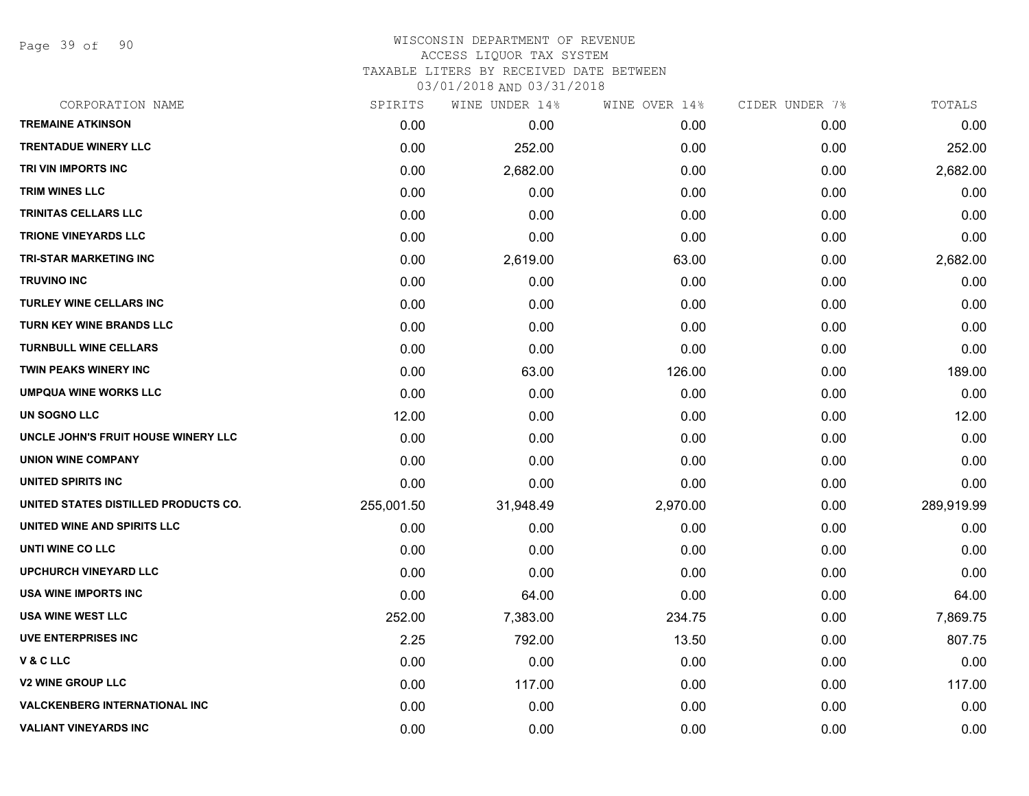# WISCONSIN DEPARTMENT OF REVENUE
ACCESS LIQUOR TAX SYSTEM
TAXABLE LITERS BY RECEIVED DATE BETWEEN
03/01/2018 AND 03/31/2018

| CORPORATION NAME | SPIRITS | WINE UNDER 14% | WINE OVER 14% | CIDER UNDER 7% | TOTALS |
|---|---|---|---|---|---|
| TREMAINE ATKINSON | 0.00 | 0.00 | 0.00 | 0.00 | 0.00 |
| TRENTADUE WINERY LLC | 0.00 | 252.00 | 0.00 | 0.00 | 252.00 |
| TRI VIN IMPORTS INC | 0.00 | 2,682.00 | 0.00 | 0.00 | 2,682.00 |
| TRIM WINES LLC | 0.00 | 0.00 | 0.00 | 0.00 | 0.00 |
| TRINITAS CELLARS LLC | 0.00 | 0.00 | 0.00 | 0.00 | 0.00 |
| TRIONE VINEYARDS LLC | 0.00 | 0.00 | 0.00 | 0.00 | 0.00 |
| TRI-STAR MARKETING INC | 0.00 | 2,619.00 | 63.00 | 0.00 | 2,682.00 |
| TRUVINO INC | 0.00 | 0.00 | 0.00 | 0.00 | 0.00 |
| TURLEY WINE CELLARS INC | 0.00 | 0.00 | 0.00 | 0.00 | 0.00 |
| TURN KEY WINE BRANDS LLC | 0.00 | 0.00 | 0.00 | 0.00 | 0.00 |
| TURNBULL WINE CELLARS | 0.00 | 0.00 | 0.00 | 0.00 | 0.00 |
| TWIN PEAKS WINERY INC | 0.00 | 63.00 | 126.00 | 0.00 | 189.00 |
| UMPQUA WINE WORKS LLC | 0.00 | 0.00 | 0.00 | 0.00 | 0.00 |
| UN SOGNO LLC | 12.00 | 0.00 | 0.00 | 0.00 | 12.00 |
| UNCLE JOHN'S FRUIT HOUSE WINERY LLC | 0.00 | 0.00 | 0.00 | 0.00 | 0.00 |
| UNION WINE COMPANY | 0.00 | 0.00 | 0.00 | 0.00 | 0.00 |
| UNITED SPIRITS INC | 0.00 | 0.00 | 0.00 | 0.00 | 0.00 |
| UNITED STATES DISTILLED PRODUCTS CO. | 255,001.50 | 31,948.49 | 2,970.00 | 0.00 | 289,919.99 |
| UNITED WINE AND SPIRITS LLC | 0.00 | 0.00 | 0.00 | 0.00 | 0.00 |
| UNTI WINE CO LLC | 0.00 | 0.00 | 0.00 | 0.00 | 0.00 |
| UPCHURCH VINEYARD LLC | 0.00 | 0.00 | 0.00 | 0.00 | 0.00 |
| USA WINE IMPORTS INC | 0.00 | 64.00 | 0.00 | 0.00 | 64.00 |
| USA WINE WEST LLC | 252.00 | 7,383.00 | 234.75 | 0.00 | 7,869.75 |
| UVE ENTERPRISES INC | 2.25 | 792.00 | 13.50 | 0.00 | 807.75 |
| V & C LLC | 0.00 | 0.00 | 0.00 | 0.00 | 0.00 |
| V2 WINE GROUP LLC | 0.00 | 117.00 | 0.00 | 0.00 | 117.00 |
| VALCKENBERG INTERNATIONAL INC | 0.00 | 0.00 | 0.00 | 0.00 | 0.00 |
| VALIANT VINEYARDS INC | 0.00 | 0.00 | 0.00 | 0.00 | 0.00 |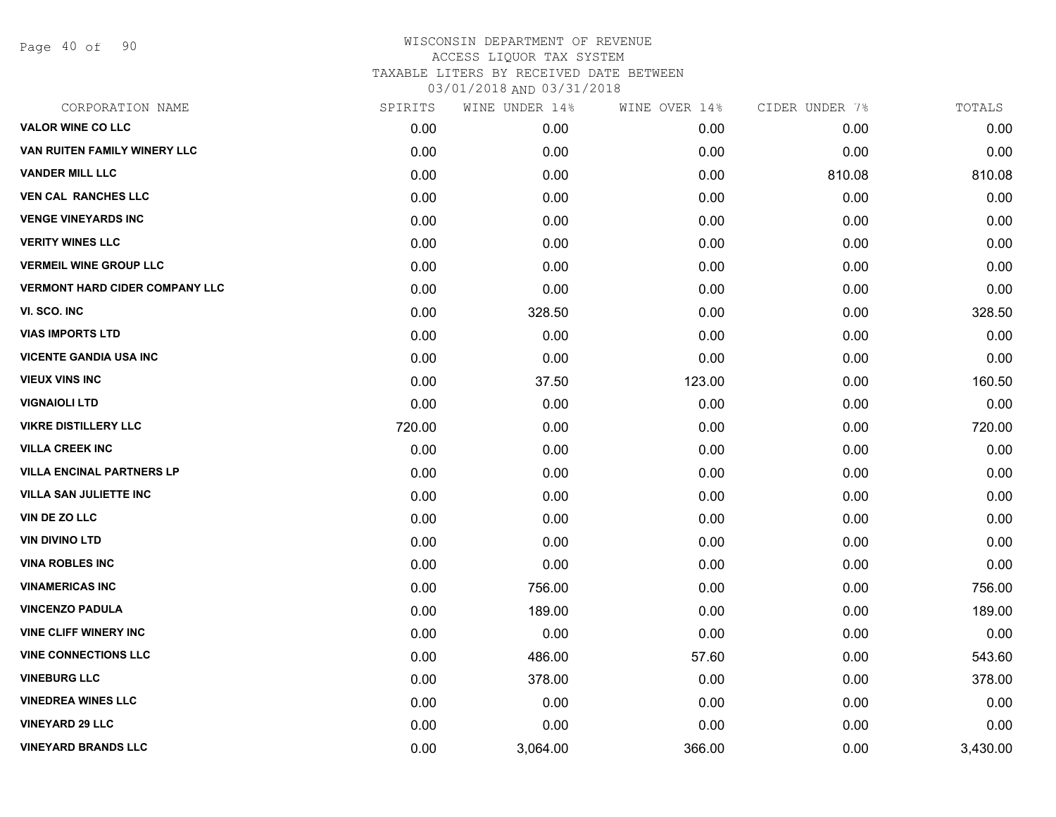# WISCONSIN DEPARTMENT OF REVENUE
ACCESS LIQUOR TAX SYSTEM
TAXABLE LITERS BY RECEIVED DATE BETWEEN
03/01/2018 AND 03/31/2018

| CORPORATION NAME | SPIRITS | WINE UNDER 14% | WINE OVER 14% | CIDER UNDER 7% | TOTALS |
|---|---|---|---|---|---|
| VALOR WINE CO LLC | 0.00 | 0.00 | 0.00 | 0.00 | 0.00 |
| VAN RUITEN FAMILY WINERY LLC | 0.00 | 0.00 | 0.00 | 0.00 | 0.00 |
| VANDER MILL LLC | 0.00 | 0.00 | 0.00 | 810.08 | 810.08 |
| VEN CAL RANCHES LLC | 0.00 | 0.00 | 0.00 | 0.00 | 0.00 |
| VENGE VINEYARDS INC | 0.00 | 0.00 | 0.00 | 0.00 | 0.00 |
| VERITY WINES LLC | 0.00 | 0.00 | 0.00 | 0.00 | 0.00 |
| VERMEIL WINE GROUP LLC | 0.00 | 0.00 | 0.00 | 0.00 | 0.00 |
| VERMONT HARD CIDER COMPANY LLC | 0.00 | 0.00 | 0.00 | 0.00 | 0.00 |
| VI. SCO. INC | 0.00 | 328.50 | 0.00 | 0.00 | 328.50 |
| VIAS IMPORTS LTD | 0.00 | 0.00 | 0.00 | 0.00 | 0.00 |
| VICENTE GANDIA USA INC | 0.00 | 0.00 | 0.00 | 0.00 | 0.00 |
| VIEUX VINS INC | 0.00 | 37.50 | 123.00 | 0.00 | 160.50 |
| VIGNAIOLI LTD | 0.00 | 0.00 | 0.00 | 0.00 | 0.00 |
| VIKRE DISTILLERY LLC | 720.00 | 0.00 | 0.00 | 0.00 | 720.00 |
| VILLA CREEK INC | 0.00 | 0.00 | 0.00 | 0.00 | 0.00 |
| VILLA ENCINAL PARTNERS LP | 0.00 | 0.00 | 0.00 | 0.00 | 0.00 |
| VILLA SAN JULIETTE INC | 0.00 | 0.00 | 0.00 | 0.00 | 0.00 |
| VIN DE ZO LLC | 0.00 | 0.00 | 0.00 | 0.00 | 0.00 |
| VIN DIVINO LTD | 0.00 | 0.00 | 0.00 | 0.00 | 0.00 |
| VINA ROBLES INC | 0.00 | 0.00 | 0.00 | 0.00 | 0.00 |
| VINAMERICAS INC | 0.00 | 756.00 | 0.00 | 0.00 | 756.00 |
| VINCENZO PADULA | 0.00 | 189.00 | 0.00 | 0.00 | 189.00 |
| VINE CLIFF WINERY INC | 0.00 | 0.00 | 0.00 | 0.00 | 0.00 |
| VINE CONNECTIONS LLC | 0.00 | 486.00 | 57.60 | 0.00 | 543.60 |
| VINEBURG LLC | 0.00 | 378.00 | 0.00 | 0.00 | 378.00 |
| VINEDREA WINES LLC | 0.00 | 0.00 | 0.00 | 0.00 | 0.00 |
| VINEYARD 29 LLC | 0.00 | 0.00 | 0.00 | 0.00 | 0.00 |
| VINEYARD BRANDS LLC | 0.00 | 3,064.00 | 366.00 | 0.00 | 3,430.00 |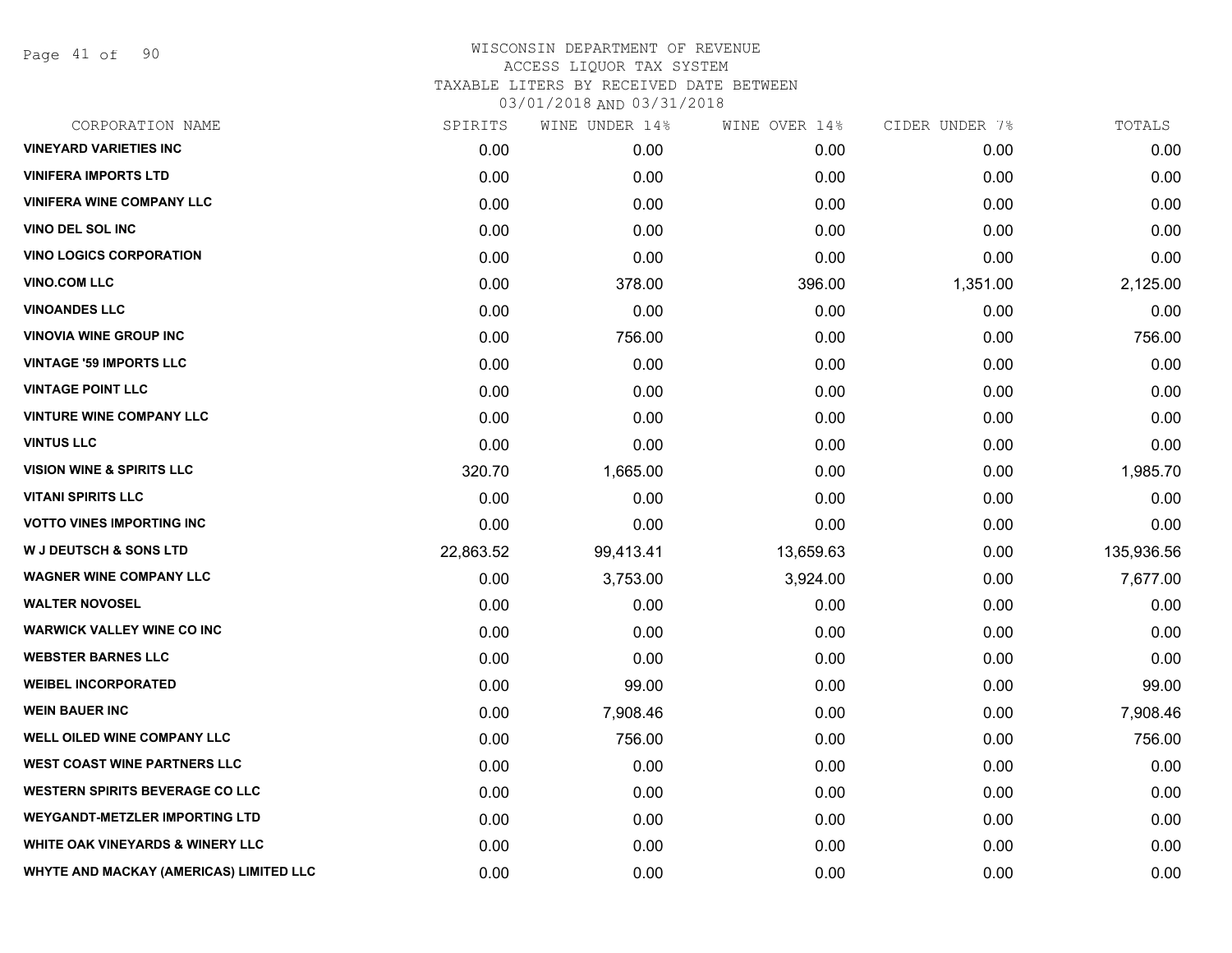# WISCONSIN DEPARTMENT OF REVENUE
ACCESS LIQUOR TAX SYSTEM
TAXABLE LITERS BY RECEIVED DATE BETWEEN
03/01/2018 AND 03/31/2018

| CORPORATION NAME | SPIRITS | WINE UNDER 14% | WINE OVER 14% | CIDER UNDER 7% | TOTALS |
|---|---|---|---|---|---|
| VINEYARD VARIETIES INC | 0.00 | 0.00 | 0.00 | 0.00 | 0.00 |
| VINIFERA IMPORTS LTD | 0.00 | 0.00 | 0.00 | 0.00 | 0.00 |
| VINIFERA WINE COMPANY LLC | 0.00 | 0.00 | 0.00 | 0.00 | 0.00 |
| VINO DEL SOL INC | 0.00 | 0.00 | 0.00 | 0.00 | 0.00 |
| VINO LOGICS CORPORATION | 0.00 | 0.00 | 0.00 | 0.00 | 0.00 |
| VINO.COM LLC | 0.00 | 378.00 | 396.00 | 1,351.00 | 2,125.00 |
| VINOANDES LLC | 0.00 | 0.00 | 0.00 | 0.00 | 0.00 |
| VINOVIA WINE GROUP INC | 0.00 | 756.00 | 0.00 | 0.00 | 756.00 |
| VINTAGE '59 IMPORTS LLC | 0.00 | 0.00 | 0.00 | 0.00 | 0.00 |
| VINTAGE POINT LLC | 0.00 | 0.00 | 0.00 | 0.00 | 0.00 |
| VINTURE WINE COMPANY LLC | 0.00 | 0.00 | 0.00 | 0.00 | 0.00 |
| VINTUS LLC | 0.00 | 0.00 | 0.00 | 0.00 | 0.00 |
| VISION WINE & SPIRITS LLC | 320.70 | 1,665.00 | 0.00 | 0.00 | 1,985.70 |
| VITANI SPIRITS LLC | 0.00 | 0.00 | 0.00 | 0.00 | 0.00 |
| VOTTO VINES IMPORTING INC | 0.00 | 0.00 | 0.00 | 0.00 | 0.00 |
| W J DEUTSCH & SONS LTD | 22,863.52 | 99,413.41 | 13,659.63 | 0.00 | 135,936.56 |
| WAGNER WINE COMPANY LLC | 0.00 | 3,753.00 | 3,924.00 | 0.00 | 7,677.00 |
| WALTER NOVOSEL | 0.00 | 0.00 | 0.00 | 0.00 | 0.00 |
| WARWICK VALLEY WINE CO INC | 0.00 | 0.00 | 0.00 | 0.00 | 0.00 |
| WEBSTER BARNES LLC | 0.00 | 0.00 | 0.00 | 0.00 | 0.00 |
| WEIBEL INCORPORATED | 0.00 | 99.00 | 0.00 | 0.00 | 99.00 |
| WEIN BAUER INC | 0.00 | 7,908.46 | 0.00 | 0.00 | 7,908.46 |
| WELL OILED WINE COMPANY LLC | 0.00 | 756.00 | 0.00 | 0.00 | 756.00 |
| WEST COAST WINE PARTNERS LLC | 0.00 | 0.00 | 0.00 | 0.00 | 0.00 |
| WESTERN SPIRITS BEVERAGE CO LLC | 0.00 | 0.00 | 0.00 | 0.00 | 0.00 |
| WEYGANDT-METZLER IMPORTING LTD | 0.00 | 0.00 | 0.00 | 0.00 | 0.00 |
| WHITE OAK VINEYARDS & WINERY LLC | 0.00 | 0.00 | 0.00 | 0.00 | 0.00 |
| WHYTE AND MACKAY (AMERICAS) LIMITED LLC | 0.00 | 0.00 | 0.00 | 0.00 | 0.00 |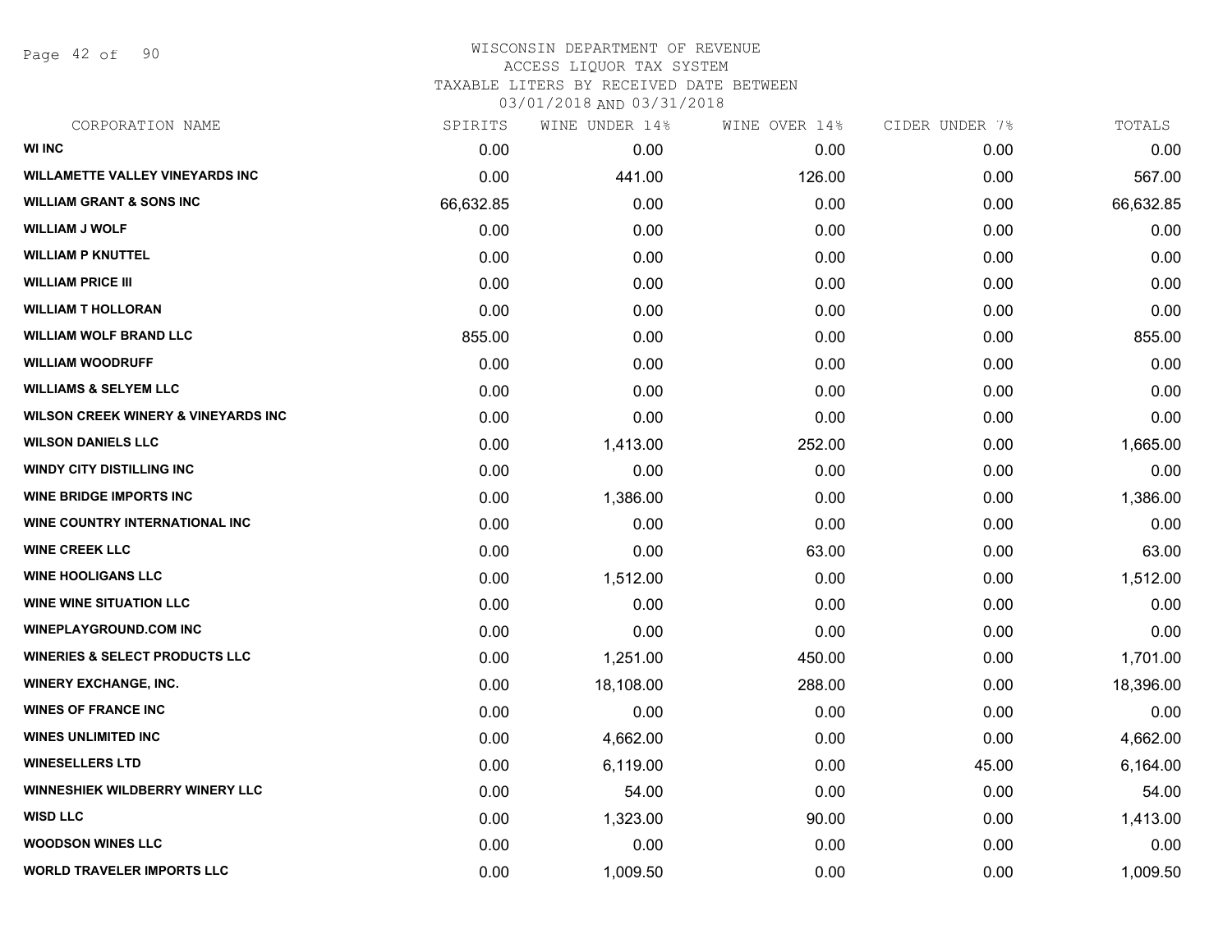WISCONSIN DEPARTMENT OF REVENUE
ACCESS LIQUOR TAX SYSTEM
TAXABLE LITERS BY RECEIVED DATE BETWEEN
03/01/2018 AND 03/31/2018

| CORPORATION NAME | SPIRITS | WINE UNDER 14% | WINE OVER 14% | CIDER UNDER 7% | TOTALS |
|---|---|---|---|---|---|
| WI INC | 0.00 | 0.00 | 0.00 | 0.00 | 0.00 |
| WILLAMETTE VALLEY VINEYARDS INC | 0.00 | 441.00 | 126.00 | 0.00 | 567.00 |
| WILLIAM GRANT & SONS INC | 66,632.85 | 0.00 | 0.00 | 0.00 | 66,632.85 |
| WILLIAM J WOLF | 0.00 | 0.00 | 0.00 | 0.00 | 0.00 |
| WILLIAM P KNUTTEL | 0.00 | 0.00 | 0.00 | 0.00 | 0.00 |
| WILLIAM PRICE III | 0.00 | 0.00 | 0.00 | 0.00 | 0.00 |
| WILLIAM T HOLLORAN | 0.00 | 0.00 | 0.00 | 0.00 | 0.00 |
| WILLIAM WOLF BRAND LLC | 855.00 | 0.00 | 0.00 | 0.00 | 855.00 |
| WILLIAM WOODRUFF | 0.00 | 0.00 | 0.00 | 0.00 | 0.00 |
| WILLIAMS & SELYEM LLC | 0.00 | 0.00 | 0.00 | 0.00 | 0.00 |
| WILSON CREEK WINERY & VINEYARDS INC | 0.00 | 0.00 | 0.00 | 0.00 | 0.00 |
| WILSON DANIELS LLC | 0.00 | 1,413.00 | 252.00 | 0.00 | 1,665.00 |
| WINDY CITY DISTILLING INC | 0.00 | 0.00 | 0.00 | 0.00 | 0.00 |
| WINE BRIDGE IMPORTS INC | 0.00 | 1,386.00 | 0.00 | 0.00 | 1,386.00 |
| WINE COUNTRY INTERNATIONAL INC | 0.00 | 0.00 | 0.00 | 0.00 | 0.00 |
| WINE CREEK LLC | 0.00 | 0.00 | 63.00 | 0.00 | 63.00 |
| WINE HOOLIGANS LLC | 0.00 | 1,512.00 | 0.00 | 0.00 | 1,512.00 |
| WINE WINE SITUATION LLC | 0.00 | 0.00 | 0.00 | 0.00 | 0.00 |
| WINEPLAYGROUND.COM INC | 0.00 | 0.00 | 0.00 | 0.00 | 0.00 |
| WINERIES & SELECT PRODUCTS LLC | 0.00 | 1,251.00 | 450.00 | 0.00 | 1,701.00 |
| WINERY EXCHANGE, INC. | 0.00 | 18,108.00 | 288.00 | 0.00 | 18,396.00 |
| WINES OF FRANCE INC | 0.00 | 0.00 | 0.00 | 0.00 | 0.00 |
| WINES UNLIMITED INC | 0.00 | 4,662.00 | 0.00 | 0.00 | 4,662.00 |
| WINESELLERS LTD | 0.00 | 6,119.00 | 0.00 | 45.00 | 6,164.00 |
| WINNESHIEK WILDBERRY WINERY LLC | 0.00 | 54.00 | 0.00 | 0.00 | 54.00 |
| WISD LLC | 0.00 | 1,323.00 | 90.00 | 0.00 | 1,413.00 |
| WOODSON WINES LLC | 0.00 | 0.00 | 0.00 | 0.00 | 0.00 |
| WORLD TRAVELER IMPORTS LLC | 0.00 | 1,009.50 | 0.00 | 0.00 | 1,009.50 |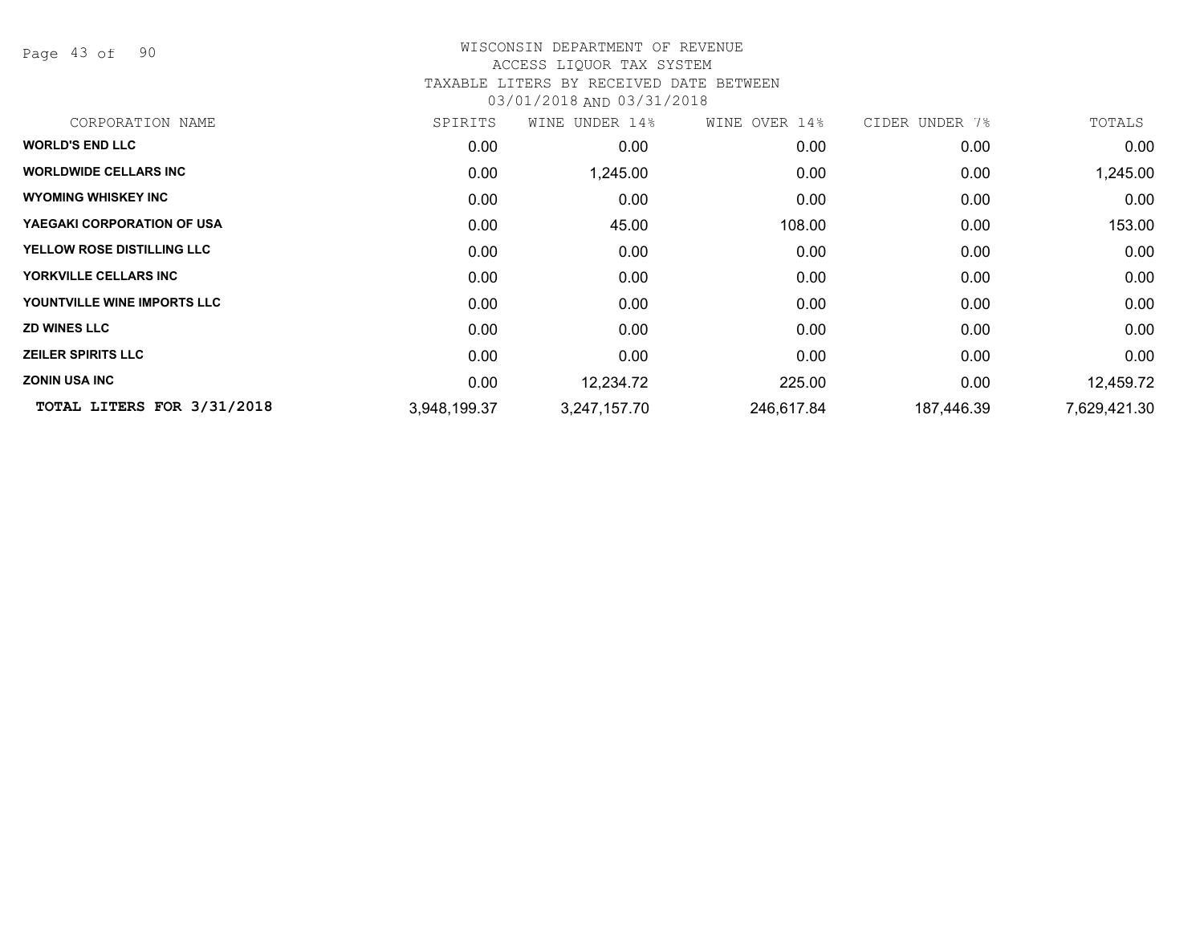# WISCONSIN DEPARTMENT OF REVENUE

ACCESS LIQUOR TAX SYSTEM

TAXABLE LITERS BY RECEIVED DATE BETWEEN

03/01/2018 AND 03/31/2018

| CORPORATION NAME | SPIRITS | WINE UNDER 14% | WINE OVER 14% | CIDER UNDER 7% | TOTALS |
|---|---|---|---|---|---|
| **WORLD'S END LLC** | 0.00 | 0.00 | 0.00 | 0.00 | 0.00 |
| **WORLDWIDE CELLARS INC** | 0.00 | 1,245.00 | 0.00 | 0.00 | 1,245.00 |
| **WYOMING WHISKEY INC** | 0.00 | 0.00 | 0.00 | 0.00 | 0.00 |
| **YAEGAKI CORPORATION OF USA** | 0.00 | 45.00 | 108.00 | 0.00 | 153.00 |
| **YELLOW ROSE DISTILLING LLC** | 0.00 | 0.00 | 0.00 | 0.00 | 0.00 |
| **YORKVILLE CELLARS INC** | 0.00 | 0.00 | 0.00 | 0.00 | 0.00 |
| **YOUNTVILLE WINE IMPORTS LLC** | 0.00 | 0.00 | 0.00 | 0.00 | 0.00 |
| **ZD WINES LLC** | 0.00 | 0.00 | 0.00 | 0.00 | 0.00 |
| **ZEILER SPIRITS LLC** | 0.00 | 0.00 | 0.00 | 0.00 | 0.00 |
| **ZONIN USA INC** | 0.00 | 12,234.72 | 225.00 | 0.00 | 12,459.72 |
| **TOTAL LITERS FOR 3/31/2018** | 3,948,199.37 | 3,247,157.70 | 246,617.84 | 187,446.39 | 7,629,421.30 |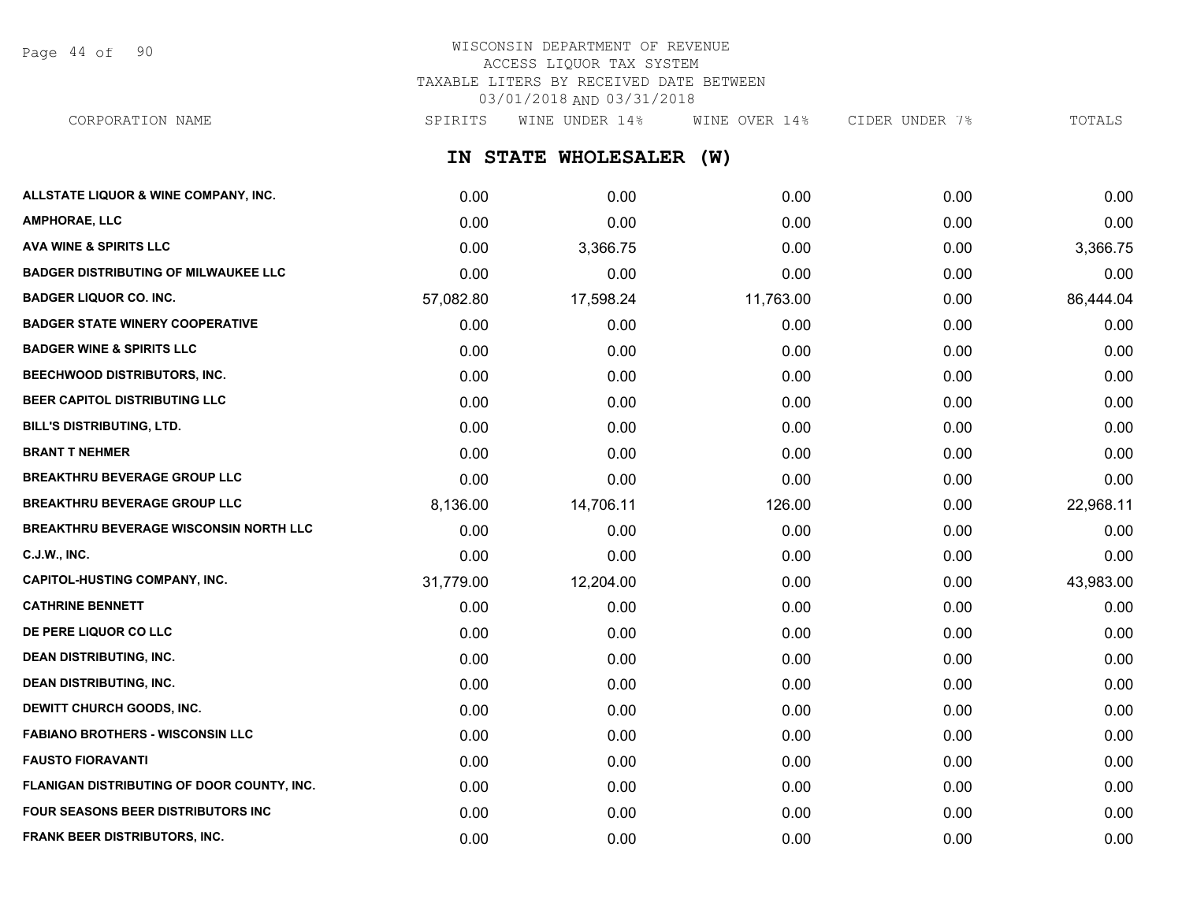# WISCONSIN DEPARTMENT OF REVENUE
## ACCESS LIQUOR TAX SYSTEM
## TAXABLE LITERS BY RECEIVED DATE BETWEEN 03/01/2018 AND 03/31/2018

## IN STATE WHOLESALER (W)

| CORPORATION NAME | SPIRITS | WINE UNDER 14% | WINE OVER 14% | CIDER UNDER 7% | TOTALS |
|---|---|---|---|---|---|
| ALLSTATE LIQUOR & WINE COMPANY, INC. | 0.00 | 0.00 | 0.00 | 0.00 | 0.00 |
| AMPHORAE, LLC | 0.00 | 0.00 | 0.00 | 0.00 | 0.00 |
| AVA WINE & SPIRITS LLC | 0.00 | 3,366.75 | 0.00 | 0.00 | 3,366.75 |
| BADGER DISTRIBUTING OF MILWAUKEE LLC | 0.00 | 0.00 | 0.00 | 0.00 | 0.00 |
| BADGER LIQUOR CO. INC. | 57,082.80 | 17,598.24 | 11,763.00 | 0.00 | 86,444.04 |
| BADGER STATE WINERY COOPERATIVE | 0.00 | 0.00 | 0.00 | 0.00 | 0.00 |
| BADGER WINE & SPIRITS LLC | 0.00 | 0.00 | 0.00 | 0.00 | 0.00 |
| BEECHWOOD DISTRIBUTORS, INC. | 0.00 | 0.00 | 0.00 | 0.00 | 0.00 |
| BEER CAPITOL DISTRIBUTING LLC | 0.00 | 0.00 | 0.00 | 0.00 | 0.00 |
| BILL'S DISTRIBUTING, LTD. | 0.00 | 0.00 | 0.00 | 0.00 | 0.00 |
| BRANT T NEHMER | 0.00 | 0.00 | 0.00 | 0.00 | 0.00 |
| BREAKTHRU BEVERAGE GROUP LLC | 0.00 | 0.00 | 0.00 | 0.00 | 0.00 |
| BREAKTHRU BEVERAGE GROUP LLC | 8,136.00 | 14,706.11 | 126.00 | 0.00 | 22,968.11 |
| BREAKTHRU BEVERAGE WISCONSIN NORTH LLC | 0.00 | 0.00 | 0.00 | 0.00 | 0.00 |
| C.J.W., INC. | 0.00 | 0.00 | 0.00 | 0.00 | 0.00 |
| CAPITOL-HUSTING COMPANY, INC. | 31,779.00 | 12,204.00 | 0.00 | 0.00 | 43,983.00 |
| CATHRINE BENNETT | 0.00 | 0.00 | 0.00 | 0.00 | 0.00 |
| DE PERE LIQUOR CO LLC | 0.00 | 0.00 | 0.00 | 0.00 | 0.00 |
| DEAN DISTRIBUTING, INC. | 0.00 | 0.00 | 0.00 | 0.00 | 0.00 |
| DEAN DISTRIBUTING, INC. | 0.00 | 0.00 | 0.00 | 0.00 | 0.00 |
| DEWITT CHURCH GOODS, INC. | 0.00 | 0.00 | 0.00 | 0.00 | 0.00 |
| FABIANO BROTHERS - WISCONSIN LLC | 0.00 | 0.00 | 0.00 | 0.00 | 0.00 |
| FAUSTO FIORAVANTI | 0.00 | 0.00 | 0.00 | 0.00 | 0.00 |
| FLANIGAN DISTRIBUTING OF DOOR COUNTY, INC. | 0.00 | 0.00 | 0.00 | 0.00 | 0.00 |
| FOUR SEASONS BEER DISTRIBUTORS INC | 0.00 | 0.00 | 0.00 | 0.00 | 0.00 |
| FRANK BEER DISTRIBUTORS, INC. | 0.00 | 0.00 | 0.00 | 0.00 | 0.00 |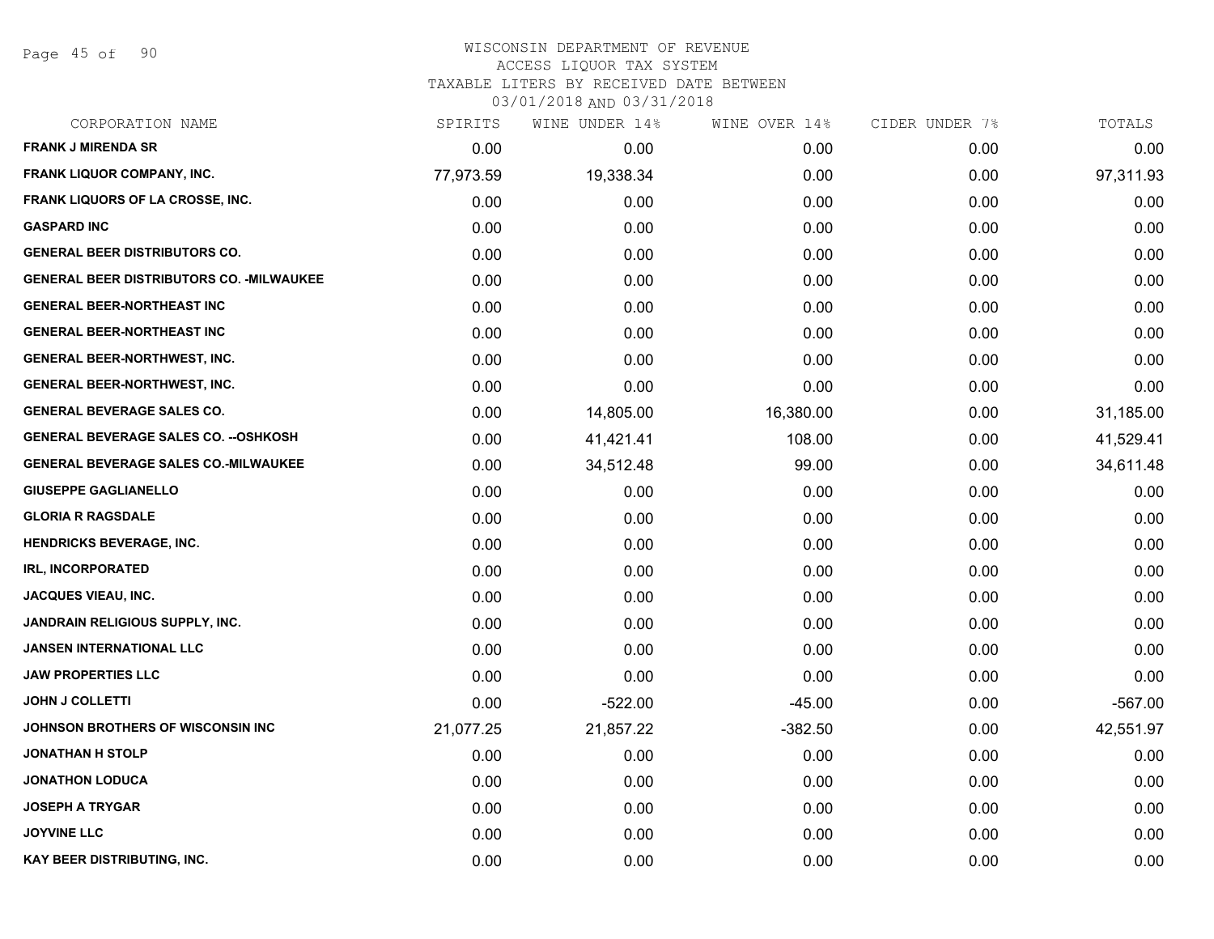# WISCONSIN DEPARTMENT OF REVENUE
ACCESS LIQUOR TAX SYSTEM
TAXABLE LITERS BY RECEIVED DATE BETWEEN
03/01/2018 AND 03/31/2018

| CORPORATION NAME | SPIRITS | WINE UNDER 14% | WINE OVER 14% | CIDER UNDER 7% | TOTALS |
|---|---|---|---|---|---|
| FRANK J MIRENDA SR | 0.00 | 0.00 | 0.00 | 0.00 | 0.00 |
| FRANK LIQUOR COMPANY, INC. | 77,973.59 | 19,338.34 | 0.00 | 0.00 | 97,311.93 |
| FRANK LIQUORS OF LA CROSSE, INC. | 0.00 | 0.00 | 0.00 | 0.00 | 0.00 |
| GASPARD INC | 0.00 | 0.00 | 0.00 | 0.00 | 0.00 |
| GENERAL BEER DISTRIBUTORS CO. | 0.00 | 0.00 | 0.00 | 0.00 | 0.00 |
| GENERAL BEER DISTRIBUTORS CO. -MILWAUKEE | 0.00 | 0.00 | 0.00 | 0.00 | 0.00 |
| GENERAL BEER-NORTHEAST INC | 0.00 | 0.00 | 0.00 | 0.00 | 0.00 |
| GENERAL BEER-NORTHEAST INC | 0.00 | 0.00 | 0.00 | 0.00 | 0.00 |
| GENERAL BEER-NORTHWEST, INC. | 0.00 | 0.00 | 0.00 | 0.00 | 0.00 |
| GENERAL BEER-NORTHWEST, INC. | 0.00 | 0.00 | 0.00 | 0.00 | 0.00 |
| GENERAL BEVERAGE SALES CO. | 0.00 | 14,805.00 | 16,380.00 | 0.00 | 31,185.00 |
| GENERAL BEVERAGE SALES CO. --OSHKOSH | 0.00 | 41,421.41 | 108.00 | 0.00 | 41,529.41 |
| GENERAL BEVERAGE SALES CO.-MILWAUKEE | 0.00 | 34,512.48 | 99.00 | 0.00 | 34,611.48 |
| GIUSEPPE GAGLIANELLO | 0.00 | 0.00 | 0.00 | 0.00 | 0.00 |
| GLORIA R RAGSDALE | 0.00 | 0.00 | 0.00 | 0.00 | 0.00 |
| HENDRICKS BEVERAGE, INC. | 0.00 | 0.00 | 0.00 | 0.00 | 0.00 |
| IRL, INCORPORATED | 0.00 | 0.00 | 0.00 | 0.00 | 0.00 |
| JACQUES VIEAU, INC. | 0.00 | 0.00 | 0.00 | 0.00 | 0.00 |
| JANDRAIN RELIGIOUS SUPPLY, INC. | 0.00 | 0.00 | 0.00 | 0.00 | 0.00 |
| JANSEN INTERNATIONAL LLC | 0.00 | 0.00 | 0.00 | 0.00 | 0.00 |
| JAW PROPERTIES LLC | 0.00 | 0.00 | 0.00 | 0.00 | 0.00 |
| JOHN J COLLETTI | 0.00 | -522.00 | -45.00 | 0.00 | -567.00 |
| JOHNSON BROTHERS OF WISCONSIN INC | 21,077.25 | 21,857.22 | -382.50 | 0.00 | 42,551.97 |
| JONATHAN H STOLP | 0.00 | 0.00 | 0.00 | 0.00 | 0.00 |
| JONATHON LODUCA | 0.00 | 0.00 | 0.00 | 0.00 | 0.00 |
| JOSEPH A TRYGAR | 0.00 | 0.00 | 0.00 | 0.00 | 0.00 |
| JOYVINE LLC | 0.00 | 0.00 | 0.00 | 0.00 | 0.00 |
| KAY BEER DISTRIBUTING, INC. | 0.00 | 0.00 | 0.00 | 0.00 | 0.00 |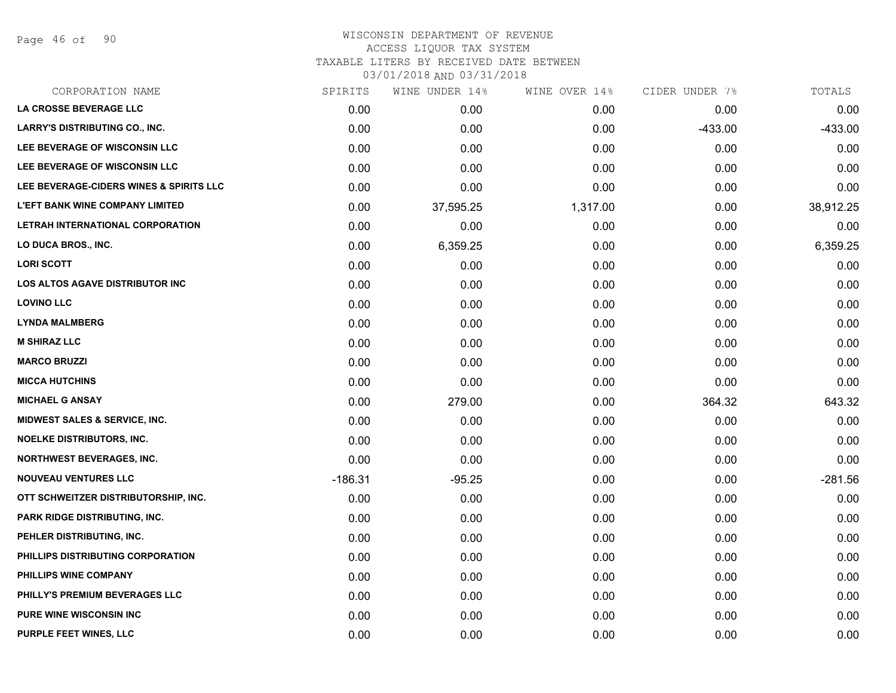# WISCONSIN DEPARTMENT OF REVENUE
## ACCESS LIQUOR TAX SYSTEM
## TAXABLE LITERS BY RECEIVED DATE BETWEEN 03/01/2018 AND 03/31/2018

| CORPORATION NAME | SPIRITS | WINE UNDER 14% | WINE OVER 14% | CIDER UNDER 7% | TOTALS |
|---|---|---|---|---|---|
| LA CROSSE BEVERAGE LLC | 0.00 | 0.00 | 0.00 | 0.00 | 0.00 |
| LARRY'S DISTRIBUTING CO., INC. | 0.00 | 0.00 | 0.00 | -433.00 | -433.00 |
| LEE BEVERAGE OF WISCONSIN LLC | 0.00 | 0.00 | 0.00 | 0.00 | 0.00 |
| LEE BEVERAGE OF WISCONSIN LLC | 0.00 | 0.00 | 0.00 | 0.00 | 0.00 |
| LEE BEVERAGE-CIDERS WINES & SPIRITS LLC | 0.00 | 0.00 | 0.00 | 0.00 | 0.00 |
| L'EFT BANK WINE COMPANY LIMITED | 0.00 | 37,595.25 | 1,317.00 | 0.00 | 38,912.25 |
| LETRAH INTERNATIONAL CORPORATION | 0.00 | 0.00 | 0.00 | 0.00 | 0.00 |
| LO DUCA BROS., INC. | 0.00 | 6,359.25 | 0.00 | 0.00 | 6,359.25 |
| LORI SCOTT | 0.00 | 0.00 | 0.00 | 0.00 | 0.00 |
| LOS ALTOS AGAVE DISTRIBUTOR INC | 0.00 | 0.00 | 0.00 | 0.00 | 0.00 |
| LOVINO LLC | 0.00 | 0.00 | 0.00 | 0.00 | 0.00 |
| LYNDA MALMBERG | 0.00 | 0.00 | 0.00 | 0.00 | 0.00 |
| M SHIRAZ LLC | 0.00 | 0.00 | 0.00 | 0.00 | 0.00 |
| MARCO BRUZZI | 0.00 | 0.00 | 0.00 | 0.00 | 0.00 |
| MICCA HUTCHINS | 0.00 | 0.00 | 0.00 | 0.00 | 0.00 |
| MICHAEL G ANSAY | 0.00 | 279.00 | 0.00 | 364.32 | 643.32 |
| MIDWEST SALES & SERVICE, INC. | 0.00 | 0.00 | 0.00 | 0.00 | 0.00 |
| NOELKE DISTRIBUTORS, INC. | 0.00 | 0.00 | 0.00 | 0.00 | 0.00 |
| NORTHWEST BEVERAGES, INC. | 0.00 | 0.00 | 0.00 | 0.00 | 0.00 |
| NOUVEAU VENTURES LLC | -186.31 | -95.25 | 0.00 | 0.00 | -281.56 |
| OTT SCHWEITZER DISTRIBUTORSHIP, INC. | 0.00 | 0.00 | 0.00 | 0.00 | 0.00 |
| PARK RIDGE DISTRIBUTING, INC. | 0.00 | 0.00 | 0.00 | 0.00 | 0.00 |
| PEHLER DISTRIBUTING, INC. | 0.00 | 0.00 | 0.00 | 0.00 | 0.00 |
| PHILLIPS DISTRIBUTING CORPORATION | 0.00 | 0.00 | 0.00 | 0.00 | 0.00 |
| PHILLIPS WINE COMPANY | 0.00 | 0.00 | 0.00 | 0.00 | 0.00 |
| PHILLY'S PREMIUM BEVERAGES LLC | 0.00 | 0.00 | 0.00 | 0.00 | 0.00 |
| PURE WINE WISCONSIN INC | 0.00 | 0.00 | 0.00 | 0.00 | 0.00 |
| PURPLE FEET WINES, LLC | 0.00 | 0.00 | 0.00 | 0.00 | 0.00 |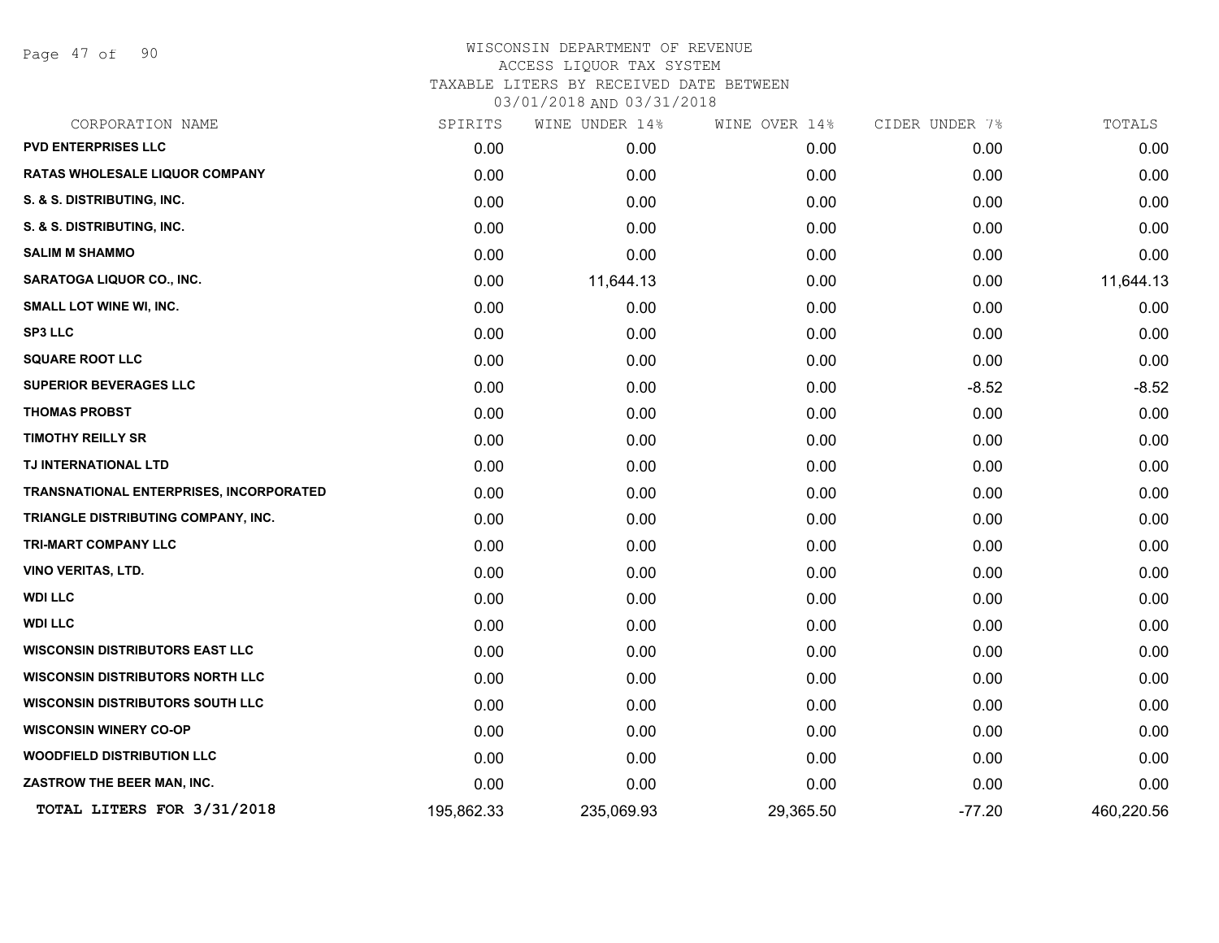WISCONSIN DEPARTMENT OF REVENUE
ACCESS LIQUOR TAX SYSTEM
TAXABLE LITERS BY RECEIVED DATE BETWEEN
03/01/2018 AND 03/31/2018

| CORPORATION NAME | SPIRITS | WINE UNDER 14% | WINE OVER 14% | CIDER UNDER 7% | TOTALS |
|---|---|---|---|---|---|
| PVD ENTERPRISES LLC | 0.00 | 0.00 | 0.00 | 0.00 | 0.00 |
| RATAS WHOLESALE LIQUOR COMPANY | 0.00 | 0.00 | 0.00 | 0.00 | 0.00 |
| S. & S. DISTRIBUTING, INC. | 0.00 | 0.00 | 0.00 | 0.00 | 0.00 |
| S. & S. DISTRIBUTING, INC. | 0.00 | 0.00 | 0.00 | 0.00 | 0.00 |
| SALIM M SHAMMO | 0.00 | 0.00 | 0.00 | 0.00 | 0.00 |
| SARATOGA LIQUOR CO., INC. | 0.00 | 11,644.13 | 0.00 | 0.00 | 11,644.13 |
| SMALL LOT WINE WI, INC. | 0.00 | 0.00 | 0.00 | 0.00 | 0.00 |
| SP3 LLC | 0.00 | 0.00 | 0.00 | 0.00 | 0.00 |
| SQUARE ROOT LLC | 0.00 | 0.00 | 0.00 | 0.00 | 0.00 |
| SUPERIOR BEVERAGES LLC | 0.00 | 0.00 | 0.00 | -8.52 | -8.52 |
| THOMAS PROBST | 0.00 | 0.00 | 0.00 | 0.00 | 0.00 |
| TIMOTHY REILLY SR | 0.00 | 0.00 | 0.00 | 0.00 | 0.00 |
| TJ INTERNATIONAL LTD | 0.00 | 0.00 | 0.00 | 0.00 | 0.00 |
| TRANSNATIONAL ENTERPRISES, INCORPORATED | 0.00 | 0.00 | 0.00 | 0.00 | 0.00 |
| TRIANGLE DISTRIBUTING COMPANY, INC. | 0.00 | 0.00 | 0.00 | 0.00 | 0.00 |
| TRI-MART COMPANY LLC | 0.00 | 0.00 | 0.00 | 0.00 | 0.00 |
| VINO VERITAS, LTD. | 0.00 | 0.00 | 0.00 | 0.00 | 0.00 |
| WDI LLC | 0.00 | 0.00 | 0.00 | 0.00 | 0.00 |
| WDI LLC | 0.00 | 0.00 | 0.00 | 0.00 | 0.00 |
| WISCONSIN DISTRIBUTORS EAST LLC | 0.00 | 0.00 | 0.00 | 0.00 | 0.00 |
| WISCONSIN DISTRIBUTORS NORTH LLC | 0.00 | 0.00 | 0.00 | 0.00 | 0.00 |
| WISCONSIN DISTRIBUTORS SOUTH LLC | 0.00 | 0.00 | 0.00 | 0.00 | 0.00 |
| WISCONSIN WINERY CO-OP | 0.00 | 0.00 | 0.00 | 0.00 | 0.00 |
| WOODFIELD DISTRIBUTION LLC | 0.00 | 0.00 | 0.00 | 0.00 | 0.00 |
| ZASTROW THE BEER MAN, INC. | 0.00 | 0.00 | 0.00 | 0.00 | 0.00 |
| **TOTAL LITERS FOR 3/31/2018** | 195,862.33 | 235,069.93 | 29,365.50 | -77.20 | 460,220.56 |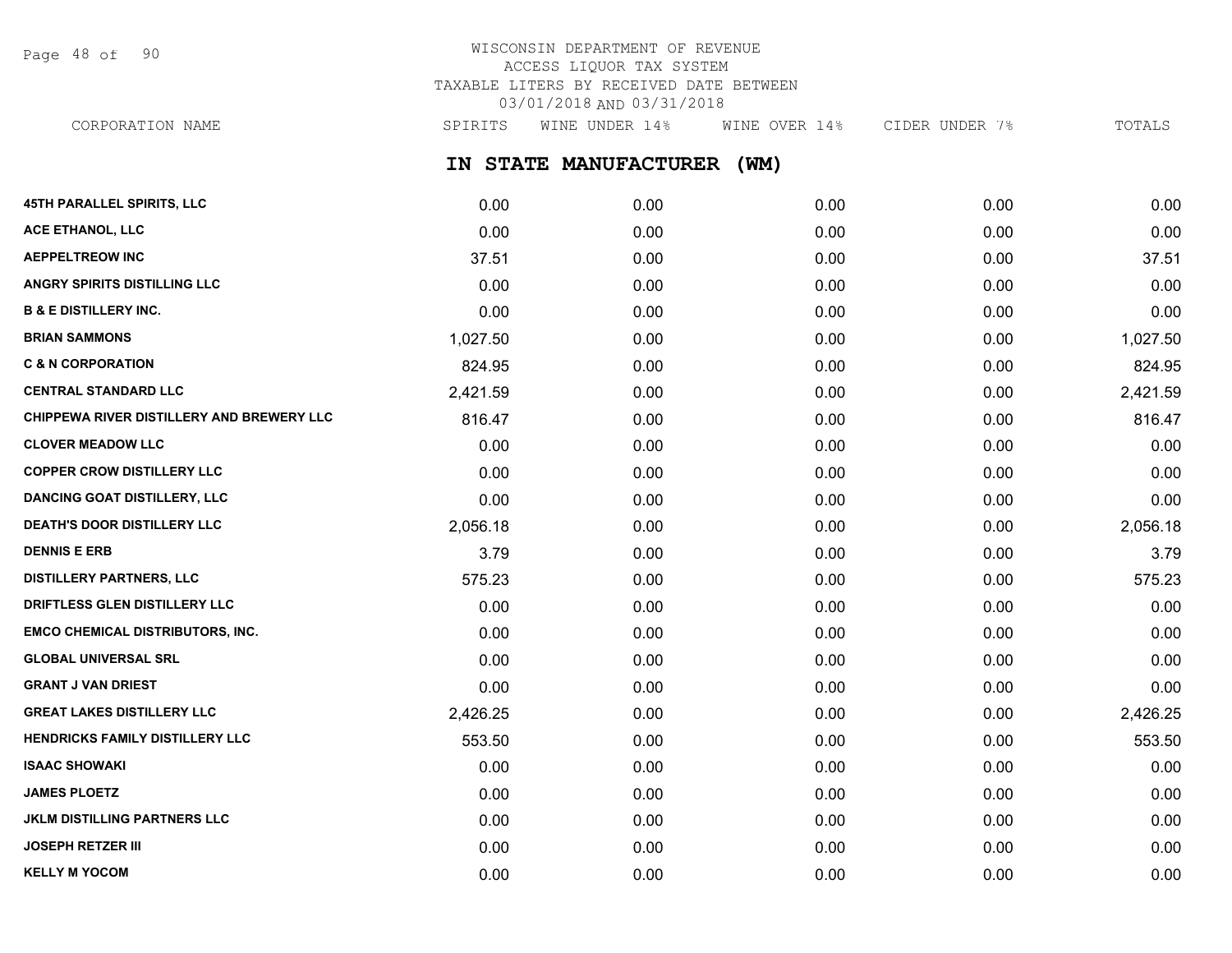WISCONSIN DEPARTMENT OF REVENUE
ACCESS LIQUOR TAX SYSTEM
TAXABLE LITERS BY RECEIVED DATE BETWEEN
03/01/2018 AND 03/31/2018

## IN STATE MANUFACTURER (WM)

| CORPORATION NAME | SPIRITS | WINE UNDER 14% | WINE OVER 14% | CIDER UNDER 7% | TOTALS |
|---|---|---|---|---|---|
| 45TH PARALLEL SPIRITS, LLC | 0.00 | 0.00 | 0.00 | 0.00 | 0.00 |
| ACE ETHANOL, LLC | 0.00 | 0.00 | 0.00 | 0.00 | 0.00 |
| AEPPELTREOW INC | 37.51 | 0.00 | 0.00 | 0.00 | 37.51 |
| ANGRY SPIRITS DISTILLING LLC | 0.00 | 0.00 | 0.00 | 0.00 | 0.00 |
| B & E DISTILLERY INC. | 0.00 | 0.00 | 0.00 | 0.00 | 0.00 |
| BRIAN SAMMONS | 1,027.50 | 0.00 | 0.00 | 0.00 | 1,027.50 |
| C & N CORPORATION | 824.95 | 0.00 | 0.00 | 0.00 | 824.95 |
| CENTRAL STANDARD LLC | 2,421.59 | 0.00 | 0.00 | 0.00 | 2,421.59 |
| CHIPPEWA RIVER DISTILLERY AND BREWERY LLC | 816.47 | 0.00 | 0.00 | 0.00 | 816.47 |
| CLOVER MEADOW LLC | 0.00 | 0.00 | 0.00 | 0.00 | 0.00 |
| COPPER CROW DISTILLERY LLC | 0.00 | 0.00 | 0.00 | 0.00 | 0.00 |
| DANCING GOAT DISTILLERY, LLC | 0.00 | 0.00 | 0.00 | 0.00 | 0.00 |
| DEATH'S DOOR DISTILLERY LLC | 2,056.18 | 0.00 | 0.00 | 0.00 | 2,056.18 |
| DENNIS E ERB | 3.79 | 0.00 | 0.00 | 0.00 | 3.79 |
| DISTILLERY PARTNERS, LLC | 575.23 | 0.00 | 0.00 | 0.00 | 575.23 |
| DRIFTLESS GLEN DISTILLERY LLC | 0.00 | 0.00 | 0.00 | 0.00 | 0.00 |
| EMCO CHEMICAL DISTRIBUTORS, INC. | 0.00 | 0.00 | 0.00 | 0.00 | 0.00 |
| GLOBAL UNIVERSAL SRL | 0.00 | 0.00 | 0.00 | 0.00 | 0.00 |
| GRANT J VAN DRIEST | 0.00 | 0.00 | 0.00 | 0.00 | 0.00 |
| GREAT LAKES DISTILLERY LLC | 2,426.25 | 0.00 | 0.00 | 0.00 | 2,426.25 |
| HENDRICKS FAMILY DISTILLERY LLC | 553.50 | 0.00 | 0.00 | 0.00 | 553.50 |
| ISAAC SHOWAKI | 0.00 | 0.00 | 0.00 | 0.00 | 0.00 |
| JAMES PLOETZ | 0.00 | 0.00 | 0.00 | 0.00 | 0.00 |
| JKLM DISTILLING PARTNERS LLC | 0.00 | 0.00 | 0.00 | 0.00 | 0.00 |
| JOSEPH RETZER III | 0.00 | 0.00 | 0.00 | 0.00 | 0.00 |
| KELLY M YOCOM | 0.00 | 0.00 | 0.00 | 0.00 | 0.00 |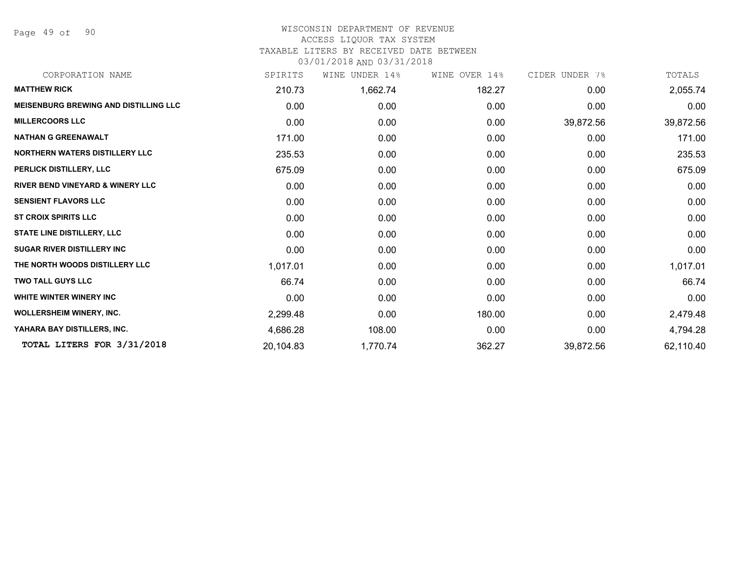# WISCONSIN DEPARTMENT OF REVENUE
## ACCESS LIQUOR TAX SYSTEM
### TAXABLE LITERS BY RECEIVED DATE BETWEEN 03/01/2018 AND 03/31/2018

| CORPORATION NAME | SPIRITS | WINE UNDER 14% | WINE OVER 14% | CIDER UNDER 7% | TOTALS |
|---|---|---|---|---|---|
| **MATTHEW RICK** | 210.73 | 1,662.74 | 182.27 | 0.00 | 2,055.74 |
| **MEISENBURG BREWING AND DISTILLING LLC** | 0.00 | 0.00 | 0.00 | 0.00 | 0.00 |
| **MILLERCOORS LLC** | 0.00 | 0.00 | 0.00 | 39,872.56 | 39,872.56 |
| **NATHAN G GREENAWALT** | 171.00 | 0.00 | 0.00 | 0.00 | 171.00 |
| **NORTHERN WATERS DISTILLERY LLC** | 235.53 | 0.00 | 0.00 | 0.00 | 235.53 |
| **PERLICK DISTILLERY, LLC** | 675.09 | 0.00 | 0.00 | 0.00 | 675.09 |
| **RIVER BEND VINEYARD & WINERY LLC** | 0.00 | 0.00 | 0.00 | 0.00 | 0.00 |
| **SENSIENT FLAVORS LLC** | 0.00 | 0.00 | 0.00 | 0.00 | 0.00 |
| **ST CROIX SPIRITS LLC** | 0.00 | 0.00 | 0.00 | 0.00 | 0.00 |
| **STATE LINE DISTILLERY, LLC** | 0.00 | 0.00 | 0.00 | 0.00 | 0.00 |
| **SUGAR RIVER DISTILLERY INC** | 0.00 | 0.00 | 0.00 | 0.00 | 0.00 |
| **THE NORTH WOODS DISTILLERY LLC** | 1,017.01 | 0.00 | 0.00 | 0.00 | 1,017.01 |
| **TWO TALL GUYS LLC** | 66.74 | 0.00 | 0.00 | 0.00 | 66.74 |
| **WHITE WINTER WINERY INC** | 0.00 | 0.00 | 0.00 | 0.00 | 0.00 |
| **WOLLERSHEIM WINERY, INC.** | 2,299.48 | 0.00 | 180.00 | 0.00 | 2,479.48 |
| **YAHARA BAY DISTILLERS, INC.** | 4,686.28 | 108.00 | 0.00 | 0.00 | 4,794.28 |
| **TOTAL LITERS FOR 3/31/2018** | 20,104.83 | 1,770.74 | 362.27 | 39,872.56 | 62,110.40 |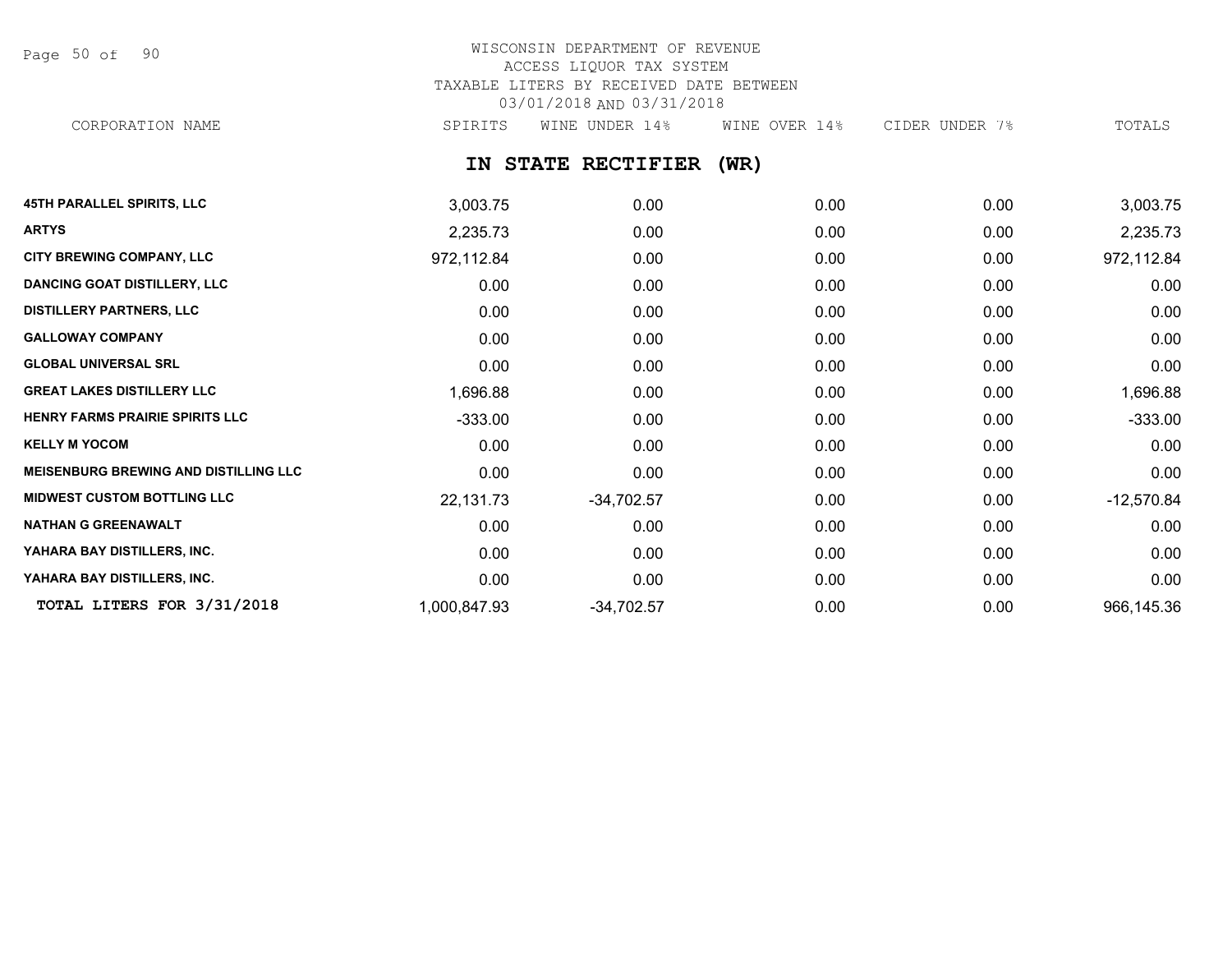WISCONSIN DEPARTMENT OF REVENUE
ACCESS LIQUOR TAX SYSTEM
TAXABLE LITERS BY RECEIVED DATE BETWEEN
03/01/2018 AND 03/31/2018

## IN STATE RECTIFIER (WR)

| CORPORATION NAME | SPIRITS | WINE UNDER 14% | WINE OVER 14% | CIDER UNDER 7% | TOTALS |
|---|---|---|---|---|---|
| 45TH PARALLEL SPIRITS, LLC | 3,003.75 | 0.00 | 0.00 | 0.00 | 3,003.75 |
| ARTYS | 2,235.73 | 0.00 | 0.00 | 0.00 | 2,235.73 |
| CITY BREWING COMPANY, LLC | 972,112.84 | 0.00 | 0.00 | 0.00 | 972,112.84 |
| DANCING GOAT DISTILLERY, LLC | 0.00 | 0.00 | 0.00 | 0.00 | 0.00 |
| DISTILLERY PARTNERS, LLC | 0.00 | 0.00 | 0.00 | 0.00 | 0.00 |
| GALLOWAY COMPANY | 0.00 | 0.00 | 0.00 | 0.00 | 0.00 |
| GLOBAL UNIVERSAL SRL | 0.00 | 0.00 | 0.00 | 0.00 | 0.00 |
| GREAT LAKES DISTILLERY LLC | 1,696.88 | 0.00 | 0.00 | 0.00 | 1,696.88 |
| HENRY FARMS PRAIRIE SPIRITS LLC | -333.00 | 0.00 | 0.00 | 0.00 | -333.00 |
| KELLY M YOCOM | 0.00 | 0.00 | 0.00 | 0.00 | 0.00 |
| MEISENBURG BREWING AND DISTILLING LLC | 0.00 | 0.00 | 0.00 | 0.00 | 0.00 |
| MIDWEST CUSTOM BOTTLING LLC | 22,131.73 | -34,702.57 | 0.00 | 0.00 | -12,570.84 |
| NATHAN G GREENAWALT | 0.00 | 0.00 | 0.00 | 0.00 | 0.00 |
| YAHARA BAY DISTILLERS, INC. | 0.00 | 0.00 | 0.00 | 0.00 | 0.00 |
| YAHARA BAY DISTILLERS, INC. | 0.00 | 0.00 | 0.00 | 0.00 | 0.00 |
| **TOTAL LITERS FOR 3/31/2018** | 1,000,847.93 | -34,702.57 | 0.00 | 0.00 | 966,145.36 |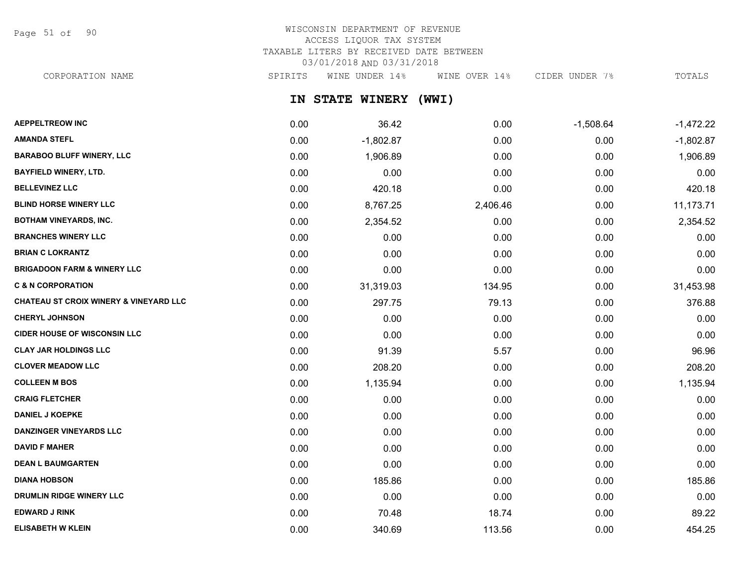# WISCONSIN DEPARTMENT OF REVENUE
## ACCESS LIQUOR TAX SYSTEM
## TAXABLE LITERS BY RECEIVED DATE BETWEEN 03/01/2018 AND 03/31/2018

## IN STATE WINERY (WWI)

| CORPORATION NAME | SPIRITS | WINE UNDER 14% | WINE OVER 14% | CIDER UNDER 7% | TOTALS |
|---|---|---|---|---|---|
| AEPPELTREOW INC | 0.00 | 36.42 | 0.00 | -1,508.64 | -1,472.22 |
| AMANDA STEFL | 0.00 | -1,802.87 | 0.00 | 0.00 | -1,802.87 |
| BARABOO BLUFF WINERY, LLC | 0.00 | 1,906.89 | 0.00 | 0.00 | 1,906.89 |
| BAYFIELD WINERY, LTD. | 0.00 | 0.00 | 0.00 | 0.00 | 0.00 |
| BELLEVINEZ LLC | 0.00 | 420.18 | 0.00 | 0.00 | 420.18 |
| BLIND HORSE WINERY LLC | 0.00 | 8,767.25 | 2,406.46 | 0.00 | 11,173.71 |
| BOTHAM VINEYARDS, INC. | 0.00 | 2,354.52 | 0.00 | 0.00 | 2,354.52 |
| BRANCHES WINERY LLC | 0.00 | 0.00 | 0.00 | 0.00 | 0.00 |
| BRIAN C LOKRANTZ | 0.00 | 0.00 | 0.00 | 0.00 | 0.00 |
| BRIGADOON FARM & WINERY LLC | 0.00 | 0.00 | 0.00 | 0.00 | 0.00 |
| C & N CORPORATION | 0.00 | 31,319.03 | 134.95 | 0.00 | 31,453.98 |
| CHATEAU ST CROIX WINERY & VINEYARD LLC | 0.00 | 297.75 | 79.13 | 0.00 | 376.88 |
| CHERYL JOHNSON | 0.00 | 0.00 | 0.00 | 0.00 | 0.00 |
| CIDER HOUSE OF WISCONSIN LLC | 0.00 | 0.00 | 0.00 | 0.00 | 0.00 |
| CLAY JAR HOLDINGS LLC | 0.00 | 91.39 | 5.57 | 0.00 | 96.96 |
| CLOVER MEADOW LLC | 0.00 | 208.20 | 0.00 | 0.00 | 208.20 |
| COLLEEN M BOS | 0.00 | 1,135.94 | 0.00 | 0.00 | 1,135.94 |
| CRAIG FLETCHER | 0.00 | 0.00 | 0.00 | 0.00 | 0.00 |
| DANIEL J KOEPKE | 0.00 | 0.00 | 0.00 | 0.00 | 0.00 |
| DANZINGER VINEYARDS LLC | 0.00 | 0.00 | 0.00 | 0.00 | 0.00 |
| DAVID F MAHER | 0.00 | 0.00 | 0.00 | 0.00 | 0.00 |
| DEAN L BAUMGARTEN | 0.00 | 0.00 | 0.00 | 0.00 | 0.00 |
| DIANA HOBSON | 0.00 | 185.86 | 0.00 | 0.00 | 185.86 |
| DRUMLIN RIDGE WINERY LLC | 0.00 | 0.00 | 0.00 | 0.00 | 0.00 |
| EDWARD J RINK | 0.00 | 70.48 | 18.74 | 0.00 | 89.22 |
| ELISABETH W KLEIN | 0.00 | 340.69 | 113.56 | 0.00 | 454.25 |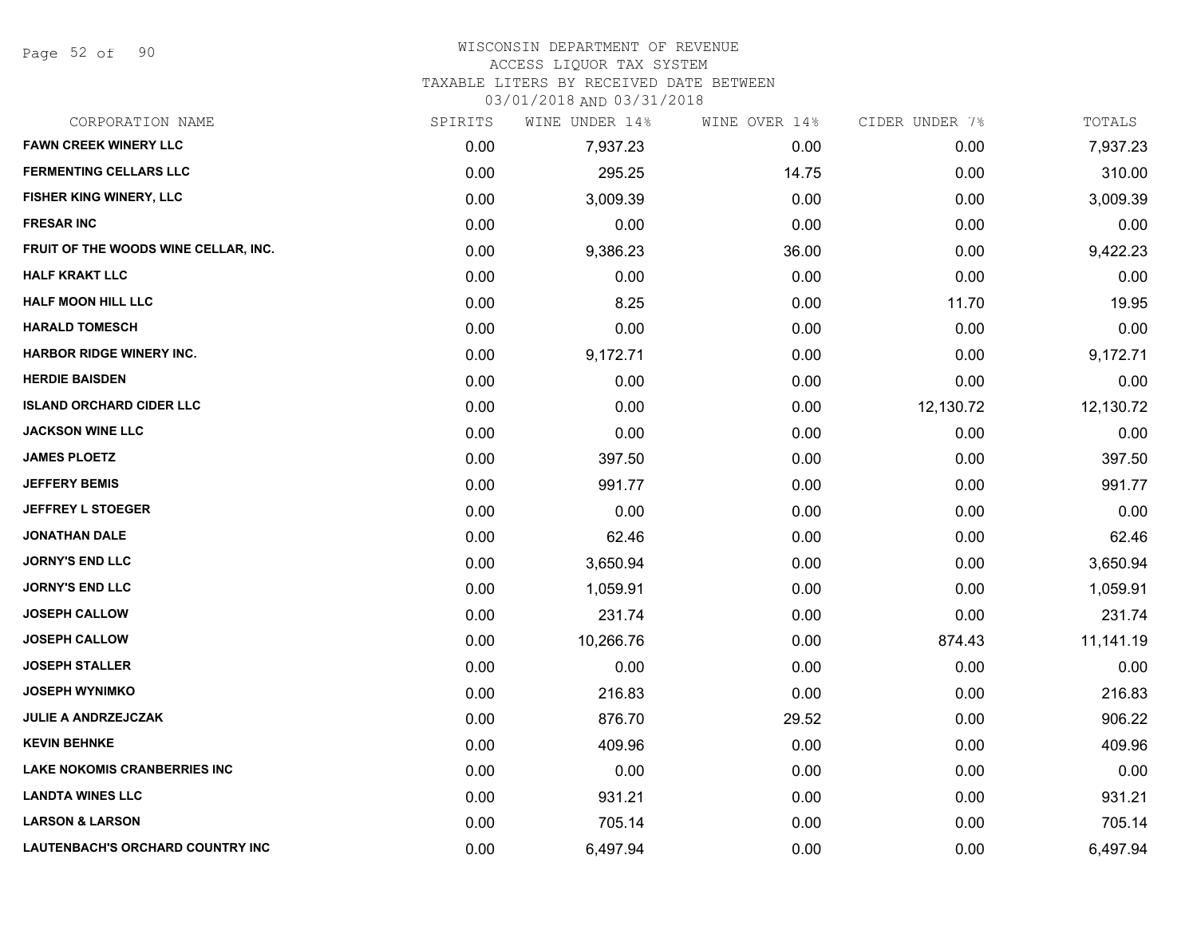# WISCONSIN DEPARTMENT OF REVENUE
ACCESS LIQUOR TAX SYSTEM
TAXABLE LITERS BY RECEIVED DATE BETWEEN
03/01/2018 AND 03/31/2018

| CORPORATION NAME | SPIRITS | WINE UNDER 14% | WINE OVER 14% | CIDER UNDER 7% | TOTALS |
|---|---|---|---|---|---|
| **FAWN CREEK WINERY LLC** | 0.00 | 7,937.23 | 0.00 | 0.00 | 7,937.23 |
| **FERMENTING CELLARS LLC** | 0.00 | 295.25 | 14.75 | 0.00 | 310.00 |
| **FISHER KING WINERY, LLC** | 0.00 | 3,009.39 | 0.00 | 0.00 | 3,009.39 |
| **FRESAR INC** | 0.00 | 0.00 | 0.00 | 0.00 | 0.00 |
| **FRUIT OF THE WOODS WINE CELLAR, INC.** | 0.00 | 9,386.23 | 36.00 | 0.00 | 9,422.23 |
| **HALF KRAKT LLC** | 0.00 | 0.00 | 0.00 | 0.00 | 0.00 |
| **HALF MOON HILL LLC** | 0.00 | 8.25 | 0.00 | 11.70 | 19.95 |
| **HARALD TOMESCH** | 0.00 | 0.00 | 0.00 | 0.00 | 0.00 |
| **HARBOR RIDGE WINERY INC.** | 0.00 | 9,172.71 | 0.00 | 0.00 | 9,172.71 |
| **HERDIE BAISDEN** | 0.00 | 0.00 | 0.00 | 0.00 | 0.00 |
| **ISLAND ORCHARD CIDER LLC** | 0.00 | 0.00 | 0.00 | 12,130.72 | 12,130.72 |
| **JACKSON WINE LLC** | 0.00 | 0.00 | 0.00 | 0.00 | 0.00 |
| **JAMES PLOETZ** | 0.00 | 397.50 | 0.00 | 0.00 | 397.50 |
| **JEFFERY BEMIS** | 0.00 | 991.77 | 0.00 | 0.00 | 991.77 |
| **JEFFREY L STOEGER** | 0.00 | 0.00 | 0.00 | 0.00 | 0.00 |
| **JONATHAN DALE** | 0.00 | 62.46 | 0.00 | 0.00 | 62.46 |
| **JORNY'S END LLC** | 0.00 | 3,650.94 | 0.00 | 0.00 | 3,650.94 |
| **JORNY'S END LLC** | 0.00 | 1,059.91 | 0.00 | 0.00 | 1,059.91 |
| **JOSEPH CALLOW** | 0.00 | 231.74 | 0.00 | 0.00 | 231.74 |
| **JOSEPH CALLOW** | 0.00 | 10,266.76 | 0.00 | 874.43 | 11,141.19 |
| **JOSEPH STALLER** | 0.00 | 0.00 | 0.00 | 0.00 | 0.00 |
| **JOSEPH WYNIMKO** | 0.00 | 216.83 | 0.00 | 0.00 | 216.83 |
| **JULIE A ANDRZEJCZAK** | 0.00 | 876.70 | 29.52 | 0.00 | 906.22 |
| **KEVIN BEHNKE** | 0.00 | 409.96 | 0.00 | 0.00 | 409.96 |
| **LAKE NOKOMIS CRANBERRIES INC** | 0.00 | 0.00 | 0.00 | 0.00 | 0.00 |
| **LANDTA WINES LLC** | 0.00 | 931.21 | 0.00 | 0.00 | 931.21 |
| **LARSON & LARSON** | 0.00 | 705.14 | 0.00 | 0.00 | 705.14 |
| **LAUTENBACH'S ORCHARD COUNTRY INC** | 0.00 | 6,497.94 | 0.00 | 0.00 | 6,497.94 |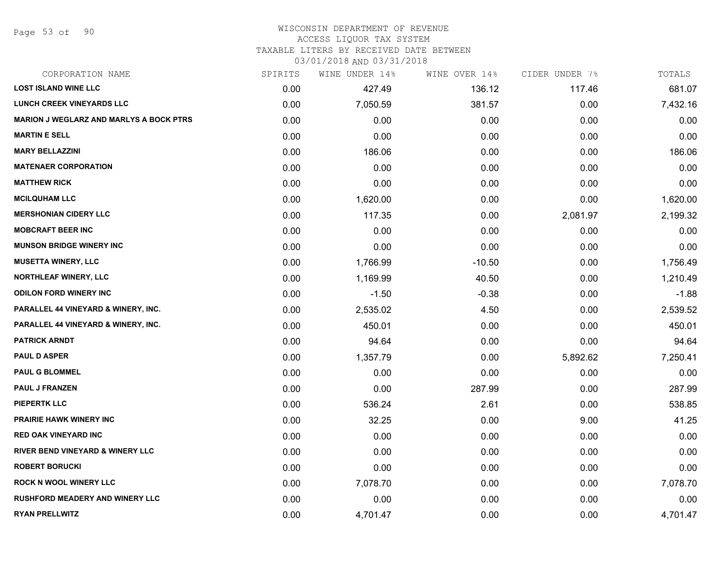# WISCONSIN DEPARTMENT OF REVENUE
## ACCESS LIQUOR TAX SYSTEM
### TAXABLE LITERS BY RECEIVED DATE BETWEEN 03/01/2018 AND 03/31/2018

| CORPORATION NAME | SPIRITS | WINE UNDER 14% | WINE OVER 14% | CIDER UNDER 7% | TOTALS |
|---|---|---|---|---|---|
| LOST ISLAND WINE LLC | 0.00 | 427.49 | 136.12 | 117.46 | 681.07 |
| LUNCH CREEK VINEYARDS LLC | 0.00 | 7,050.59 | 381.57 | 0.00 | 7,432.16 |
| MARION J WEGLARZ AND MARLYS A BOCK PTRS | 0.00 | 0.00 | 0.00 | 0.00 | 0.00 |
| MARTIN E SELL | 0.00 | 0.00 | 0.00 | 0.00 | 0.00 |
| MARY BELLAZZINI | 0.00 | 186.06 | 0.00 | 0.00 | 186.06 |
| MATENAER CORPORATION | 0.00 | 0.00 | 0.00 | 0.00 | 0.00 |
| MATTHEW RICK | 0.00 | 0.00 | 0.00 | 0.00 | 0.00 |
| MCILQUHAM LLC | 0.00 | 1,620.00 | 0.00 | 0.00 | 1,620.00 |
| MERSHONIAN CIDERY LLC | 0.00 | 117.35 | 0.00 | 2,081.97 | 2,199.32 |
| MOBCRAFT BEER INC | 0.00 | 0.00 | 0.00 | 0.00 | 0.00 |
| MUNSON BRIDGE WINERY INC | 0.00 | 0.00 | 0.00 | 0.00 | 0.00 |
| MUSETTA WINERY, LLC | 0.00 | 1,766.99 | -10.50 | 0.00 | 1,756.49 |
| NORTHLEAF WINERY, LLC | 0.00 | 1,169.99 | 40.50 | 0.00 | 1,210.49 |
| ODILON FORD WINERY INC | 0.00 | -1.50 | -0.38 | 0.00 | -1.88 |
| PARALLEL 44 VINEYARD & WINERY, INC. | 0.00 | 2,535.02 | 4.50 | 0.00 | 2,539.52 |
| PARALLEL 44 VINEYARD & WINERY, INC. | 0.00 | 450.01 | 0.00 | 0.00 | 450.01 |
| PATRICK ARNDT | 0.00 | 94.64 | 0.00 | 0.00 | 94.64 |
| PAUL D ASPER | 0.00 | 1,357.79 | 0.00 | 5,892.62 | 7,250.41 |
| PAUL G BLOMMEL | 0.00 | 0.00 | 0.00 | 0.00 | 0.00 |
| PAUL J FRANZEN | 0.00 | 0.00 | 287.99 | 0.00 | 287.99 |
| PIEPERTK LLC | 0.00 | 536.24 | 2.61 | 0.00 | 538.85 |
| PRAIRIE HAWK WINERY INC | 0.00 | 32.25 | 0.00 | 9.00 | 41.25 |
| RED OAK VINEYARD INC | 0.00 | 0.00 | 0.00 | 0.00 | 0.00 |
| RIVER BEND VINEYARD & WINERY LLC | 0.00 | 0.00 | 0.00 | 0.00 | 0.00 |
| ROBERT BORUCKI | 0.00 | 0.00 | 0.00 | 0.00 | 0.00 |
| ROCK N WOOL WINERY LLC | 0.00 | 7,078.70 | 0.00 | 0.00 | 7,078.70 |
| RUSHFORD MEADERY AND WINERY LLC | 0.00 | 0.00 | 0.00 | 0.00 | 0.00 |
| RYAN PRELLWITZ | 0.00 | 4,701.47 | 0.00 | 0.00 | 4,701.47 |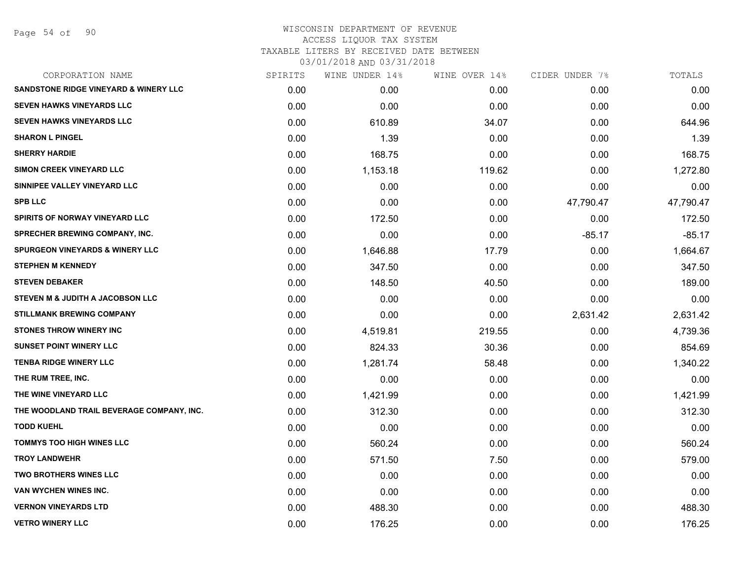# WISCONSIN DEPARTMENT OF REVENUE
## ACCESS LIQUOR TAX SYSTEM
### TAXABLE LITERS BY RECEIVED DATE BETWEEN 03/01/2018 AND 03/31/2018

| CORPORATION NAME | SPIRITS | WINE UNDER 14% | WINE OVER 14% | CIDER UNDER 7% | TOTALS |
|---|---|---|---|---|---|
| SANDSTONE RIDGE VINEYARD & WINERY LLC | 0.00 | 0.00 | 0.00 | 0.00 | 0.00 |
| SEVEN HAWKS VINEYARDS LLC | 0.00 | 0.00 | 0.00 | 0.00 | 0.00 |
| SEVEN HAWKS VINEYARDS LLC | 0.00 | 610.89 | 34.07 | 0.00 | 644.96 |
| SHARON L PINGEL | 0.00 | 1.39 | 0.00 | 0.00 | 1.39 |
| SHERRY HARDIE | 0.00 | 168.75 | 0.00 | 0.00 | 168.75 |
| SIMON CREEK VINEYARD LLC | 0.00 | 1,153.18 | 119.62 | 0.00 | 1,272.80 |
| SINNIPEE VALLEY VINEYARD LLC | 0.00 | 0.00 | 0.00 | 0.00 | 0.00 |
| SPB LLC | 0.00 | 0.00 | 0.00 | 47,790.47 | 47,790.47 |
| SPIRITS OF NORWAY VINEYARD LLC | 0.00 | 172.50 | 0.00 | 0.00 | 172.50 |
| SPRECHER BREWING COMPANY, INC. | 0.00 | 0.00 | 0.00 | -85.17 | -85.17 |
| SPURGEON VINEYARDS & WINERY LLC | 0.00 | 1,646.88 | 17.79 | 0.00 | 1,664.67 |
| STEPHEN M KENNEDY | 0.00 | 347.50 | 0.00 | 0.00 | 347.50 |
| STEVEN DEBAKER | 0.00 | 148.50 | 40.50 | 0.00 | 189.00 |
| STEVEN M & JUDITH A JACOBSON LLC | 0.00 | 0.00 | 0.00 | 0.00 | 0.00 |
| STILLMANK BREWING COMPANY | 0.00 | 0.00 | 0.00 | 2,631.42 | 2,631.42 |
| STONES THROW WINERY INC | 0.00 | 4,519.81 | 219.55 | 0.00 | 4,739.36 |
| SUNSET POINT WINERY LLC | 0.00 | 824.33 | 30.36 | 0.00 | 854.69 |
| TENBA RIDGE WINERY LLC | 0.00 | 1,281.74 | 58.48 | 0.00 | 1,340.22 |
| THE RUM TREE, INC. | 0.00 | 0.00 | 0.00 | 0.00 | 0.00 |
| THE WINE VINEYARD LLC | 0.00 | 1,421.99 | 0.00 | 0.00 | 1,421.99 |
| THE WOODLAND TRAIL BEVERAGE COMPANY, INC. | 0.00 | 312.30 | 0.00 | 0.00 | 312.30 |
| TODD KUEHL | 0.00 | 0.00 | 0.00 | 0.00 | 0.00 |
| TOMMYS TOO HIGH WINES LLC | 0.00 | 560.24 | 0.00 | 0.00 | 560.24 |
| TROY LANDWEHR | 0.00 | 571.50 | 7.50 | 0.00 | 579.00 |
| TWO BROTHERS WINES LLC | 0.00 | 0.00 | 0.00 | 0.00 | 0.00 |
| VAN WYCHEN WINES INC. | 0.00 | 0.00 | 0.00 | 0.00 | 0.00 |
| VERNON VINEYARDS LTD | 0.00 | 488.30 | 0.00 | 0.00 | 488.30 |
| VETRO WINERY LLC | 0.00 | 176.25 | 0.00 | 0.00 | 176.25 |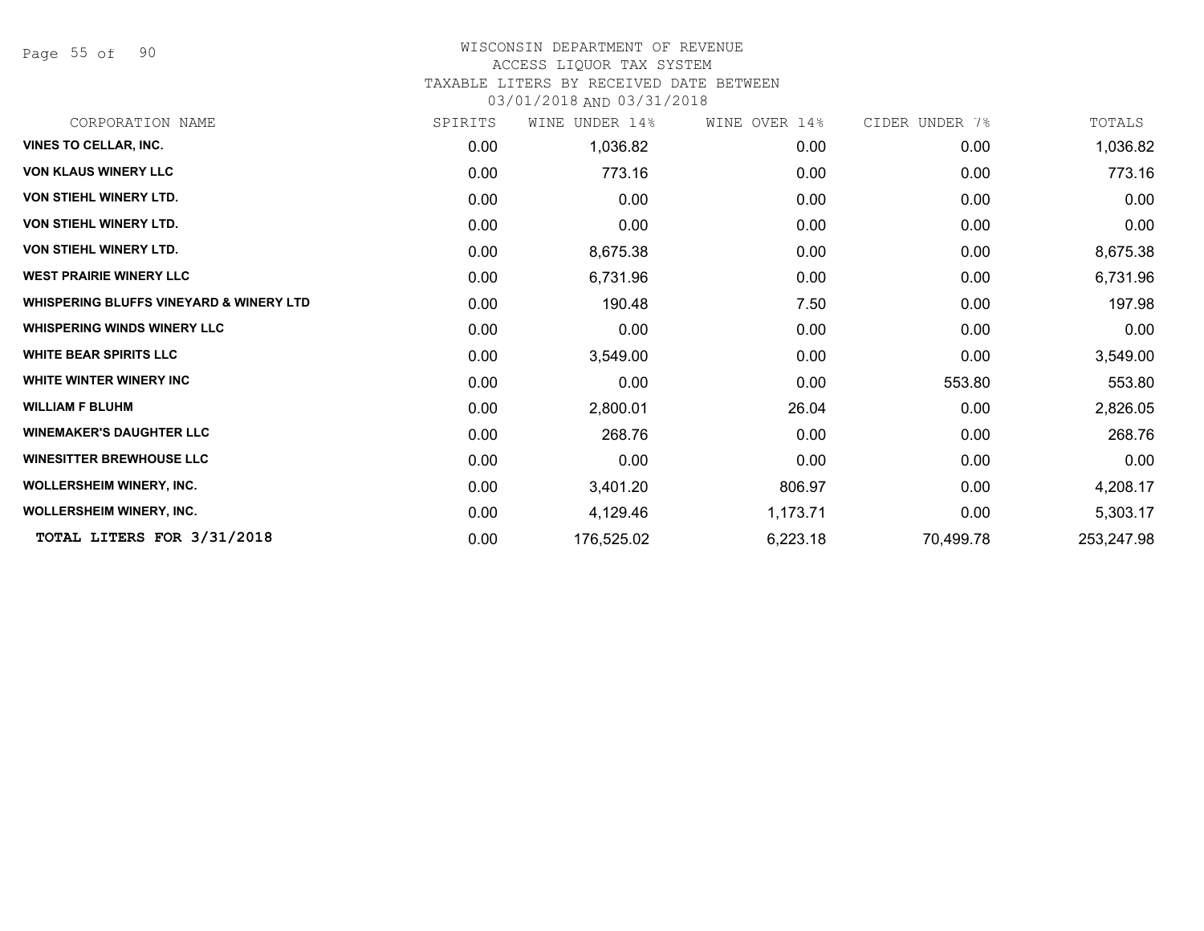# WISCONSIN DEPARTMENT OF REVENUE
## ACCESS LIQUOR TAX SYSTEM
### TAXABLE LITERS BY RECEIVED DATE BETWEEN 03/01/2018 AND 03/31/2018

| CORPORATION NAME | SPIRITS | WINE UNDER 14% | WINE OVER 14% | CIDER UNDER 7% | TOTALS |
|---|---|---|---|---|---|
| **VINES TO CELLAR, INC.** | 0.00 | 1,036.82 | 0.00 | 0.00 | 1,036.82 |
| **VON KLAUS WINERY LLC** | 0.00 | 773.16 | 0.00 | 0.00 | 773.16 |
| **VON STIEHL WINERY LTD.** | 0.00 | 0.00 | 0.00 | 0.00 | 0.00 |
| **VON STIEHL WINERY LTD.** | 0.00 | 0.00 | 0.00 | 0.00 | 0.00 |
| **VON STIEHL WINERY LTD.** | 0.00 | 8,675.38 | 0.00 | 0.00 | 8,675.38 |
| **WEST PRAIRIE WINERY LLC** | 0.00 | 6,731.96 | 0.00 | 0.00 | 6,731.96 |
| **WHISPERING BLUFFS VINEYARD & WINERY LTD** | 0.00 | 190.48 | 7.50 | 0.00 | 197.98 |
| **WHISPERING WINDS WINERY LLC** | 0.00 | 0.00 | 0.00 | 0.00 | 0.00 |
| **WHITE BEAR SPIRITS LLC** | 0.00 | 3,549.00 | 0.00 | 0.00 | 3,549.00 |
| **WHITE WINTER WINERY INC** | 0.00 | 0.00 | 0.00 | 553.80 | 553.80 |
| **WILLIAM F BLUHM** | 0.00 | 2,800.01 | 26.04 | 0.00 | 2,826.05 |
| **WINEMAKER'S DAUGHTER LLC** | 0.00 | 268.76 | 0.00 | 0.00 | 268.76 |
| **WINESITTER BREWHOUSE LLC** | 0.00 | 0.00 | 0.00 | 0.00 | 0.00 |
| **WOLLERSHEIM WINERY, INC.** | 0.00 | 3,401.20 | 806.97 | 0.00 | 4,208.17 |
| **WOLLERSHEIM WINERY, INC.** | 0.00 | 4,129.46 | 1,173.71 | 0.00 | 5,303.17 |
| **TOTAL LITERS FOR 3/31/2018** | 0.00 | 176,525.02 | 6,223.18 | 70,499.78 | 253,247.98 |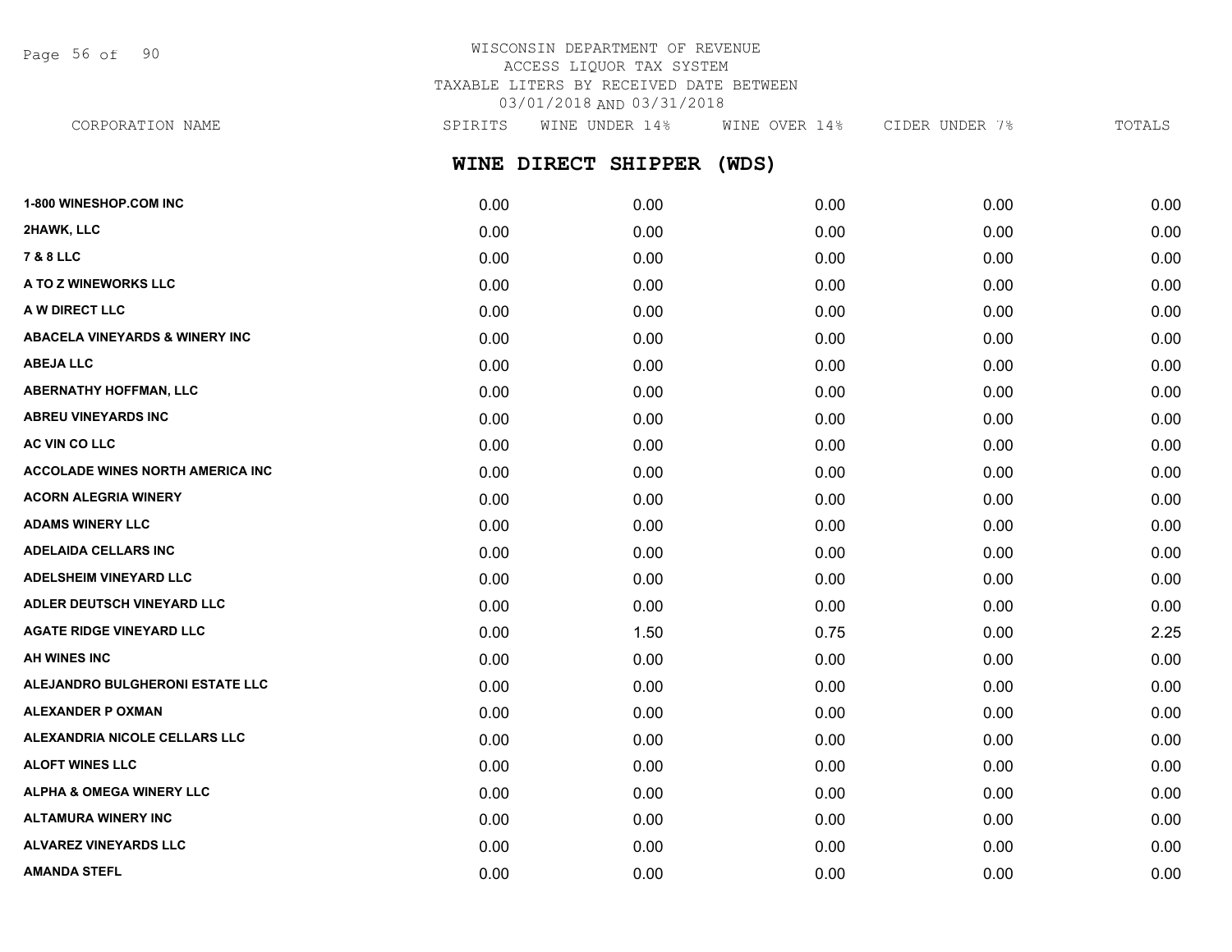WISCONSIN DEPARTMENT OF REVENUE
ACCESS LIQUOR TAX SYSTEM
TAXABLE LITERS BY RECEIVED DATE BETWEEN
03/01/2018 AND 03/31/2018

## WINE DIRECT SHIPPER (WDS)

| CORPORATION NAME | SPIRITS | WINE UNDER 14% | WINE OVER 14% | CIDER UNDER 7% | TOTALS |
|---|---|---|---|---|---|
| 1-800 WINESHOP.COM INC | 0.00 | 0.00 | 0.00 | 0.00 | 0.00 |
| 2HAWK, LLC | 0.00 | 0.00 | 0.00 | 0.00 | 0.00 |
| 7 & 8 LLC | 0.00 | 0.00 | 0.00 | 0.00 | 0.00 |
| A TO Z WINEWORKS LLC | 0.00 | 0.00 | 0.00 | 0.00 | 0.00 |
| A W DIRECT LLC | 0.00 | 0.00 | 0.00 | 0.00 | 0.00 |
| ABACELA VINEYARDS & WINERY INC | 0.00 | 0.00 | 0.00 | 0.00 | 0.00 |
| ABEJA LLC | 0.00 | 0.00 | 0.00 | 0.00 | 0.00 |
| ABERNATHY HOFFMAN, LLC | 0.00 | 0.00 | 0.00 | 0.00 | 0.00 |
| ABREU VINEYARDS INC | 0.00 | 0.00 | 0.00 | 0.00 | 0.00 |
| AC VIN CO LLC | 0.00 | 0.00 | 0.00 | 0.00 | 0.00 |
| ACCOLADE WINES NORTH AMERICA INC | 0.00 | 0.00 | 0.00 | 0.00 | 0.00 |
| ACORN ALEGRIA WINERY | 0.00 | 0.00 | 0.00 | 0.00 | 0.00 |
| ADAMS WINERY LLC | 0.00 | 0.00 | 0.00 | 0.00 | 0.00 |
| ADELAIDA CELLARS INC | 0.00 | 0.00 | 0.00 | 0.00 | 0.00 |
| ADELSHEIM VINEYARD LLC | 0.00 | 0.00 | 0.00 | 0.00 | 0.00 |
| ADLER DEUTSCH VINEYARD LLC | 0.00 | 0.00 | 0.00 | 0.00 | 0.00 |
| AGATE RIDGE VINEYARD LLC | 0.00 | 1.50 | 0.75 | 0.00 | 2.25 |
| AH WINES INC | 0.00 | 0.00 | 0.00 | 0.00 | 0.00 |
| ALEJANDRO BULGHERONI ESTATE LLC | 0.00 | 0.00 | 0.00 | 0.00 | 0.00 |
| ALEXANDER P OXMAN | 0.00 | 0.00 | 0.00 | 0.00 | 0.00 |
| ALEXANDRIA NICOLE CELLARS LLC | 0.00 | 0.00 | 0.00 | 0.00 | 0.00 |
| ALOFT WINES LLC | 0.00 | 0.00 | 0.00 | 0.00 | 0.00 |
| ALPHA & OMEGA WINERY LLC | 0.00 | 0.00 | 0.00 | 0.00 | 0.00 |
| ALTAMURA WINERY INC | 0.00 | 0.00 | 0.00 | 0.00 | 0.00 |
| ALVAREZ VINEYARDS LLC | 0.00 | 0.00 | 0.00 | 0.00 | 0.00 |
| AMANDA STEFL | 0.00 | 0.00 | 0.00 | 0.00 | 0.00 |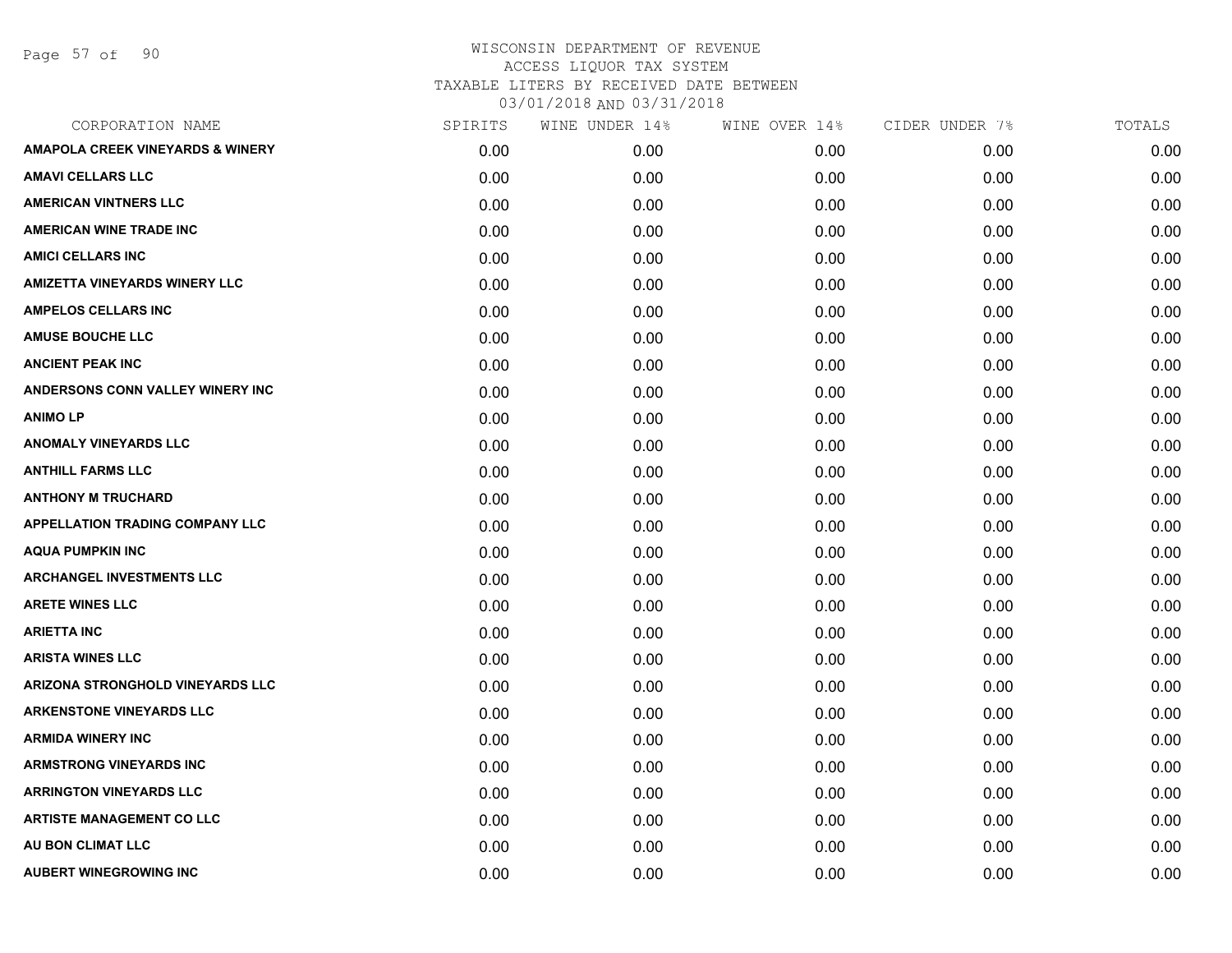WISCONSIN DEPARTMENT OF REVENUE
ACCESS LIQUOR TAX SYSTEM
TAXABLE LITERS BY RECEIVED DATE BETWEEN
03/01/2018 AND 03/31/2018

| CORPORATION NAME | SPIRITS | WINE UNDER 14% | WINE OVER 14% | CIDER UNDER 7% | TOTALS |
|---|---|---|---|---|---|
| AMAPOLA CREEK VINEYARDS & WINERY | 0.00 | 0.00 | 0.00 | 0.00 | 0.00 |
| AMAVI CELLARS LLC | 0.00 | 0.00 | 0.00 | 0.00 | 0.00 |
| AMERICAN VINTNERS LLC | 0.00 | 0.00 | 0.00 | 0.00 | 0.00 |
| AMERICAN WINE TRADE INC | 0.00 | 0.00 | 0.00 | 0.00 | 0.00 |
| AMICI CELLARS INC | 0.00 | 0.00 | 0.00 | 0.00 | 0.00 |
| AMIZETTA VINEYARDS WINERY LLC | 0.00 | 0.00 | 0.00 | 0.00 | 0.00 |
| AMPELOS CELLARS INC | 0.00 | 0.00 | 0.00 | 0.00 | 0.00 |
| AMUSE BOUCHE LLC | 0.00 | 0.00 | 0.00 | 0.00 | 0.00 |
| ANCIENT PEAK INC | 0.00 | 0.00 | 0.00 | 0.00 | 0.00 |
| ANDERSONS CONN VALLEY WINERY INC | 0.00 | 0.00 | 0.00 | 0.00 | 0.00 |
| ANIMO LP | 0.00 | 0.00 | 0.00 | 0.00 | 0.00 |
| ANOMALY VINEYARDS LLC | 0.00 | 0.00 | 0.00 | 0.00 | 0.00 |
| ANTHILL FARMS LLC | 0.00 | 0.00 | 0.00 | 0.00 | 0.00 |
| ANTHONY M TRUCHARD | 0.00 | 0.00 | 0.00 | 0.00 | 0.00 |
| APPELLATION TRADING COMPANY LLC | 0.00 | 0.00 | 0.00 | 0.00 | 0.00 |
| AQUA PUMPKIN INC | 0.00 | 0.00 | 0.00 | 0.00 | 0.00 |
| ARCHANGEL INVESTMENTS LLC | 0.00 | 0.00 | 0.00 | 0.00 | 0.00 |
| ARETE WINES LLC | 0.00 | 0.00 | 0.00 | 0.00 | 0.00 |
| ARIETTA INC | 0.00 | 0.00 | 0.00 | 0.00 | 0.00 |
| ARISTA WINES LLC | 0.00 | 0.00 | 0.00 | 0.00 | 0.00 |
| ARIZONA STRONGHOLD VINEYARDS LLC | 0.00 | 0.00 | 0.00 | 0.00 | 0.00 |
| ARKENSTONE VINEYARDS LLC | 0.00 | 0.00 | 0.00 | 0.00 | 0.00 |
| ARMIDA WINERY INC | 0.00 | 0.00 | 0.00 | 0.00 | 0.00 |
| ARMSTRONG VINEYARDS INC | 0.00 | 0.00 | 0.00 | 0.00 | 0.00 |
| ARRINGTON VINEYARDS LLC | 0.00 | 0.00 | 0.00 | 0.00 | 0.00 |
| ARTISTE MANAGEMENT CO LLC | 0.00 | 0.00 | 0.00 | 0.00 | 0.00 |
| AU BON CLIMAT LLC | 0.00 | 0.00 | 0.00 | 0.00 | 0.00 |
| AUBERT WINEGROWING INC | 0.00 | 0.00 | 0.00 | 0.00 | 0.00 |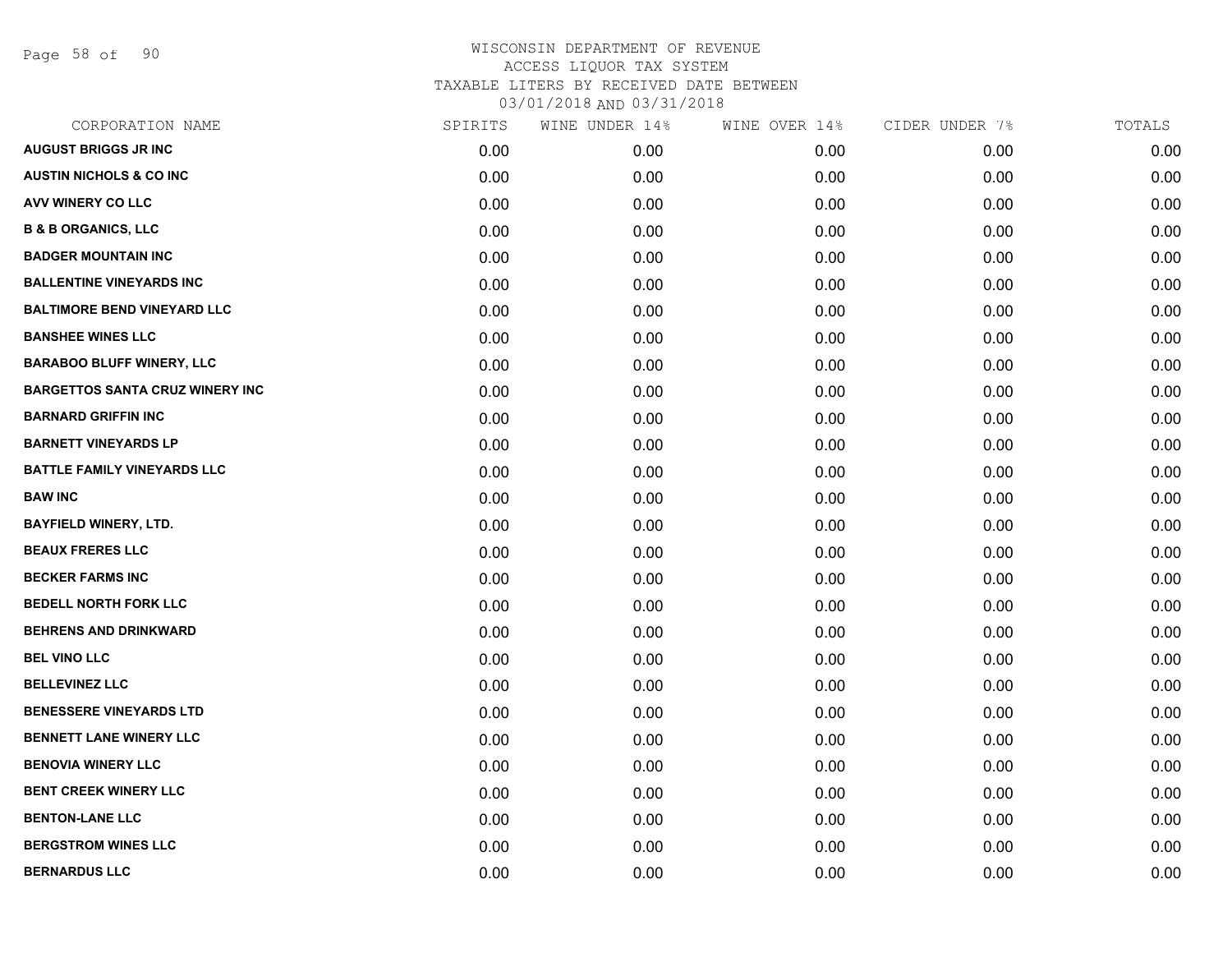# WISCONSIN DEPARTMENT OF REVENUE
## ACCESS LIQUOR TAX SYSTEM
### TAXABLE LITERS BY RECEIVED DATE BETWEEN 03/01/2018 AND 03/31/2018

| CORPORATION NAME | SPIRITS | WINE UNDER 14% | WINE OVER 14% | CIDER UNDER 7% | TOTALS |
|---|---|---|---|---|---|
| AUGUST BRIGGS JR INC | 0.00 | 0.00 | 0.00 | 0.00 | 0.00 |
| AUSTIN NICHOLS & CO INC | 0.00 | 0.00 | 0.00 | 0.00 | 0.00 |
| AVV WINERY CO LLC | 0.00 | 0.00 | 0.00 | 0.00 | 0.00 |
| B & B ORGANICS, LLC | 0.00 | 0.00 | 0.00 | 0.00 | 0.00 |
| BADGER MOUNTAIN INC | 0.00 | 0.00 | 0.00 | 0.00 | 0.00 |
| BALLENTINE VINEYARDS INC | 0.00 | 0.00 | 0.00 | 0.00 | 0.00 |
| BALTIMORE BEND VINEYARD LLC | 0.00 | 0.00 | 0.00 | 0.00 | 0.00 |
| BANSHEE WINES LLC | 0.00 | 0.00 | 0.00 | 0.00 | 0.00 |
| BARABOO BLUFF WINERY, LLC | 0.00 | 0.00 | 0.00 | 0.00 | 0.00 |
| BARGETTOS SANTA CRUZ WINERY INC | 0.00 | 0.00 | 0.00 | 0.00 | 0.00 |
| BARNARD GRIFFIN INC | 0.00 | 0.00 | 0.00 | 0.00 | 0.00 |
| BARNETT VINEYARDS LP | 0.00 | 0.00 | 0.00 | 0.00 | 0.00 |
| BATTLE FAMILY VINEYARDS LLC | 0.00 | 0.00 | 0.00 | 0.00 | 0.00 |
| BAW INC | 0.00 | 0.00 | 0.00 | 0.00 | 0.00 |
| BAYFIELD WINERY, LTD. | 0.00 | 0.00 | 0.00 | 0.00 | 0.00 |
| BEAUX FRERES LLC | 0.00 | 0.00 | 0.00 | 0.00 | 0.00 |
| BECKER FARMS INC | 0.00 | 0.00 | 0.00 | 0.00 | 0.00 |
| BEDELL NORTH FORK LLC | 0.00 | 0.00 | 0.00 | 0.00 | 0.00 |
| BEHRENS AND DRINKWARD | 0.00 | 0.00 | 0.00 | 0.00 | 0.00 |
| BEL VINO LLC | 0.00 | 0.00 | 0.00 | 0.00 | 0.00 |
| BELLEVINEZ LLC | 0.00 | 0.00 | 0.00 | 0.00 | 0.00 |
| BENESSERE VINEYARDS LTD | 0.00 | 0.00 | 0.00 | 0.00 | 0.00 |
| BENNETT LANE WINERY LLC | 0.00 | 0.00 | 0.00 | 0.00 | 0.00 |
| BENOVIA WINERY LLC | 0.00 | 0.00 | 0.00 | 0.00 | 0.00 |
| BENT CREEK WINERY LLC | 0.00 | 0.00 | 0.00 | 0.00 | 0.00 |
| BENTON-LANE LLC | 0.00 | 0.00 | 0.00 | 0.00 | 0.00 |
| BERGSTROM WINES LLC | 0.00 | 0.00 | 0.00 | 0.00 | 0.00 |
| BERNARDUS LLC | 0.00 | 0.00 | 0.00 | 0.00 | 0.00 |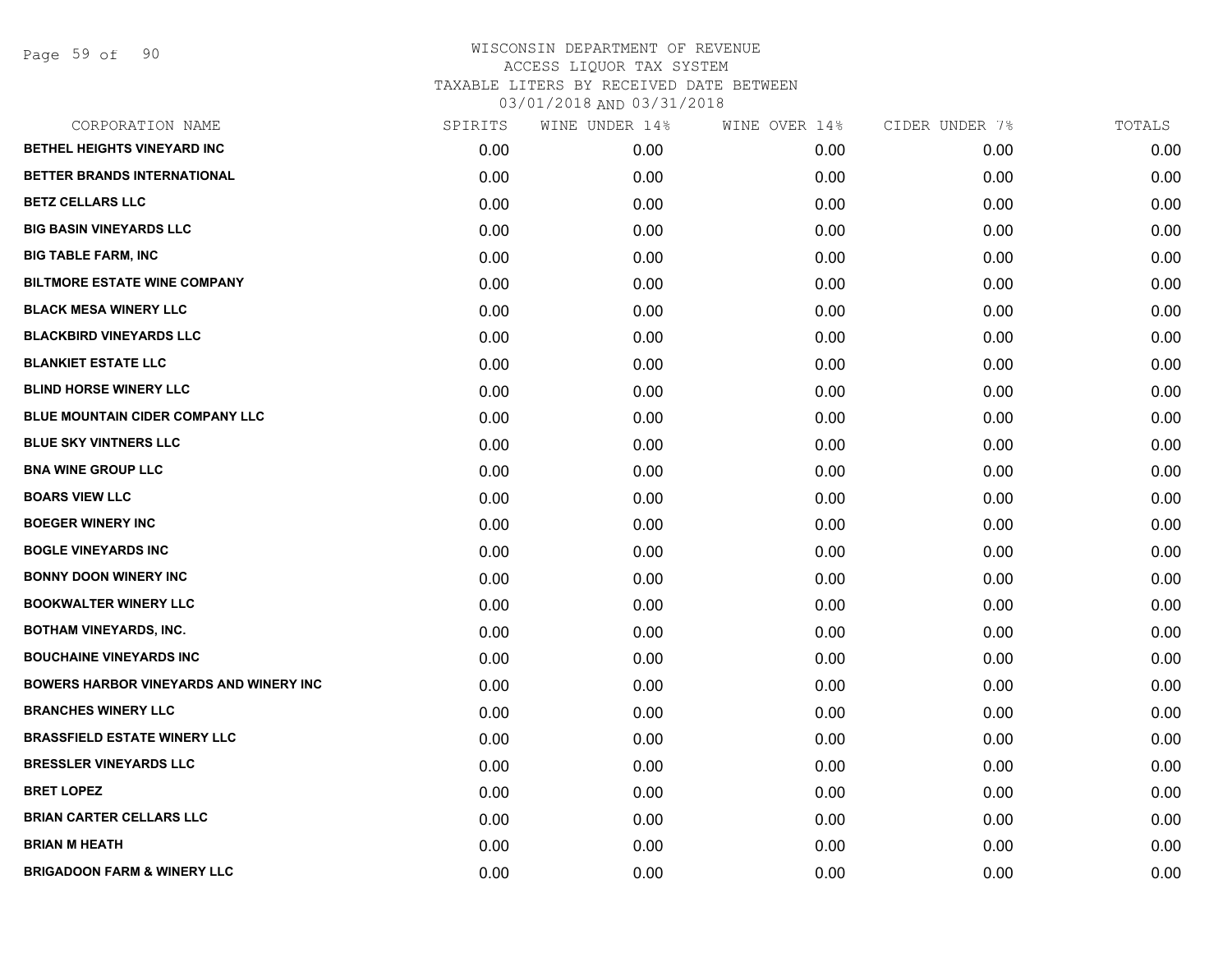# WISCONSIN DEPARTMENT OF REVENUE

ACCESS LIQUOR TAX SYSTEM

TAXABLE LITERS BY RECEIVED DATE BETWEEN

03/01/2018 AND 03/31/2018

| CORPORATION NAME | SPIRITS | WINE UNDER 14% | WINE OVER 14% | CIDER UNDER 7% | TOTALS |
|---|---|---|---|---|---|
| BETHEL HEIGHTS VINEYARD INC | 0.00 | 0.00 | 0.00 | 0.00 | 0.00 |
| BETTER BRANDS INTERNATIONAL | 0.00 | 0.00 | 0.00 | 0.00 | 0.00 |
| BETZ CELLARS LLC | 0.00 | 0.00 | 0.00 | 0.00 | 0.00 |
| BIG BASIN VINEYARDS LLC | 0.00 | 0.00 | 0.00 | 0.00 | 0.00 |
| BIG TABLE FARM, INC | 0.00 | 0.00 | 0.00 | 0.00 | 0.00 |
| BILTMORE ESTATE WINE COMPANY | 0.00 | 0.00 | 0.00 | 0.00 | 0.00 |
| BLACK MESA WINERY LLC | 0.00 | 0.00 | 0.00 | 0.00 | 0.00 |
| BLACKBIRD VINEYARDS LLC | 0.00 | 0.00 | 0.00 | 0.00 | 0.00 |
| BLANKIET ESTATE LLC | 0.00 | 0.00 | 0.00 | 0.00 | 0.00 |
| BLIND HORSE WINERY LLC | 0.00 | 0.00 | 0.00 | 0.00 | 0.00 |
| BLUE MOUNTAIN CIDER COMPANY LLC | 0.00 | 0.00 | 0.00 | 0.00 | 0.00 |
| BLUE SKY VINTNERS LLC | 0.00 | 0.00 | 0.00 | 0.00 | 0.00 |
| BNA WINE GROUP LLC | 0.00 | 0.00 | 0.00 | 0.00 | 0.00 |
| BOARS VIEW LLC | 0.00 | 0.00 | 0.00 | 0.00 | 0.00 |
| BOEGER WINERY INC | 0.00 | 0.00 | 0.00 | 0.00 | 0.00 |
| BOGLE VINEYARDS INC | 0.00 | 0.00 | 0.00 | 0.00 | 0.00 |
| BONNY DOON WINERY INC | 0.00 | 0.00 | 0.00 | 0.00 | 0.00 |
| BOOKWALTER WINERY LLC | 0.00 | 0.00 | 0.00 | 0.00 | 0.00 |
| BOTHAM VINEYARDS, INC. | 0.00 | 0.00 | 0.00 | 0.00 | 0.00 |
| BOUCHAINE VINEYARDS INC | 0.00 | 0.00 | 0.00 | 0.00 | 0.00 |
| BOWERS HARBOR VINEYARDS AND WINERY INC | 0.00 | 0.00 | 0.00 | 0.00 | 0.00 |
| BRANCHES WINERY LLC | 0.00 | 0.00 | 0.00 | 0.00 | 0.00 |
| BRASSFIELD ESTATE WINERY LLC | 0.00 | 0.00 | 0.00 | 0.00 | 0.00 |
| BRESSLER VINEYARDS LLC | 0.00 | 0.00 | 0.00 | 0.00 | 0.00 |
| BRET LOPEZ | 0.00 | 0.00 | 0.00 | 0.00 | 0.00 |
| BRIAN CARTER CELLARS LLC | 0.00 | 0.00 | 0.00 | 0.00 | 0.00 |
| BRIAN M HEATH | 0.00 | 0.00 | 0.00 | 0.00 | 0.00 |
| BRIGADOON FARM & WINERY LLC | 0.00 | 0.00 | 0.00 | 0.00 | 0.00 |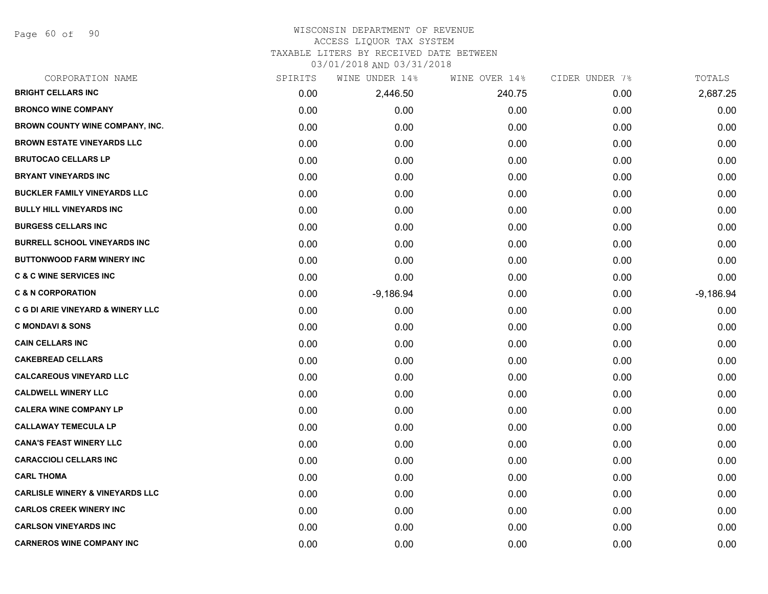# WISCONSIN DEPARTMENT OF REVENUE
ACCESS LIQUOR TAX SYSTEM
TAXABLE LITERS BY RECEIVED DATE BETWEEN
03/01/2018 AND 03/31/2018

| CORPORATION NAME | SPIRITS | WINE UNDER 14% | WINE OVER 14% | CIDER UNDER 7% | TOTALS |
|---|---|---|---|---|---|
| BRIGHT CELLARS INC | 0.00 | 2,446.50 | 240.75 | 0.00 | 2,687.25 |
| BRONCO WINE COMPANY | 0.00 | 0.00 | 0.00 | 0.00 | 0.00 |
| BROWN COUNTY WINE COMPANY, INC. | 0.00 | 0.00 | 0.00 | 0.00 | 0.00 |
| BROWN ESTATE VINEYARDS LLC | 0.00 | 0.00 | 0.00 | 0.00 | 0.00 |
| BRUTOCAO CELLARS LP | 0.00 | 0.00 | 0.00 | 0.00 | 0.00 |
| BRYANT VINEYARDS INC | 0.00 | 0.00 | 0.00 | 0.00 | 0.00 |
| BUCKLER FAMILY VINEYARDS LLC | 0.00 | 0.00 | 0.00 | 0.00 | 0.00 |
| BULLY HILL VINEYARDS INC | 0.00 | 0.00 | 0.00 | 0.00 | 0.00 |
| BURGESS CELLARS INC | 0.00 | 0.00 | 0.00 | 0.00 | 0.00 |
| BURRELL SCHOOL VINEYARDS INC | 0.00 | 0.00 | 0.00 | 0.00 | 0.00 |
| BUTTONWOOD FARM WINERY INC | 0.00 | 0.00 | 0.00 | 0.00 | 0.00 |
| C & C WINE SERVICES INC | 0.00 | 0.00 | 0.00 | 0.00 | 0.00 |
| C & N CORPORATION | 0.00 | -9,186.94 | 0.00 | 0.00 | -9,186.94 |
| C G DI ARIE VINEYARD & WINERY LLC | 0.00 | 0.00 | 0.00 | 0.00 | 0.00 |
| C MONDAVI & SONS | 0.00 | 0.00 | 0.00 | 0.00 | 0.00 |
| CAIN CELLARS INC | 0.00 | 0.00 | 0.00 | 0.00 | 0.00 |
| CAKEBREAD CELLARS | 0.00 | 0.00 | 0.00 | 0.00 | 0.00 |
| CALCAREOUS VINEYARD LLC | 0.00 | 0.00 | 0.00 | 0.00 | 0.00 |
| CALDWELL WINERY LLC | 0.00 | 0.00 | 0.00 | 0.00 | 0.00 |
| CALERA WINE COMPANY LP | 0.00 | 0.00 | 0.00 | 0.00 | 0.00 |
| CALLAWAY TEMECULA LP | 0.00 | 0.00 | 0.00 | 0.00 | 0.00 |
| CANA'S FEAST WINERY LLC | 0.00 | 0.00 | 0.00 | 0.00 | 0.00 |
| CARACCIOLI CELLARS INC | 0.00 | 0.00 | 0.00 | 0.00 | 0.00 |
| CARL THOMA | 0.00 | 0.00 | 0.00 | 0.00 | 0.00 |
| CARLISLE WINERY & VINEYARDS LLC | 0.00 | 0.00 | 0.00 | 0.00 | 0.00 |
| CARLOS CREEK WINERY INC | 0.00 | 0.00 | 0.00 | 0.00 | 0.00 |
| CARLSON VINEYARDS INC | 0.00 | 0.00 | 0.00 | 0.00 | 0.00 |
| CARNEROS WINE COMPANY INC | 0.00 | 0.00 | 0.00 | 0.00 | 0.00 |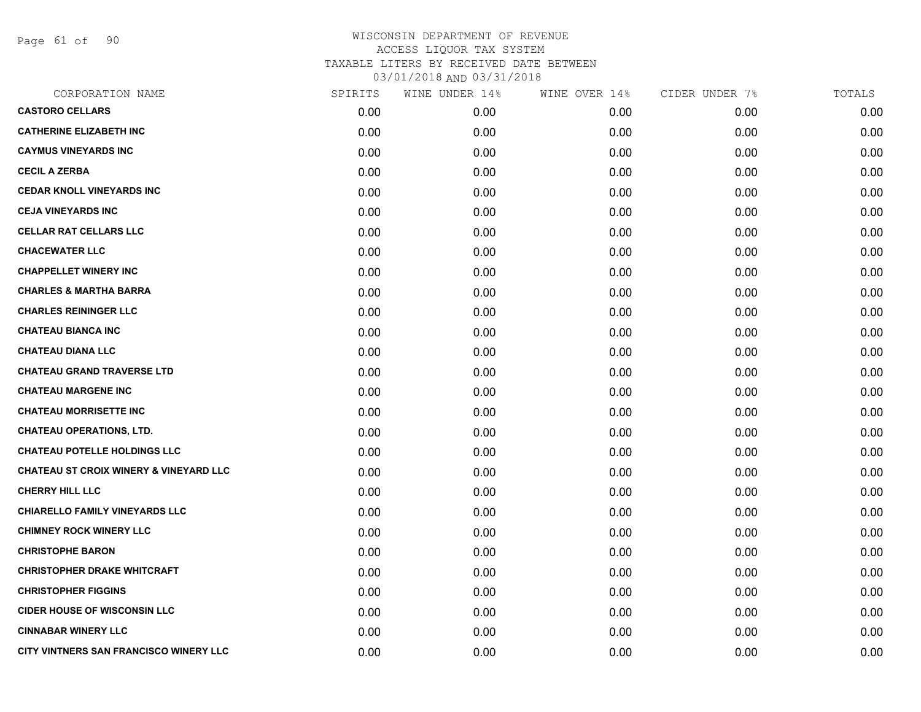WISCONSIN DEPARTMENT OF REVENUE
ACCESS LIQUOR TAX SYSTEM
TAXABLE LITERS BY RECEIVED DATE BETWEEN
03/01/2018 AND 03/31/2018

| CORPORATION NAME | SPIRITS | WINE UNDER 14% | WINE OVER 14% | CIDER UNDER 7% | TOTALS |
|---|---|---|---|---|---|
| CASTORO CELLARS | 0.00 | 0.00 | 0.00 | 0.00 | 0.00 |
| CATHERINE ELIZABETH INC | 0.00 | 0.00 | 0.00 | 0.00 | 0.00 |
| CAYMUS VINEYARDS INC | 0.00 | 0.00 | 0.00 | 0.00 | 0.00 |
| CECIL A ZERBA | 0.00 | 0.00 | 0.00 | 0.00 | 0.00 |
| CEDAR KNOLL VINEYARDS INC | 0.00 | 0.00 | 0.00 | 0.00 | 0.00 |
| CEJA VINEYARDS INC | 0.00 | 0.00 | 0.00 | 0.00 | 0.00 |
| CELLAR RAT CELLARS LLC | 0.00 | 0.00 | 0.00 | 0.00 | 0.00 |
| CHACEWATER LLC | 0.00 | 0.00 | 0.00 | 0.00 | 0.00 |
| CHAPPELLET WINERY INC | 0.00 | 0.00 | 0.00 | 0.00 | 0.00 |
| CHARLES & MARTHA BARRA | 0.00 | 0.00 | 0.00 | 0.00 | 0.00 |
| CHARLES REININGER LLC | 0.00 | 0.00 | 0.00 | 0.00 | 0.00 |
| CHATEAU BIANCA INC | 0.00 | 0.00 | 0.00 | 0.00 | 0.00 |
| CHATEAU DIANA LLC | 0.00 | 0.00 | 0.00 | 0.00 | 0.00 |
| CHATEAU GRAND TRAVERSE LTD | 0.00 | 0.00 | 0.00 | 0.00 | 0.00 |
| CHATEAU MARGENE INC | 0.00 | 0.00 | 0.00 | 0.00 | 0.00 |
| CHATEAU MORRISETTE INC | 0.00 | 0.00 | 0.00 | 0.00 | 0.00 |
| CHATEAU OPERATIONS, LTD. | 0.00 | 0.00 | 0.00 | 0.00 | 0.00 |
| CHATEAU POTELLE HOLDINGS LLC | 0.00 | 0.00 | 0.00 | 0.00 | 0.00 |
| CHATEAU ST CROIX WINERY & VINEYARD LLC | 0.00 | 0.00 | 0.00 | 0.00 | 0.00 |
| CHERRY HILL LLC | 0.00 | 0.00 | 0.00 | 0.00 | 0.00 |
| CHIARELLO FAMILY VINEYARDS LLC | 0.00 | 0.00 | 0.00 | 0.00 | 0.00 |
| CHIMNEY ROCK WINERY LLC | 0.00 | 0.00 | 0.00 | 0.00 | 0.00 |
| CHRISTOPHE BARON | 0.00 | 0.00 | 0.00 | 0.00 | 0.00 |
| CHRISTOPHER DRAKE WHITCRAFT | 0.00 | 0.00 | 0.00 | 0.00 | 0.00 |
| CHRISTOPHER FIGGINS | 0.00 | 0.00 | 0.00 | 0.00 | 0.00 |
| CIDER HOUSE OF WISCONSIN LLC | 0.00 | 0.00 | 0.00 | 0.00 | 0.00 |
| CINNABAR WINERY LLC | 0.00 | 0.00 | 0.00 | 0.00 | 0.00 |
| CITY VINTNERS SAN FRANCISCO WINERY LLC | 0.00 | 0.00 | 0.00 | 0.00 | 0.00 |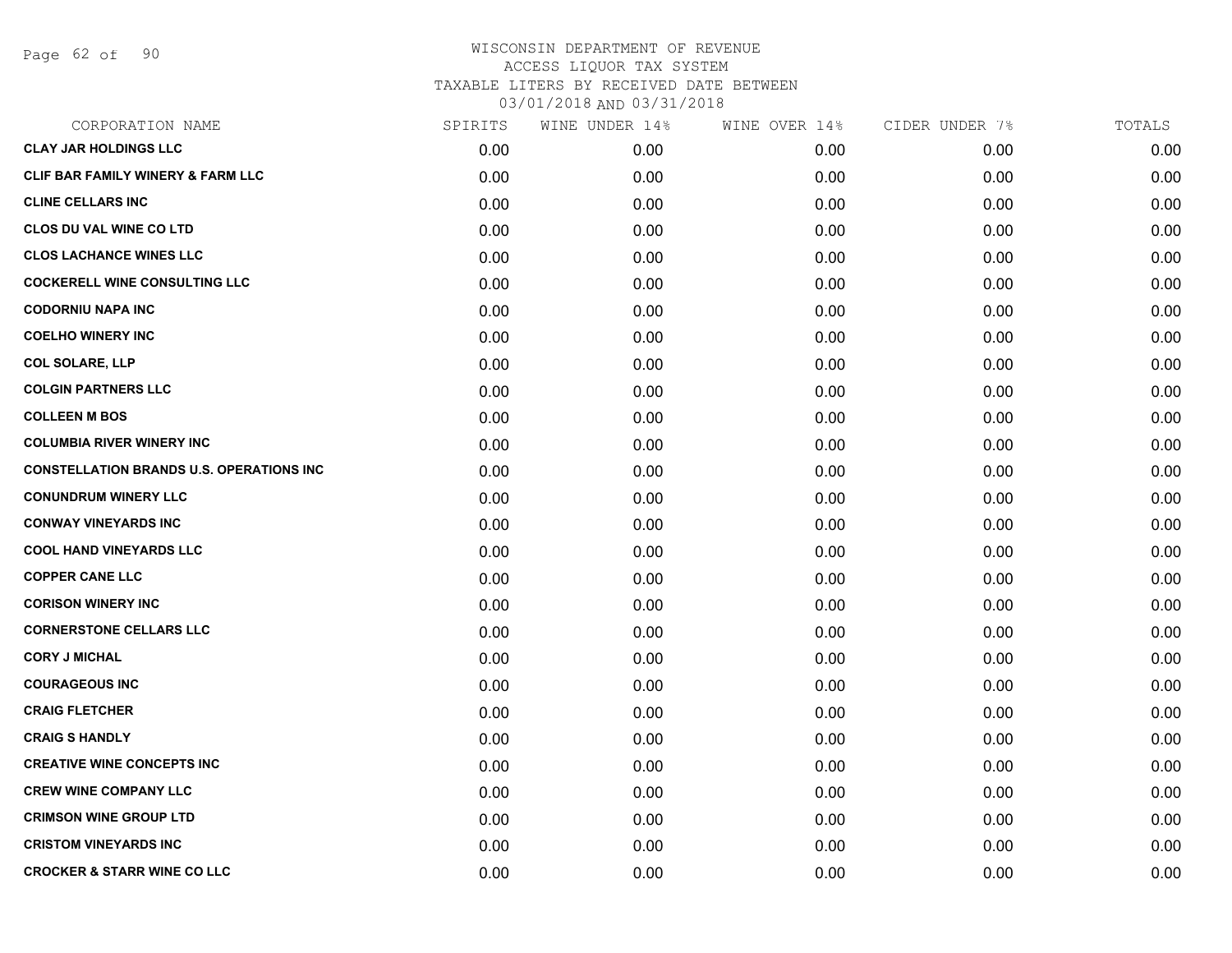# WISCONSIN DEPARTMENT OF REVENUE
## ACCESS LIQUOR TAX SYSTEM
### TAXABLE LITERS BY RECEIVED DATE BETWEEN 03/01/2018 AND 03/31/2018

| CORPORATION NAME | SPIRITS | WINE UNDER 14% | WINE OVER 14% | CIDER UNDER 7% | TOTALS |
|---|---|---|---|---|---|
| CLAY JAR HOLDINGS LLC | 0.00 | 0.00 | 0.00 | 0.00 | 0.00 |
| CLIF BAR FAMILY WINERY & FARM LLC | 0.00 | 0.00 | 0.00 | 0.00 | 0.00 |
| CLINE CELLARS INC | 0.00 | 0.00 | 0.00 | 0.00 | 0.00 |
| CLOS DU VAL WINE CO LTD | 0.00 | 0.00 | 0.00 | 0.00 | 0.00 |
| CLOS LACHANCE WINES LLC | 0.00 | 0.00 | 0.00 | 0.00 | 0.00 |
| COCKERELL WINE CONSULTING LLC | 0.00 | 0.00 | 0.00 | 0.00 | 0.00 |
| CODORNIU NAPA INC | 0.00 | 0.00 | 0.00 | 0.00 | 0.00 |
| COELHO WINERY INC | 0.00 | 0.00 | 0.00 | 0.00 | 0.00 |
| COL SOLARE, LLP | 0.00 | 0.00 | 0.00 | 0.00 | 0.00 |
| COLGIN PARTNERS LLC | 0.00 | 0.00 | 0.00 | 0.00 | 0.00 |
| COLLEEN M BOS | 0.00 | 0.00 | 0.00 | 0.00 | 0.00 |
| COLUMBIA RIVER WINERY INC | 0.00 | 0.00 | 0.00 | 0.00 | 0.00 |
| CONSTELLATION BRANDS U.S. OPERATIONS INC | 0.00 | 0.00 | 0.00 | 0.00 | 0.00 |
| CONUNDRUM WINERY LLC | 0.00 | 0.00 | 0.00 | 0.00 | 0.00 |
| CONWAY VINEYARDS INC | 0.00 | 0.00 | 0.00 | 0.00 | 0.00 |
| COOL HAND VINEYARDS LLC | 0.00 | 0.00 | 0.00 | 0.00 | 0.00 |
| COPPER CANE LLC | 0.00 | 0.00 | 0.00 | 0.00 | 0.00 |
| CORISON WINERY INC | 0.00 | 0.00 | 0.00 | 0.00 | 0.00 |
| CORNERSTONE CELLARS LLC | 0.00 | 0.00 | 0.00 | 0.00 | 0.00 |
| CORY J MICHAL | 0.00 | 0.00 | 0.00 | 0.00 | 0.00 |
| COURAGEOUS INC | 0.00 | 0.00 | 0.00 | 0.00 | 0.00 |
| CRAIG FLETCHER | 0.00 | 0.00 | 0.00 | 0.00 | 0.00 |
| CRAIG S HANDLY | 0.00 | 0.00 | 0.00 | 0.00 | 0.00 |
| CREATIVE WINE CONCEPTS INC | 0.00 | 0.00 | 0.00 | 0.00 | 0.00 |
| CREW WINE COMPANY LLC | 0.00 | 0.00 | 0.00 | 0.00 | 0.00 |
| CRIMSON WINE GROUP LTD | 0.00 | 0.00 | 0.00 | 0.00 | 0.00 |
| CRISTOM VINEYARDS INC | 0.00 | 0.00 | 0.00 | 0.00 | 0.00 |
| CROCKER & STARR WINE CO LLC | 0.00 | 0.00 | 0.00 | 0.00 | 0.00 |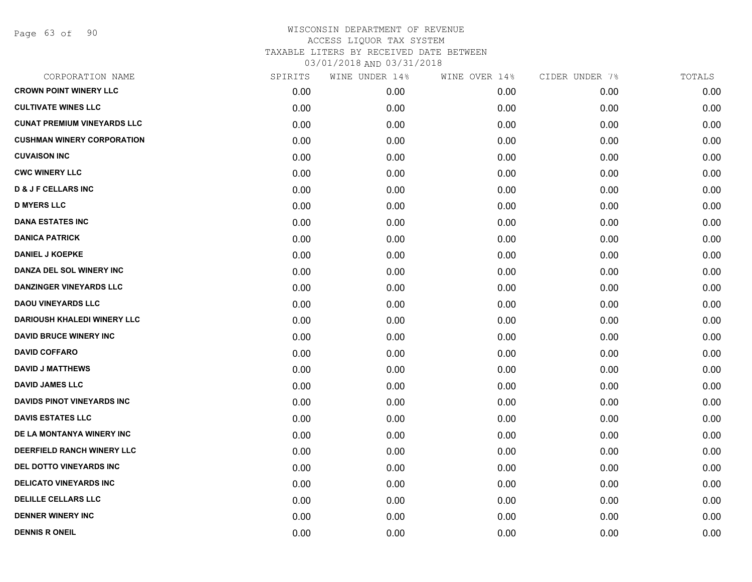# WISCONSIN DEPARTMENT OF REVENUE
## ACCESS LIQUOR TAX SYSTEM
### TAXABLE LITERS BY RECEIVED DATE BETWEEN 03/01/2018 AND 03/31/2018

| CORPORATION NAME | SPIRITS | WINE UNDER 14% | WINE OVER 14% | CIDER UNDER 7% | TOTALS |
|---|---|---|---|---|---|
| **CROWN POINT WINERY LLC** | 0.00 | 0.00 | 0.00 | 0.00 | 0.00 |
| **CULTIVATE WINES LLC** | 0.00 | 0.00 | 0.00 | 0.00 | 0.00 |
| **CUNAT PREMIUM VINEYARDS LLC** | 0.00 | 0.00 | 0.00 | 0.00 | 0.00 |
| **CUSHMAN WINERY CORPORATION** | 0.00 | 0.00 | 0.00 | 0.00 | 0.00 |
| **CUVAISON INC** | 0.00 | 0.00 | 0.00 | 0.00 | 0.00 |
| **CWC WINERY LLC** | 0.00 | 0.00 | 0.00 | 0.00 | 0.00 |
| **D & J F CELLARS INC** | 0.00 | 0.00 | 0.00 | 0.00 | 0.00 |
| **D MYERS LLC** | 0.00 | 0.00 | 0.00 | 0.00 | 0.00 |
| **DANA ESTATES INC** | 0.00 | 0.00 | 0.00 | 0.00 | 0.00 |
| **DANICA PATRICK** | 0.00 | 0.00 | 0.00 | 0.00 | 0.00 |
| **DANIEL J KOEPKE** | 0.00 | 0.00 | 0.00 | 0.00 | 0.00 |
| **DANZA DEL SOL WINERY INC** | 0.00 | 0.00 | 0.00 | 0.00 | 0.00 |
| **DANZINGER VINEYARDS LLC** | 0.00 | 0.00 | 0.00 | 0.00 | 0.00 |
| **DAOU VINEYARDS LLC** | 0.00 | 0.00 | 0.00 | 0.00 | 0.00 |
| **DARIOUSH KHALEDI WINERY LLC** | 0.00 | 0.00 | 0.00 | 0.00 | 0.00 |
| **DAVID BRUCE WINERY INC** | 0.00 | 0.00 | 0.00 | 0.00 | 0.00 |
| **DAVID COFFARO** | 0.00 | 0.00 | 0.00 | 0.00 | 0.00 |
| **DAVID J MATTHEWS** | 0.00 | 0.00 | 0.00 | 0.00 | 0.00 |
| **DAVID JAMES LLC** | 0.00 | 0.00 | 0.00 | 0.00 | 0.00 |
| **DAVIDS PINOT VINEYARDS INC** | 0.00 | 0.00 | 0.00 | 0.00 | 0.00 |
| **DAVIS ESTATES LLC** | 0.00 | 0.00 | 0.00 | 0.00 | 0.00 |
| **DE LA MONTANYA WINERY INC** | 0.00 | 0.00 | 0.00 | 0.00 | 0.00 |
| **DEERFIELD RANCH WINERY LLC** | 0.00 | 0.00 | 0.00 | 0.00 | 0.00 |
| **DEL DOTTO VINEYARDS INC** | 0.00 | 0.00 | 0.00 | 0.00 | 0.00 |
| **DELICATO VINEYARDS INC** | 0.00 | 0.00 | 0.00 | 0.00 | 0.00 |
| **DELILLE CELLARS LLC** | 0.00 | 0.00 | 0.00 | 0.00 | 0.00 |
| **DENNER WINERY INC** | 0.00 | 0.00 | 0.00 | 0.00 | 0.00 |
| **DENNIS R ONEIL** | 0.00 | 0.00 | 0.00 | 0.00 | 0.00 |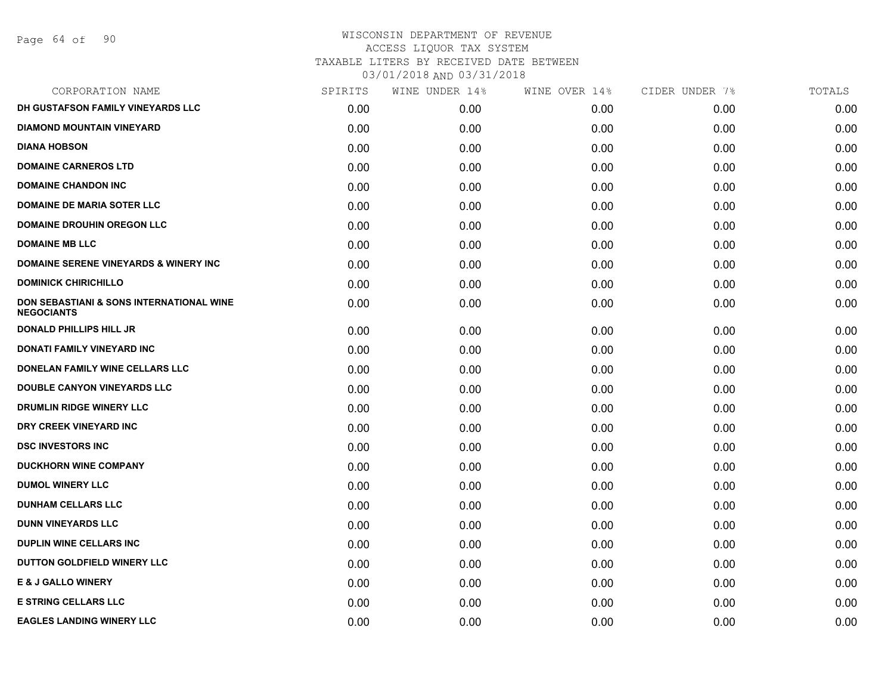WISCONSIN DEPARTMENT OF REVENUE
ACCESS LIQUOR TAX SYSTEM
TAXABLE LITERS BY RECEIVED DATE BETWEEN
03/01/2018 AND 03/31/2018

| CORPORATION NAME | SPIRITS | WINE UNDER 14% | WINE OVER 14% | CIDER UNDER 7% | TOTALS |
|---|---|---|---|---|---|
| DH GUSTAFSON FAMILY VINEYARDS LLC | 0.00 | 0.00 | 0.00 | 0.00 | 0.00 |
| DIAMOND MOUNTAIN VINEYARD | 0.00 | 0.00 | 0.00 | 0.00 | 0.00 |
| DIANA HOBSON | 0.00 | 0.00 | 0.00 | 0.00 | 0.00 |
| DOMAINE CARNEROS LTD | 0.00 | 0.00 | 0.00 | 0.00 | 0.00 |
| DOMAINE CHANDON INC | 0.00 | 0.00 | 0.00 | 0.00 | 0.00 |
| DOMAINE DE MARIA SOTER LLC | 0.00 | 0.00 | 0.00 | 0.00 | 0.00 |
| DOMAINE DROUHIN OREGON LLC | 0.00 | 0.00 | 0.00 | 0.00 | 0.00 |
| DOMAINE MB LLC | 0.00 | 0.00 | 0.00 | 0.00 | 0.00 |
| DOMAINE SERENE VINEYARDS & WINERY INC | 0.00 | 0.00 | 0.00 | 0.00 | 0.00 |
| DOMINICK CHIRICHILLO | 0.00 | 0.00 | 0.00 | 0.00 | 0.00 |
| DON SEBASTIANI & SONS INTERNATIONAL WINE NEGOCIANTS | 0.00 | 0.00 | 0.00 | 0.00 | 0.00 |
| DONALD PHILLIPS HILL JR | 0.00 | 0.00 | 0.00 | 0.00 | 0.00 |
| DONATI FAMILY VINEYARD INC | 0.00 | 0.00 | 0.00 | 0.00 | 0.00 |
| DONELAN FAMILY WINE CELLARS LLC | 0.00 | 0.00 | 0.00 | 0.00 | 0.00 |
| DOUBLE CANYON VINEYARDS LLC | 0.00 | 0.00 | 0.00 | 0.00 | 0.00 |
| DRUMLIN RIDGE WINERY LLC | 0.00 | 0.00 | 0.00 | 0.00 | 0.00 |
| DRY CREEK VINEYARD INC | 0.00 | 0.00 | 0.00 | 0.00 | 0.00 |
| DSC INVESTORS INC | 0.00 | 0.00 | 0.00 | 0.00 | 0.00 |
| DUCKHORN WINE COMPANY | 0.00 | 0.00 | 0.00 | 0.00 | 0.00 |
| DUMOL WINERY LLC | 0.00 | 0.00 | 0.00 | 0.00 | 0.00 |
| DUNHAM CELLARS LLC | 0.00 | 0.00 | 0.00 | 0.00 | 0.00 |
| DUNN VINEYARDS LLC | 0.00 | 0.00 | 0.00 | 0.00 | 0.00 |
| DUPLIN WINE CELLARS INC | 0.00 | 0.00 | 0.00 | 0.00 | 0.00 |
| DUTTON GOLDFIELD WINERY LLC | 0.00 | 0.00 | 0.00 | 0.00 | 0.00 |
| E & J GALLO WINERY | 0.00 | 0.00 | 0.00 | 0.00 | 0.00 |
| E STRING CELLARS LLC | 0.00 | 0.00 | 0.00 | 0.00 | 0.00 |
| EAGLES LANDING WINERY LLC | 0.00 | 0.00 | 0.00 | 0.00 | 0.00 |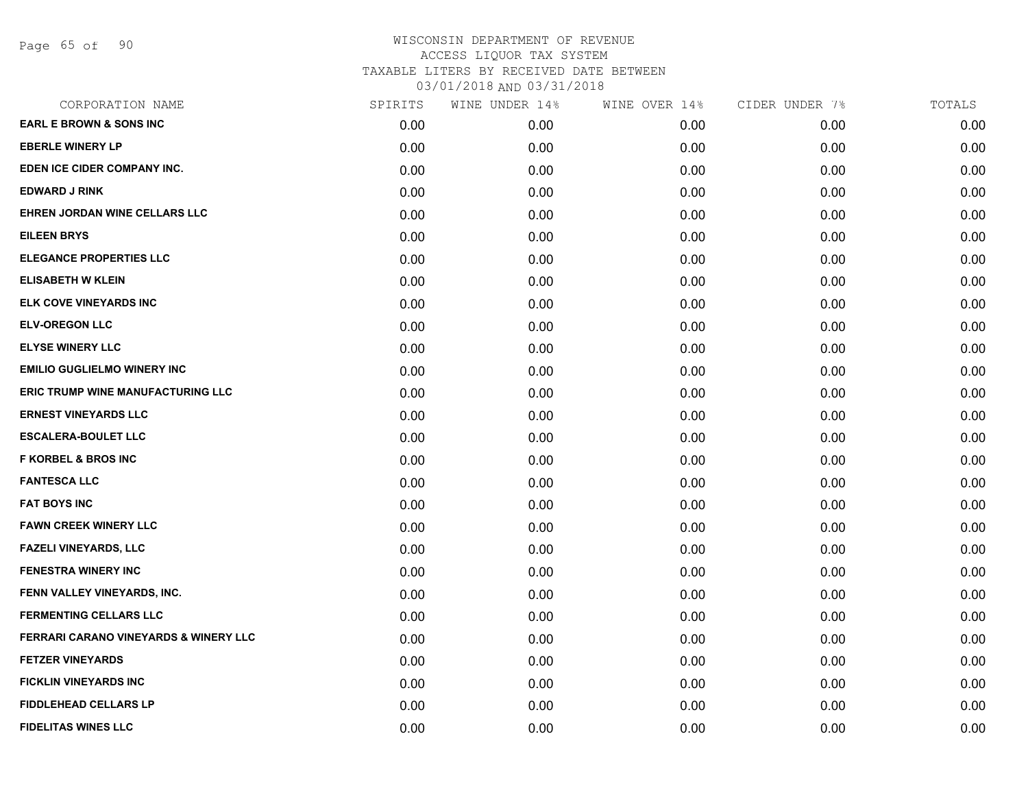WISCONSIN DEPARTMENT OF REVENUE
ACCESS LIQUOR TAX SYSTEM
TAXABLE LITERS BY RECEIVED DATE BETWEEN
03/01/2018 AND 03/31/2018

| CORPORATION NAME | SPIRITS | WINE UNDER 14% | WINE OVER 14% | CIDER UNDER 7% | TOTALS |
|---|---|---|---|---|---|
| EARL E BROWN & SONS INC | 0.00 | 0.00 | 0.00 | 0.00 | 0.00 |
| EBERLE WINERY LP | 0.00 | 0.00 | 0.00 | 0.00 | 0.00 |
| EDEN ICE CIDER COMPANY INC. | 0.00 | 0.00 | 0.00 | 0.00 | 0.00 |
| EDWARD J RINK | 0.00 | 0.00 | 0.00 | 0.00 | 0.00 |
| EHREN JORDAN WINE CELLARS LLC | 0.00 | 0.00 | 0.00 | 0.00 | 0.00 |
| EILEEN BRYS | 0.00 | 0.00 | 0.00 | 0.00 | 0.00 |
| ELEGANCE PROPERTIES LLC | 0.00 | 0.00 | 0.00 | 0.00 | 0.00 |
| ELISABETH W KLEIN | 0.00 | 0.00 | 0.00 | 0.00 | 0.00 |
| ELK COVE VINEYARDS INC | 0.00 | 0.00 | 0.00 | 0.00 | 0.00 |
| ELV-OREGON LLC | 0.00 | 0.00 | 0.00 | 0.00 | 0.00 |
| ELYSE WINERY LLC | 0.00 | 0.00 | 0.00 | 0.00 | 0.00 |
| EMILIO GUGLIELMO WINERY INC | 0.00 | 0.00 | 0.00 | 0.00 | 0.00 |
| ERIC TRUMP WINE MANUFACTURING LLC | 0.00 | 0.00 | 0.00 | 0.00 | 0.00 |
| ERNEST VINEYARDS LLC | 0.00 | 0.00 | 0.00 | 0.00 | 0.00 |
| ESCALERA-BOULET LLC | 0.00 | 0.00 | 0.00 | 0.00 | 0.00 |
| F KORBEL & BROS INC | 0.00 | 0.00 | 0.00 | 0.00 | 0.00 |
| FANTESCA LLC | 0.00 | 0.00 | 0.00 | 0.00 | 0.00 |
| FAT BOYS INC | 0.00 | 0.00 | 0.00 | 0.00 | 0.00 |
| FAWN CREEK WINERY LLC | 0.00 | 0.00 | 0.00 | 0.00 | 0.00 |
| FAZELI VINEYARDS, LLC | 0.00 | 0.00 | 0.00 | 0.00 | 0.00 |
| FENESTRA WINERY INC | 0.00 | 0.00 | 0.00 | 0.00 | 0.00 |
| FENN VALLEY VINEYARDS, INC. | 0.00 | 0.00 | 0.00 | 0.00 | 0.00 |
| FERMENTING CELLARS LLC | 0.00 | 0.00 | 0.00 | 0.00 | 0.00 |
| FERRARI CARANO VINEYARDS & WINERY LLC | 0.00 | 0.00 | 0.00 | 0.00 | 0.00 |
| FETZER VINEYARDS | 0.00 | 0.00 | 0.00 | 0.00 | 0.00 |
| FICKLIN VINEYARDS INC | 0.00 | 0.00 | 0.00 | 0.00 | 0.00 |
| FIDDLEHEAD CELLARS LP | 0.00 | 0.00 | 0.00 | 0.00 | 0.00 |
| FIDELITAS WINES LLC | 0.00 | 0.00 | 0.00 | 0.00 | 0.00 |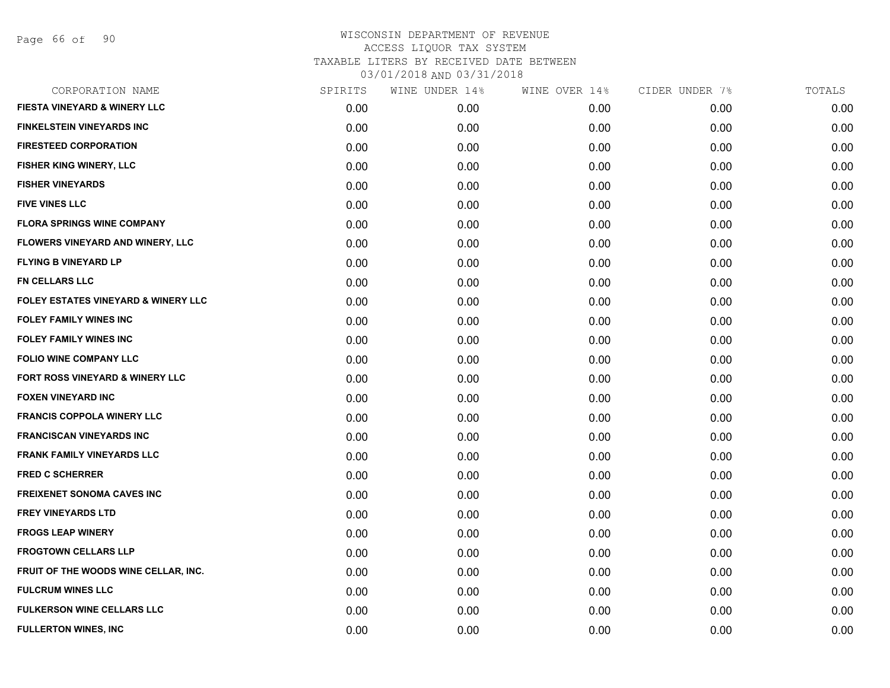WISCONSIN DEPARTMENT OF REVENUE
ACCESS LIQUOR TAX SYSTEM
TAXABLE LITERS BY RECEIVED DATE BETWEEN
03/01/2018 AND 03/31/2018

| CORPORATION NAME | SPIRITS | WINE UNDER 14% | WINE OVER 14% | CIDER UNDER 7% | TOTALS |
|---|---|---|---|---|---|
| FIESTA VINEYARD & WINERY LLC | 0.00 | 0.00 | 0.00 | 0.00 | 0.00 |
| FINKELSTEIN VINEYARDS INC | 0.00 | 0.00 | 0.00 | 0.00 | 0.00 |
| FIRESTEED CORPORATION | 0.00 | 0.00 | 0.00 | 0.00 | 0.00 |
| FISHER KING WINERY, LLC | 0.00 | 0.00 | 0.00 | 0.00 | 0.00 |
| FISHER VINEYARDS | 0.00 | 0.00 | 0.00 | 0.00 | 0.00 |
| FIVE VINES LLC | 0.00 | 0.00 | 0.00 | 0.00 | 0.00 |
| FLORA SPRINGS WINE COMPANY | 0.00 | 0.00 | 0.00 | 0.00 | 0.00 |
| FLOWERS VINEYARD AND WINERY, LLC | 0.00 | 0.00 | 0.00 | 0.00 | 0.00 |
| FLYING B VINEYARD LP | 0.00 | 0.00 | 0.00 | 0.00 | 0.00 |
| FN CELLARS LLC | 0.00 | 0.00 | 0.00 | 0.00 | 0.00 |
| FOLEY ESTATES VINEYARD & WINERY LLC | 0.00 | 0.00 | 0.00 | 0.00 | 0.00 |
| FOLEY FAMILY WINES INC | 0.00 | 0.00 | 0.00 | 0.00 | 0.00 |
| FOLEY FAMILY WINES INC | 0.00 | 0.00 | 0.00 | 0.00 | 0.00 |
| FOLIO WINE COMPANY LLC | 0.00 | 0.00 | 0.00 | 0.00 | 0.00 |
| FORT ROSS VINEYARD & WINERY LLC | 0.00 | 0.00 | 0.00 | 0.00 | 0.00 |
| FOXEN VINEYARD INC | 0.00 | 0.00 | 0.00 | 0.00 | 0.00 |
| FRANCIS COPPOLA WINERY LLC | 0.00 | 0.00 | 0.00 | 0.00 | 0.00 |
| FRANCISCAN VINEYARDS INC | 0.00 | 0.00 | 0.00 | 0.00 | 0.00 |
| FRANK FAMILY VINEYARDS LLC | 0.00 | 0.00 | 0.00 | 0.00 | 0.00 |
| FRED C SCHERRER | 0.00 | 0.00 | 0.00 | 0.00 | 0.00 |
| FREIXENET SONOMA CAVES INC | 0.00 | 0.00 | 0.00 | 0.00 | 0.00 |
| FREY VINEYARDS LTD | 0.00 | 0.00 | 0.00 | 0.00 | 0.00 |
| FROGS LEAP WINERY | 0.00 | 0.00 | 0.00 | 0.00 | 0.00 |
| FROGTOWN CELLARS LLP | 0.00 | 0.00 | 0.00 | 0.00 | 0.00 |
| FRUIT OF THE WOODS WINE CELLAR, INC. | 0.00 | 0.00 | 0.00 | 0.00 | 0.00 |
| FULCRUM WINES LLC | 0.00 | 0.00 | 0.00 | 0.00 | 0.00 |
| FULKERSON WINE CELLARS LLC | 0.00 | 0.00 | 0.00 | 0.00 | 0.00 |
| FULLERTON WINES, INC | 0.00 | 0.00 | 0.00 | 0.00 | 0.00 |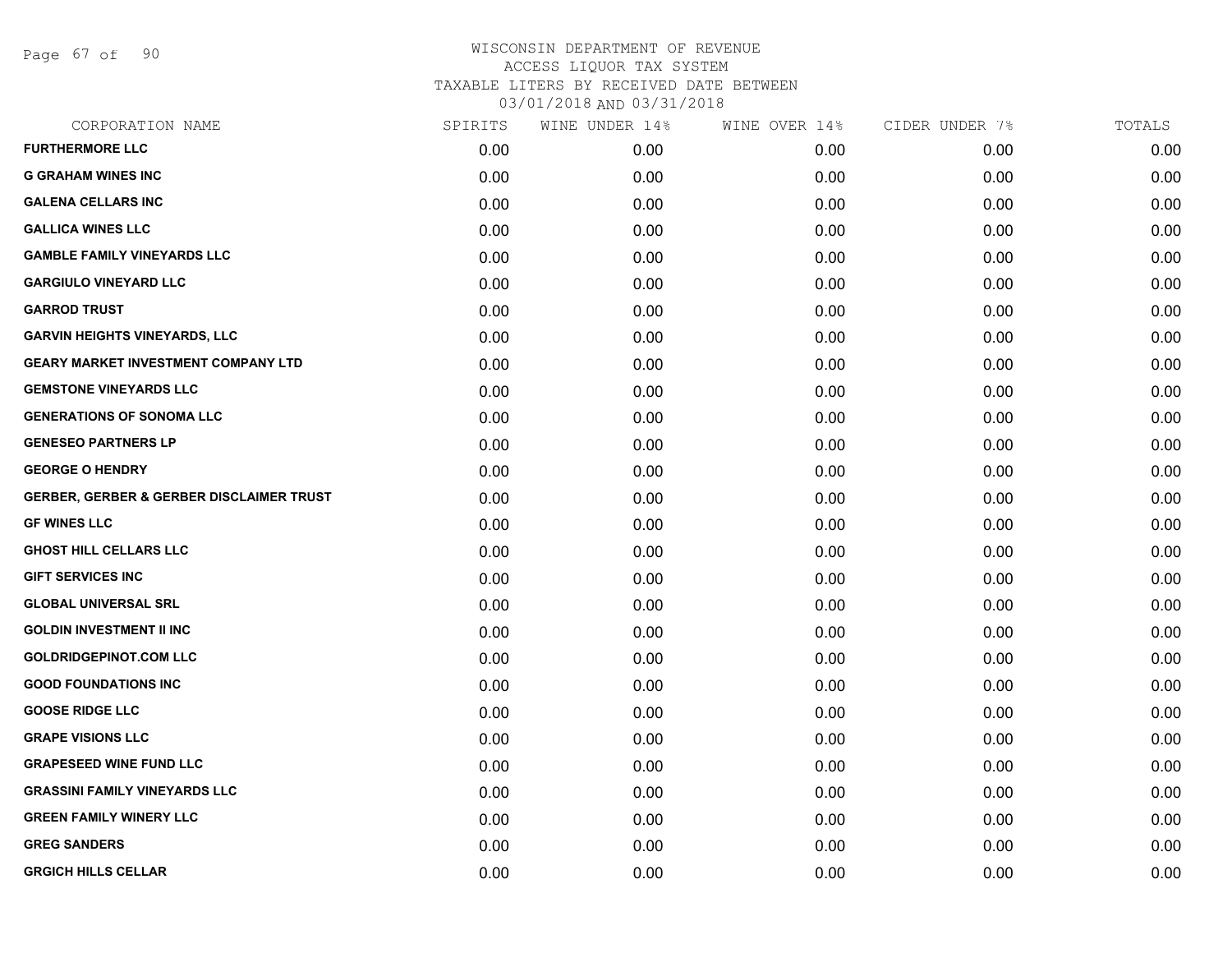WISCONSIN DEPARTMENT OF REVENUE
ACCESS LIQUOR TAX SYSTEM
TAXABLE LITERS BY RECEIVED DATE BETWEEN
03/01/2018 AND 03/31/2018

| CORPORATION NAME | SPIRITS | WINE UNDER 14% | WINE OVER 14% | CIDER UNDER 7% | TOTALS |
|---|---|---|---|---|---|
| FURTHERMORE LLC | 0.00 | 0.00 | 0.00 | 0.00 | 0.00 |
| G GRAHAM WINES INC | 0.00 | 0.00 | 0.00 | 0.00 | 0.00 |
| GALENA CELLARS INC | 0.00 | 0.00 | 0.00 | 0.00 | 0.00 |
| GALLICA WINES LLC | 0.00 | 0.00 | 0.00 | 0.00 | 0.00 |
| GAMBLE FAMILY VINEYARDS LLC | 0.00 | 0.00 | 0.00 | 0.00 | 0.00 |
| GARGIULO VINEYARD LLC | 0.00 | 0.00 | 0.00 | 0.00 | 0.00 |
| GARROD TRUST | 0.00 | 0.00 | 0.00 | 0.00 | 0.00 |
| GARVIN HEIGHTS VINEYARDS, LLC | 0.00 | 0.00 | 0.00 | 0.00 | 0.00 |
| GEARY MARKET INVESTMENT COMPANY LTD | 0.00 | 0.00 | 0.00 | 0.00 | 0.00 |
| GEMSTONE VINEYARDS LLC | 0.00 | 0.00 | 0.00 | 0.00 | 0.00 |
| GENERATIONS OF SONOMA LLC | 0.00 | 0.00 | 0.00 | 0.00 | 0.00 |
| GENESEO PARTNERS LP | 0.00 | 0.00 | 0.00 | 0.00 | 0.00 |
| GEORGE O HENDRY | 0.00 | 0.00 | 0.00 | 0.00 | 0.00 |
| GERBER, GERBER & GERBER DISCLAIMER TRUST | 0.00 | 0.00 | 0.00 | 0.00 | 0.00 |
| GF WINES LLC | 0.00 | 0.00 | 0.00 | 0.00 | 0.00 |
| GHOST HILL CELLARS LLC | 0.00 | 0.00 | 0.00 | 0.00 | 0.00 |
| GIFT SERVICES INC | 0.00 | 0.00 | 0.00 | 0.00 | 0.00 |
| GLOBAL UNIVERSAL SRL | 0.00 | 0.00 | 0.00 | 0.00 | 0.00 |
| GOLDIN INVESTMENT II INC | 0.00 | 0.00 | 0.00 | 0.00 | 0.00 |
| GOLDRIDGEPINOT.COM LLC | 0.00 | 0.00 | 0.00 | 0.00 | 0.00 |
| GOOD FOUNDATIONS INC | 0.00 | 0.00 | 0.00 | 0.00 | 0.00 |
| GOOSE RIDGE LLC | 0.00 | 0.00 | 0.00 | 0.00 | 0.00 |
| GRAPE VISIONS LLC | 0.00 | 0.00 | 0.00 | 0.00 | 0.00 |
| GRAPESEED WINE FUND LLC | 0.00 | 0.00 | 0.00 | 0.00 | 0.00 |
| GRASSINI FAMILY VINEYARDS LLC | 0.00 | 0.00 | 0.00 | 0.00 | 0.00 |
| GREEN FAMILY WINERY LLC | 0.00 | 0.00 | 0.00 | 0.00 | 0.00 |
| GREG SANDERS | 0.00 | 0.00 | 0.00 | 0.00 | 0.00 |
| GRGICH HILLS CELLAR | 0.00 | 0.00 | 0.00 | 0.00 | 0.00 |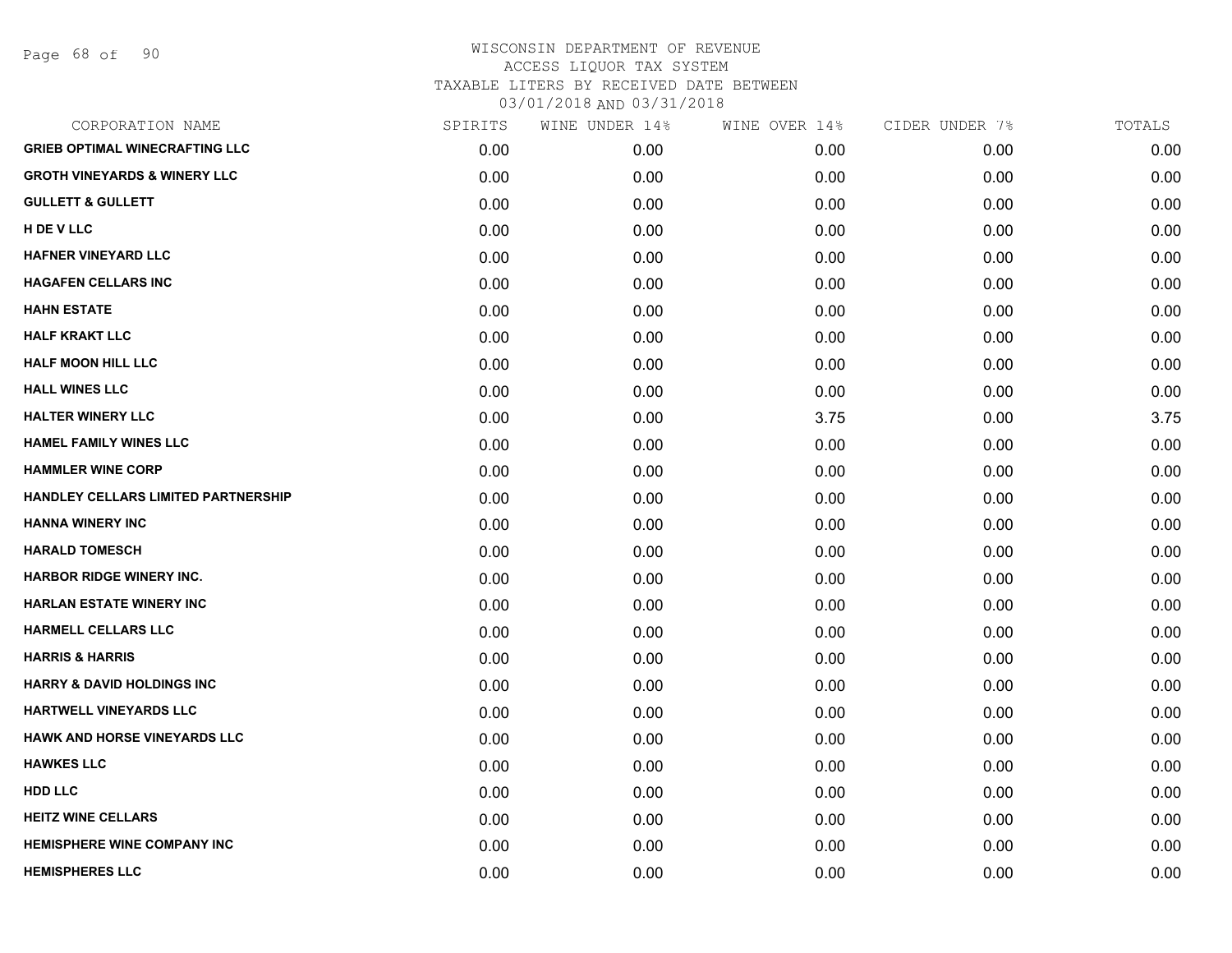# WISCONSIN DEPARTMENT OF REVENUE
ACCESS LIQUOR TAX SYSTEM
TAXABLE LITERS BY RECEIVED DATE BETWEEN
03/01/2018 AND 03/31/2018

| CORPORATION NAME | SPIRITS | WINE UNDER 14% | WINE OVER 14% | CIDER UNDER 7% | TOTALS |
|---|---|---|---|---|---|
| GRIEB OPTIMAL WINECRAFTING LLC | 0.00 | 0.00 | 0.00 | 0.00 | 0.00 |
| GROTH VINEYARDS & WINERY LLC | 0.00 | 0.00 | 0.00 | 0.00 | 0.00 |
| GULLETT & GULLETT | 0.00 | 0.00 | 0.00 | 0.00 | 0.00 |
| H DE V LLC | 0.00 | 0.00 | 0.00 | 0.00 | 0.00 |
| HAFNER VINEYARD LLC | 0.00 | 0.00 | 0.00 | 0.00 | 0.00 |
| HAGAFEN CELLARS INC | 0.00 | 0.00 | 0.00 | 0.00 | 0.00 |
| HAHN ESTATE | 0.00 | 0.00 | 0.00 | 0.00 | 0.00 |
| HALF KRAKT LLC | 0.00 | 0.00 | 0.00 | 0.00 | 0.00 |
| HALF MOON HILL LLC | 0.00 | 0.00 | 0.00 | 0.00 | 0.00 |
| HALL WINES LLC | 0.00 | 0.00 | 0.00 | 0.00 | 0.00 |
| HALTER WINERY LLC | 0.00 | 0.00 | 3.75 | 0.00 | 3.75 |
| HAMEL FAMILY WINES LLC | 0.00 | 0.00 | 0.00 | 0.00 | 0.00 |
| HAMMLER WINE CORP | 0.00 | 0.00 | 0.00 | 0.00 | 0.00 |
| HANDLEY CELLARS LIMITED PARTNERSHIP | 0.00 | 0.00 | 0.00 | 0.00 | 0.00 |
| HANNA WINERY INC | 0.00 | 0.00 | 0.00 | 0.00 | 0.00 |
| HARALD TOMESCH | 0.00 | 0.00 | 0.00 | 0.00 | 0.00 |
| HARBOR RIDGE WINERY INC. | 0.00 | 0.00 | 0.00 | 0.00 | 0.00 |
| HARLAN ESTATE WINERY INC | 0.00 | 0.00 | 0.00 | 0.00 | 0.00 |
| HARMELL CELLARS LLC | 0.00 | 0.00 | 0.00 | 0.00 | 0.00 |
| HARRIS & HARRIS | 0.00 | 0.00 | 0.00 | 0.00 | 0.00 |
| HARRY & DAVID HOLDINGS INC | 0.00 | 0.00 | 0.00 | 0.00 | 0.00 |
| HARTWELL VINEYARDS LLC | 0.00 | 0.00 | 0.00 | 0.00 | 0.00 |
| HAWK AND HORSE VINEYARDS LLC | 0.00 | 0.00 | 0.00 | 0.00 | 0.00 |
| HAWKES LLC | 0.00 | 0.00 | 0.00 | 0.00 | 0.00 |
| HDD LLC | 0.00 | 0.00 | 0.00 | 0.00 | 0.00 |
| HEITZ WINE CELLARS | 0.00 | 0.00 | 0.00 | 0.00 | 0.00 |
| HEMISPHERE WINE COMPANY INC | 0.00 | 0.00 | 0.00 | 0.00 | 0.00 |
| HEMISPHERES LLC | 0.00 | 0.00 | 0.00 | 0.00 | 0.00 |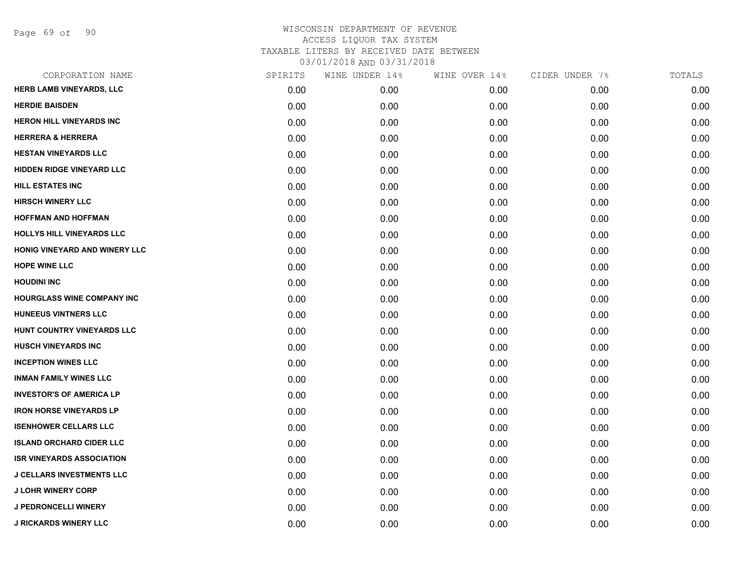WISCONSIN DEPARTMENT OF REVENUE
ACCESS LIQUOR TAX SYSTEM
TAXABLE LITERS BY RECEIVED DATE BETWEEN
03/01/2018 AND 03/31/2018

| CORPORATION NAME | SPIRITS | WINE UNDER 14% | WINE OVER 14% | CIDER UNDER 7% | TOTALS |
|---|---|---|---|---|---|
| HERB LAMB VINEYARDS, LLC | 0.00 | 0.00 | 0.00 | 0.00 | 0.00 |
| HERDIE BAISDEN | 0.00 | 0.00 | 0.00 | 0.00 | 0.00 |
| HERON HILL VINEYARDS INC | 0.00 | 0.00 | 0.00 | 0.00 | 0.00 |
| HERRERA & HERRERA | 0.00 | 0.00 | 0.00 | 0.00 | 0.00 |
| HESTAN VINEYARDS LLC | 0.00 | 0.00 | 0.00 | 0.00 | 0.00 |
| HIDDEN RIDGE VINEYARD LLC | 0.00 | 0.00 | 0.00 | 0.00 | 0.00 |
| HILL ESTATES INC | 0.00 | 0.00 | 0.00 | 0.00 | 0.00 |
| HIRSCH WINERY LLC | 0.00 | 0.00 | 0.00 | 0.00 | 0.00 |
| HOFFMAN AND HOFFMAN | 0.00 | 0.00 | 0.00 | 0.00 | 0.00 |
| HOLLYS HILL VINEYARDS LLC | 0.00 | 0.00 | 0.00 | 0.00 | 0.00 |
| HONIG VINEYARD AND WINERY LLC | 0.00 | 0.00 | 0.00 | 0.00 | 0.00 |
| HOPE WINE LLC | 0.00 | 0.00 | 0.00 | 0.00 | 0.00 |
| HOUDINI INC | 0.00 | 0.00 | 0.00 | 0.00 | 0.00 |
| HOURGLASS WINE COMPANY INC | 0.00 | 0.00 | 0.00 | 0.00 | 0.00 |
| HUNEEUS VINTNERS LLC | 0.00 | 0.00 | 0.00 | 0.00 | 0.00 |
| HUNT COUNTRY VINEYARDS LLC | 0.00 | 0.00 | 0.00 | 0.00 | 0.00 |
| HUSCH VINEYARDS INC | 0.00 | 0.00 | 0.00 | 0.00 | 0.00 |
| INCEPTION WINES LLC | 0.00 | 0.00 | 0.00 | 0.00 | 0.00 |
| INMAN FAMILY WINES LLC | 0.00 | 0.00 | 0.00 | 0.00 | 0.00 |
| INVESTOR'S OF AMERICA LP | 0.00 | 0.00 | 0.00 | 0.00 | 0.00 |
| IRON HORSE VINEYARDS LP | 0.00 | 0.00 | 0.00 | 0.00 | 0.00 |
| ISENHOWER CELLARS LLC | 0.00 | 0.00 | 0.00 | 0.00 | 0.00 |
| ISLAND ORCHARD CIDER LLC | 0.00 | 0.00 | 0.00 | 0.00 | 0.00 |
| ISR VINEYARDS ASSOCIATION | 0.00 | 0.00 | 0.00 | 0.00 | 0.00 |
| J CELLARS INVESTMENTS LLC | 0.00 | 0.00 | 0.00 | 0.00 | 0.00 |
| J LOHR WINERY CORP | 0.00 | 0.00 | 0.00 | 0.00 | 0.00 |
| J PEDRONCELLI WINERY | 0.00 | 0.00 | 0.00 | 0.00 | 0.00 |
| J RICKARDS WINERY LLC | 0.00 | 0.00 | 0.00 | 0.00 | 0.00 |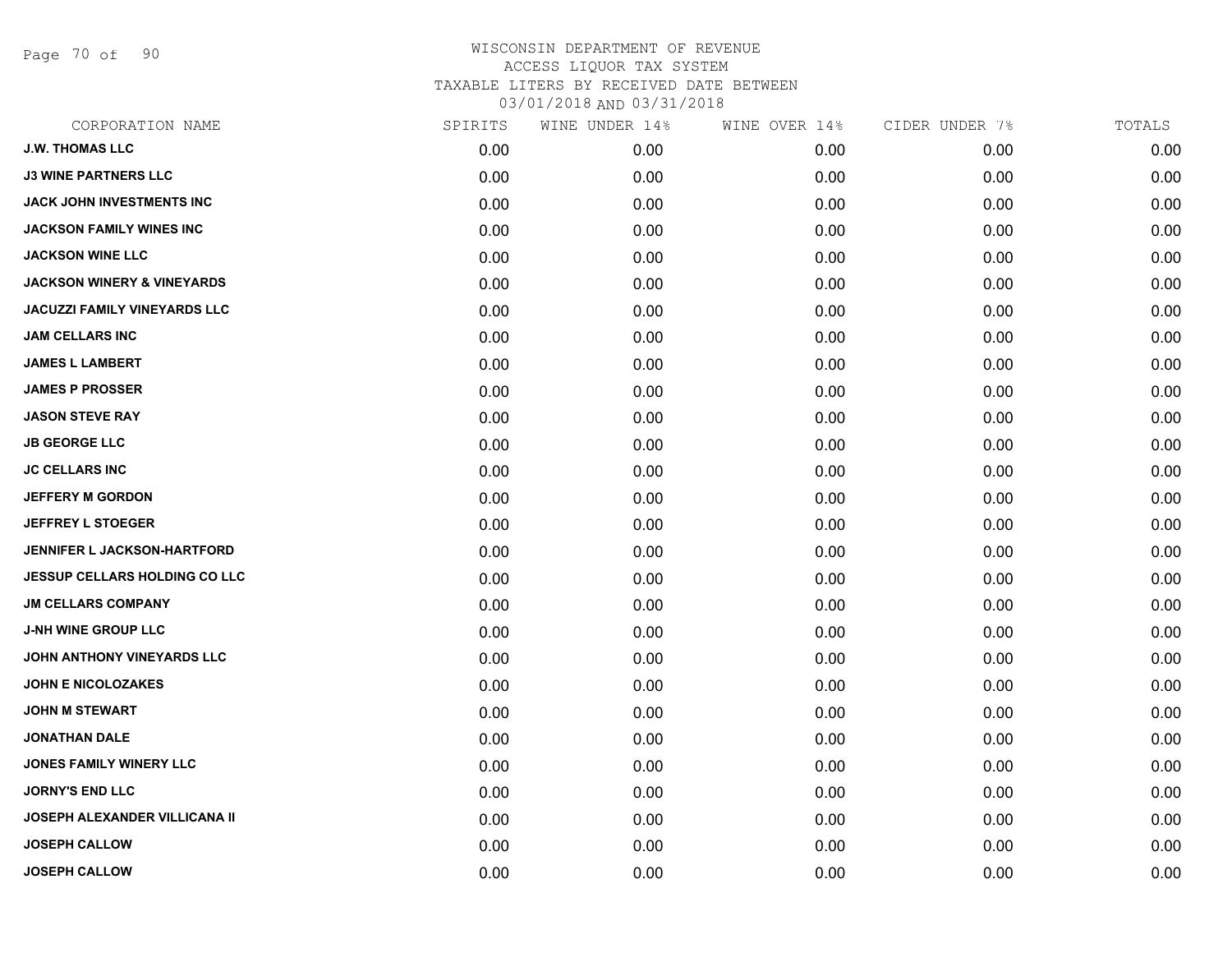WISCONSIN DEPARTMENT OF REVENUE
ACCESS LIQUOR TAX SYSTEM
TAXABLE LITERS BY RECEIVED DATE BETWEEN
03/01/2018 AND 03/31/2018

| CORPORATION NAME | SPIRITS | WINE UNDER 14% | WINE OVER 14% | CIDER UNDER 7% | TOTALS |
|---|---|---|---|---|---|
| J.W. THOMAS LLC | 0.00 | 0.00 | 0.00 | 0.00 | 0.00 |
| J3 WINE PARTNERS LLC | 0.00 | 0.00 | 0.00 | 0.00 | 0.00 |
| JACK JOHN INVESTMENTS INC | 0.00 | 0.00 | 0.00 | 0.00 | 0.00 |
| JACKSON FAMILY WINES INC | 0.00 | 0.00 | 0.00 | 0.00 | 0.00 |
| JACKSON WINE LLC | 0.00 | 0.00 | 0.00 | 0.00 | 0.00 |
| JACKSON WINERY & VINEYARDS | 0.00 | 0.00 | 0.00 | 0.00 | 0.00 |
| JACUZZI FAMILY VINEYARDS LLC | 0.00 | 0.00 | 0.00 | 0.00 | 0.00 |
| JAM CELLARS INC | 0.00 | 0.00 | 0.00 | 0.00 | 0.00 |
| JAMES L LAMBERT | 0.00 | 0.00 | 0.00 | 0.00 | 0.00 |
| JAMES P PROSSER | 0.00 | 0.00 | 0.00 | 0.00 | 0.00 |
| JASON STEVE RAY | 0.00 | 0.00 | 0.00 | 0.00 | 0.00 |
| JB GEORGE LLC | 0.00 | 0.00 | 0.00 | 0.00 | 0.00 |
| JC CELLARS INC | 0.00 | 0.00 | 0.00 | 0.00 | 0.00 |
| JEFFERY M GORDON | 0.00 | 0.00 | 0.00 | 0.00 | 0.00 |
| JEFFREY L STOEGER | 0.00 | 0.00 | 0.00 | 0.00 | 0.00 |
| JENNIFER L JACKSON-HARTFORD | 0.00 | 0.00 | 0.00 | 0.00 | 0.00 |
| JESSUP CELLARS HOLDING CO LLC | 0.00 | 0.00 | 0.00 | 0.00 | 0.00 |
| JM CELLARS COMPANY | 0.00 | 0.00 | 0.00 | 0.00 | 0.00 |
| J-NH WINE GROUP LLC | 0.00 | 0.00 | 0.00 | 0.00 | 0.00 |
| JOHN ANTHONY VINEYARDS LLC | 0.00 | 0.00 | 0.00 | 0.00 | 0.00 |
| JOHN E NICOLOZAKES | 0.00 | 0.00 | 0.00 | 0.00 | 0.00 |
| JOHN M STEWART | 0.00 | 0.00 | 0.00 | 0.00 | 0.00 |
| JONATHAN DALE | 0.00 | 0.00 | 0.00 | 0.00 | 0.00 |
| JONES FAMILY WINERY LLC | 0.00 | 0.00 | 0.00 | 0.00 | 0.00 |
| JORNY'S END LLC | 0.00 | 0.00 | 0.00 | 0.00 | 0.00 |
| JOSEPH ALEXANDER VILLICANA II | 0.00 | 0.00 | 0.00 | 0.00 | 0.00 |
| JOSEPH CALLOW | 0.00 | 0.00 | 0.00 | 0.00 | 0.00 |
| JOSEPH CALLOW | 0.00 | 0.00 | 0.00 | 0.00 | 0.00 |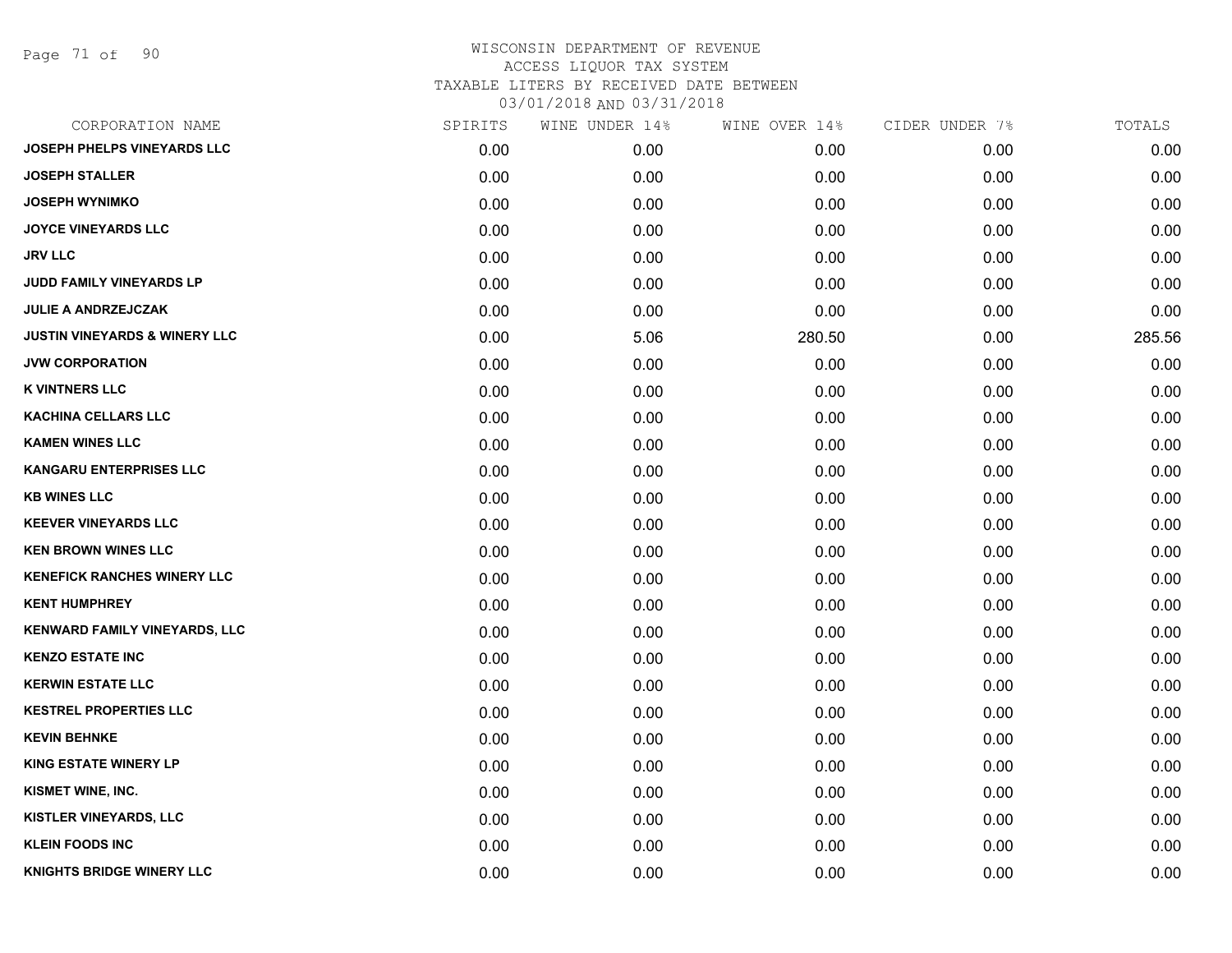# WISCONSIN DEPARTMENT OF REVENUE
ACCESS LIQUOR TAX SYSTEM
TAXABLE LITERS BY RECEIVED DATE BETWEEN
03/01/2018 AND 03/31/2018

| CORPORATION NAME | SPIRITS | WINE UNDER 14% | WINE OVER 14% | CIDER UNDER 7% | TOTALS |
|---|---|---|---|---|---|
| JOSEPH PHELPS VINEYARDS LLC | 0.00 | 0.00 | 0.00 | 0.00 | 0.00 |
| JOSEPH STALLER | 0.00 | 0.00 | 0.00 | 0.00 | 0.00 |
| JOSEPH WYNIMKO | 0.00 | 0.00 | 0.00 | 0.00 | 0.00 |
| JOYCE VINEYARDS LLC | 0.00 | 0.00 | 0.00 | 0.00 | 0.00 |
| JRV LLC | 0.00 | 0.00 | 0.00 | 0.00 | 0.00 |
| JUDD FAMILY VINEYARDS LP | 0.00 | 0.00 | 0.00 | 0.00 | 0.00 |
| JULIE A ANDRZEJCZAK | 0.00 | 0.00 | 0.00 | 0.00 | 0.00 |
| JUSTIN VINEYARDS & WINERY LLC | 0.00 | 5.06 | 280.50 | 0.00 | 285.56 |
| JVW CORPORATION | 0.00 | 0.00 | 0.00 | 0.00 | 0.00 |
| K VINTNERS LLC | 0.00 | 0.00 | 0.00 | 0.00 | 0.00 |
| KACHINA CELLARS LLC | 0.00 | 0.00 | 0.00 | 0.00 | 0.00 |
| KAMEN WINES LLC | 0.00 | 0.00 | 0.00 | 0.00 | 0.00 |
| KANGARU ENTERPRISES LLC | 0.00 | 0.00 | 0.00 | 0.00 | 0.00 |
| KB WINES LLC | 0.00 | 0.00 | 0.00 | 0.00 | 0.00 |
| KEEVER VINEYARDS LLC | 0.00 | 0.00 | 0.00 | 0.00 | 0.00 |
| KEN BROWN WINES LLC | 0.00 | 0.00 | 0.00 | 0.00 | 0.00 |
| KENEFICK RANCHES WINERY LLC | 0.00 | 0.00 | 0.00 | 0.00 | 0.00 |
| KENT HUMPHREY | 0.00 | 0.00 | 0.00 | 0.00 | 0.00 |
| KENWARD FAMILY VINEYARDS, LLC | 0.00 | 0.00 | 0.00 | 0.00 | 0.00 |
| KENZO ESTATE INC | 0.00 | 0.00 | 0.00 | 0.00 | 0.00 |
| KERWIN ESTATE LLC | 0.00 | 0.00 | 0.00 | 0.00 | 0.00 |
| KESTREL PROPERTIES LLC | 0.00 | 0.00 | 0.00 | 0.00 | 0.00 |
| KEVIN BEHNKE | 0.00 | 0.00 | 0.00 | 0.00 | 0.00 |
| KING ESTATE WINERY LP | 0.00 | 0.00 | 0.00 | 0.00 | 0.00 |
| KISMET WINE, INC. | 0.00 | 0.00 | 0.00 | 0.00 | 0.00 |
| KISTLER VINEYARDS, LLC | 0.00 | 0.00 | 0.00 | 0.00 | 0.00 |
| KLEIN FOODS INC | 0.00 | 0.00 | 0.00 | 0.00 | 0.00 |
| KNIGHTS BRIDGE WINERY LLC | 0.00 | 0.00 | 0.00 | 0.00 | 0.00 |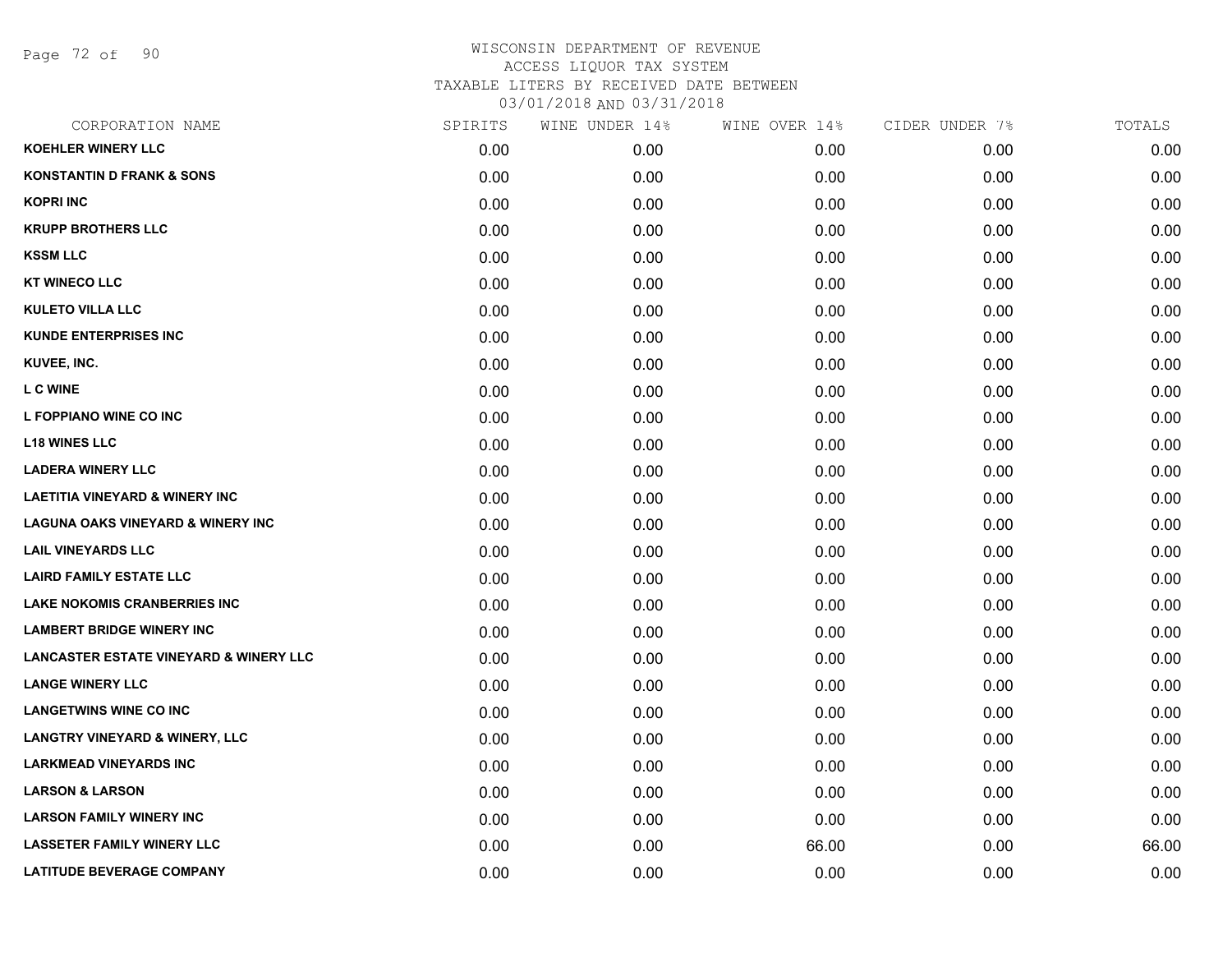# WISCONSIN DEPARTMENT OF REVENUE
## ACCESS LIQUOR TAX SYSTEM
### TAXABLE LITERS BY RECEIVED DATE BETWEEN 03/01/2018 AND 03/31/2018

| CORPORATION NAME | SPIRITS | WINE UNDER 14% | WINE OVER 14% | CIDER UNDER 7% | TOTALS |
|---|---|---|---|---|---|
| KOEHLER WINERY LLC | 0.00 | 0.00 | 0.00 | 0.00 | 0.00 |
| KONSTANTIN D FRANK & SONS | 0.00 | 0.00 | 0.00 | 0.00 | 0.00 |
| KOPRI INC | 0.00 | 0.00 | 0.00 | 0.00 | 0.00 |
| KRUPP BROTHERS LLC | 0.00 | 0.00 | 0.00 | 0.00 | 0.00 |
| KSSM LLC | 0.00 | 0.00 | 0.00 | 0.00 | 0.00 |
| KT WINECO LLC | 0.00 | 0.00 | 0.00 | 0.00 | 0.00 |
| KULETO VILLA LLC | 0.00 | 0.00 | 0.00 | 0.00 | 0.00 |
| KUNDE ENTERPRISES INC | 0.00 | 0.00 | 0.00 | 0.00 | 0.00 |
| KUVEE, INC. | 0.00 | 0.00 | 0.00 | 0.00 | 0.00 |
| L C WINE | 0.00 | 0.00 | 0.00 | 0.00 | 0.00 |
| L FOPPIANO WINE CO INC | 0.00 | 0.00 | 0.00 | 0.00 | 0.00 |
| L18 WINES LLC | 0.00 | 0.00 | 0.00 | 0.00 | 0.00 |
| LADERA WINERY LLC | 0.00 | 0.00 | 0.00 | 0.00 | 0.00 |
| LAETITIA VINEYARD & WINERY INC | 0.00 | 0.00 | 0.00 | 0.00 | 0.00 |
| LAGUNA OAKS VINEYARD & WINERY INC | 0.00 | 0.00 | 0.00 | 0.00 | 0.00 |
| LAIL VINEYARDS LLC | 0.00 | 0.00 | 0.00 | 0.00 | 0.00 |
| LAIRD FAMILY ESTATE LLC | 0.00 | 0.00 | 0.00 | 0.00 | 0.00 |
| LAKE NOKOMIS CRANBERRIES INC | 0.00 | 0.00 | 0.00 | 0.00 | 0.00 |
| LAMBERT BRIDGE WINERY INC | 0.00 | 0.00 | 0.00 | 0.00 | 0.00 |
| LANCASTER ESTATE VINEYARD & WINERY LLC | 0.00 | 0.00 | 0.00 | 0.00 | 0.00 |
| LANGE WINERY LLC | 0.00 | 0.00 | 0.00 | 0.00 | 0.00 |
| LANGETWINS WINE CO INC | 0.00 | 0.00 | 0.00 | 0.00 | 0.00 |
| LANGTRY VINEYARD & WINERY, LLC | 0.00 | 0.00 | 0.00 | 0.00 | 0.00 |
| LARKMEAD VINEYARDS INC | 0.00 | 0.00 | 0.00 | 0.00 | 0.00 |
| LARSON & LARSON | 0.00 | 0.00 | 0.00 | 0.00 | 0.00 |
| LARSON FAMILY WINERY INC | 0.00 | 0.00 | 0.00 | 0.00 | 0.00 |
| LASSETER FAMILY WINERY LLC | 0.00 | 0.00 | 66.00 | 0.00 | 66.00 |
| LATITUDE BEVERAGE COMPANY | 0.00 | 0.00 | 0.00 | 0.00 | 0.00 |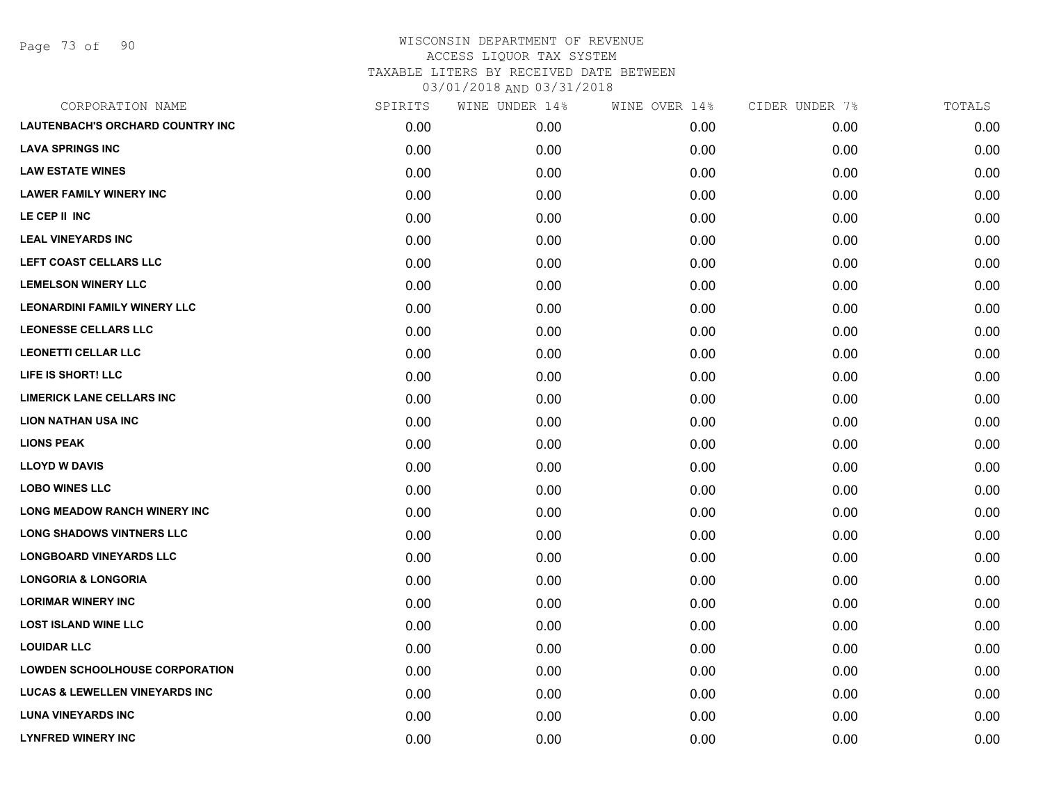# WISCONSIN DEPARTMENT OF REVENUE
ACCESS LIQUOR TAX SYSTEM
TAXABLE LITERS BY RECEIVED DATE BETWEEN
03/01/2018 AND 03/31/2018

| CORPORATION NAME | SPIRITS | WINE UNDER 14% | WINE OVER 14% | CIDER UNDER 7% | TOTALS |
|---|---|---|---|---|---|
| LAUTENBACH'S ORCHARD COUNTRY INC | 0.00 | 0.00 | 0.00 | 0.00 | 0.00 |
| LAVA SPRINGS INC | 0.00 | 0.00 | 0.00 | 0.00 | 0.00 |
| LAW ESTATE WINES | 0.00 | 0.00 | 0.00 | 0.00 | 0.00 |
| LAWER FAMILY WINERY INC | 0.00 | 0.00 | 0.00 | 0.00 | 0.00 |
| LE CEP II INC | 0.00 | 0.00 | 0.00 | 0.00 | 0.00 |
| LEAL VINEYARDS INC | 0.00 | 0.00 | 0.00 | 0.00 | 0.00 |
| LEFT COAST CELLARS LLC | 0.00 | 0.00 | 0.00 | 0.00 | 0.00 |
| LEMELSON WINERY LLC | 0.00 | 0.00 | 0.00 | 0.00 | 0.00 |
| LEONARDINI FAMILY WINERY LLC | 0.00 | 0.00 | 0.00 | 0.00 | 0.00 |
| LEONESSE CELLARS LLC | 0.00 | 0.00 | 0.00 | 0.00 | 0.00 |
| LEONETTI CELLAR LLC | 0.00 | 0.00 | 0.00 | 0.00 | 0.00 |
| LIFE IS SHORT! LLC | 0.00 | 0.00 | 0.00 | 0.00 | 0.00 |
| LIMERICK LANE CELLARS INC | 0.00 | 0.00 | 0.00 | 0.00 | 0.00 |
| LION NATHAN USA INC | 0.00 | 0.00 | 0.00 | 0.00 | 0.00 |
| LIONS PEAK | 0.00 | 0.00 | 0.00 | 0.00 | 0.00 |
| LLOYD W DAVIS | 0.00 | 0.00 | 0.00 | 0.00 | 0.00 |
| LOBO WINES LLC | 0.00 | 0.00 | 0.00 | 0.00 | 0.00 |
| LONG MEADOW RANCH WINERY INC | 0.00 | 0.00 | 0.00 | 0.00 | 0.00 |
| LONG SHADOWS VINTNERS LLC | 0.00 | 0.00 | 0.00 | 0.00 | 0.00 |
| LONGBOARD VINEYARDS LLC | 0.00 | 0.00 | 0.00 | 0.00 | 0.00 |
| LONGORIA & LONGORIA | 0.00 | 0.00 | 0.00 | 0.00 | 0.00 |
| LORIMAR WINERY INC | 0.00 | 0.00 | 0.00 | 0.00 | 0.00 |
| LOST ISLAND WINE LLC | 0.00 | 0.00 | 0.00 | 0.00 | 0.00 |
| LOUIDAR LLC | 0.00 | 0.00 | 0.00 | 0.00 | 0.00 |
| LOWDEN SCHOOLHOUSE CORPORATION | 0.00 | 0.00 | 0.00 | 0.00 | 0.00 |
| LUCAS & LEWELLEN VINEYARDS INC | 0.00 | 0.00 | 0.00 | 0.00 | 0.00 |
| LUNA VINEYARDS INC | 0.00 | 0.00 | 0.00 | 0.00 | 0.00 |
| LYNFRED WINERY INC | 0.00 | 0.00 | 0.00 | 0.00 | 0.00 |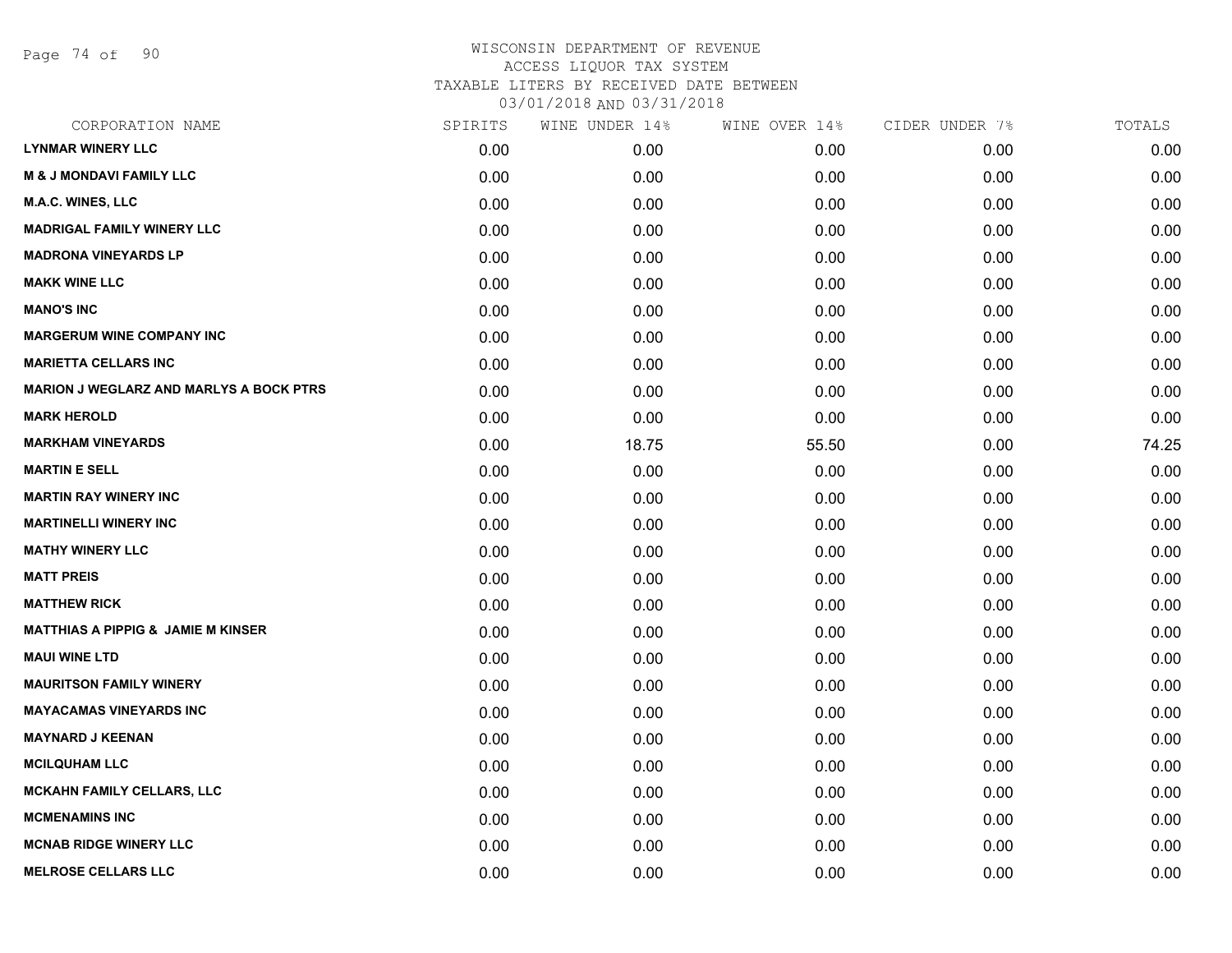# WISCONSIN DEPARTMENT OF REVENUE
ACCESS LIQUOR TAX SYSTEM
TAXABLE LITERS BY RECEIVED DATE BETWEEN
03/01/2018 AND 03/31/2018

| CORPORATION NAME | SPIRITS | WINE UNDER 14% | WINE OVER 14% | CIDER UNDER 7% | TOTALS |
|---|---|---|---|---|---|
| LYNMAR WINERY LLC | 0.00 | 0.00 | 0.00 | 0.00 | 0.00 |
| M & J MONDAVI FAMILY LLC | 0.00 | 0.00 | 0.00 | 0.00 | 0.00 |
| M.A.C. WINES, LLC | 0.00 | 0.00 | 0.00 | 0.00 | 0.00 |
| MADRIGAL FAMILY WINERY LLC | 0.00 | 0.00 | 0.00 | 0.00 | 0.00 |
| MADRONA VINEYARDS LP | 0.00 | 0.00 | 0.00 | 0.00 | 0.00 |
| MAKK WINE LLC | 0.00 | 0.00 | 0.00 | 0.00 | 0.00 |
| MANO'S INC | 0.00 | 0.00 | 0.00 | 0.00 | 0.00 |
| MARGERUM WINE COMPANY INC | 0.00 | 0.00 | 0.00 | 0.00 | 0.00 |
| MARIETTA CELLARS INC | 0.00 | 0.00 | 0.00 | 0.00 | 0.00 |
| MARION J WEGLARZ AND MARLYS A BOCK PTRS | 0.00 | 0.00 | 0.00 | 0.00 | 0.00 |
| MARK HEROLD | 0.00 | 0.00 | 0.00 | 0.00 | 0.00 |
| MARKHAM VINEYARDS | 0.00 | 18.75 | 55.50 | 0.00 | 74.25 |
| MARTIN E SELL | 0.00 | 0.00 | 0.00 | 0.00 | 0.00 |
| MARTIN RAY WINERY INC | 0.00 | 0.00 | 0.00 | 0.00 | 0.00 |
| MARTINELLI WINERY INC | 0.00 | 0.00 | 0.00 | 0.00 | 0.00 |
| MATHY WINERY LLC | 0.00 | 0.00 | 0.00 | 0.00 | 0.00 |
| MATT PREIS | 0.00 | 0.00 | 0.00 | 0.00 | 0.00 |
| MATTHEW RICK | 0.00 | 0.00 | 0.00 | 0.00 | 0.00 |
| MATTHIAS A PIPPIG & JAMIE M KINSER | 0.00 | 0.00 | 0.00 | 0.00 | 0.00 |
| MAUI WINE LTD | 0.00 | 0.00 | 0.00 | 0.00 | 0.00 |
| MAURITSON FAMILY WINERY | 0.00 | 0.00 | 0.00 | 0.00 | 0.00 |
| MAYACAMAS VINEYARDS INC | 0.00 | 0.00 | 0.00 | 0.00 | 0.00 |
| MAYNARD J KEENAN | 0.00 | 0.00 | 0.00 | 0.00 | 0.00 |
| MCILQUHAM LLC | 0.00 | 0.00 | 0.00 | 0.00 | 0.00 |
| MCKAHN FAMILY CELLARS, LLC | 0.00 | 0.00 | 0.00 | 0.00 | 0.00 |
| MCMENAMINS INC | 0.00 | 0.00 | 0.00 | 0.00 | 0.00 |
| MCNAB RIDGE WINERY LLC | 0.00 | 0.00 | 0.00 | 0.00 | 0.00 |
| MELROSE CELLARS LLC | 0.00 | 0.00 | 0.00 | 0.00 | 0.00 |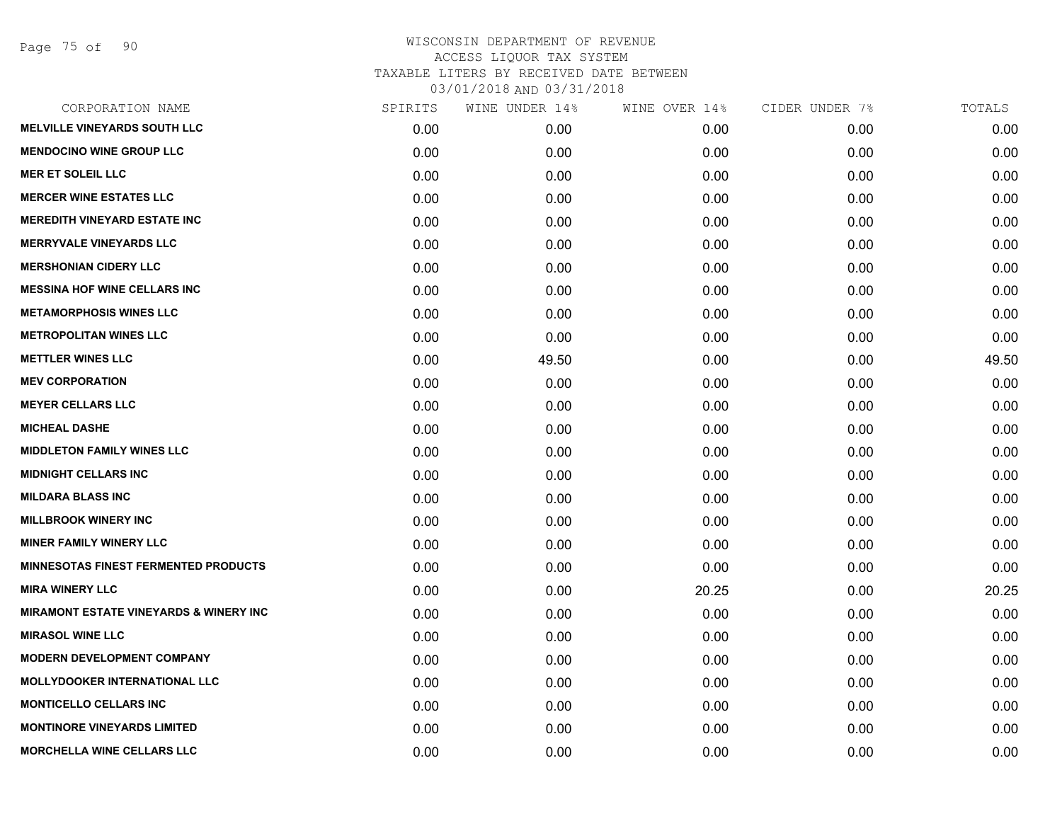# WISCONSIN DEPARTMENT OF REVENUE

ACCESS LIQUOR TAX SYSTEM

TAXABLE LITERS BY RECEIVED DATE BETWEEN

03/01/2018 AND 03/31/2018

| CORPORATION NAME | SPIRITS | WINE UNDER 14% | WINE OVER 14% | CIDER UNDER 7% | TOTALS |
|---|---|---|---|---|---|
| MELVILLE VINEYARDS SOUTH LLC | 0.00 | 0.00 | 0.00 | 0.00 | 0.00 |
| MENDOCINO WINE GROUP LLC | 0.00 | 0.00 | 0.00 | 0.00 | 0.00 |
| MER ET SOLEIL LLC | 0.00 | 0.00 | 0.00 | 0.00 | 0.00 |
| MERCER WINE ESTATES LLC | 0.00 | 0.00 | 0.00 | 0.00 | 0.00 |
| MEREDITH VINEYARD ESTATE INC | 0.00 | 0.00 | 0.00 | 0.00 | 0.00 |
| MERRYVALE VINEYARDS LLC | 0.00 | 0.00 | 0.00 | 0.00 | 0.00 |
| MERSHONIAN CIDERY LLC | 0.00 | 0.00 | 0.00 | 0.00 | 0.00 |
| MESSINA HOF WINE CELLARS INC | 0.00 | 0.00 | 0.00 | 0.00 | 0.00 |
| METAMORPHOSIS WINES LLC | 0.00 | 0.00 | 0.00 | 0.00 | 0.00 |
| METROPOLITAN WINES LLC | 0.00 | 0.00 | 0.00 | 0.00 | 0.00 |
| METTLER WINES LLC | 0.00 | 49.50 | 0.00 | 0.00 | 49.50 |
| MEV CORPORATION | 0.00 | 0.00 | 0.00 | 0.00 | 0.00 |
| MEYER CELLARS LLC | 0.00 | 0.00 | 0.00 | 0.00 | 0.00 |
| MICHEAL DASHE | 0.00 | 0.00 | 0.00 | 0.00 | 0.00 |
| MIDDLETON FAMILY WINES LLC | 0.00 | 0.00 | 0.00 | 0.00 | 0.00 |
| MIDNIGHT CELLARS INC | 0.00 | 0.00 | 0.00 | 0.00 | 0.00 |
| MILDARA BLASS INC | 0.00 | 0.00 | 0.00 | 0.00 | 0.00 |
| MILLBROOK WINERY INC | 0.00 | 0.00 | 0.00 | 0.00 | 0.00 |
| MINER FAMILY WINERY LLC | 0.00 | 0.00 | 0.00 | 0.00 | 0.00 |
| MINNESOTAS FINEST FERMENTED PRODUCTS | 0.00 | 0.00 | 0.00 | 0.00 | 0.00 |
| MIRA WINERY LLC | 0.00 | 0.00 | 20.25 | 0.00 | 20.25 |
| MIRAMONT ESTATE VINEYARDS & WINERY INC | 0.00 | 0.00 | 0.00 | 0.00 | 0.00 |
| MIRASOL WINE LLC | 0.00 | 0.00 | 0.00 | 0.00 | 0.00 |
| MODERN DEVELOPMENT COMPANY | 0.00 | 0.00 | 0.00 | 0.00 | 0.00 |
| MOLLYDOOKER INTERNATIONAL LLC | 0.00 | 0.00 | 0.00 | 0.00 | 0.00 |
| MONTICELLO CELLARS INC | 0.00 | 0.00 | 0.00 | 0.00 | 0.00 |
| MONTINORE VINEYARDS LIMITED | 0.00 | 0.00 | 0.00 | 0.00 | 0.00 |
| MORCHELLA WINE CELLARS LLC | 0.00 | 0.00 | 0.00 | 0.00 | 0.00 |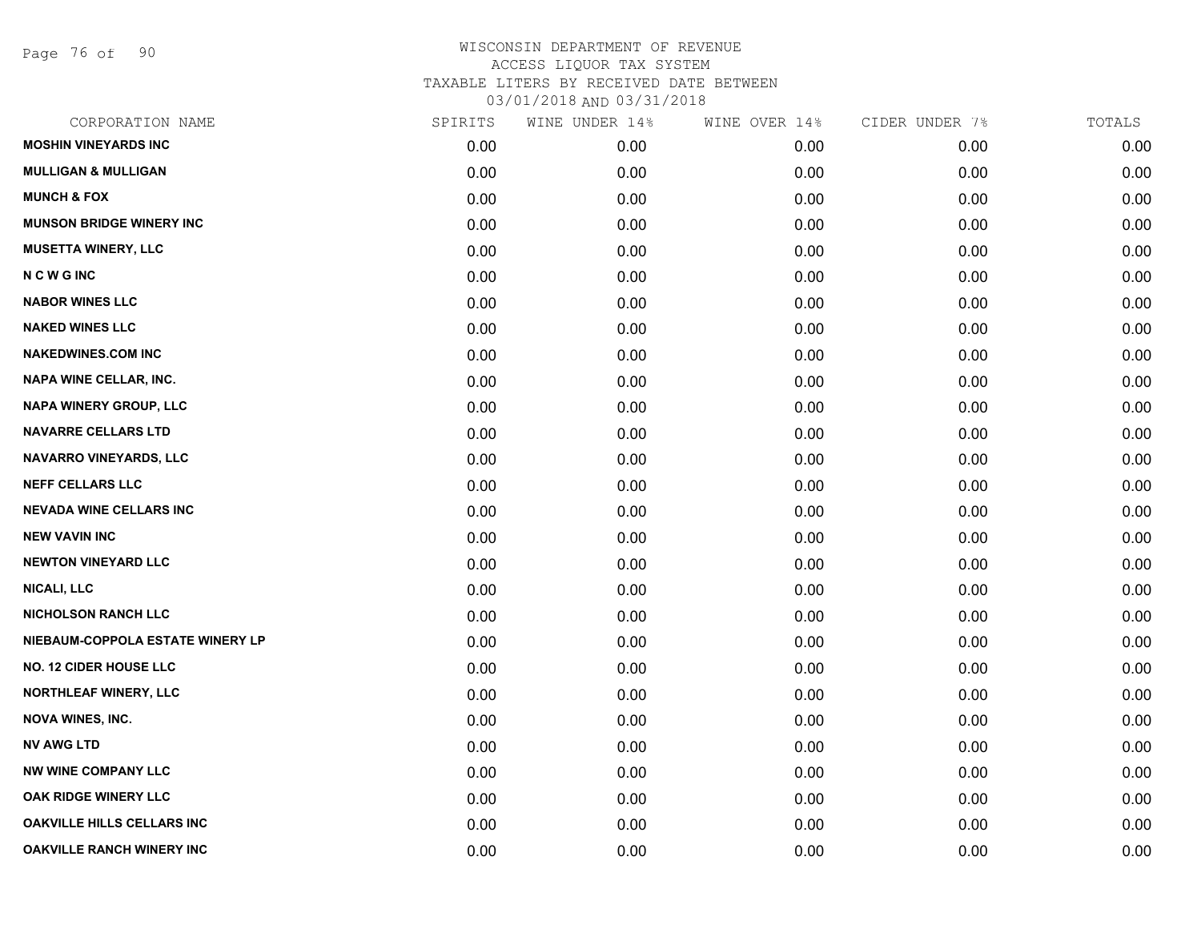WISCONSIN DEPARTMENT OF REVENUE
ACCESS LIQUOR TAX SYSTEM
TAXABLE LITERS BY RECEIVED DATE BETWEEN
03/01/2018 AND 03/31/2018

| CORPORATION NAME | SPIRITS | WINE UNDER 14% | WINE OVER 14% | CIDER UNDER 7% | TOTALS |
|---|---|---|---|---|---|
| MOSHIN VINEYARDS INC | 0.00 | 0.00 | 0.00 | 0.00 | 0.00 |
| MULLIGAN & MULLIGAN | 0.00 | 0.00 | 0.00 | 0.00 | 0.00 |
| MUNCH & FOX | 0.00 | 0.00 | 0.00 | 0.00 | 0.00 |
| MUNSON BRIDGE WINERY INC | 0.00 | 0.00 | 0.00 | 0.00 | 0.00 |
| MUSETTA WINERY, LLC | 0.00 | 0.00 | 0.00 | 0.00 | 0.00 |
| N C W G INC | 0.00 | 0.00 | 0.00 | 0.00 | 0.00 |
| NABOR WINES LLC | 0.00 | 0.00 | 0.00 | 0.00 | 0.00 |
| NAKED WINES LLC | 0.00 | 0.00 | 0.00 | 0.00 | 0.00 |
| NAKEDWINES.COM INC | 0.00 | 0.00 | 0.00 | 0.00 | 0.00 |
| NAPA WINE CELLAR, INC. | 0.00 | 0.00 | 0.00 | 0.00 | 0.00 |
| NAPA WINERY GROUP, LLC | 0.00 | 0.00 | 0.00 | 0.00 | 0.00 |
| NAVARRE CELLARS LTD | 0.00 | 0.00 | 0.00 | 0.00 | 0.00 |
| NAVARRO VINEYARDS, LLC | 0.00 | 0.00 | 0.00 | 0.00 | 0.00 |
| NEFF CELLARS LLC | 0.00 | 0.00 | 0.00 | 0.00 | 0.00 |
| NEVADA WINE CELLARS INC | 0.00 | 0.00 | 0.00 | 0.00 | 0.00 |
| NEW VAVIN INC | 0.00 | 0.00 | 0.00 | 0.00 | 0.00 |
| NEWTON VINEYARD LLC | 0.00 | 0.00 | 0.00 | 0.00 | 0.00 |
| NICALI, LLC | 0.00 | 0.00 | 0.00 | 0.00 | 0.00 |
| NICHOLSON RANCH LLC | 0.00 | 0.00 | 0.00 | 0.00 | 0.00 |
| NIEBAUM-COPPOLA ESTATE WINERY LP | 0.00 | 0.00 | 0.00 | 0.00 | 0.00 |
| NO. 12 CIDER HOUSE LLC | 0.00 | 0.00 | 0.00 | 0.00 | 0.00 |
| NORTHLEAF WINERY, LLC | 0.00 | 0.00 | 0.00 | 0.00 | 0.00 |
| NOVA WINES, INC. | 0.00 | 0.00 | 0.00 | 0.00 | 0.00 |
| NV AWG LTD | 0.00 | 0.00 | 0.00 | 0.00 | 0.00 |
| NW WINE COMPANY LLC | 0.00 | 0.00 | 0.00 | 0.00 | 0.00 |
| OAK RIDGE WINERY LLC | 0.00 | 0.00 | 0.00 | 0.00 | 0.00 |
| OAKVILLE HILLS CELLARS INC | 0.00 | 0.00 | 0.00 | 0.00 | 0.00 |
| OAKVILLE RANCH WINERY INC | 0.00 | 0.00 | 0.00 | 0.00 | 0.00 |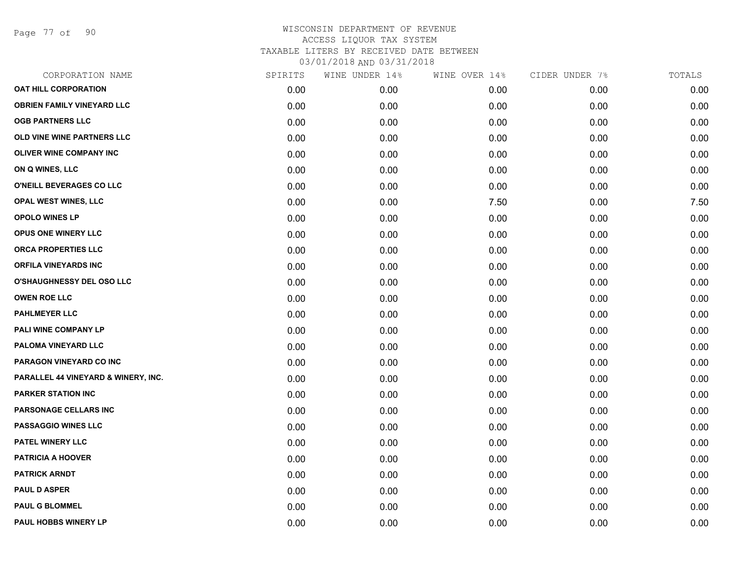# WISCONSIN DEPARTMENT OF REVENUE
## ACCESS LIQUOR TAX SYSTEM
### TAXABLE LITERS BY RECEIVED DATE BETWEEN 03/01/2018 AND 03/31/2018

| CORPORATION NAME | SPIRITS | WINE UNDER 14% | WINE OVER 14% | CIDER UNDER 7% | TOTALS |
|---|---|---|---|---|---|
| OAT HILL CORPORATION | 0.00 | 0.00 | 0.00 | 0.00 | 0.00 |
| OBRIEN FAMILY VINEYARD LLC | 0.00 | 0.00 | 0.00 | 0.00 | 0.00 |
| OGB PARTNERS LLC | 0.00 | 0.00 | 0.00 | 0.00 | 0.00 |
| OLD VINE WINE PARTNERS LLC | 0.00 | 0.00 | 0.00 | 0.00 | 0.00 |
| OLIVER WINE COMPANY INC | 0.00 | 0.00 | 0.00 | 0.00 | 0.00 |
| ON Q WINES, LLC | 0.00 | 0.00 | 0.00 | 0.00 | 0.00 |
| O'NEILL BEVERAGES CO LLC | 0.00 | 0.00 | 0.00 | 0.00 | 0.00 |
| OPAL WEST WINES, LLC | 0.00 | 0.00 | 7.50 | 0.00 | 7.50 |
| OPOLO WINES LP | 0.00 | 0.00 | 0.00 | 0.00 | 0.00 |
| OPUS ONE WINERY LLC | 0.00 | 0.00 | 0.00 | 0.00 | 0.00 |
| ORCA PROPERTIES LLC | 0.00 | 0.00 | 0.00 | 0.00 | 0.00 |
| ORFILA VINEYARDS INC | 0.00 | 0.00 | 0.00 | 0.00 | 0.00 |
| O'SHAUGHNESSY DEL OSO LLC | 0.00 | 0.00 | 0.00 | 0.00 | 0.00 |
| OWEN ROE LLC | 0.00 | 0.00 | 0.00 | 0.00 | 0.00 |
| PAHLMEYER LLC | 0.00 | 0.00 | 0.00 | 0.00 | 0.00 |
| PALI WINE COMPANY LP | 0.00 | 0.00 | 0.00 | 0.00 | 0.00 |
| PALOMA VINEYARD LLC | 0.00 | 0.00 | 0.00 | 0.00 | 0.00 |
| PARAGON VINEYARD CO INC | 0.00 | 0.00 | 0.00 | 0.00 | 0.00 |
| PARALLEL 44 VINEYARD & WINERY, INC. | 0.00 | 0.00 | 0.00 | 0.00 | 0.00 |
| PARKER STATION INC | 0.00 | 0.00 | 0.00 | 0.00 | 0.00 |
| PARSONAGE CELLARS INC | 0.00 | 0.00 | 0.00 | 0.00 | 0.00 |
| PASSAGGIO WINES LLC | 0.00 | 0.00 | 0.00 | 0.00 | 0.00 |
| PATEL WINERY LLC | 0.00 | 0.00 | 0.00 | 0.00 | 0.00 |
| PATRICIA A HOOVER | 0.00 | 0.00 | 0.00 | 0.00 | 0.00 |
| PATRICK ARNDT | 0.00 | 0.00 | 0.00 | 0.00 | 0.00 |
| PAUL D ASPER | 0.00 | 0.00 | 0.00 | 0.00 | 0.00 |
| PAUL G BLOMMEL | 0.00 | 0.00 | 0.00 | 0.00 | 0.00 |
| PAUL HOBBS WINERY LP | 0.00 | 0.00 | 0.00 | 0.00 | 0.00 |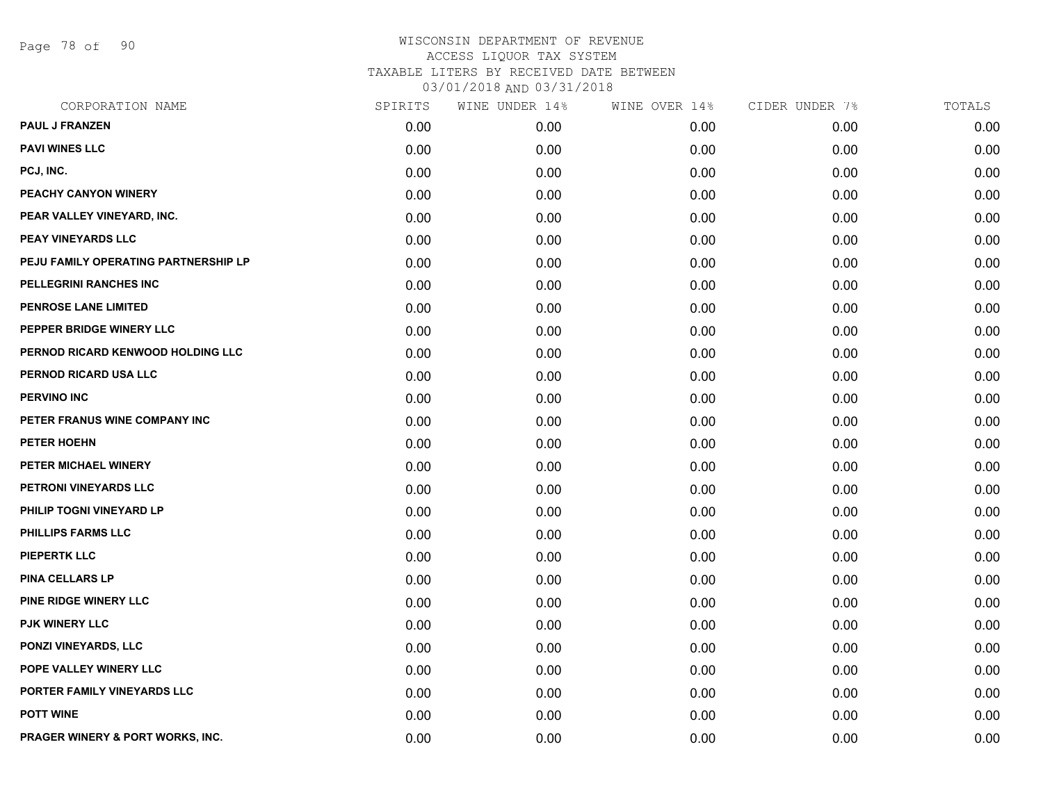WISCONSIN DEPARTMENT OF REVENUE
ACCESS LIQUOR TAX SYSTEM
TAXABLE LITERS BY RECEIVED DATE BETWEEN
03/01/2018 AND 03/31/2018

| CORPORATION NAME | SPIRITS | WINE UNDER 14% | WINE OVER 14% | CIDER UNDER 7% | TOTALS |
|---|---|---|---|---|---|
| PAUL J FRANZEN | 0.00 | 0.00 | 0.00 | 0.00 | 0.00 |
| PAVI WINES LLC | 0.00 | 0.00 | 0.00 | 0.00 | 0.00 |
| PCJ, INC. | 0.00 | 0.00 | 0.00 | 0.00 | 0.00 |
| PEACHY CANYON WINERY | 0.00 | 0.00 | 0.00 | 0.00 | 0.00 |
| PEAR VALLEY VINEYARD, INC. | 0.00 | 0.00 | 0.00 | 0.00 | 0.00 |
| PEAY VINEYARDS LLC | 0.00 | 0.00 | 0.00 | 0.00 | 0.00 |
| PEJU FAMILY OPERATING PARTNERSHIP LP | 0.00 | 0.00 | 0.00 | 0.00 | 0.00 |
| PELLEGRINI RANCHES INC | 0.00 | 0.00 | 0.00 | 0.00 | 0.00 |
| PENROSE LANE LIMITED | 0.00 | 0.00 | 0.00 | 0.00 | 0.00 |
| PEPPER BRIDGE WINERY LLC | 0.00 | 0.00 | 0.00 | 0.00 | 0.00 |
| PERNOD RICARD KENWOOD HOLDING LLC | 0.00 | 0.00 | 0.00 | 0.00 | 0.00 |
| PERNOD RICARD USA LLC | 0.00 | 0.00 | 0.00 | 0.00 | 0.00 |
| PERVINO INC | 0.00 | 0.00 | 0.00 | 0.00 | 0.00 |
| PETER FRANUS WINE COMPANY INC | 0.00 | 0.00 | 0.00 | 0.00 | 0.00 |
| PETER HOEHN | 0.00 | 0.00 | 0.00 | 0.00 | 0.00 |
| PETER MICHAEL WINERY | 0.00 | 0.00 | 0.00 | 0.00 | 0.00 |
| PETRONI VINEYARDS LLC | 0.00 | 0.00 | 0.00 | 0.00 | 0.00 |
| PHILIP TOGNI VINEYARD LP | 0.00 | 0.00 | 0.00 | 0.00 | 0.00 |
| PHILLIPS FARMS LLC | 0.00 | 0.00 | 0.00 | 0.00 | 0.00 |
| PIEPERTK LLC | 0.00 | 0.00 | 0.00 | 0.00 | 0.00 |
| PINA CELLARS LP | 0.00 | 0.00 | 0.00 | 0.00 | 0.00 |
| PINE RIDGE WINERY LLC | 0.00 | 0.00 | 0.00 | 0.00 | 0.00 |
| PJK WINERY LLC | 0.00 | 0.00 | 0.00 | 0.00 | 0.00 |
| PONZI VINEYARDS, LLC | 0.00 | 0.00 | 0.00 | 0.00 | 0.00 |
| POPE VALLEY WINERY LLC | 0.00 | 0.00 | 0.00 | 0.00 | 0.00 |
| PORTER FAMILY VINEYARDS LLC | 0.00 | 0.00 | 0.00 | 0.00 | 0.00 |
| POTT WINE | 0.00 | 0.00 | 0.00 | 0.00 | 0.00 |
| PRAGER WINERY & PORT WORKS, INC. | 0.00 | 0.00 | 0.00 | 0.00 | 0.00 |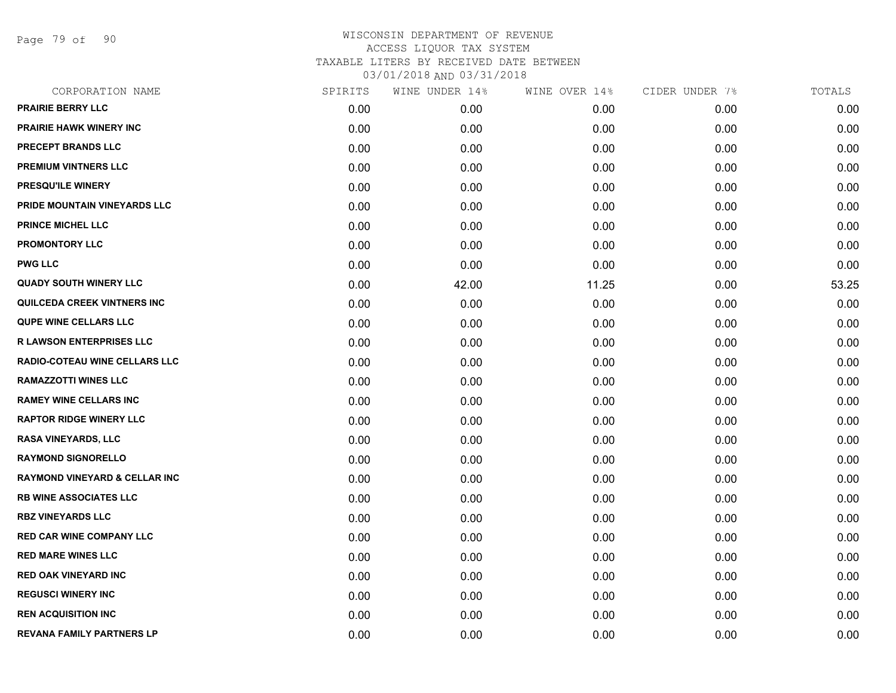# WISCONSIN DEPARTMENT OF REVENUE
## ACCESS LIQUOR TAX SYSTEM
### TAXABLE LITERS BY RECEIVED DATE BETWEEN 03/01/2018 AND 03/31/2018

| CORPORATION NAME | SPIRITS | WINE UNDER 14% | WINE OVER 14% | CIDER UNDER 7% | TOTALS |
|---|---|---|---|---|---|
| PRAIRIE BERRY LLC | 0.00 | 0.00 | 0.00 | 0.00 | 0.00 |
| PRAIRIE HAWK WINERY INC | 0.00 | 0.00 | 0.00 | 0.00 | 0.00 |
| PRECEPT BRANDS LLC | 0.00 | 0.00 | 0.00 | 0.00 | 0.00 |
| PREMIUM VINTNERS LLC | 0.00 | 0.00 | 0.00 | 0.00 | 0.00 |
| PRESQU'ILE WINERY | 0.00 | 0.00 | 0.00 | 0.00 | 0.00 |
| PRIDE MOUNTAIN VINEYARDS LLC | 0.00 | 0.00 | 0.00 | 0.00 | 0.00 |
| PRINCE MICHEL LLC | 0.00 | 0.00 | 0.00 | 0.00 | 0.00 |
| PROMONTORY LLC | 0.00 | 0.00 | 0.00 | 0.00 | 0.00 |
| PWG LLC | 0.00 | 0.00 | 0.00 | 0.00 | 0.00 |
| QUADY SOUTH WINERY LLC | 0.00 | 42.00 | 11.25 | 0.00 | 53.25 |
| QUILCEDA CREEK VINTNERS INC | 0.00 | 0.00 | 0.00 | 0.00 | 0.00 |
| QUPE WINE CELLARS LLC | 0.00 | 0.00 | 0.00 | 0.00 | 0.00 |
| R LAWSON ENTERPRISES LLC | 0.00 | 0.00 | 0.00 | 0.00 | 0.00 |
| RADIO-COTEAU WINE CELLARS LLC | 0.00 | 0.00 | 0.00 | 0.00 | 0.00 |
| RAMAZZOTTI WINES LLC | 0.00 | 0.00 | 0.00 | 0.00 | 0.00 |
| RAMEY WINE CELLARS INC | 0.00 | 0.00 | 0.00 | 0.00 | 0.00 |
| RAPTOR RIDGE WINERY LLC | 0.00 | 0.00 | 0.00 | 0.00 | 0.00 |
| RASA VINEYARDS, LLC | 0.00 | 0.00 | 0.00 | 0.00 | 0.00 |
| RAYMOND SIGNORELLO | 0.00 | 0.00 | 0.00 | 0.00 | 0.00 |
| RAYMOND VINEYARD & CELLAR INC | 0.00 | 0.00 | 0.00 | 0.00 | 0.00 |
| RB WINE ASSOCIATES LLC | 0.00 | 0.00 | 0.00 | 0.00 | 0.00 |
| RBZ VINEYARDS LLC | 0.00 | 0.00 | 0.00 | 0.00 | 0.00 |
| RED CAR WINE COMPANY LLC | 0.00 | 0.00 | 0.00 | 0.00 | 0.00 |
| RED MARE WINES LLC | 0.00 | 0.00 | 0.00 | 0.00 | 0.00 |
| RED OAK VINEYARD INC | 0.00 | 0.00 | 0.00 | 0.00 | 0.00 |
| REGUSCI WINERY INC | 0.00 | 0.00 | 0.00 | 0.00 | 0.00 |
| REN ACQUISITION INC | 0.00 | 0.00 | 0.00 | 0.00 | 0.00 |
| REVANA FAMILY PARTNERS LP | 0.00 | 0.00 | 0.00 | 0.00 | 0.00 |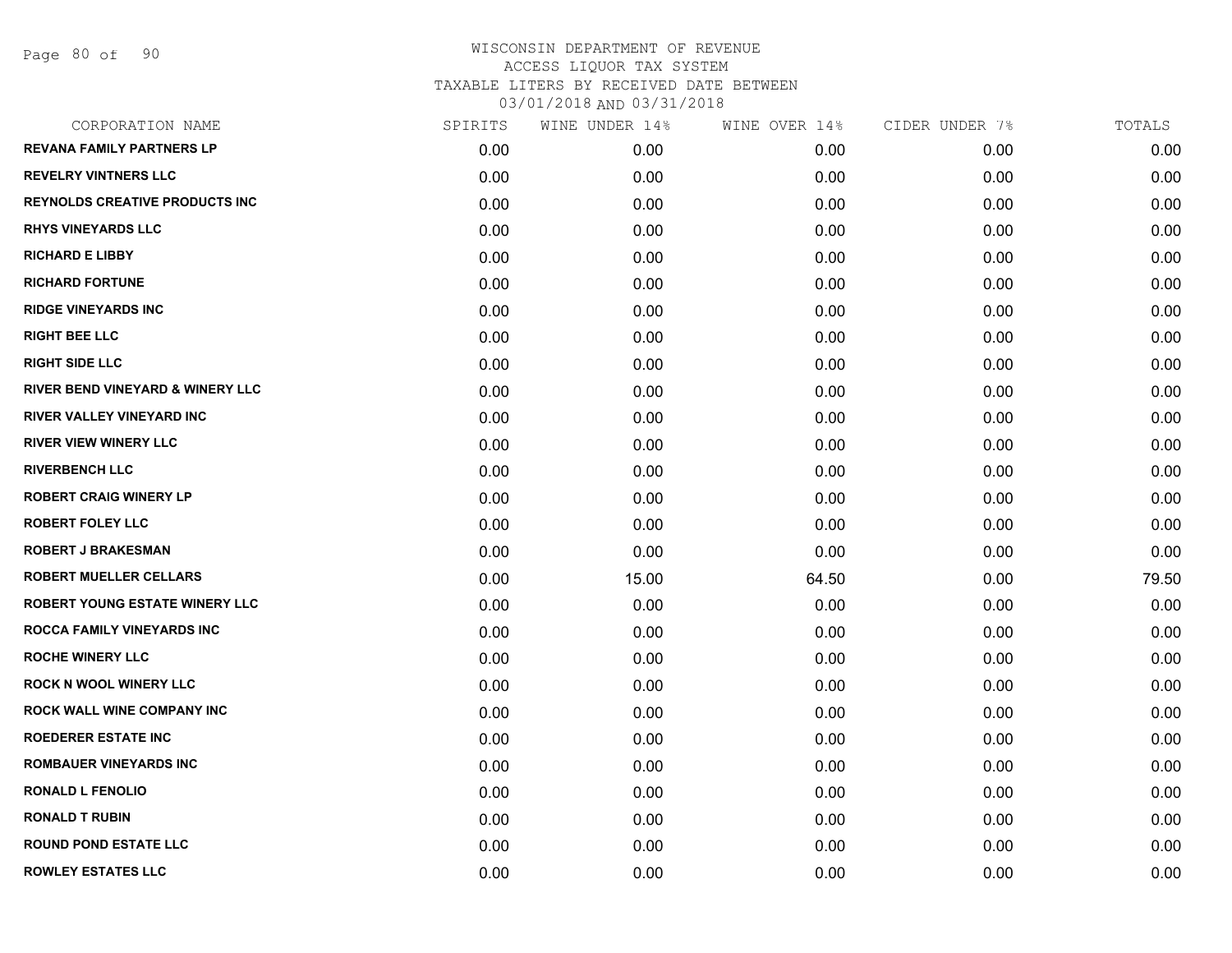WISCONSIN DEPARTMENT OF REVENUE
ACCESS LIQUOR TAX SYSTEM
TAXABLE LITERS BY RECEIVED DATE BETWEEN
03/01/2018 AND 03/31/2018

| CORPORATION NAME | SPIRITS | WINE UNDER 14% | WINE OVER 14% | CIDER UNDER 7% | TOTALS |
|---|---|---|---|---|---|
| REVANA FAMILY PARTNERS LP | 0.00 | 0.00 | 0.00 | 0.00 | 0.00 |
| REVELRY VINTNERS LLC | 0.00 | 0.00 | 0.00 | 0.00 | 0.00 |
| REYNOLDS CREATIVE PRODUCTS INC | 0.00 | 0.00 | 0.00 | 0.00 | 0.00 |
| RHYS VINEYARDS LLC | 0.00 | 0.00 | 0.00 | 0.00 | 0.00 |
| RICHARD E LIBBY | 0.00 | 0.00 | 0.00 | 0.00 | 0.00 |
| RICHARD FORTUNE | 0.00 | 0.00 | 0.00 | 0.00 | 0.00 |
| RIDGE VINEYARDS INC | 0.00 | 0.00 | 0.00 | 0.00 | 0.00 |
| RIGHT BEE LLC | 0.00 | 0.00 | 0.00 | 0.00 | 0.00 |
| RIGHT SIDE LLC | 0.00 | 0.00 | 0.00 | 0.00 | 0.00 |
| RIVER BEND VINEYARD & WINERY LLC | 0.00 | 0.00 | 0.00 | 0.00 | 0.00 |
| RIVER VALLEY VINEYARD INC | 0.00 | 0.00 | 0.00 | 0.00 | 0.00 |
| RIVER VIEW WINERY LLC | 0.00 | 0.00 | 0.00 | 0.00 | 0.00 |
| RIVERBENCH LLC | 0.00 | 0.00 | 0.00 | 0.00 | 0.00 |
| ROBERT CRAIG WINERY LP | 0.00 | 0.00 | 0.00 | 0.00 | 0.00 |
| ROBERT FOLEY LLC | 0.00 | 0.00 | 0.00 | 0.00 | 0.00 |
| ROBERT J BRAKESMAN | 0.00 | 0.00 | 0.00 | 0.00 | 0.00 |
| ROBERT MUELLER CELLARS | 0.00 | 15.00 | 64.50 | 0.00 | 79.50 |
| ROBERT YOUNG ESTATE WINERY LLC | 0.00 | 0.00 | 0.00 | 0.00 | 0.00 |
| ROCCA FAMILY VINEYARDS INC | 0.00 | 0.00 | 0.00 | 0.00 | 0.00 |
| ROCHE WINERY LLC | 0.00 | 0.00 | 0.00 | 0.00 | 0.00 |
| ROCK N WOOL WINERY LLC | 0.00 | 0.00 | 0.00 | 0.00 | 0.00 |
| ROCK WALL WINE COMPANY INC | 0.00 | 0.00 | 0.00 | 0.00 | 0.00 |
| ROEDERER ESTATE INC | 0.00 | 0.00 | 0.00 | 0.00 | 0.00 |
| ROMBAUER VINEYARDS INC | 0.00 | 0.00 | 0.00 | 0.00 | 0.00 |
| RONALD L FENOLIO | 0.00 | 0.00 | 0.00 | 0.00 | 0.00 |
| RONALD T RUBIN | 0.00 | 0.00 | 0.00 | 0.00 | 0.00 |
| ROUND POND ESTATE LLC | 0.00 | 0.00 | 0.00 | 0.00 | 0.00 |
| ROWLEY ESTATES LLC | 0.00 | 0.00 | 0.00 | 0.00 | 0.00 |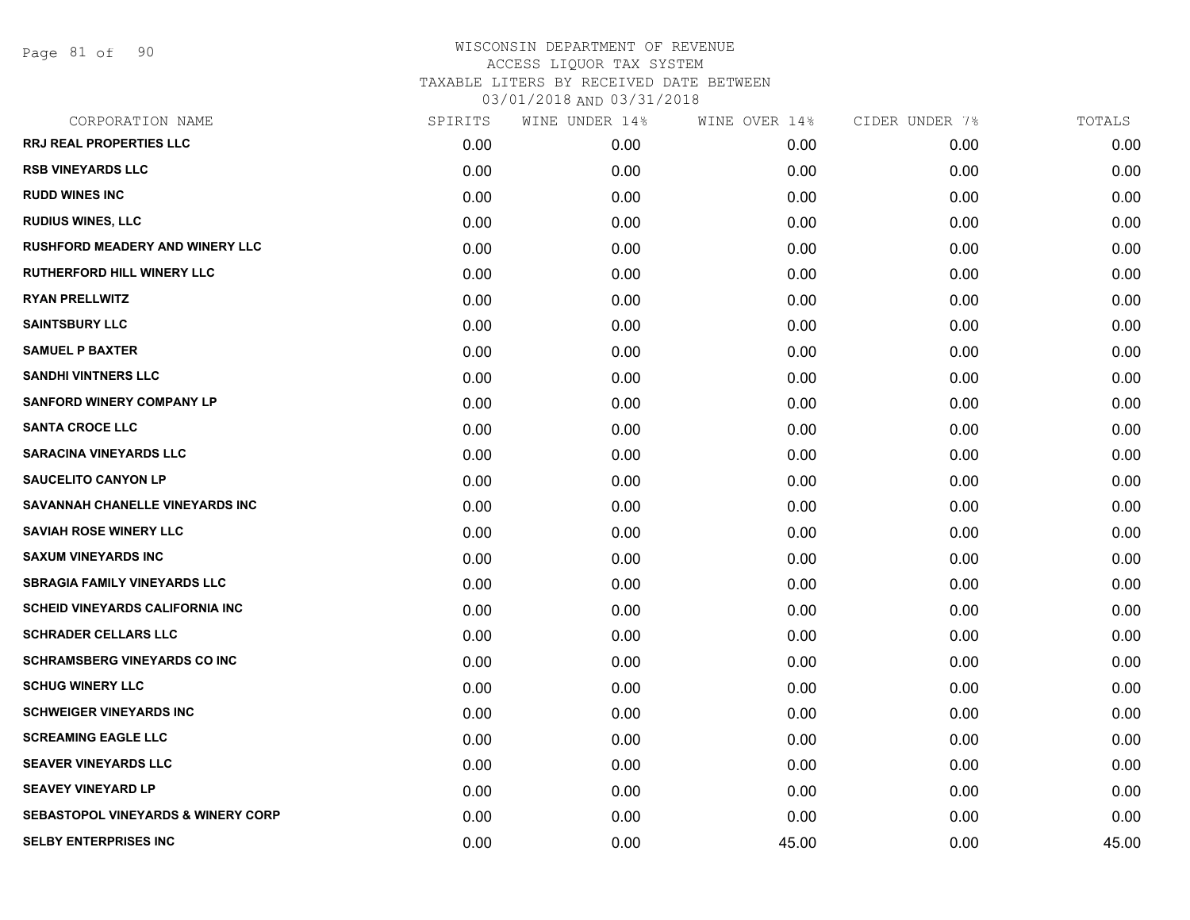# WISCONSIN DEPARTMENT OF REVENUE
## ACCESS LIQUOR TAX SYSTEM
### TAXABLE LITERS BY RECEIVED DATE BETWEEN 03/01/2018 AND 03/31/2018

| CORPORATION NAME | SPIRITS | WINE UNDER 14% | WINE OVER 14% | CIDER UNDER 7% | TOTALS |
|---|---|---|---|---|---|
| RRJ REAL PROPERTIES LLC | 0.00 | 0.00 | 0.00 | 0.00 | 0.00 |
| RSB VINEYARDS LLC | 0.00 | 0.00 | 0.00 | 0.00 | 0.00 |
| RUDD WINES INC | 0.00 | 0.00 | 0.00 | 0.00 | 0.00 |
| RUDIUS WINES, LLC | 0.00 | 0.00 | 0.00 | 0.00 | 0.00 |
| RUSHFORD MEADERY AND WINERY LLC | 0.00 | 0.00 | 0.00 | 0.00 | 0.00 |
| RUTHERFORD HILL WINERY LLC | 0.00 | 0.00 | 0.00 | 0.00 | 0.00 |
| RYAN PRELLWITZ | 0.00 | 0.00 | 0.00 | 0.00 | 0.00 |
| SAINTSBURY LLC | 0.00 | 0.00 | 0.00 | 0.00 | 0.00 |
| SAMUEL P BAXTER | 0.00 | 0.00 | 0.00 | 0.00 | 0.00 |
| SANDHI VINTNERS LLC | 0.00 | 0.00 | 0.00 | 0.00 | 0.00 |
| SANFORD WINERY COMPANY LP | 0.00 | 0.00 | 0.00 | 0.00 | 0.00 |
| SANTA CROCE LLC | 0.00 | 0.00 | 0.00 | 0.00 | 0.00 |
| SARACINA VINEYARDS LLC | 0.00 | 0.00 | 0.00 | 0.00 | 0.00 |
| SAUCELITO CANYON LP | 0.00 | 0.00 | 0.00 | 0.00 | 0.00 |
| SAVANNAH CHANELLE VINEYARDS INC | 0.00 | 0.00 | 0.00 | 0.00 | 0.00 |
| SAVIAH ROSE WINERY LLC | 0.00 | 0.00 | 0.00 | 0.00 | 0.00 |
| SAXUM VINEYARDS INC | 0.00 | 0.00 | 0.00 | 0.00 | 0.00 |
| SBRAGIA FAMILY VINEYARDS LLC | 0.00 | 0.00 | 0.00 | 0.00 | 0.00 |
| SCHEID VINEYARDS CALIFORNIA INC | 0.00 | 0.00 | 0.00 | 0.00 | 0.00 |
| SCHRADER CELLARS LLC | 0.00 | 0.00 | 0.00 | 0.00 | 0.00 |
| SCHRAMSBERG VINEYARDS CO INC | 0.00 | 0.00 | 0.00 | 0.00 | 0.00 |
| SCHUG WINERY LLC | 0.00 | 0.00 | 0.00 | 0.00 | 0.00 |
| SCHWEIGER VINEYARDS INC | 0.00 | 0.00 | 0.00 | 0.00 | 0.00 |
| SCREAMING EAGLE LLC | 0.00 | 0.00 | 0.00 | 0.00 | 0.00 |
| SEAVER VINEYARDS LLC | 0.00 | 0.00 | 0.00 | 0.00 | 0.00 |
| SEAVEY VINEYARD LP | 0.00 | 0.00 | 0.00 | 0.00 | 0.00 |
| SEBASTOPOL VINEYARDS & WINERY CORP | 0.00 | 0.00 | 0.00 | 0.00 | 0.00 |
| SELBY ENTERPRISES INC | 0.00 | 0.00 | 45.00 | 0.00 | 45.00 |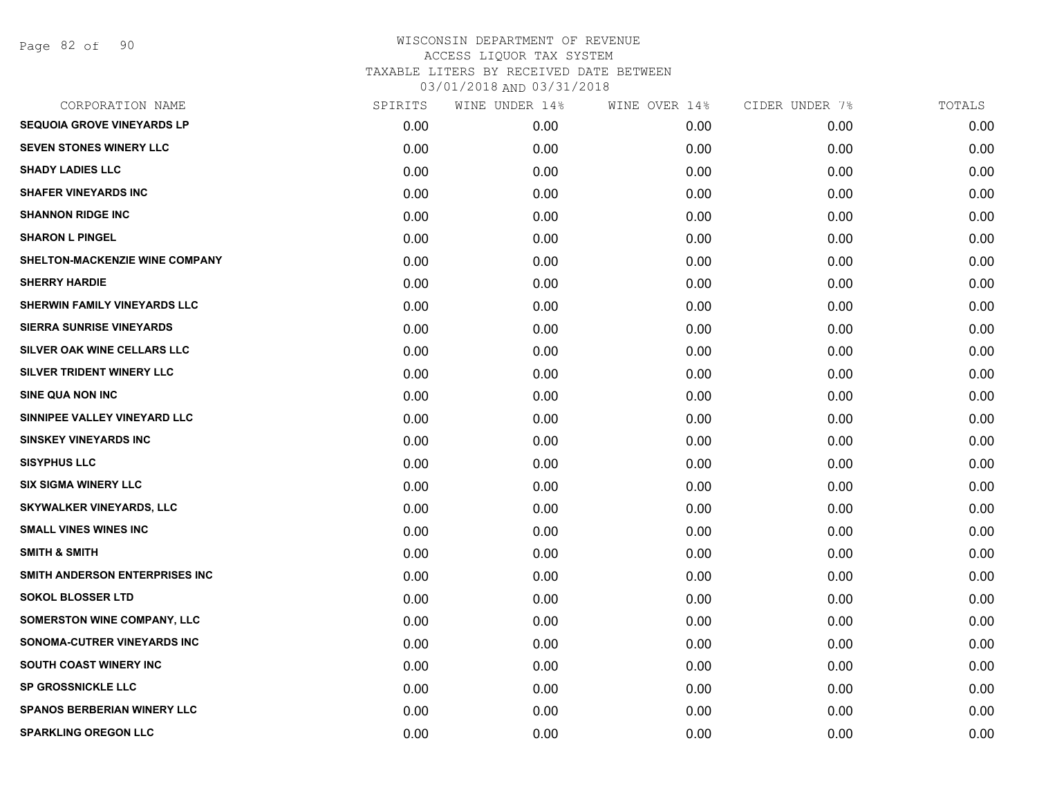# WISCONSIN DEPARTMENT OF REVENUE
## ACCESS LIQUOR TAX SYSTEM
### TAXABLE LITERS BY RECEIVED DATE BETWEEN 03/01/2018 AND 03/31/2018

| CORPORATION NAME | SPIRITS | WINE UNDER 14% | WINE OVER 14% | CIDER UNDER 7% | TOTALS |
|---|---|---|---|---|---|
| SEQUOIA GROVE VINEYARDS LP | 0.00 | 0.00 | 0.00 | 0.00 | 0.00 |
| SEVEN STONES WINERY LLC | 0.00 | 0.00 | 0.00 | 0.00 | 0.00 |
| SHADY LADIES LLC | 0.00 | 0.00 | 0.00 | 0.00 | 0.00 |
| SHAFER VINEYARDS INC | 0.00 | 0.00 | 0.00 | 0.00 | 0.00 |
| SHANNON RIDGE INC | 0.00 | 0.00 | 0.00 | 0.00 | 0.00 |
| SHARON L PINGEL | 0.00 | 0.00 | 0.00 | 0.00 | 0.00 |
| SHELTON-MACKENZIE WINE COMPANY | 0.00 | 0.00 | 0.00 | 0.00 | 0.00 |
| SHERRY HARDIE | 0.00 | 0.00 | 0.00 | 0.00 | 0.00 |
| SHERWIN FAMILY VINEYARDS LLC | 0.00 | 0.00 | 0.00 | 0.00 | 0.00 |
| SIERRA SUNRISE VINEYARDS | 0.00 | 0.00 | 0.00 | 0.00 | 0.00 |
| SILVER OAK WINE CELLARS LLC | 0.00 | 0.00 | 0.00 | 0.00 | 0.00 |
| SILVER TRIDENT WINERY LLC | 0.00 | 0.00 | 0.00 | 0.00 | 0.00 |
| SINE QUA NON INC | 0.00 | 0.00 | 0.00 | 0.00 | 0.00 |
| SINNIPEE VALLEY VINEYARD LLC | 0.00 | 0.00 | 0.00 | 0.00 | 0.00 |
| SINSKEY VINEYARDS INC | 0.00 | 0.00 | 0.00 | 0.00 | 0.00 |
| SISYPHUS LLC | 0.00 | 0.00 | 0.00 | 0.00 | 0.00 |
| SIX SIGMA WINERY LLC | 0.00 | 0.00 | 0.00 | 0.00 | 0.00 |
| SKYWALKER VINEYARDS, LLC | 0.00 | 0.00 | 0.00 | 0.00 | 0.00 |
| SMALL VINES WINES INC | 0.00 | 0.00 | 0.00 | 0.00 | 0.00 |
| SMITH & SMITH | 0.00 | 0.00 | 0.00 | 0.00 | 0.00 |
| SMITH ANDERSON ENTERPRISES INC | 0.00 | 0.00 | 0.00 | 0.00 | 0.00 |
| SOKOL BLOSSER LTD | 0.00 | 0.00 | 0.00 | 0.00 | 0.00 |
| SOMERSTON WINE COMPANY, LLC | 0.00 | 0.00 | 0.00 | 0.00 | 0.00 |
| SONOMA-CUTRER VINEYARDS INC | 0.00 | 0.00 | 0.00 | 0.00 | 0.00 |
| SOUTH COAST WINERY INC | 0.00 | 0.00 | 0.00 | 0.00 | 0.00 |
| SP GROSSNICKLE LLC | 0.00 | 0.00 | 0.00 | 0.00 | 0.00 |
| SPANOS BERBERIAN WINERY LLC | 0.00 | 0.00 | 0.00 | 0.00 | 0.00 |
| SPARKLING OREGON LLC | 0.00 | 0.00 | 0.00 | 0.00 | 0.00 |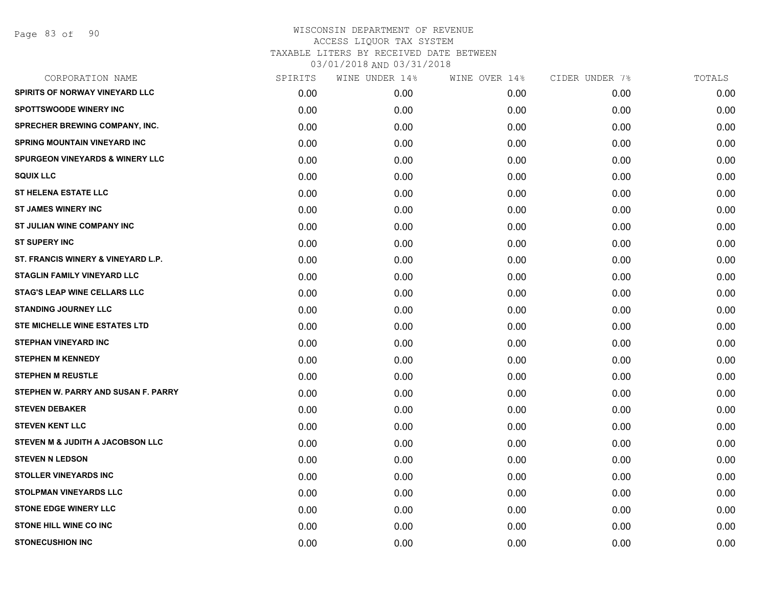WISCONSIN DEPARTMENT OF REVENUE
ACCESS LIQUOR TAX SYSTEM
TAXABLE LITERS BY RECEIVED DATE BETWEEN
03/01/2018 AND 03/31/2018

| CORPORATION NAME | SPIRITS | WINE UNDER 14% | WINE OVER 14% | CIDER UNDER 7% | TOTALS |
|---|---|---|---|---|---|
| SPIRITS OF NORWAY VINEYARD LLC | 0.00 | 0.00 | 0.00 | 0.00 | 0.00 |
| SPOTTSWOODE WINERY INC | 0.00 | 0.00 | 0.00 | 0.00 | 0.00 |
| SPRECHER BREWING COMPANY, INC. | 0.00 | 0.00 | 0.00 | 0.00 | 0.00 |
| SPRING MOUNTAIN VINEYARD INC | 0.00 | 0.00 | 0.00 | 0.00 | 0.00 |
| SPURGEON VINEYARDS & WINERY LLC | 0.00 | 0.00 | 0.00 | 0.00 | 0.00 |
| SQUIX LLC | 0.00 | 0.00 | 0.00 | 0.00 | 0.00 |
| ST HELENA ESTATE LLC | 0.00 | 0.00 | 0.00 | 0.00 | 0.00 |
| ST JAMES WINERY INC | 0.00 | 0.00 | 0.00 | 0.00 | 0.00 |
| ST JULIAN WINE COMPANY INC | 0.00 | 0.00 | 0.00 | 0.00 | 0.00 |
| ST SUPERY INC | 0.00 | 0.00 | 0.00 | 0.00 | 0.00 |
| ST. FRANCIS WINERY & VINEYARD L.P. | 0.00 | 0.00 | 0.00 | 0.00 | 0.00 |
| STAGLIN FAMILY VINEYARD LLC | 0.00 | 0.00 | 0.00 | 0.00 | 0.00 |
| STAG'S LEAP WINE CELLARS LLC | 0.00 | 0.00 | 0.00 | 0.00 | 0.00 |
| STANDING JOURNEY LLC | 0.00 | 0.00 | 0.00 | 0.00 | 0.00 |
| STE MICHELLE WINE ESTATES LTD | 0.00 | 0.00 | 0.00 | 0.00 | 0.00 |
| STEPHAN VINEYARD INC | 0.00 | 0.00 | 0.00 | 0.00 | 0.00 |
| STEPHEN M KENNEDY | 0.00 | 0.00 | 0.00 | 0.00 | 0.00 |
| STEPHEN M REUSTLE | 0.00 | 0.00 | 0.00 | 0.00 | 0.00 |
| STEPHEN W. PARRY AND SUSAN F. PARRY | 0.00 | 0.00 | 0.00 | 0.00 | 0.00 |
| STEVEN DEBAKER | 0.00 | 0.00 | 0.00 | 0.00 | 0.00 |
| STEVEN KENT LLC | 0.00 | 0.00 | 0.00 | 0.00 | 0.00 |
| STEVEN M & JUDITH A JACOBSON LLC | 0.00 | 0.00 | 0.00 | 0.00 | 0.00 |
| STEVEN N LEDSON | 0.00 | 0.00 | 0.00 | 0.00 | 0.00 |
| STOLLER VINEYARDS INC | 0.00 | 0.00 | 0.00 | 0.00 | 0.00 |
| STOLPMAN VINEYARDS LLC | 0.00 | 0.00 | 0.00 | 0.00 | 0.00 |
| STONE EDGE WINERY LLC | 0.00 | 0.00 | 0.00 | 0.00 | 0.00 |
| STONE HILL WINE CO INC | 0.00 | 0.00 | 0.00 | 0.00 | 0.00 |
| STONECUSHION INC | 0.00 | 0.00 | 0.00 | 0.00 | 0.00 |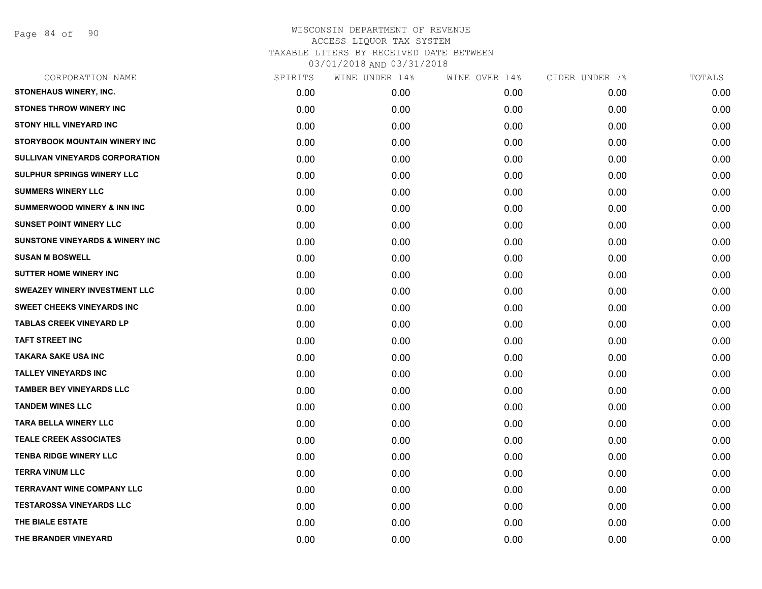# WISCONSIN DEPARTMENT OF REVENUE
## ACCESS LIQUOR TAX SYSTEM
### TAXABLE LITERS BY RECEIVED DATE BETWEEN 03/01/2018 AND 03/31/2018

| CORPORATION NAME | SPIRITS | WINE UNDER 14% | WINE OVER 14% | CIDER UNDER 7% | TOTALS |
|---|---|---|---|---|---|
| STONEHAUS WINERY, INC. | 0.00 | 0.00 | 0.00 | 0.00 | 0.00 |
| STONES THROW WINERY INC | 0.00 | 0.00 | 0.00 | 0.00 | 0.00 |
| STONY HILL VINEYARD INC | 0.00 | 0.00 | 0.00 | 0.00 | 0.00 |
| STORYBOOK MOUNTAIN WINERY INC | 0.00 | 0.00 | 0.00 | 0.00 | 0.00 |
| SULLIVAN VINEYARDS CORPORATION | 0.00 | 0.00 | 0.00 | 0.00 | 0.00 |
| SULPHUR SPRINGS WINERY LLC | 0.00 | 0.00 | 0.00 | 0.00 | 0.00 |
| SUMMERS WINERY LLC | 0.00 | 0.00 | 0.00 | 0.00 | 0.00 |
| SUMMERWOOD WINERY & INN INC | 0.00 | 0.00 | 0.00 | 0.00 | 0.00 |
| SUNSET POINT WINERY LLC | 0.00 | 0.00 | 0.00 | 0.00 | 0.00 |
| SUNSTONE VINEYARDS & WINERY INC | 0.00 | 0.00 | 0.00 | 0.00 | 0.00 |
| SUSAN M BOSWELL | 0.00 | 0.00 | 0.00 | 0.00 | 0.00 |
| SUTTER HOME WINERY INC | 0.00 | 0.00 | 0.00 | 0.00 | 0.00 |
| SWEAZEY WINERY INVESTMENT LLC | 0.00 | 0.00 | 0.00 | 0.00 | 0.00 |
| SWEET CHEEKS VINEYARDS INC | 0.00 | 0.00 | 0.00 | 0.00 | 0.00 |
| TABLAS CREEK VINEYARD LP | 0.00 | 0.00 | 0.00 | 0.00 | 0.00 |
| TAFT STREET INC | 0.00 | 0.00 | 0.00 | 0.00 | 0.00 |
| TAKARA SAKE USA INC | 0.00 | 0.00 | 0.00 | 0.00 | 0.00 |
| TALLEY VINEYARDS INC | 0.00 | 0.00 | 0.00 | 0.00 | 0.00 |
| TAMBER BEY VINEYARDS LLC | 0.00 | 0.00 | 0.00 | 0.00 | 0.00 |
| TANDEM WINES LLC | 0.00 | 0.00 | 0.00 | 0.00 | 0.00 |
| TARA BELLA WINERY LLC | 0.00 | 0.00 | 0.00 | 0.00 | 0.00 |
| TEALE CREEK ASSOCIATES | 0.00 | 0.00 | 0.00 | 0.00 | 0.00 |
| TENBA RIDGE WINERY LLC | 0.00 | 0.00 | 0.00 | 0.00 | 0.00 |
| TERRA VINUM LLC | 0.00 | 0.00 | 0.00 | 0.00 | 0.00 |
| TERRAVANT WINE COMPANY LLC | 0.00 | 0.00 | 0.00 | 0.00 | 0.00 |
| TESTAROSSA VINEYARDS LLC | 0.00 | 0.00 | 0.00 | 0.00 | 0.00 |
| THE BIALE ESTATE | 0.00 | 0.00 | 0.00 | 0.00 | 0.00 |
| THE BRANDER VINEYARD | 0.00 | 0.00 | 0.00 | 0.00 | 0.00 |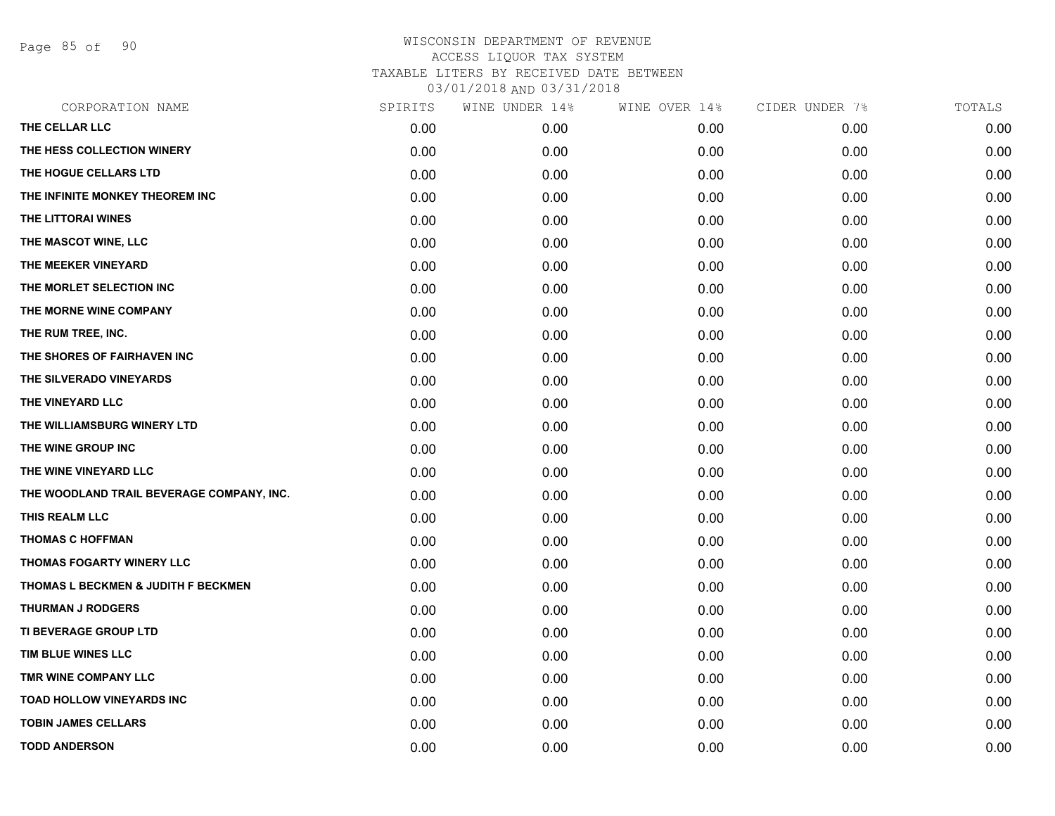# WISCONSIN DEPARTMENT OF REVENUE
ACCESS LIQUOR TAX SYSTEM
TAXABLE LITERS BY RECEIVED DATE BETWEEN
03/01/2018 AND 03/31/2018

| CORPORATION NAME | SPIRITS | WINE UNDER 14% | WINE OVER 14% | CIDER UNDER 7% | TOTALS |
|---|---|---|---|---|---|
| THE CELLAR LLC | 0.00 | 0.00 | 0.00 | 0.00 | 0.00 |
| THE HESS COLLECTION WINERY | 0.00 | 0.00 | 0.00 | 0.00 | 0.00 |
| THE HOGUE CELLARS LTD | 0.00 | 0.00 | 0.00 | 0.00 | 0.00 |
| THE INFINITE MONKEY THEOREM INC | 0.00 | 0.00 | 0.00 | 0.00 | 0.00 |
| THE LITTORAI WINES | 0.00 | 0.00 | 0.00 | 0.00 | 0.00 |
| THE MASCOT WINE, LLC | 0.00 | 0.00 | 0.00 | 0.00 | 0.00 |
| THE MEEKER VINEYARD | 0.00 | 0.00 | 0.00 | 0.00 | 0.00 |
| THE MORLET SELECTION INC | 0.00 | 0.00 | 0.00 | 0.00 | 0.00 |
| THE MORNE WINE COMPANY | 0.00 | 0.00 | 0.00 | 0.00 | 0.00 |
| THE RUM TREE, INC. | 0.00 | 0.00 | 0.00 | 0.00 | 0.00 |
| THE SHORES OF FAIRHAVEN INC | 0.00 | 0.00 | 0.00 | 0.00 | 0.00 |
| THE SILVERADO VINEYARDS | 0.00 | 0.00 | 0.00 | 0.00 | 0.00 |
| THE VINEYARD LLC | 0.00 | 0.00 | 0.00 | 0.00 | 0.00 |
| THE WILLIAMSBURG WINERY LTD | 0.00 | 0.00 | 0.00 | 0.00 | 0.00 |
| THE WINE GROUP INC | 0.00 | 0.00 | 0.00 | 0.00 | 0.00 |
| THE WINE VINEYARD LLC | 0.00 | 0.00 | 0.00 | 0.00 | 0.00 |
| THE WOODLAND TRAIL BEVERAGE COMPANY, INC. | 0.00 | 0.00 | 0.00 | 0.00 | 0.00 |
| THIS REALM LLC | 0.00 | 0.00 | 0.00 | 0.00 | 0.00 |
| THOMAS C HOFFMAN | 0.00 | 0.00 | 0.00 | 0.00 | 0.00 |
| THOMAS FOGARTY WINERY LLC | 0.00 | 0.00 | 0.00 | 0.00 | 0.00 |
| THOMAS L BECKMEN & JUDITH F BECKMEN | 0.00 | 0.00 | 0.00 | 0.00 | 0.00 |
| THURMAN J RODGERS | 0.00 | 0.00 | 0.00 | 0.00 | 0.00 |
| TI BEVERAGE GROUP LTD | 0.00 | 0.00 | 0.00 | 0.00 | 0.00 |
| TIM BLUE WINES LLC | 0.00 | 0.00 | 0.00 | 0.00 | 0.00 |
| TMR WINE COMPANY LLC | 0.00 | 0.00 | 0.00 | 0.00 | 0.00 |
| TOAD HOLLOW VINEYARDS INC | 0.00 | 0.00 | 0.00 | 0.00 | 0.00 |
| TOBIN JAMES CELLARS | 0.00 | 0.00 | 0.00 | 0.00 | 0.00 |
| TODD ANDERSON | 0.00 | 0.00 | 0.00 | 0.00 | 0.00 |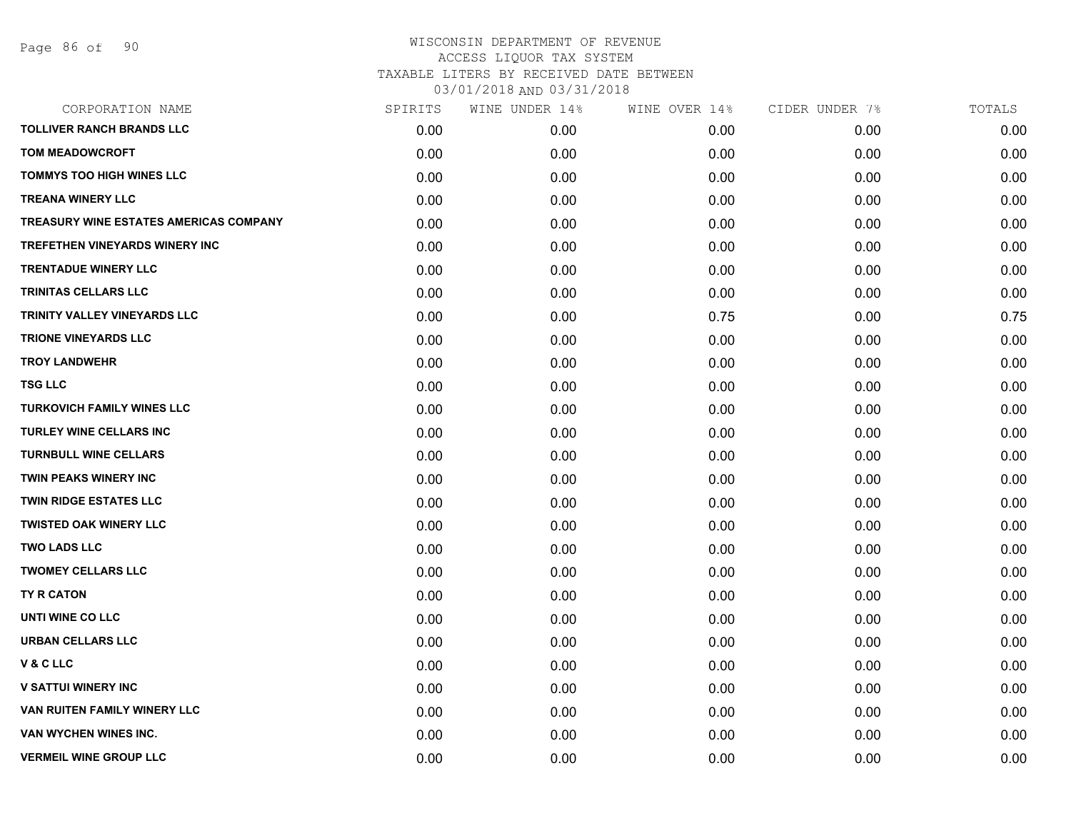# WISCONSIN DEPARTMENT OF REVENUE
ACCESS LIQUOR TAX SYSTEM
TAXABLE LITERS BY RECEIVED DATE BETWEEN
03/01/2018 AND 03/31/2018

| CORPORATION NAME | SPIRITS | WINE UNDER 14% | WINE OVER 14% | CIDER UNDER 7% | TOTALS |
|---|---|---|---|---|---|
| TOLLIVER RANCH BRANDS LLC | 0.00 | 0.00 | 0.00 | 0.00 | 0.00 |
| TOM MEADOWCROFT | 0.00 | 0.00 | 0.00 | 0.00 | 0.00 |
| TOMMYS TOO HIGH WINES LLC | 0.00 | 0.00 | 0.00 | 0.00 | 0.00 |
| TREANA WINERY LLC | 0.00 | 0.00 | 0.00 | 0.00 | 0.00 |
| TREASURY WINE ESTATES AMERICAS COMPANY | 0.00 | 0.00 | 0.00 | 0.00 | 0.00 |
| TREFETHEN VINEYARDS WINERY INC | 0.00 | 0.00 | 0.00 | 0.00 | 0.00 |
| TRENTADUE WINERY LLC | 0.00 | 0.00 | 0.00 | 0.00 | 0.00 |
| TRINITAS CELLARS LLC | 0.00 | 0.00 | 0.00 | 0.00 | 0.00 |
| TRINITY VALLEY VINEYARDS LLC | 0.00 | 0.00 | 0.75 | 0.00 | 0.75 |
| TRIONE VINEYARDS LLC | 0.00 | 0.00 | 0.00 | 0.00 | 0.00 |
| TROY LANDWEHR | 0.00 | 0.00 | 0.00 | 0.00 | 0.00 |
| TSG LLC | 0.00 | 0.00 | 0.00 | 0.00 | 0.00 |
| TURKOVICH FAMILY WINES LLC | 0.00 | 0.00 | 0.00 | 0.00 | 0.00 |
| TURLEY WINE CELLARS INC | 0.00 | 0.00 | 0.00 | 0.00 | 0.00 |
| TURNBULL WINE CELLARS | 0.00 | 0.00 | 0.00 | 0.00 | 0.00 |
| TWIN PEAKS WINERY INC | 0.00 | 0.00 | 0.00 | 0.00 | 0.00 |
| TWIN RIDGE ESTATES LLC | 0.00 | 0.00 | 0.00 | 0.00 | 0.00 |
| TWISTED OAK WINERY LLC | 0.00 | 0.00 | 0.00 | 0.00 | 0.00 |
| TWO LADS LLC | 0.00 | 0.00 | 0.00 | 0.00 | 0.00 |
| TWOMEY CELLARS LLC | 0.00 | 0.00 | 0.00 | 0.00 | 0.00 |
| TY R CATON | 0.00 | 0.00 | 0.00 | 0.00 | 0.00 |
| UNTI WINE CO LLC | 0.00 | 0.00 | 0.00 | 0.00 | 0.00 |
| URBAN CELLARS LLC | 0.00 | 0.00 | 0.00 | 0.00 | 0.00 |
| V & C LLC | 0.00 | 0.00 | 0.00 | 0.00 | 0.00 |
| V SATTUI WINERY INC | 0.00 | 0.00 | 0.00 | 0.00 | 0.00 |
| VAN RUITEN FAMILY WINERY LLC | 0.00 | 0.00 | 0.00 | 0.00 | 0.00 |
| VAN WYCHEN WINES INC. | 0.00 | 0.00 | 0.00 | 0.00 | 0.00 |
| VERMEIL WINE GROUP LLC | 0.00 | 0.00 | 0.00 | 0.00 | 0.00 |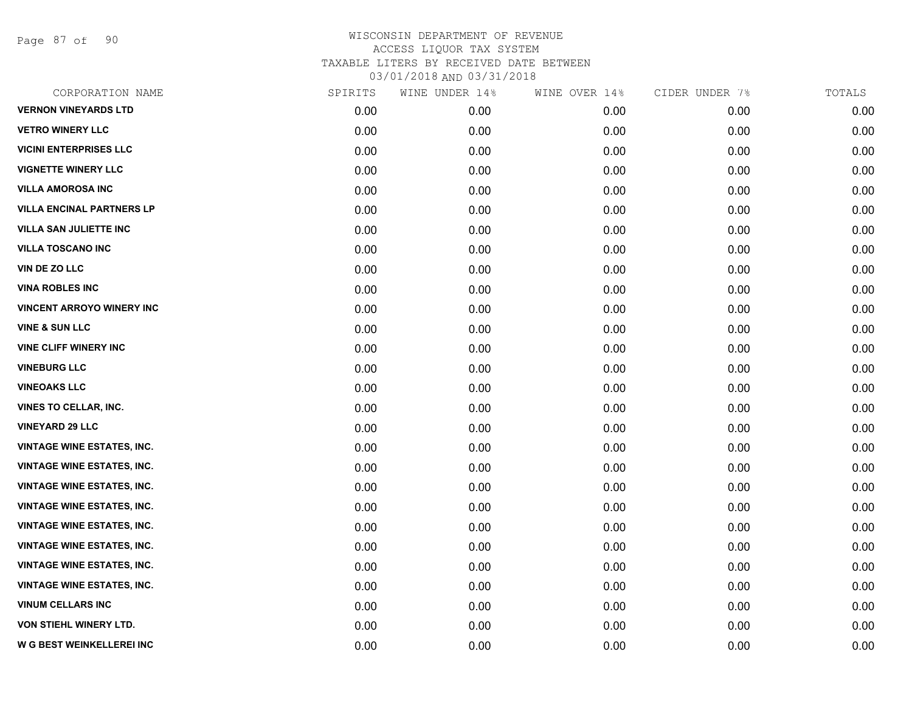WISCONSIN DEPARTMENT OF REVENUE
ACCESS LIQUOR TAX SYSTEM
TAXABLE LITERS BY RECEIVED DATE BETWEEN
03/01/2018 AND 03/31/2018

| CORPORATION NAME | SPIRITS | WINE UNDER 14% | WINE OVER 14% | CIDER UNDER 7% | TOTALS |
|---|---|---|---|---|---|
| VERNON VINEYARDS LTD | 0.00 | 0.00 | 0.00 | 0.00 | 0.00 |
| VETRO WINERY LLC | 0.00 | 0.00 | 0.00 | 0.00 | 0.00 |
| VICINI ENTERPRISES LLC | 0.00 | 0.00 | 0.00 | 0.00 | 0.00 |
| VIGNETTE WINERY LLC | 0.00 | 0.00 | 0.00 | 0.00 | 0.00 |
| VILLA AMOROSA INC | 0.00 | 0.00 | 0.00 | 0.00 | 0.00 |
| VILLA ENCINAL PARTNERS LP | 0.00 | 0.00 | 0.00 | 0.00 | 0.00 |
| VILLA SAN JULIETTE INC | 0.00 | 0.00 | 0.00 | 0.00 | 0.00 |
| VILLA TOSCANO INC | 0.00 | 0.00 | 0.00 | 0.00 | 0.00 |
| VIN DE ZO LLC | 0.00 | 0.00 | 0.00 | 0.00 | 0.00 |
| VINA ROBLES INC | 0.00 | 0.00 | 0.00 | 0.00 | 0.00 |
| VINCENT ARROYO WINERY INC | 0.00 | 0.00 | 0.00 | 0.00 | 0.00 |
| VINE & SUN LLC | 0.00 | 0.00 | 0.00 | 0.00 | 0.00 |
| VINE CLIFF WINERY INC | 0.00 | 0.00 | 0.00 | 0.00 | 0.00 |
| VINEBURG LLC | 0.00 | 0.00 | 0.00 | 0.00 | 0.00 |
| VINEOAKS LLC | 0.00 | 0.00 | 0.00 | 0.00 | 0.00 |
| VINES TO CELLAR, INC. | 0.00 | 0.00 | 0.00 | 0.00 | 0.00 |
| VINEYARD 29 LLC | 0.00 | 0.00 | 0.00 | 0.00 | 0.00 |
| VINTAGE WINE ESTATES, INC. | 0.00 | 0.00 | 0.00 | 0.00 | 0.00 |
| VINTAGE WINE ESTATES, INC. | 0.00 | 0.00 | 0.00 | 0.00 | 0.00 |
| VINTAGE WINE ESTATES, INC. | 0.00 | 0.00 | 0.00 | 0.00 | 0.00 |
| VINTAGE WINE ESTATES, INC. | 0.00 | 0.00 | 0.00 | 0.00 | 0.00 |
| VINTAGE WINE ESTATES, INC. | 0.00 | 0.00 | 0.00 | 0.00 | 0.00 |
| VINTAGE WINE ESTATES, INC. | 0.00 | 0.00 | 0.00 | 0.00 | 0.00 |
| VINTAGE WINE ESTATES, INC. | 0.00 | 0.00 | 0.00 | 0.00 | 0.00 |
| VINTAGE WINE ESTATES, INC. | 0.00 | 0.00 | 0.00 | 0.00 | 0.00 |
| VINUM CELLARS INC | 0.00 | 0.00 | 0.00 | 0.00 | 0.00 |
| VON STIEHL WINERY LTD. | 0.00 | 0.00 | 0.00 | 0.00 | 0.00 |
| W G BEST WEINKELLEREI INC | 0.00 | 0.00 | 0.00 | 0.00 | 0.00 |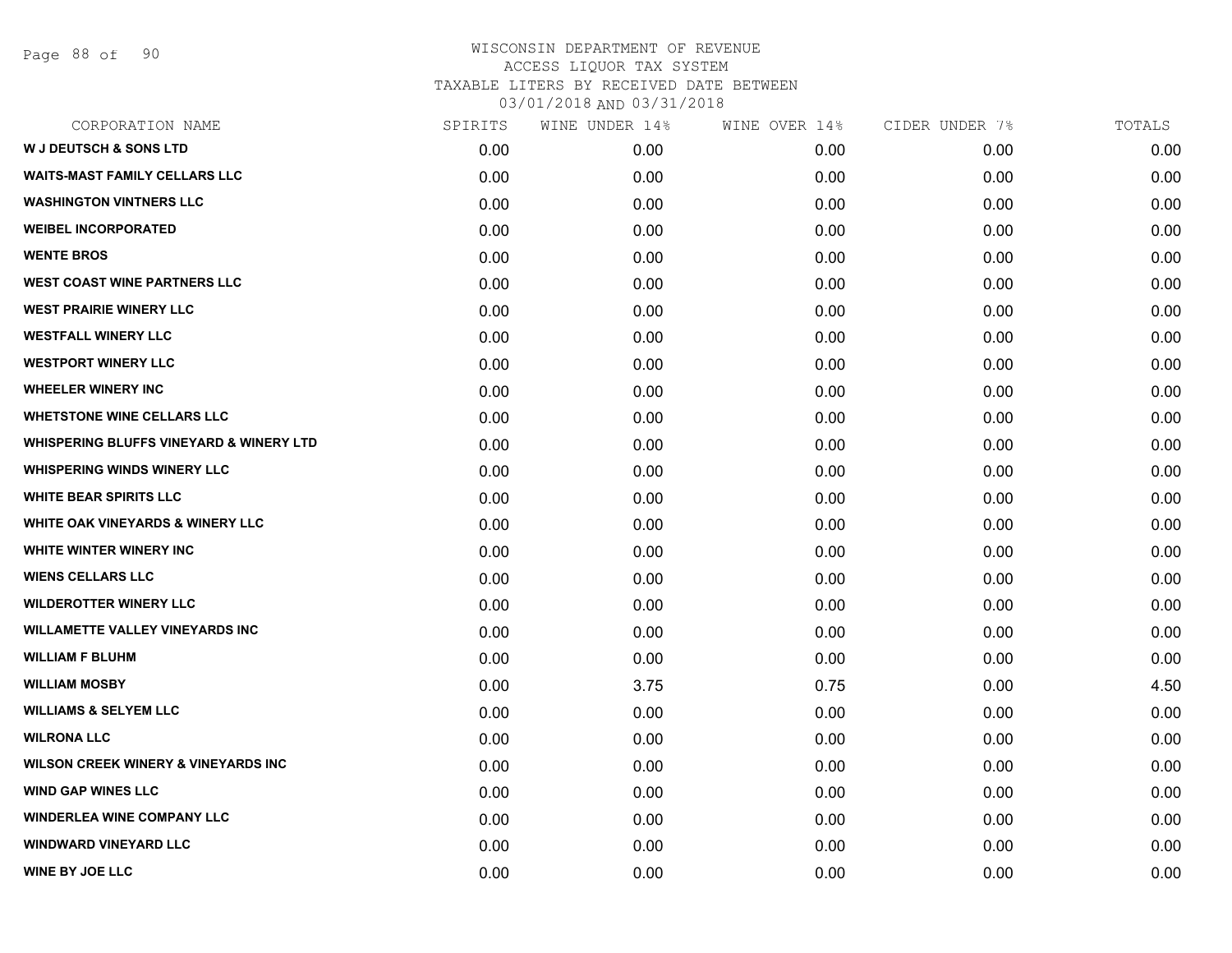# WISCONSIN DEPARTMENT OF REVENUE
## ACCESS LIQUOR TAX SYSTEM
## TAXABLE LITERS BY RECEIVED DATE BETWEEN
## 03/01/2018 AND 03/31/2018

| CORPORATION NAME | SPIRITS | WINE UNDER 14% | WINE OVER 14% | CIDER UNDER 7% | TOTALS |
|---|---|---|---|---|---|
| W J DEUTSCH & SONS LTD | 0.00 | 0.00 | 0.00 | 0.00 | 0.00 |
| WAITS-MAST FAMILY CELLARS LLC | 0.00 | 0.00 | 0.00 | 0.00 | 0.00 |
| WASHINGTON VINTNERS LLC | 0.00 | 0.00 | 0.00 | 0.00 | 0.00 |
| WEIBEL INCORPORATED | 0.00 | 0.00 | 0.00 | 0.00 | 0.00 |
| WENTE BROS | 0.00 | 0.00 | 0.00 | 0.00 | 0.00 |
| WEST COAST WINE PARTNERS LLC | 0.00 | 0.00 | 0.00 | 0.00 | 0.00 |
| WEST PRAIRIE WINERY LLC | 0.00 | 0.00 | 0.00 | 0.00 | 0.00 |
| WESTFALL WINERY LLC | 0.00 | 0.00 | 0.00 | 0.00 | 0.00 |
| WESTPORT WINERY LLC | 0.00 | 0.00 | 0.00 | 0.00 | 0.00 |
| WHEELER WINERY INC | 0.00 | 0.00 | 0.00 | 0.00 | 0.00 |
| WHETSTONE WINE CELLARS LLC | 0.00 | 0.00 | 0.00 | 0.00 | 0.00 |
| WHISPERING BLUFFS VINEYARD & WINERY LTD | 0.00 | 0.00 | 0.00 | 0.00 | 0.00 |
| WHISPERING WINDS WINERY LLC | 0.00 | 0.00 | 0.00 | 0.00 | 0.00 |
| WHITE BEAR SPIRITS LLC | 0.00 | 0.00 | 0.00 | 0.00 | 0.00 |
| WHITE OAK VINEYARDS & WINERY LLC | 0.00 | 0.00 | 0.00 | 0.00 | 0.00 |
| WHITE WINTER WINERY INC | 0.00 | 0.00 | 0.00 | 0.00 | 0.00 |
| WIENS CELLARS LLC | 0.00 | 0.00 | 0.00 | 0.00 | 0.00 |
| WILDEROTTER WINERY LLC | 0.00 | 0.00 | 0.00 | 0.00 | 0.00 |
| WILLAMETTE VALLEY VINEYARDS INC | 0.00 | 0.00 | 0.00 | 0.00 | 0.00 |
| WILLIAM F BLUHM | 0.00 | 0.00 | 0.00 | 0.00 | 0.00 |
| WILLIAM MOSBY | 0.00 | 3.75 | 0.75 | 0.00 | 4.50 |
| WILLIAMS & SELYEM LLC | 0.00 | 0.00 | 0.00 | 0.00 | 0.00 |
| WILRONA LLC | 0.00 | 0.00 | 0.00 | 0.00 | 0.00 |
| WILSON CREEK WINERY & VINEYARDS INC | 0.00 | 0.00 | 0.00 | 0.00 | 0.00 |
| WIND GAP WINES LLC | 0.00 | 0.00 | 0.00 | 0.00 | 0.00 |
| WINDERLEA WINE COMPANY LLC | 0.00 | 0.00 | 0.00 | 0.00 | 0.00 |
| WINDWARD VINEYARD LLC | 0.00 | 0.00 | 0.00 | 0.00 | 0.00 |
| WINE BY JOE LLC | 0.00 | 0.00 | 0.00 | 0.00 | 0.00 |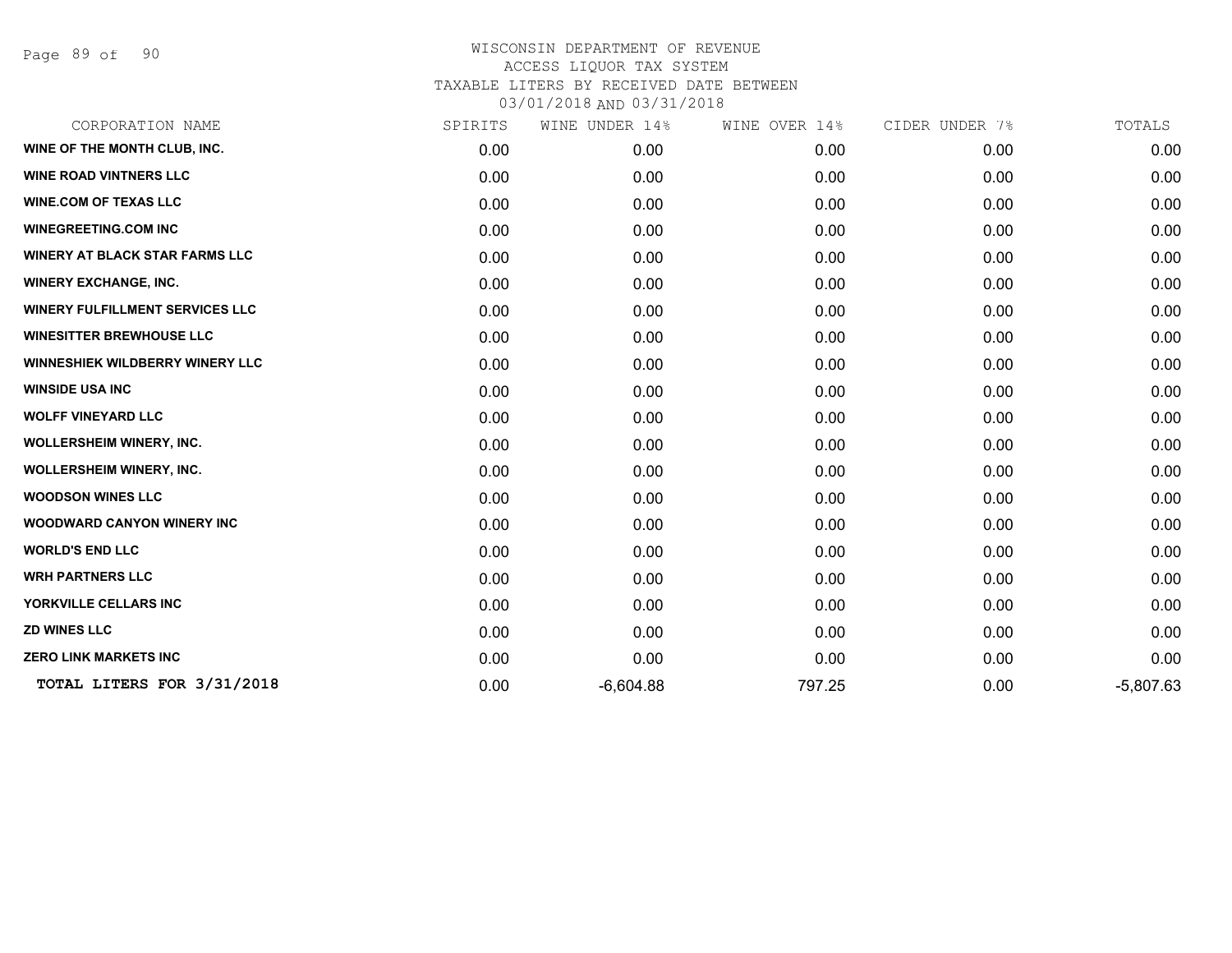# WISCONSIN DEPARTMENT OF REVENUE

ACCESS LIQUOR TAX SYSTEM

TAXABLE LITERS BY RECEIVED DATE BETWEEN

03/01/2018 AND 03/31/2018

| CORPORATION NAME | SPIRITS | WINE UNDER 14% | WINE OVER 14% | CIDER UNDER 7% | TOTALS |
|---|---|---|---|---|---|
| WINE OF THE MONTH CLUB, INC. | 0.00 | 0.00 | 0.00 | 0.00 | 0.00 |
| WINE ROAD VINTNERS LLC | 0.00 | 0.00 | 0.00 | 0.00 | 0.00 |
| WINE.COM OF TEXAS LLC | 0.00 | 0.00 | 0.00 | 0.00 | 0.00 |
| WINEGREETING.COM INC | 0.00 | 0.00 | 0.00 | 0.00 | 0.00 |
| WINERY AT BLACK STAR FARMS LLC | 0.00 | 0.00 | 0.00 | 0.00 | 0.00 |
| WINERY EXCHANGE, INC. | 0.00 | 0.00 | 0.00 | 0.00 | 0.00 |
| WINERY FULFILLMENT SERVICES LLC | 0.00 | 0.00 | 0.00 | 0.00 | 0.00 |
| WINESITTER BREWHOUSE LLC | 0.00 | 0.00 | 0.00 | 0.00 | 0.00 |
| WINNESHIEK WILDBERRY WINERY LLC | 0.00 | 0.00 | 0.00 | 0.00 | 0.00 |
| WINSIDE USA INC | 0.00 | 0.00 | 0.00 | 0.00 | 0.00 |
| WOLFF VINEYARD LLC | 0.00 | 0.00 | 0.00 | 0.00 | 0.00 |
| WOLLERSHEIM WINERY, INC. | 0.00 | 0.00 | 0.00 | 0.00 | 0.00 |
| WOLLERSHEIM WINERY, INC. | 0.00 | 0.00 | 0.00 | 0.00 | 0.00 |
| WOODSON WINES LLC | 0.00 | 0.00 | 0.00 | 0.00 | 0.00 |
| WOODWARD CANYON WINERY INC | 0.00 | 0.00 | 0.00 | 0.00 | 0.00 |
| WORLD'S END LLC | 0.00 | 0.00 | 0.00 | 0.00 | 0.00 |
| WRH PARTNERS LLC | 0.00 | 0.00 | 0.00 | 0.00 | 0.00 |
| YORKVILLE CELLARS INC | 0.00 | 0.00 | 0.00 | 0.00 | 0.00 |
| ZD WINES LLC | 0.00 | 0.00 | 0.00 | 0.00 | 0.00 |
| ZERO LINK MARKETS INC | 0.00 | 0.00 | 0.00 | 0.00 | 0.00 |
| **TOTAL LITERS FOR 3/31/2018** | 0.00 | -6,604.88 | 797.25 | 0.00 | -5,807.63 |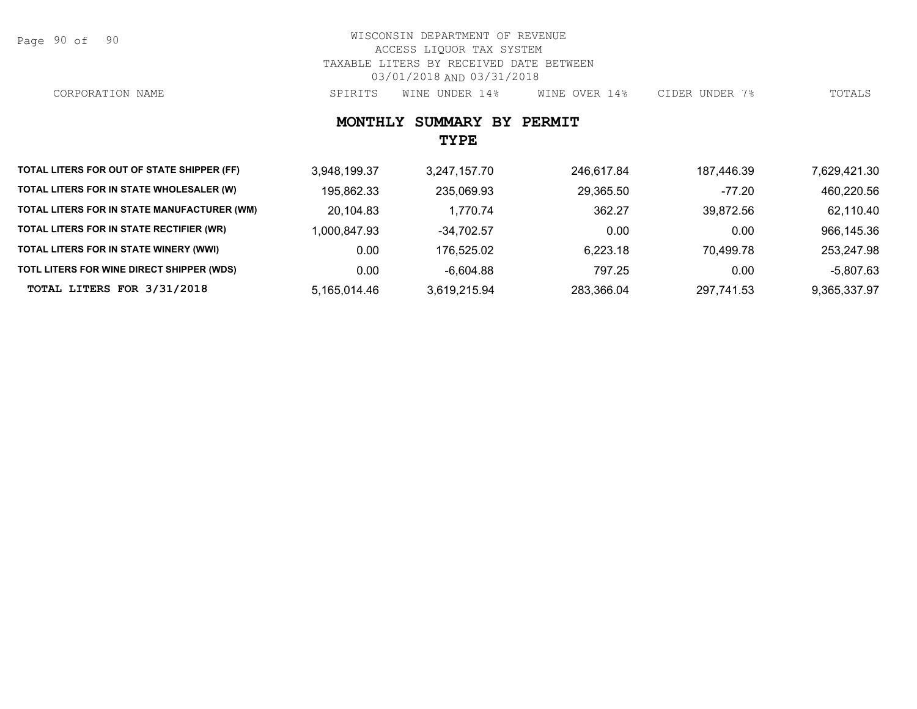WISCONSIN DEPARTMENT OF REVENUE
ACCESS LIQUOR TAX SYSTEM
TAXABLE LITERS BY RECEIVED DATE BETWEEN
03/01/2018 AND 03/31/2018

## MONTHLY SUMMARY BY PERMIT TYPE

| CORPORATION NAME | SPIRITS | WINE UNDER 14% | WINE OVER 14% | CIDER UNDER 7% | TOTALS |
|---|---|---|---|---|---|
| TOTAL LITERS FOR OUT OF STATE SHIPPER (FF) | 3,948,199.37 | 3,247,157.70 | 246,617.84 | 187,446.39 | 7,629,421.30 |
| TOTAL LITERS FOR IN STATE WHOLESALER (W) | 195,862.33 | 235,069.93 | 29,365.50 | -77.20 | 460,220.56 |
| TOTAL LITERS FOR IN STATE MANUFACTURER (WM) | 20,104.83 | 1,770.74 | 362.27 | 39,872.56 | 62,110.40 |
| TOTAL LITERS FOR IN STATE RECTIFIER (WR) | 1,000,847.93 | -34,702.57 | 0.00 | 0.00 | 966,145.36 |
| TOTAL LITERS FOR IN STATE WINERY (WWI) | 0.00 | 176,525.02 | 6,223.18 | 70,499.78 | 253,247.98 |
| TOTL LITERS FOR WINE DIRECT SHIPPER (WDS) | 0.00 | -6,604.88 | 797.25 | 0.00 | -5,807.63 |
| **TOTAL LITERS FOR 3/31/2018** | 5,165,014.46 | 3,619,215.94 | 283,366.04 | 297,741.53 | 9,365,337.97 |